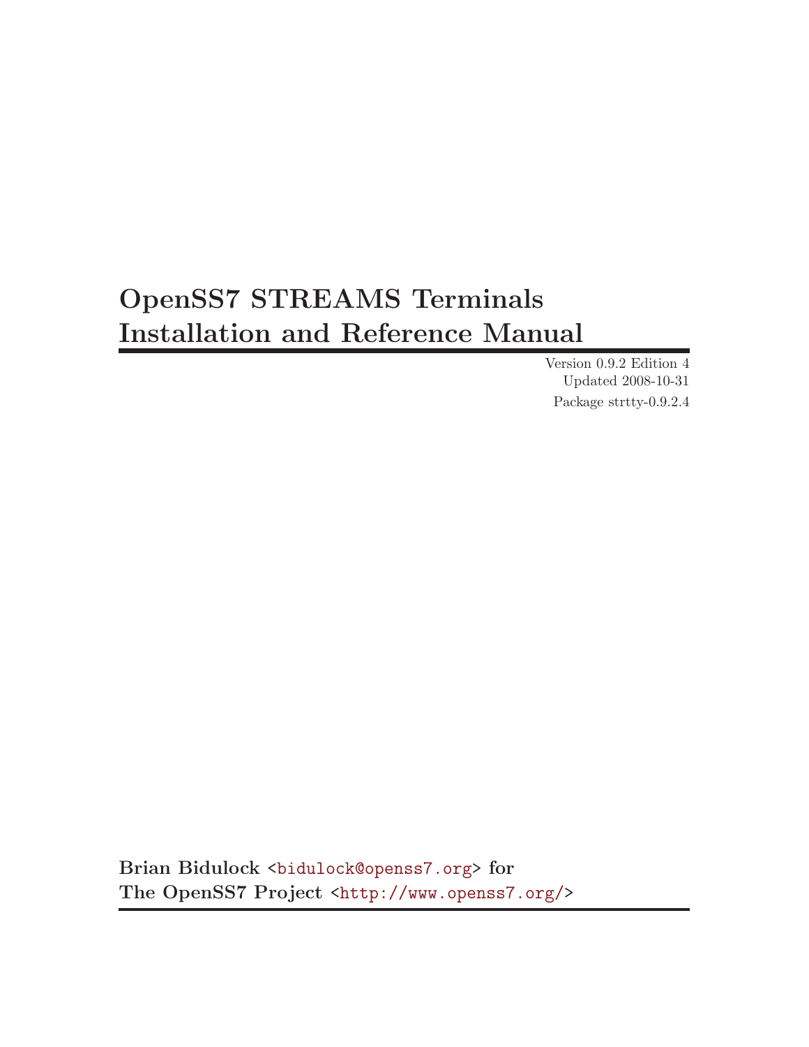# OpenSS7 STREAMS Terminals Installation and Reference Manual

Version 0.9.2 Edition 4
Updated 2008-10-31
Package strtty-0.9.2.4

**Brian Bidulock <bidulock@openss7.org> for**
**The OpenSS7 Project <http://www.openss7.org/>**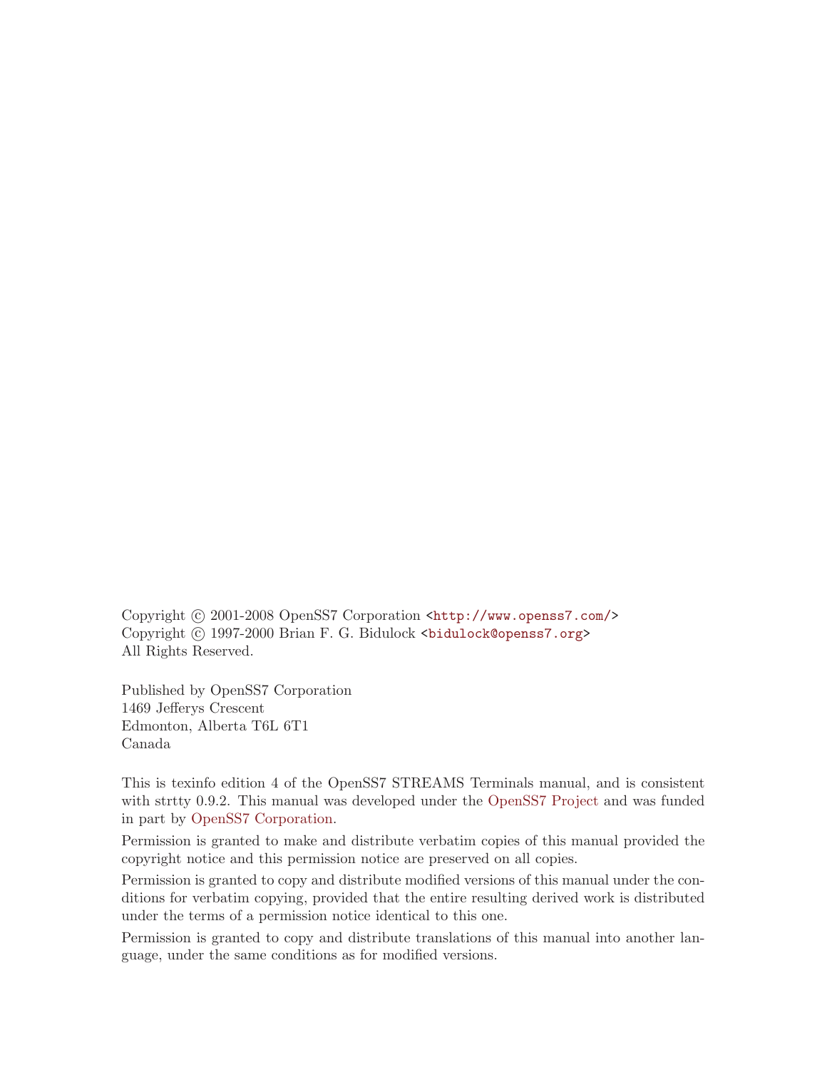Copyright © 2001-2008 OpenSS7 Corporation <http://www.openss7.com/>
Copyright © 1997-2000 Brian F. G. Bidulock <bidulock@openss7.org>
All Rights Reserved.

Published by OpenSS7 Corporation
1469 Jefferys Crescent
Edmonton, Alberta T6L 6T1
Canada

This is texinfo edition 4 of the OpenSS7 STREAMS Terminals manual, and is consistent with strtty 0.9.2. This manual was developed under the OpenSS7 Project and was funded in part by OpenSS7 Corporation.

Permission is granted to make and distribute verbatim copies of this manual provided the copyright notice and this permission notice are preserved on all copies.

Permission is granted to copy and distribute modified versions of this manual under the conditions for verbatim copying, provided that the entire resulting derived work is distributed under the terms of a permission notice identical to this one.

Permission is granted to copy and distribute translations of this manual into another language, under the same conditions as for modified versions.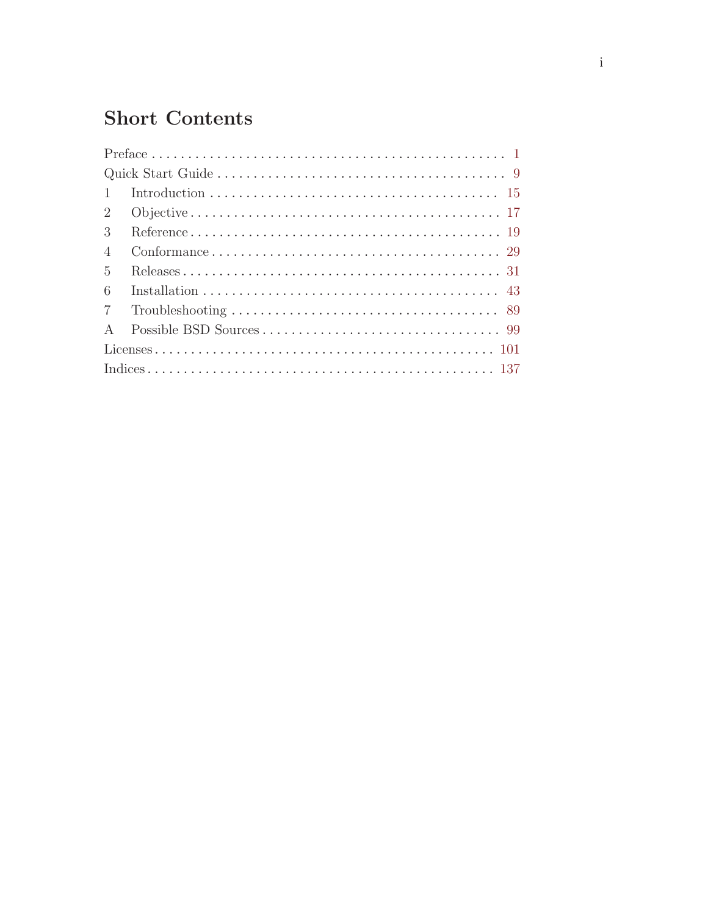# Short Contents

Preface . . . . . . . . . . . . . . . . . . . . . . . . . . . . . . . . . . . . . . . . . . . . . . . . . 1
Quick Start Guide . . . . . . . . . . . . . . . . . . . . . . . . . . . . . . . . . . . . . . . . . 9
1 Introduction . . . . . . . . . . . . . . . . . . . . . . . . . . . . . . . . . . . . . . . . . 15
2 Objective . . . . . . . . . . . . . . . . . . . . . . . . . . . . . . . . . . . . . . . . . . . 17
3 Reference . . . . . . . . . . . . . . . . . . . . . . . . . . . . . . . . . . . . . . . . . . . 19
4 Conformance . . . . . . . . . . . . . . . . . . . . . . . . . . . . . . . . . . . . . . . . 29
5 Releases . . . . . . . . . . . . . . . . . . . . . . . . . . . . . . . . . . . . . . . . . . . . 31
6 Installation . . . . . . . . . . . . . . . . . . . . . . . . . . . . . . . . . . . . . . . . . 43
7 Troubleshooting . . . . . . . . . . . . . . . . . . . . . . . . . . . . . . . . . . . . . 89
A Possible BSD Sources . . . . . . . . . . . . . . . . . . . . . . . . . . . . . . . . . 99
Licenses . . . . . . . . . . . . . . . . . . . . . . . . . . . . . . . . . . . . . . . . . . . . . . . 101
Indices . . . . . . . . . . . . . . . . . . . . . . . . . . . . . . . . . . . . . . . . . . . . . . . . 137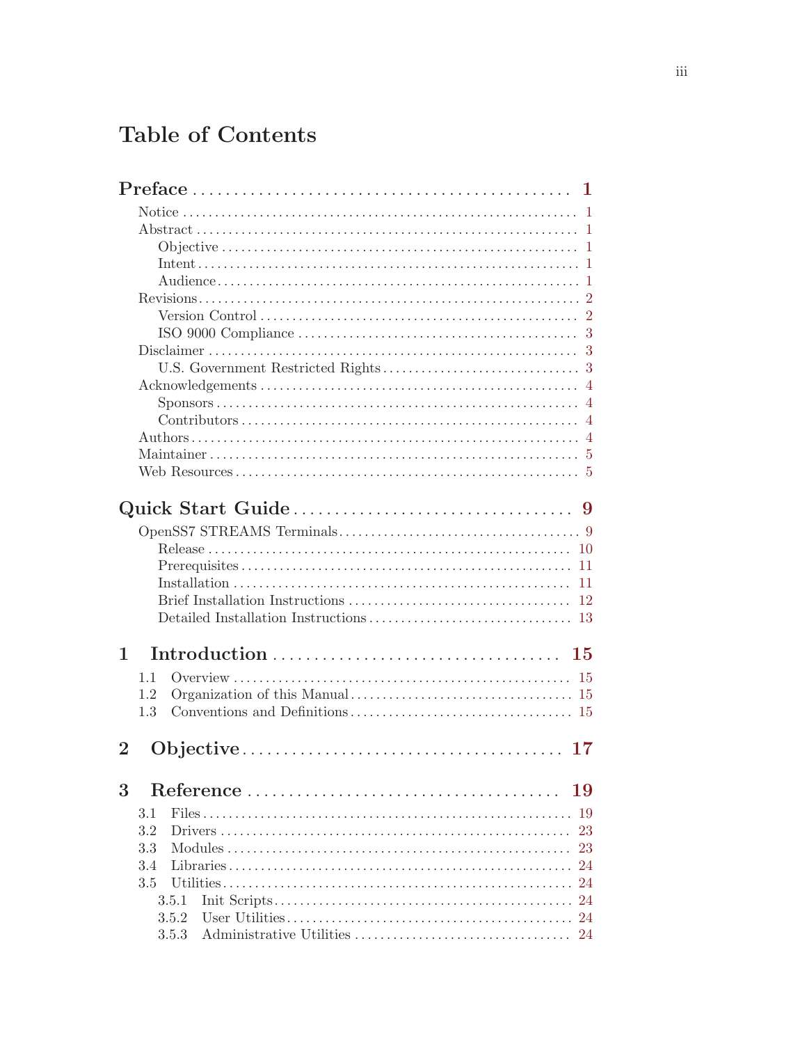# Table of Contents

**Preface** ............................................. **1**

- Notice ............................................. 1
- Abstract ............................................. 1
  - Objective ............................................. 1
  - Intent ............................................. 1
  - Audience ............................................. 1
- Revisions ............................................. 2
  - Version Control ............................................. 2
  - ISO 9000 Compliance ............................................. 3
- Disclaimer ............................................. 3
  - U.S. Government Restricted Rights ............................................. 3
- Acknowledgements ............................................. 4
  - Sponsors ............................................. 4
  - Contributors ............................................. 4
- Authors ............................................. 4
- Maintainer ............................................. 5
- Web Resources ............................................. 5

**Quick Start Guide** ............................................. **9**

- OpenSS7 STREAMS Terminals ............................................. 9
  - Release ............................................. 10
  - Prerequisites ............................................. 11
  - Installation ............................................. 11
  - Brief Installation Instructions ............................................. 12
  - Detailed Installation Instructions ............................................. 13

**1 Introduction** ............................................. **15**

- 1.1 Overview ............................................. 15
- 1.2 Organization of this Manual ............................................. 15
- 1.3 Conventions and Definitions ............................................. 15

**2 Objective** ............................................. **17**

**3 Reference** ............................................. **19**

- 3.1 Files ............................................. 19
- 3.2 Drivers ............................................. 23
- 3.3 Modules ............................................. 23
- 3.4 Libraries ............................................. 24
- 3.5 Utilities ............................................. 24
  - 3.5.1 Init Scripts ............................................. 24
  - 3.5.2 User Utilities ............................................. 24
  - 3.5.3 Administrative Utilities ............................................. 24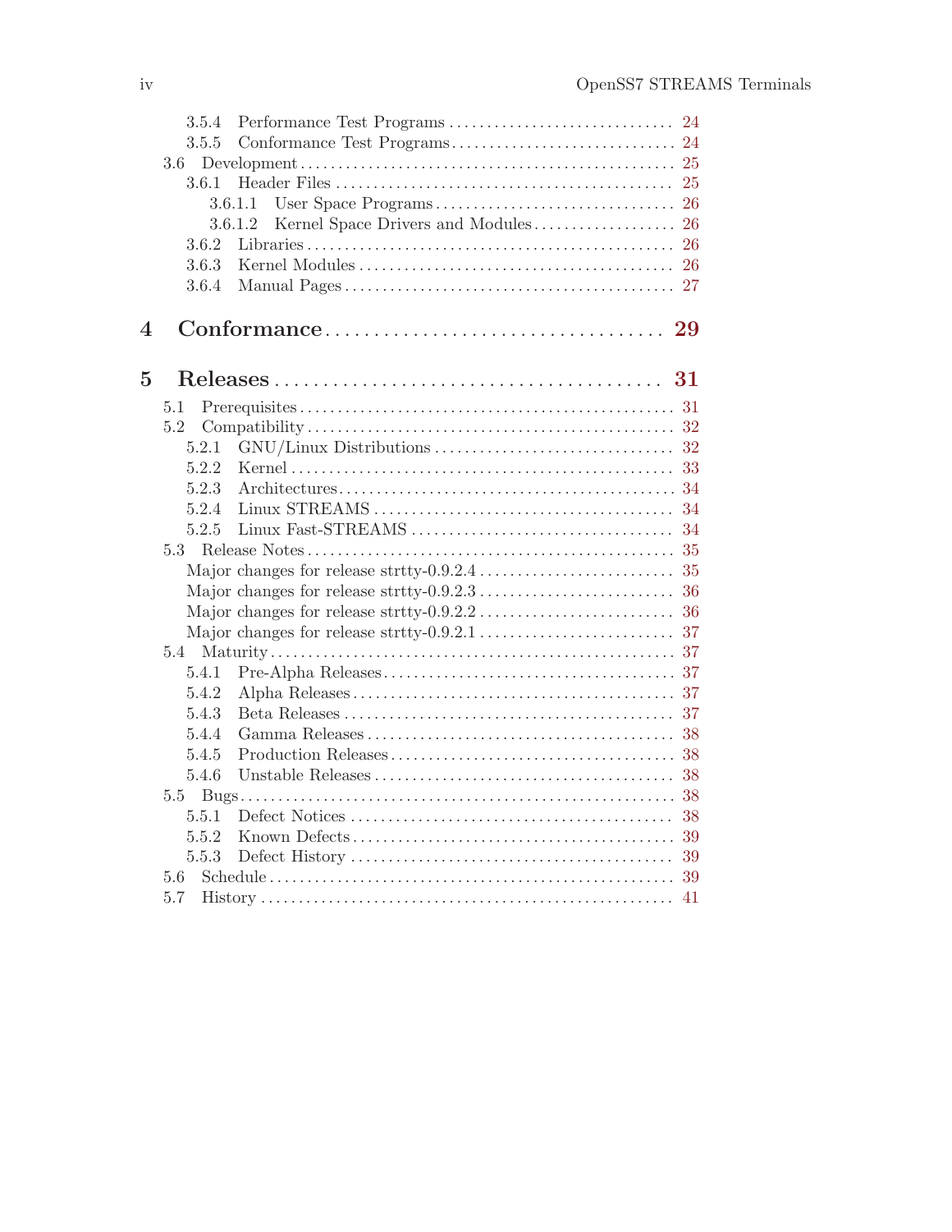- 3.5.4 Performance Test Programs ............................ 24
- 3.5.5 Conformance Test Programs ............................ 24
- 3.6 Development ............................ 25
  - 3.6.1 Header Files ............................ 25
    - 3.6.1.1 User Space Programs ............................ 26
    - 3.6.1.2 Kernel Space Drivers and Modules ............................ 26
  - 3.6.2 Libraries ............................ 26
  - 3.6.3 Kernel Modules ............................ 26
  - 3.6.4 Manual Pages ............................ 27

**4 Conformance ............................ 29**

**5 Releases ............................ 31**

- 5.1 Prerequisites ............................ 31
- 5.2 Compatibility ............................ 32
  - 5.2.1 GNU/Linux Distributions ............................ 32
  - 5.2.2 Kernel ............................ 33
  - 5.2.3 Architectures ............................ 34
  - 5.2.4 Linux STREAMS ............................ 34
  - 5.2.5 Linux Fast-STREAMS ............................ 34
- 5.3 Release Notes ............................ 35
  - Major changes for release strtty-0.9.2.4 ............................ 35
  - Major changes for release strtty-0.9.2.3 ............................ 36
  - Major changes for release strtty-0.9.2.2 ............................ 36
  - Major changes for release strtty-0.9.2.1 ............................ 37
- 5.4 Maturity ............................ 37
  - 5.4.1 Pre-Alpha Releases ............................ 37
  - 5.4.2 Alpha Releases ............................ 37
  - 5.4.3 Beta Releases ............................ 37
  - 5.4.4 Gamma Releases ............................ 38
  - 5.4.5 Production Releases ............................ 38
  - 5.4.6 Unstable Releases ............................ 38
- 5.5 Bugs ............................ 38
  - 5.5.1 Defect Notices ............................ 38
  - 5.5.2 Known Defects ............................ 39
  - 5.5.3 Defect History ............................ 39
- 5.6 Schedule ............................ 39
- 5.7 History ............................ 41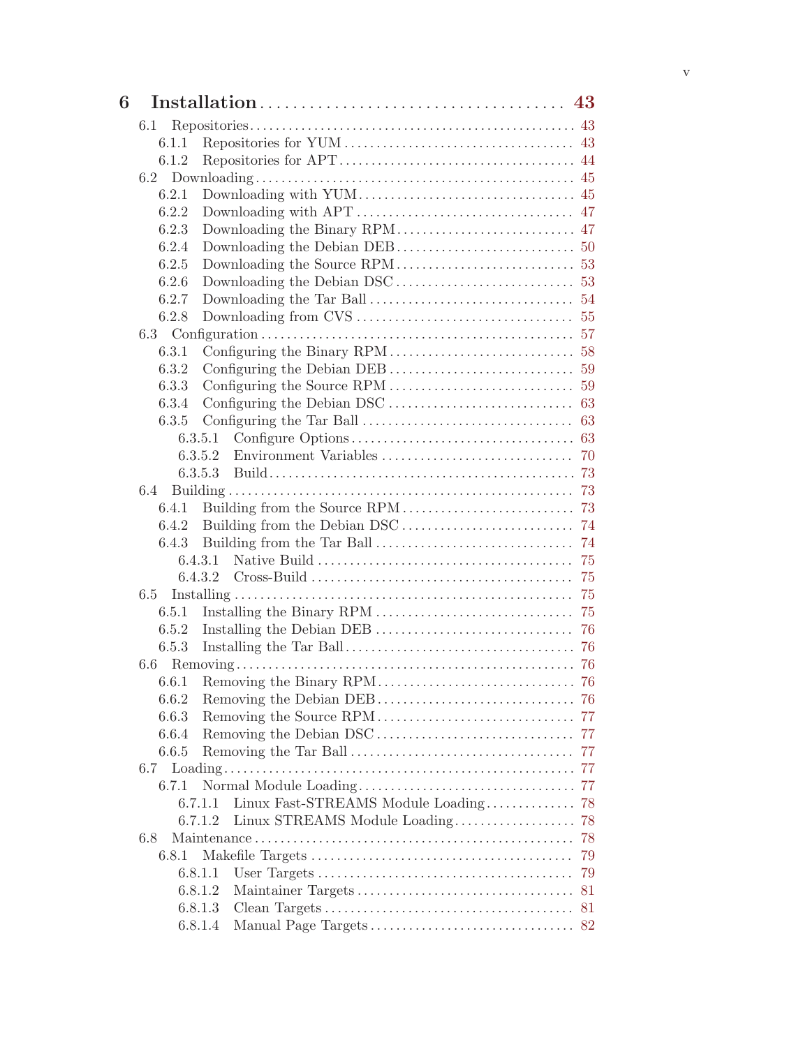**6 Installation** .......................................... 43

- 6.1 Repositories .......................................... 43
  - 6.1.1 Repositories for YUM .......................................... 43
  - 6.1.2 Repositories for APT .......................................... 44
- 6.2 Downloading .......................................... 45
  - 6.2.1 Downloading with YUM .......................................... 45
  - 6.2.2 Downloading with APT .......................................... 47
  - 6.2.3 Downloading the Binary RPM .......................................... 47
  - 6.2.4 Downloading the Debian DEB .......................................... 50
  - 6.2.5 Downloading the Source RPM .......................................... 53
  - 6.2.6 Downloading the Debian DSC .......................................... 53
  - 6.2.7 Downloading the Tar Ball .......................................... 54
  - 6.2.8 Downloading from CVS .......................................... 55
- 6.3 Configuration .......................................... 57
  - 6.3.1 Configuring the Binary RPM .......................................... 58
  - 6.3.2 Configuring the Debian DEB .......................................... 59
  - 6.3.3 Configuring the Source RPM .......................................... 59
  - 6.3.4 Configuring the Debian DSC .......................................... 63
  - 6.3.5 Configuring the Tar Ball .......................................... 63
    - 6.3.5.1 Configure Options .......................................... 63
    - 6.3.5.2 Environment Variables .......................................... 70
    - 6.3.5.3 Build .......................................... 73
- 6.4 Building .......................................... 73
  - 6.4.1 Building from the Source RPM .......................................... 73
  - 6.4.2 Building from the Debian DSC .......................................... 74
  - 6.4.3 Building from the Tar Ball .......................................... 74
    - 6.4.3.1 Native Build .......................................... 75
    - 6.4.3.2 Cross-Build .......................................... 75
- 6.5 Installing .......................................... 75
  - 6.5.1 Installing the Binary RPM .......................................... 75
  - 6.5.2 Installing the Debian DEB .......................................... 76
  - 6.5.3 Installing the Tar Ball .......................................... 76
- 6.6 Removing .......................................... 76
  - 6.6.1 Removing the Binary RPM .......................................... 76
  - 6.6.2 Removing the Debian DEB .......................................... 76
  - 6.6.3 Removing the Source RPM .......................................... 77
  - 6.6.4 Removing the Debian DSC .......................................... 77
  - 6.6.5 Removing the Tar Ball .......................................... 77
- 6.7 Loading .......................................... 77
  - 6.7.1 Normal Module Loading .......................................... 77
    - 6.7.1.1 Linux Fast-STREAMS Module Loading .......................................... 78
    - 6.7.1.2 Linux STREAMS Module Loading .......................................... 78
- 6.8 Maintenance .......................................... 78
  - 6.8.1 Makefile Targets .......................................... 79
    - 6.8.1.1 User Targets .......................................... 79
    - 6.8.1.2 Maintainer Targets .......................................... 81
    - 6.8.1.3 Clean Targets .......................................... 81
    - 6.8.1.4 Manual Page Targets .......................................... 82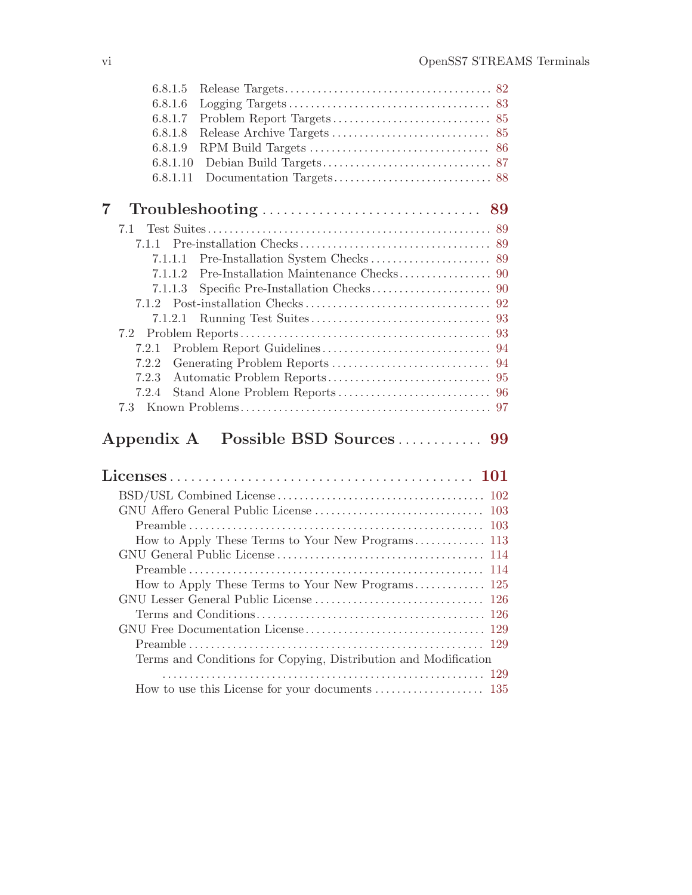- 6.8.1.5 Release Targets ..... 82
- 6.8.1.6 Logging Targets ..... 83
- 6.8.1.7 Problem Report Targets ..... 85
- 6.8.1.8 Release Archive Targets ..... 85
- 6.8.1.9 RPM Build Targets ..... 86
- 6.8.1.10 Debian Build Targets ..... 87
- 6.8.1.11 Documentation Targets ..... 88

**7 Troubleshooting ..... 89**

- 7.1 Test Suites ..... 89
  - 7.1.1 Pre-installation Checks ..... 89
    - 7.1.1.1 Pre-Installation System Checks ..... 89
    - 7.1.1.2 Pre-Installation Maintenance Checks ..... 90
    - 7.1.1.3 Specific Pre-Installation Checks ..... 90
  - 7.1.2 Post-installation Checks ..... 92
    - 7.1.2.1 Running Test Suites ..... 93
- 7.2 Problem Reports ..... 93
  - 7.2.1 Problem Report Guidelines ..... 94
  - 7.2.2 Generating Problem Reports ..... 94
  - 7.2.3 Automatic Problem Reports ..... 95
  - 7.2.4 Stand Alone Problem Reports ..... 96
- 7.3 Known Problems ..... 97

**Appendix A Possible BSD Sources ..... 99**

**Licenses ..... 101**

- BSD/USL Combined License ..... 102
- GNU Affero General Public License ..... 103
  - Preamble ..... 103
  - How to Apply These Terms to Your New Programs ..... 113
- GNU General Public License ..... 114
  - Preamble ..... 114
  - How to Apply These Terms to Your New Programs ..... 125
- GNU Lesser General Public License ..... 126
  - Terms and Conditions ..... 126
- GNU Free Documentation License ..... 129
  - Preamble ..... 129
  - Terms and Conditions for Copying, Distribution and Modification ..... 129
  - How to use this License for your documents ..... 135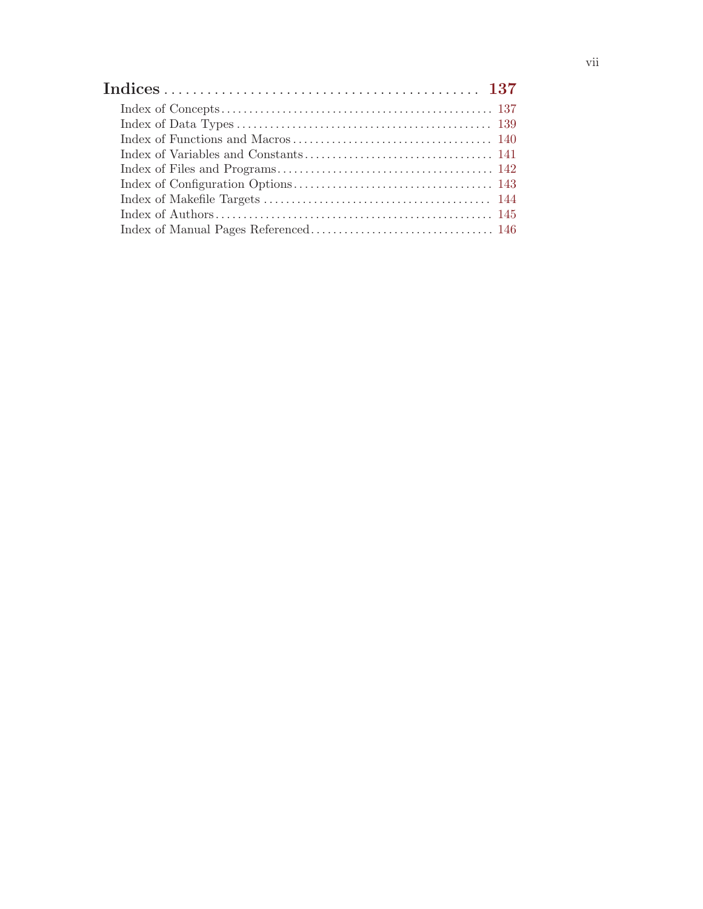**Indices** .............................................. **137**

Index of Concepts ................................................ 137
Index of Data Types .............................................. 139
Index of Functions and Macros .................................... 140
Index of Variables and Constants ................................. 141
Index of Files and Programs ...................................... 142
Index of Configuration Options ................................... 143
Index of Makefile Targets ........................................ 144
Index of Authors ................................................. 145
Index of Manual Pages Referenced ................................. 146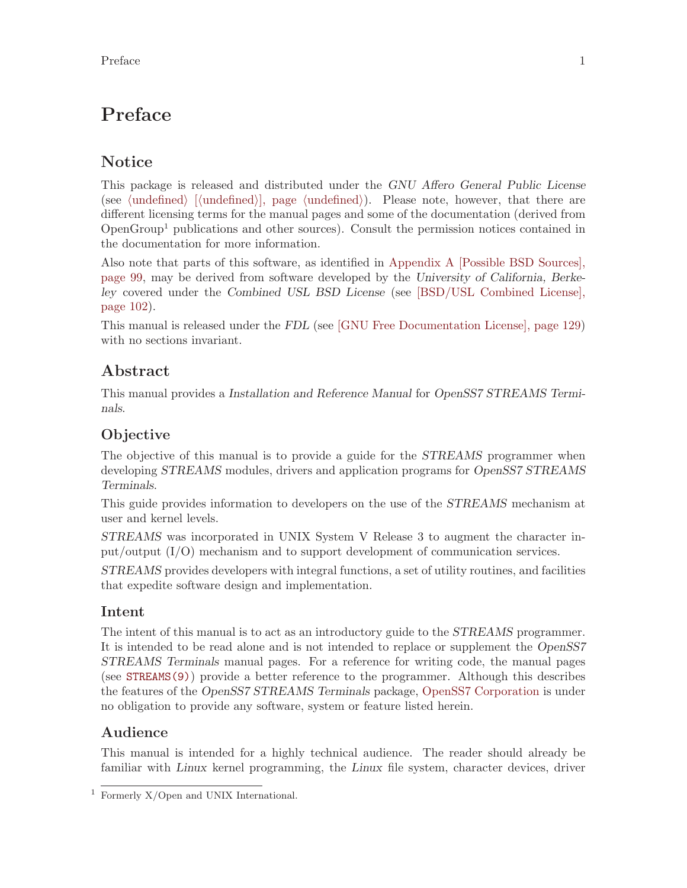# Preface

## Notice

This package is released and distributed under the *GNU Affero General Public License* (see ⟨undefined⟩ [⟨undefined⟩], page ⟨undefined⟩). Please note, however, that there are different licensing terms for the manual pages and some of the documentation (derived from OpenGroup[1] publications and other sources). Consult the permission notices contained in the documentation for more information.

Also note that parts of this software, as identified in Appendix A [Possible BSD Sources], page 99, may be derived from software developed by the *University of California, Berkeley* covered under the *Combined USL BSD License* (see [BSD/USL Combined License], page 102).

This manual is released under the *FDL* (see [GNU Free Documentation License], page 129) with no sections invariant.

## Abstract

This manual provides a *Installation and Reference Manual* for *OpenSS7 STREAMS Terminals*.

## Objective

The objective of this manual is to provide a guide for the *STREAMS* programmer when developing *STREAMS* modules, drivers and application programs for *OpenSS7 STREAMS Terminals*.

This guide provides information to developers on the use of the *STREAMS* mechanism at user and kernel levels.

*STREAMS* was incorporated in UNIX System V Release 3 to augment the character input/output (I/O) mechanism and to support development of communication services.

*STREAMS* provides developers with integral functions, a set of utility routines, and facilities that expedite software design and implementation.

## Intent

The intent of this manual is to act as an introductory guide to the *STREAMS* programmer. It is intended to be read alone and is not intended to replace or supplement the *OpenSS7 STREAMS Terminals* manual pages. For a reference for writing code, the manual pages (see `STREAMS(9)`) provide a better reference to the programmer. Although this describes the features of the *OpenSS7 STREAMS Terminals* package, OpenSS7 Corporation is under no obligation to provide any software, system or feature listed herein.

## Audience

This manual is intended for a highly technical audience. The reader should already be familiar with *Linux* kernel programming, the *Linux* file system, character devices, driver

[1] Formerly X/Open and UNIX International.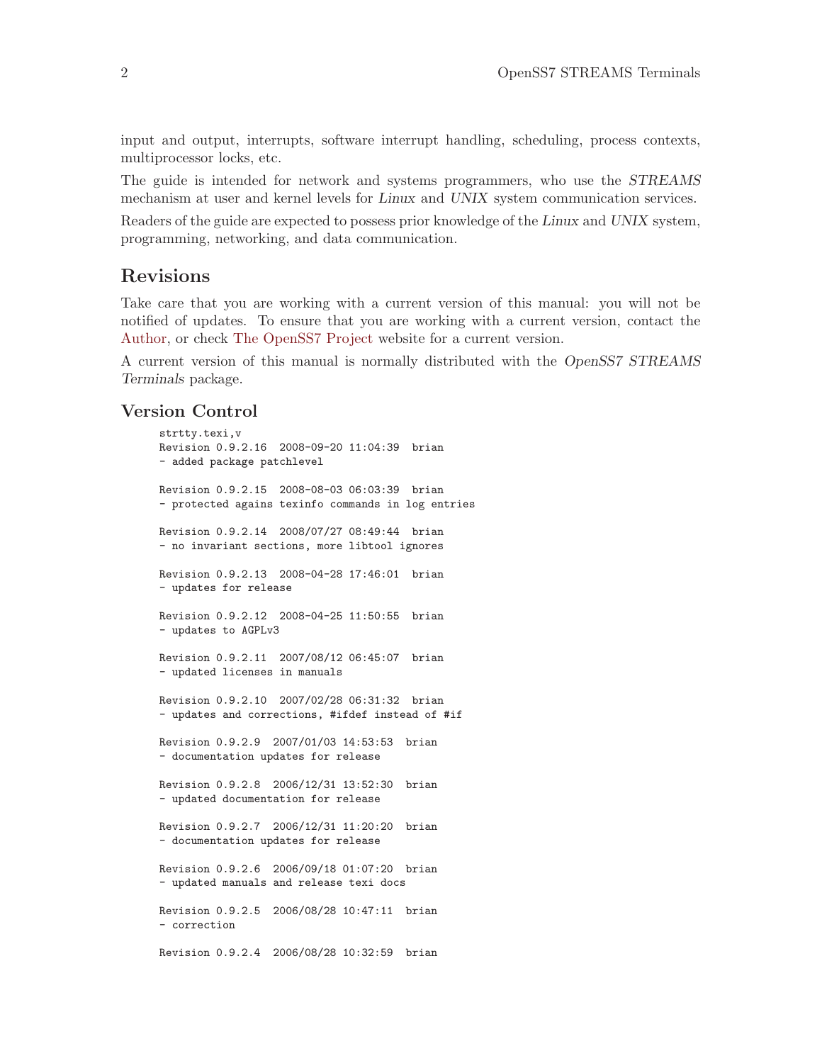input and output, interrupts, software interrupt handling, scheduling, process contexts, multiprocessor locks, etc.

The guide is intended for network and systems programmers, who use the *STREAMS* mechanism at user and kernel levels for *Linux* and *UNIX* system communication services.

Readers of the guide are expected to possess prior knowledge of the *Linux* and *UNIX* system, programming, networking, and data communication.

## Revisions

Take care that you are working with a current version of this manual: you will not be notified of updates. To ensure that you are working with a current version, contact the Author, or check The OpenSS7 Project website for a current version.

A current version of this manual is normally distributed with the *OpenSS7 STREAMS Terminals* package.

### Version Control

```
strtty.texi,v
Revision 0.9.2.16  2008-09-20 11:04:39  brian
- added package patchlevel

Revision 0.9.2.15  2008-08-03 06:03:39  brian
- protected agains texinfo commands in log entries

Revision 0.9.2.14  2008/07/27 08:49:44  brian
- no invariant sections, more libtool ignores

Revision 0.9.2.13  2008-04-28 17:46:01  brian
- updates for release

Revision 0.9.2.12  2008-04-25 11:50:55  brian
- updates to AGPLv3

Revision 0.9.2.11  2007/08/12 06:45:07  brian
- updated licenses in manuals

Revision 0.9.2.10  2007/02/28 06:31:32  brian
- updates and corrections, #ifdef instead of #if

Revision 0.9.2.9  2007/01/03 14:53:53  brian
- documentation updates for release

Revision 0.9.2.8  2006/12/31 13:52:30  brian
- updated documentation for release

Revision 0.9.2.7  2006/12/31 11:20:20  brian
- documentation updates for release

Revision 0.9.2.6  2006/09/18 01:07:20  brian
- updated manuals and release texi docs

Revision 0.9.2.5  2006/08/28 10:47:11  brian
- correction

Revision 0.9.2.4  2006/08/28 10:32:59  brian
```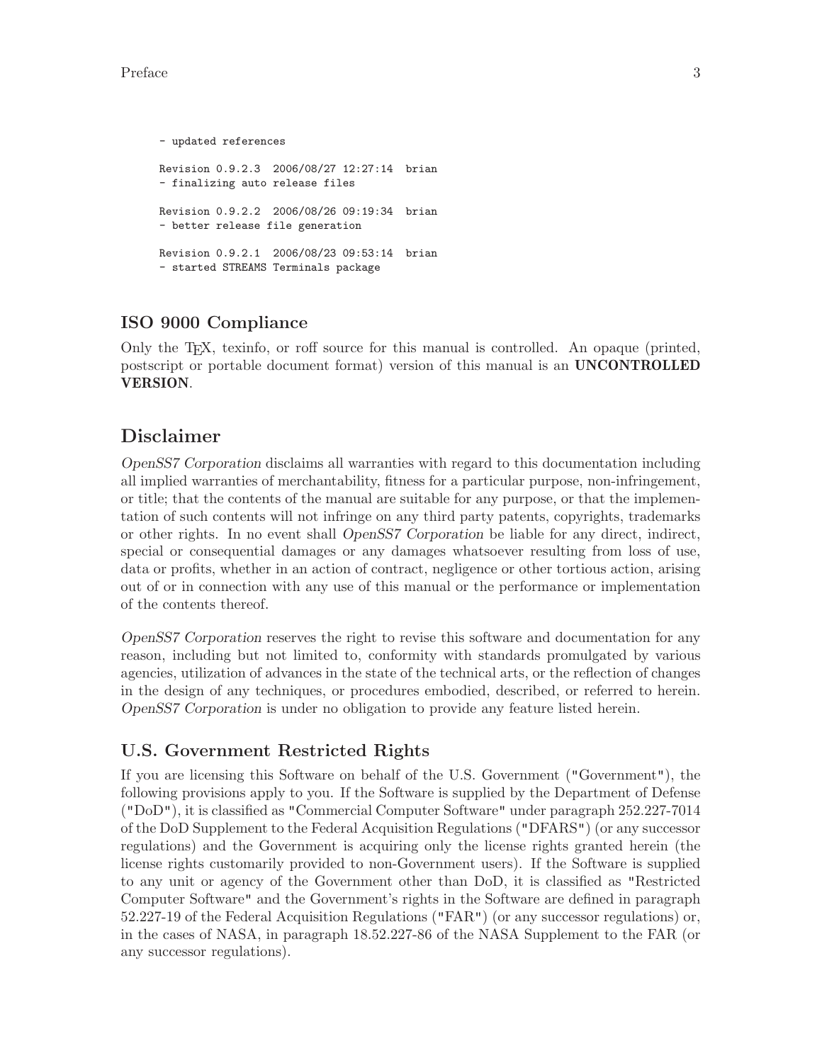```
- updated references

Revision 0.9.2.3  2006/08/27 12:27:14  brian
- finalizing auto release files

Revision 0.9.2.2  2006/08/26 09:19:34  brian
- better release file generation

Revision 0.9.2.1  2006/08/23 09:53:14  brian
- started STREAMS Terminals package
```

## ISO 9000 Compliance

Only the TEX, texinfo, or roff source for this manual is controlled. An opaque (printed, postscript or portable document format) version of this manual is an **UNCONTROLLED VERSION**.

## Disclaimer

*OpenSS7 Corporation* disclaims all warranties with regard to this documentation including all implied warranties of merchantability, fitness for a particular purpose, non-infringement, or title; that the contents of the manual are suitable for any purpose, or that the implementation of such contents will not infringe on any third party patents, copyrights, trademarks or other rights. In no event shall *OpenSS7 Corporation* be liable for any direct, indirect, special or consequential damages or any damages whatsoever resulting from loss of use, data or profits, whether in an action of contract, negligence or other tortious action, arising out of or in connection with any use of this manual or the performance or implementation of the contents thereof.

*OpenSS7 Corporation* reserves the right to revise this software and documentation for any reason, including but not limited to, conformity with standards promulgated by various agencies, utilization of advances in the state of the technical arts, or the reflection of changes in the design of any techniques, or procedures embodied, described, or referred to herein. *OpenSS7 Corporation* is under no obligation to provide any feature listed herein.

### U.S. Government Restricted Rights

If you are licensing this Software on behalf of the U.S. Government ("Government"), the following provisions apply to you. If the Software is supplied by the Department of Defense ("DoD"), it is classified as "Commercial Computer Software" under paragraph 252.227-7014 of the DoD Supplement to the Federal Acquisition Regulations ("DFARS") (or any successor regulations) and the Government is acquiring only the license rights granted herein (the license rights customarily provided to non-Government users). If the Software is supplied to any unit or agency of the Government other than DoD, it is classified as "Restricted Computer Software" and the Government's rights in the Software are defined in paragraph 52.227-19 of the Federal Acquisition Regulations ("FAR") (or any successor regulations) or, in the cases of NASA, in paragraph 18.52.227-86 of the NASA Supplement to the FAR (or any successor regulations).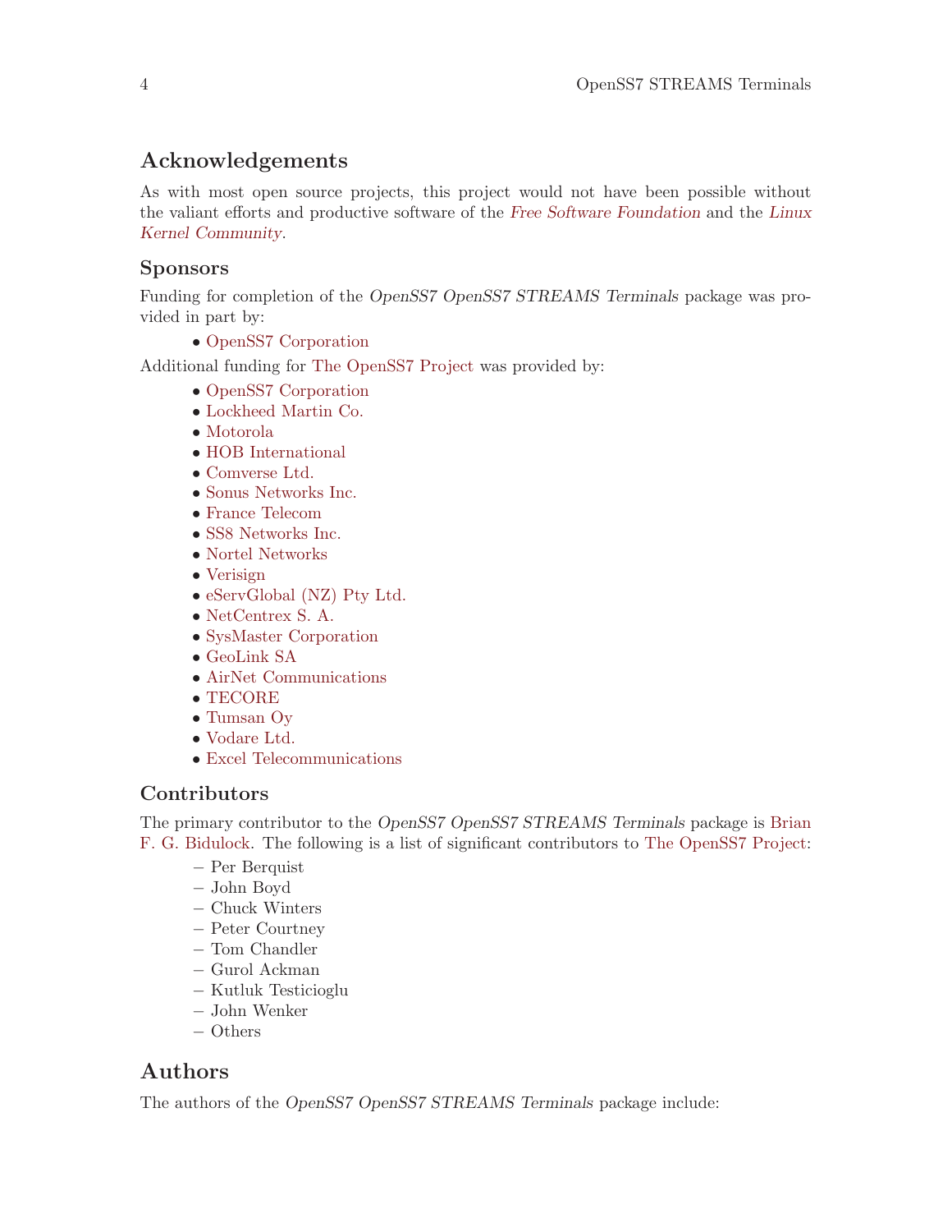## Acknowledgements

As with most open source projects, this project would not have been possible without the valiant efforts and productive software of the *Free Software Foundation* and the *Linux Kernel Community*.

### Sponsors

Funding for completion of the *OpenSS7 OpenSS7 STREAMS Terminals* package was provided in part by:

- OpenSS7 Corporation

Additional funding for The OpenSS7 Project was provided by:

- OpenSS7 Corporation
- Lockheed Martin Co.
- Motorola
- HOB International
- Comverse Ltd.
- Sonus Networks Inc.
- France Telecom
- SS8 Networks Inc.
- Nortel Networks
- Verisign
- eServGlobal (NZ) Pty Ltd.
- NetCentrex S. A.
- SysMaster Corporation
- GeoLink SA
- AirNet Communications
- TECORE
- Tumsan Oy
- Vodare Ltd.
- Excel Telecommunications

### Contributors

The primary contributor to the *OpenSS7 OpenSS7 STREAMS Terminals* package is Brian F. G. Bidulock. The following is a list of significant contributors to The OpenSS7 Project:

- Per Berquist
- John Boyd
- Chuck Winters
- Peter Courtney
- Tom Chandler
- Gurol Ackman
- Kutluk Testicioglu
- John Wenker
- Others

## Authors

The authors of the *OpenSS7 OpenSS7 STREAMS Terminals* package include: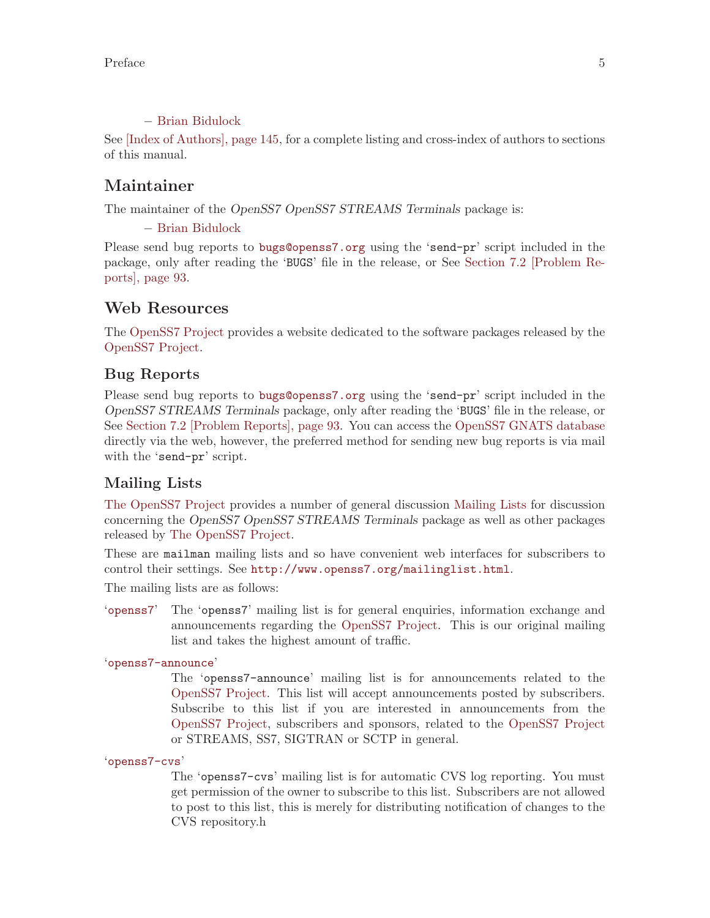– Brian Bidulock

See [Index of Authors], page 145, for a complete listing and cross-index of authors to sections of this manual.

## Maintainer

The maintainer of the *OpenSS7 OpenSS7 STREAMS Terminals* package is:

– Brian Bidulock

Please send bug reports to `bugs@openss7.org` using the '`send-pr`' script included in the package, only after reading the '`BUGS`' file in the release, or See Section 7.2 [Problem Reports], page 93.

## Web Resources

The OpenSS7 Project provides a website dedicated to the software packages released by the OpenSS7 Project.

### Bug Reports

Please send bug reports to `bugs@openss7.org` using the '`send-pr`' script included in the *OpenSS7 STREAMS Terminals* package, only after reading the '`BUGS`' file in the release, or See Section 7.2 [Problem Reports], page 93. You can access the OpenSS7 GNATS database directly via the web, however, the preferred method for sending new bug reports is via mail with the '`send-pr`' script.

### Mailing Lists

The OpenSS7 Project provides a number of general discussion Mailing Lists for discussion concerning the *OpenSS7 OpenSS7 STREAMS Terminals* package as well as other packages released by The OpenSS7 Project.

These are `mailman` mailing lists and so have convenient web interfaces for subscribers to control their settings. See `http://www.openss7.org/mailinglist.html`.

The mailing lists are as follows:

'`openss7`'
: The '`openss7`' mailing list is for general enquiries, information exchange and announcements regarding the OpenSS7 Project. This is our original mailing list and takes the highest amount of traffic.

'`openss7-announce`'
: The '`openss7-announce`' mailing list is for announcements related to the OpenSS7 Project. This list will accept announcements posted by subscribers. Subscribe to this list if you are interested in announcements from the OpenSS7 Project, subscribers and sponsors, related to the OpenSS7 Project or STREAMS, SS7, SIGTRAN or SCTP in general.

'`openss7-cvs`'
: The '`openss7-cvs`' mailing list is for automatic CVS log reporting. You must get permission of the owner to subscribe to this list. Subscribers are not allowed to post to this list, this is merely for distributing notification of changes to the CVS repository.h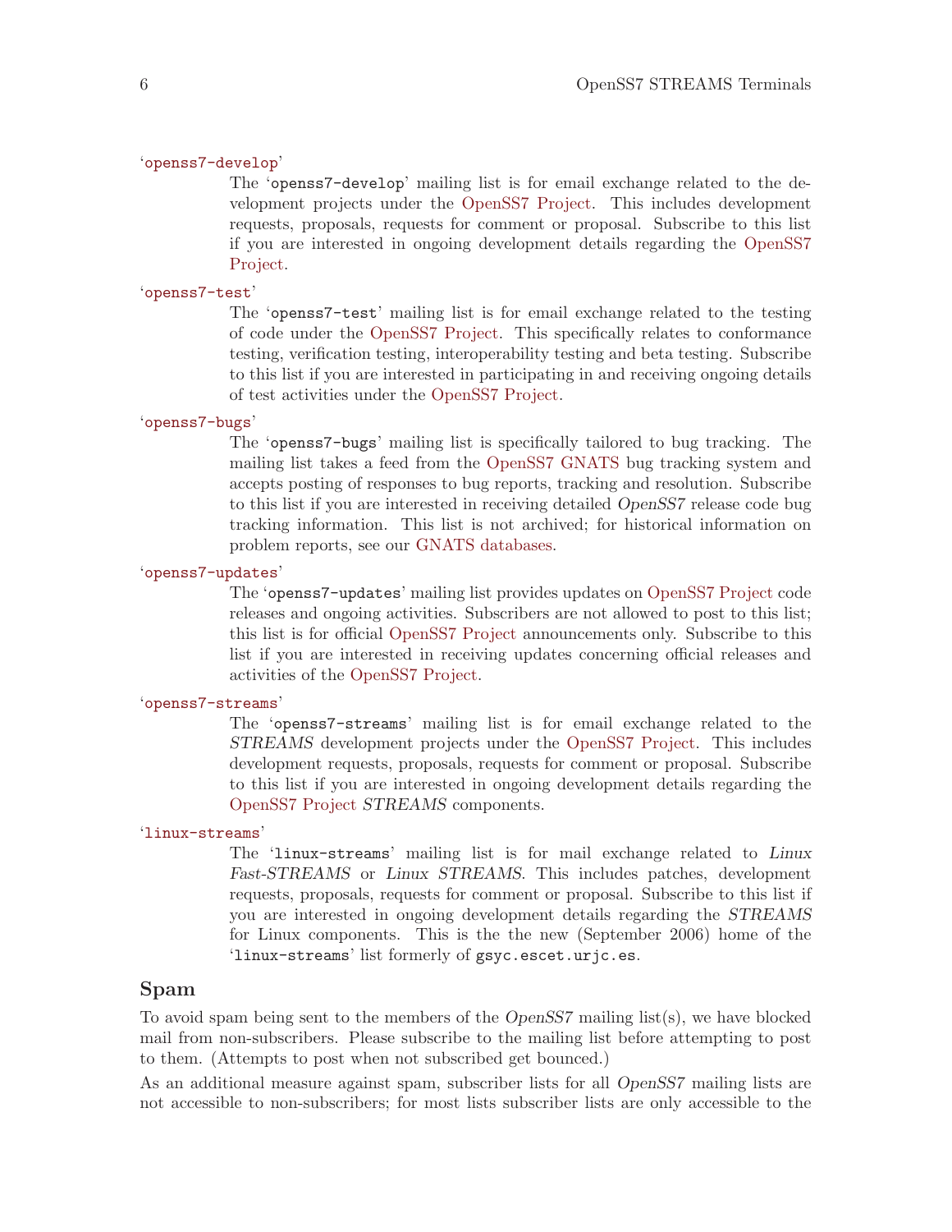'openss7-develop'

The 'openss7-develop' mailing list is for email exchange related to the development projects under the OpenSS7 Project. This includes development requests, proposals, requests for comment or proposal. Subscribe to this list if you are interested in ongoing development details regarding the OpenSS7 Project.

'openss7-test'

The 'openss7-test' mailing list is for email exchange related to the testing of code under the OpenSS7 Project. This specifically relates to conformance testing, verification testing, interoperability testing and beta testing. Subscribe to this list if you are interested in participating in and receiving ongoing details of test activities under the OpenSS7 Project.

'openss7-bugs'

The 'openss7-bugs' mailing list is specifically tailored to bug tracking. The mailing list takes a feed from the OpenSS7 GNATS bug tracking system and accepts posting of responses to bug reports, tracking and resolution. Subscribe to this list if you are interested in receiving detailed *OpenSS7* release code bug tracking information. This list is not archived; for historical information on problem reports, see our GNATS databases.

'openss7-updates'

The 'openss7-updates' mailing list provides updates on OpenSS7 Project code releases and ongoing activities. Subscribers are not allowed to post to this list; this list is for official OpenSS7 Project announcements only. Subscribe to this list if you are interested in receiving updates concerning official releases and activities of the OpenSS7 Project.

'openss7-streams'

The 'openss7-streams' mailing list is for email exchange related to the *STREAMS* development projects under the OpenSS7 Project. This includes development requests, proposals, requests for comment or proposal. Subscribe to this list if you are interested in ongoing development details regarding the OpenSS7 Project *STREAMS* components.

'linux-streams'

The 'linux-streams' mailing list is for mail exchange related to *Linux Fast-STREAMS* or *Linux STREAMS*. This includes patches, development requests, proposals, requests for comment or proposal. Subscribe to this list if you are interested in ongoing development details regarding the *STREAMS* for Linux components. This is the the new (September 2006) home of the 'linux-streams' list formerly of gsyc.escet.urjc.es.

## Spam

To avoid spam being sent to the members of the *OpenSS7* mailing list(s), we have blocked mail from non-subscribers. Please subscribe to the mailing list before attempting to post to them. (Attempts to post when not subscribed get bounced.)

As an additional measure against spam, subscriber lists for all *OpenSS7* mailing lists are not accessible to non-subscribers; for most lists subscriber lists are only accessible to the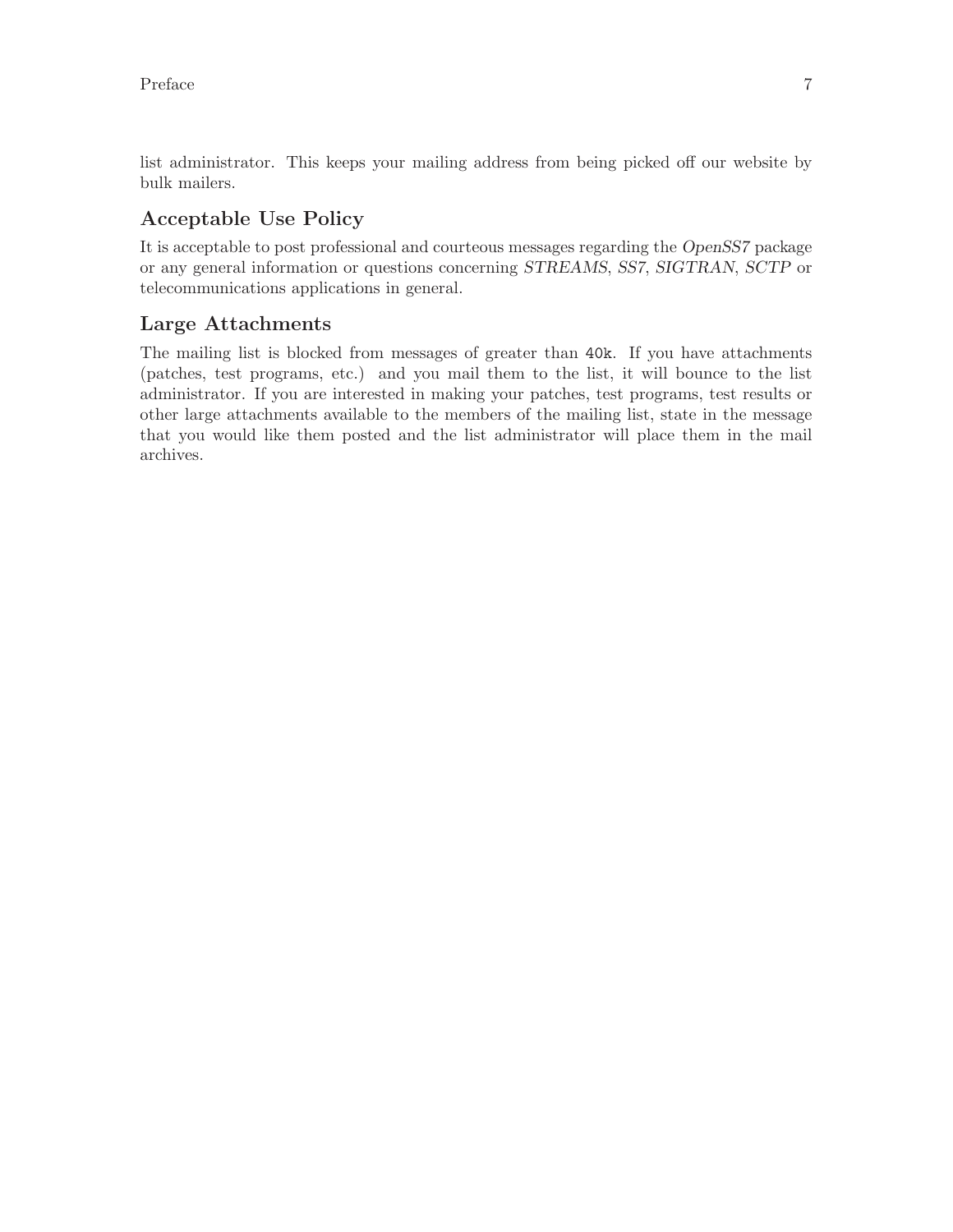list administrator. This keeps your mailing address from being picked off our website by bulk mailers.

### Acceptable Use Policy

It is acceptable to post professional and courteous messages regarding the *OpenSS7* package or any general information or questions concerning *STREAMS*, *SS7*, *SIGTRAN*, *SCTP* or telecommunications applications in general.

### Large Attachments

The mailing list is blocked from messages of greater than `40k`. If you have attachments (patches, test programs, etc.) and you mail them to the list, it will bounce to the list administrator. If you are interested in making your patches, test programs, test results or other large attachments available to the members of the mailing list, state in the message that you would like them posted and the list administrator will place them in the mail archives.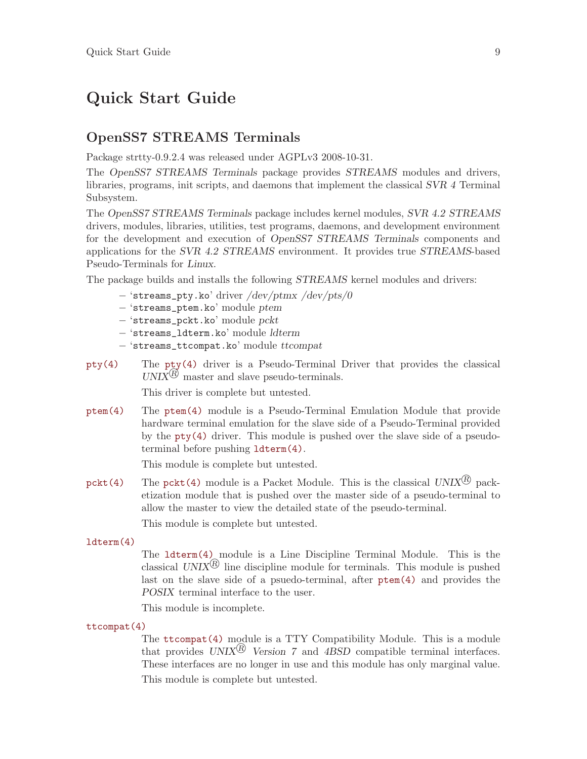# Quick Start Guide

## OpenSS7 STREAMS Terminals

Package strtty-0.9.2.4 was released under AGPLv3 2008-10-31.

The *OpenSS7 STREAMS Terminals* package provides *STREAMS* modules and drivers, libraries, programs, init scripts, and daemons that implement the classical *SVR 4* Terminal Subsystem.

The *OpenSS7 STREAMS Terminals* package includes kernel modules, *SVR 4.2 STREAMS* drivers, modules, libraries, utilities, test programs, daemons, and development environment for the development and execution of *OpenSS7 STREAMS Terminals* components and applications for the *SVR 4.2 STREAMS* environment. It provides true *STREAMS*-based Pseudo-Terminals for *Linux*.

The package builds and installs the following *STREAMS* kernel modules and drivers:

- '`streams_pty.ko`' driver */dev/ptmx /dev/pts/0*
- '`streams_ptem.ko`' module *ptem*
- '`streams_pckt.ko`' module *pckt*
- '`streams_ldterm.ko`' module *ldterm*
- '`streams_ttcompat.ko`' module *ttcompat*

`pty(4)`
: The `pty(4)` driver is a Pseudo-Terminal Driver that provides the classical *UNIX*® master and slave pseudo-terminals.

  This driver is complete but untested.

`ptem(4)`
: The `ptem(4)` module is a Pseudo-Terminal Emulation Module that provide hardware terminal emulation for the slave side of a Pseudo-Terminal provided by the `pty(4)` driver. This module is pushed over the slave side of a pseudo-terminal before pushing `ldterm(4)`.

  This module is complete but untested.

`pckt(4)`
: The `pckt(4)` module is a Packet Module. This is the classical *UNIX*® packetization module that is pushed over the master side of a pseudo-terminal to allow the master to view the detailed state of the pseudo-terminal.

  This module is complete but untested.

`ldterm(4)`
: The `ldterm(4)` module is a Line Discipline Terminal Module. This is the classical *UNIX*® line discipline module for terminals. This module is pushed last on the slave side of a psuedo-terminal, after `ptem(4)` and provides the *POSIX* terminal interface to the user.

  This module is incomplete.

`ttcompat(4)`
: The `ttcompat(4)` module is a TTY Compatibility Module. This is a module that provides *UNIX*® *Version 7* and *4BSD* compatible terminal interfaces. These interfaces are no longer in use and this module has only marginal value.

  This module is complete but untested.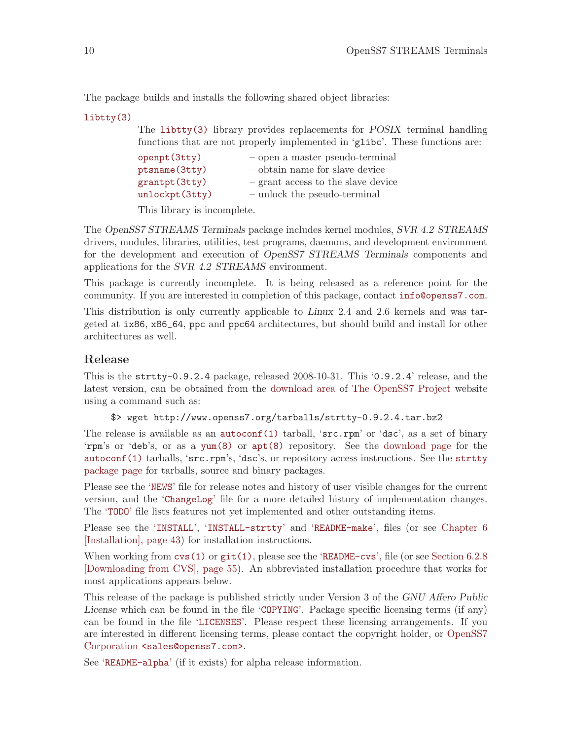The package builds and installs the following shared object libraries:

`libtty(3)`

The `libtty(3)` library provides replacements for *POSIX* terminal handling functions that are not properly implemented in '`glibc`'. These functions are:

| | |
|---|---|
| `openpt(3tty)` | – open a master pseudo-terminal |
| `ptsname(3tty)` | – obtain name for slave device |
| `grantpt(3tty)` | – grant access to the slave device |
| `unlockpt(3tty)` | – unlock the pseudo-terminal |

This library is incomplete.

The *OpenSS7 STREAMS Terminals* package includes kernel modules, *SVR 4.2 STREAMS* drivers, modules, libraries, utilities, test programs, daemons, and development environment for the development and execution of *OpenSS7 STREAMS Terminals* components and applications for the *SVR 4.2 STREAMS* environment.

This package is currently incomplete. It is being released as a reference point for the community. If you are interested in completion of this package, contact info@openss7.com.

This distribution is only currently applicable to *Linux* 2.4 and 2.6 kernels and was targeted at `ix86`, `x86_64`, `ppc` and `ppc64` architectures, but should build and install for other architectures as well.

## Release

This is the `strtty-0.9.2.4` package, released 2008-10-31. This '`0.9.2.4`' release, and the latest version, can be obtained from the download area of The OpenSS7 Project website using a command such as:

```
$> wget http://www.openss7.org/tarballs/strtty-0.9.2.4.tar.bz2
```

The release is available as an `autoconf(1)` tarball, '`src.rpm`' or '`dsc`', as a set of binary '`rpm`'s or '`deb`'s, or as a `yum(8)` or `apt(8)` repository. See the download page for the `autoconf(1)` tarballs, '`src.rpm`'s, '`dsc`'s, or repository access instructions. See the `strtty` package page for tarballs, source and binary packages.

Please see the '`NEWS`' file for release notes and history of user visible changes for the current version, and the '`ChangeLog`' file for a more detailed history of implementation changes. The '`TODO`' file lists features not yet implemented and other outstanding items.

Please see the '`INSTALL`', '`INSTALL-strtty`' and '`README-make`', files (or see Chapter 6 [Installation], page 43) for installation instructions.

When working from `cvs(1)` or `git(1)`, please see the '`README-cvs`', file (or see Section 6.2.8 [Downloading from CVS], page 55). An abbreviated installation procedure that works for most applications appears below.

This release of the package is published strictly under Version 3 of the *GNU Affero Public License* which can be found in the file '`COPYING`'. Package specific licensing terms (if any) can be found in the file '`LICENSES`'. Please respect these licensing arrangements. If you are interested in different licensing terms, please contact the copyright holder, or OpenSS7 Corporation <sales@openss7.com>.

See '`README-alpha`' (if it exists) for alpha release information.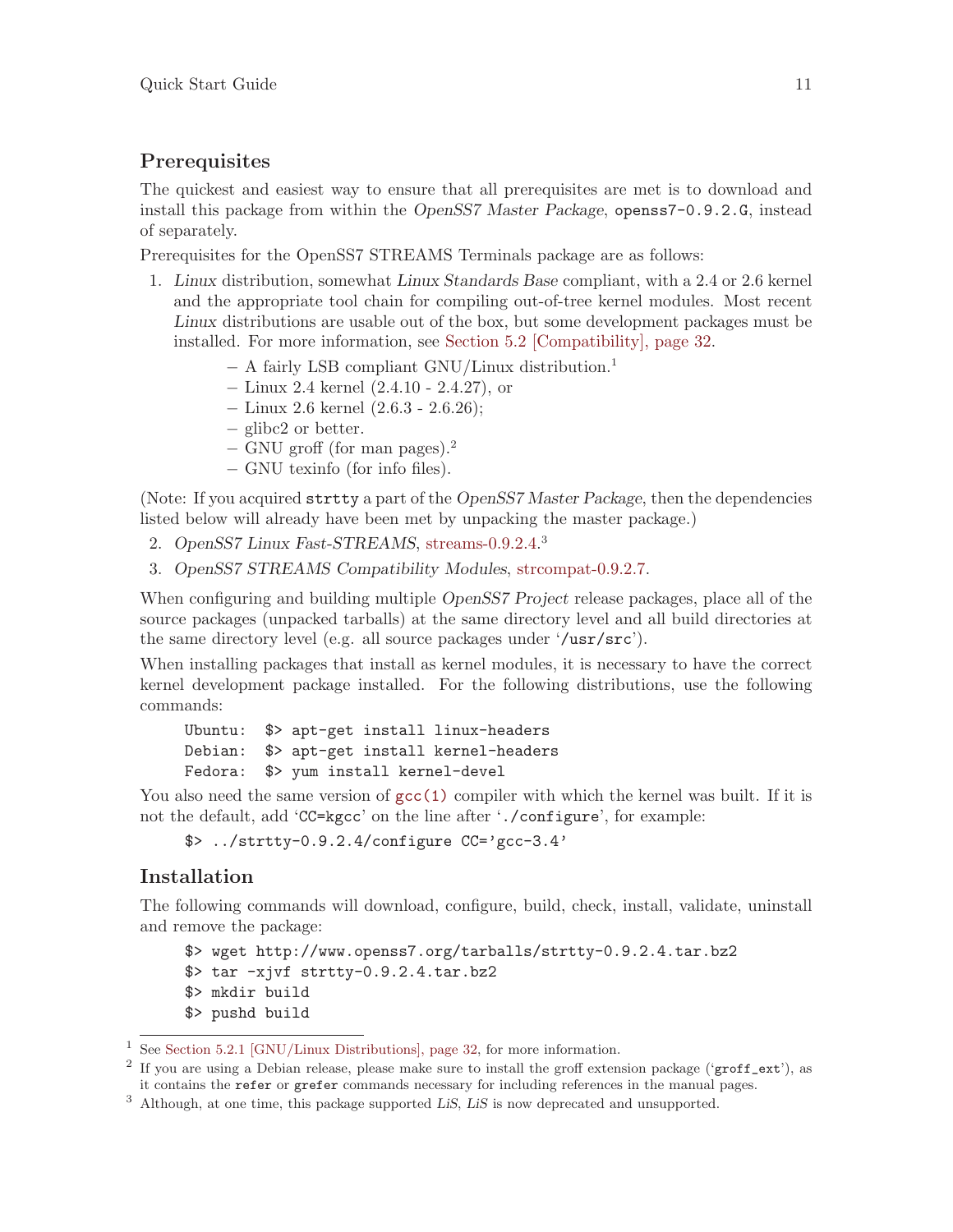## Prerequisites

The quickest and easiest way to ensure that all prerequisites are met is to download and install this package from within the *OpenSS7 Master Package*, `openss7-0.9.2.G`, instead of separately.

Prerequisites for the OpenSS7 STREAMS Terminals package are as follows:

1. *Linux* distribution, somewhat *Linux Standards Base* compliant, with a 2.4 or 2.6 kernel and the appropriate tool chain for compiling out-of-tree kernel modules. Most recent *Linux* distributions are usable out of the box, but some development packages must be installed. For more information, see Section 5.2 [Compatibility], page 32.
   - A fairly LSB compliant GNU/Linux distribution.[1]
   - Linux 2.4 kernel (2.4.10 - 2.4.27), or
   - Linux 2.6 kernel (2.6.3 - 2.6.26);
   - glibc2 or better.
   - GNU groff (for man pages).[2]
   - GNU texinfo (for info files).

(Note: If you acquired `strtty` a part of the *OpenSS7 Master Package*, then the dependencies listed below will already have been met by unpacking the master package.)

2. *OpenSS7 Linux Fast-STREAMS*, streams-0.9.2.4.[3]
3. *OpenSS7 STREAMS Compatibility Modules*, strcompat-0.9.2.7.

When configuring and building multiple *OpenSS7 Project* release packages, place all of the source packages (unpacked tarballs) at the same directory level and all build directories at the same directory level (e.g. all source packages under '`/usr/src`').

When installing packages that install as kernel modules, it is necessary to have the correct kernel development package installed. For the following distributions, use the following commands:

```
Ubuntu:  $> apt-get install linux-headers
Debian:  $> apt-get install kernel-headers
Fedora:  $> yum install kernel-devel
```

You also need the same version of `gcc(1)` compiler with which the kernel was built. If it is not the default, add '`CC=kgcc`' on the line after '`./configure`', for example:

```
$> ../strtty-0.9.2.4/configure CC='gcc-3.4'
```

## Installation

The following commands will download, configure, build, check, install, validate, uninstall and remove the package:

```
$> wget http://www.openss7.org/tarballs/strtty-0.9.2.4.tar.bz2
$> tar -xjvf strtty-0.9.2.4.tar.bz2
$> mkdir build
$> pushd build
```

---

[1] See Section 5.2.1 [GNU/Linux Distributions], page 32, for more information.

[2] If you are using a Debian release, please make sure to install the groff extension package ('`groff_ext`'), as it contains the `refer` or `grefer` commands necessary for including references in the manual pages.

[3] Although, at one time, this package supported *LiS*, *LiS* is now deprecated and unsupported.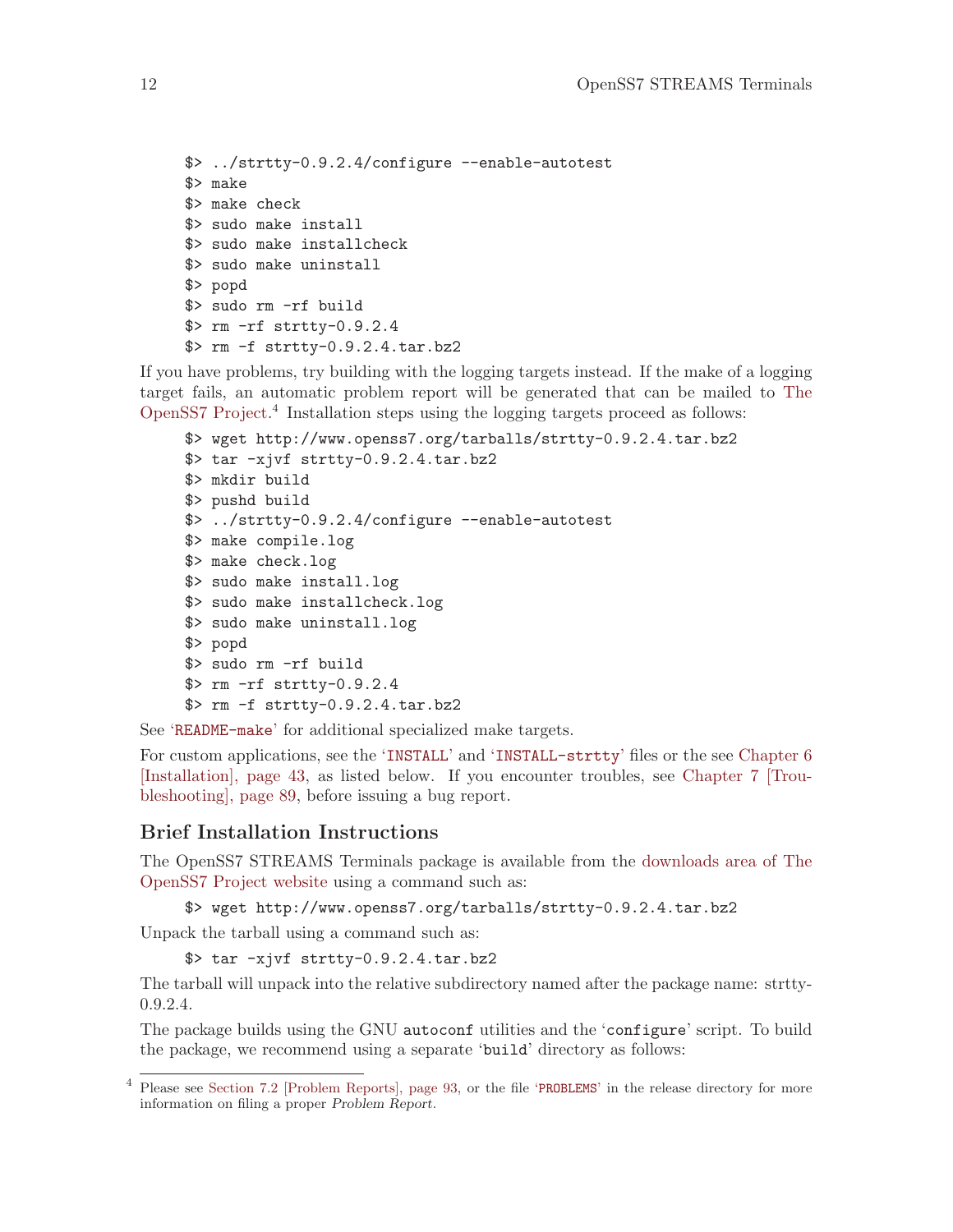```
$> ../strtty-0.9.2.4/configure --enable-autotest
$> make
$> make check
$> sudo make install
$> sudo make installcheck
$> sudo make uninstall
$> popd
$> sudo rm -rf build
$> rm -rf strtty-0.9.2.4
$> rm -f strtty-0.9.2.4.tar.bz2
```

If you have problems, try building with the logging targets instead. If the make of a logging target fails, an automatic problem report will be generated that can be mailed to The OpenSS7 Project.[4] Installation steps using the logging targets proceed as follows:

```
$> wget http://www.openss7.org/tarballs/strtty-0.9.2.4.tar.bz2
$> tar -xjvf strtty-0.9.2.4.tar.bz2
$> mkdir build
$> pushd build
$> ../strtty-0.9.2.4/configure --enable-autotest
$> make compile.log
$> make check.log
$> sudo make install.log
$> sudo make installcheck.log
$> sudo make uninstall.log
$> popd
$> sudo rm -rf build
$> rm -rf strtty-0.9.2.4
$> rm -f strtty-0.9.2.4.tar.bz2
```

See 'README-make' for additional specialized make targets.

For custom applications, see the 'INSTALL' and 'INSTALL-strtty' files or the see Chapter 6 [Installation], page 43, as listed below. If you encounter troubles, see Chapter 7 [Troubleshooting], page 89, before issuing a bug report.

## Brief Installation Instructions

The OpenSS7 STREAMS Terminals package is available from the downloads area of The OpenSS7 Project website using a command such as:

```
$> wget http://www.openss7.org/tarballs/strtty-0.9.2.4.tar.bz2
```

Unpack the tarball using a command such as:

```
$> tar -xjvf strtty-0.9.2.4.tar.bz2
```

The tarball will unpack into the relative subdirectory named after the package name: strtty-0.9.2.4.

The package builds using the GNU `autoconf` utilities and the '`configure`' script. To build the package, we recommend using a separate '`build`' directory as follows:

---

[4] Please see Section 7.2 [Problem Reports], page 93, or the file 'PROBLEMS' in the release directory for more information on filing a proper *Problem Report*.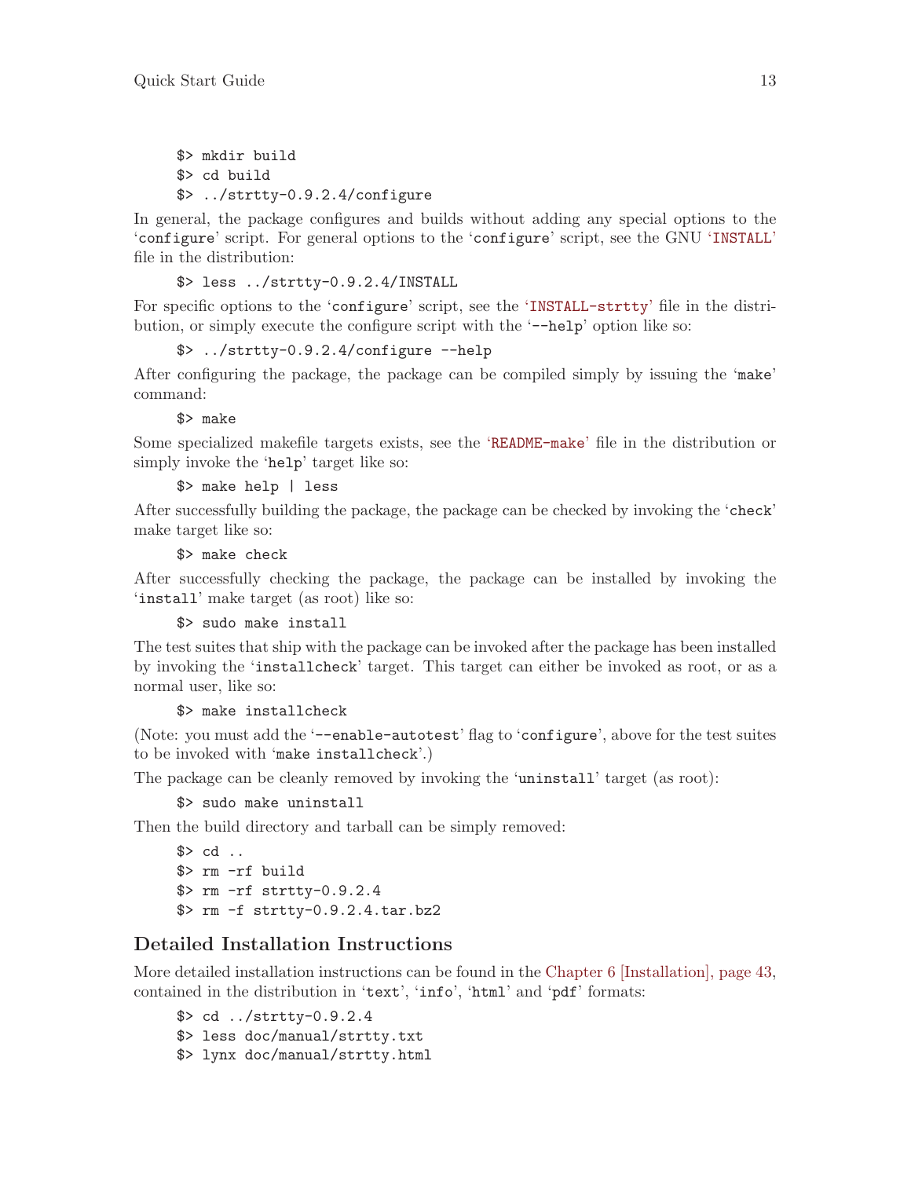```
$> mkdir build
$> cd build
$> ../strtty-0.9.2.4/configure
```

In general, the package configures and builds without adding any special options to the '`configure`' script. For general options to the '`configure`' script, see the GNU '`INSTALL`' file in the distribution:

```
$> less ../strtty-0.9.2.4/INSTALL
```

For specific options to the '`configure`' script, see the '`INSTALL-strtty`' file in the distribution, or simply execute the configure script with the '`--help`' option like so:

```
$> ../strtty-0.9.2.4/configure --help
```

After configuring the package, the package can be compiled simply by issuing the '`make`' command:

```
$> make
```

Some specialized makefile targets exists, see the '`README-make`' file in the distribution or simply invoke the '`help`' target like so:

```
$> make help | less
```

After successfully building the package, the package can be checked by invoking the '`check`' make target like so:

```
$> make check
```

After successfully checking the package, the package can be installed by invoking the '`install`' make target (as root) like so:

```
$> sudo make install
```

The test suites that ship with the package can be invoked after the package has been installed by invoking the '`installcheck`' target. This target can either be invoked as root, or as a normal user, like so:

```
$> make installcheck
```

(Note: you must add the '`--enable-autotest`' flag to '`configure`', above for the test suites to be invoked with '`make installcheck`'.)

The package can be cleanly removed by invoking the '`uninstall`' target (as root):

```
$> sudo make uninstall
```

Then the build directory and tarball can be simply removed:

```
$> cd ..
$> rm -rf build
$> rm -rf strtty-0.9.2.4
$> rm -f strtty-0.9.2.4.tar.bz2
```

## Detailed Installation Instructions

More detailed installation instructions can be found in the Chapter 6 [Installation], page 43, contained in the distribution in '`text`', '`info`', '`html`' and '`pdf`' formats:

```
$> cd ../strtty-0.9.2.4
$> less doc/manual/strtty.txt
$> lynx doc/manual/strtty.html
```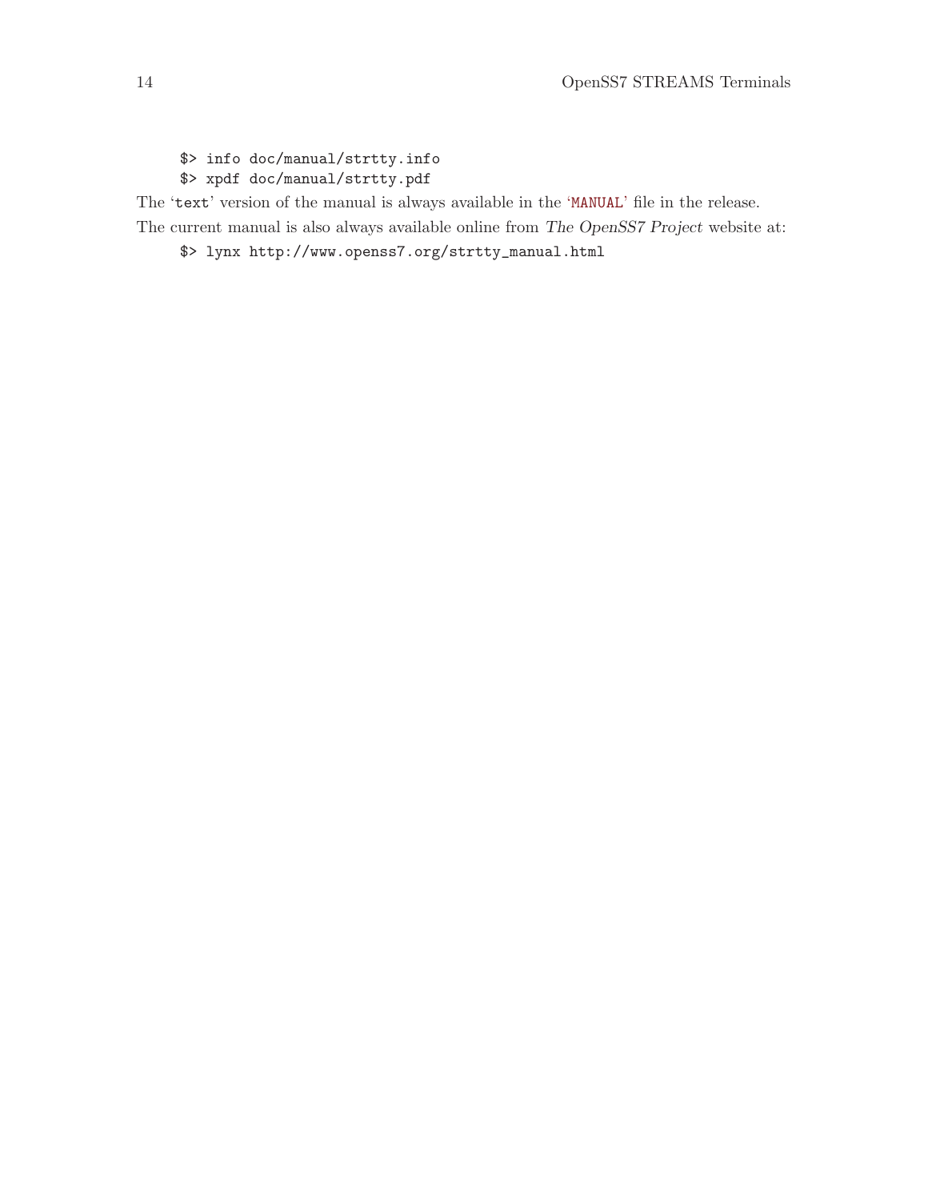```
$> info doc/manual/strtty.info
$> xpdf doc/manual/strtty.pdf
```

The 'text' version of the manual is always available in the 'MANUAL' file in the release.

The current manual is also always available online from *The OpenSS7 Project* website at:

```
$> lynx http://www.openss7.org/strtty_manual.html
```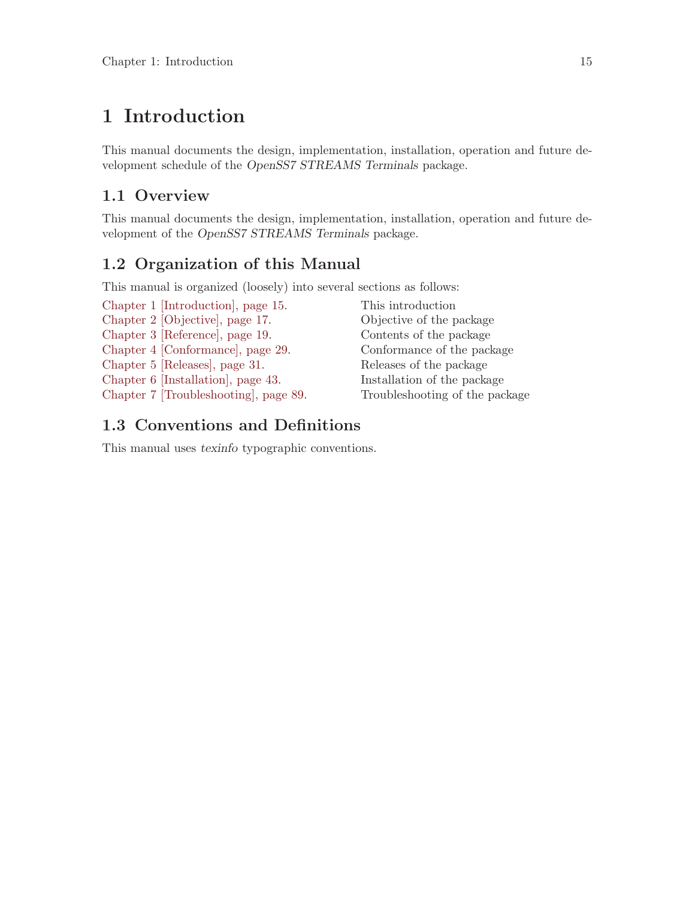# 1 Introduction

This manual documents the design, implementation, installation, operation and future development schedule of the *OpenSS7 STREAMS Terminals* package.

## 1.1 Overview

This manual documents the design, implementation, installation, operation and future development of the *OpenSS7 STREAMS Terminals* package.

## 1.2 Organization of this Manual

This manual is organized (loosely) into several sections as follows:

| | |
|---|---|
| Chapter 1 [Introduction], page 15. | This introduction |
| Chapter 2 [Objective], page 17. | Objective of the package |
| Chapter 3 [Reference], page 19. | Contents of the package |
| Chapter 4 [Conformance], page 29. | Conformance of the package |
| Chapter 5 [Releases], page 31. | Releases of the package |
| Chapter 6 [Installation], page 43. | Installation of the package |
| Chapter 7 [Troubleshooting], page 89. | Troubleshooting of the package |

## 1.3 Conventions and Definitions

This manual uses *texinfo* typographic conventions.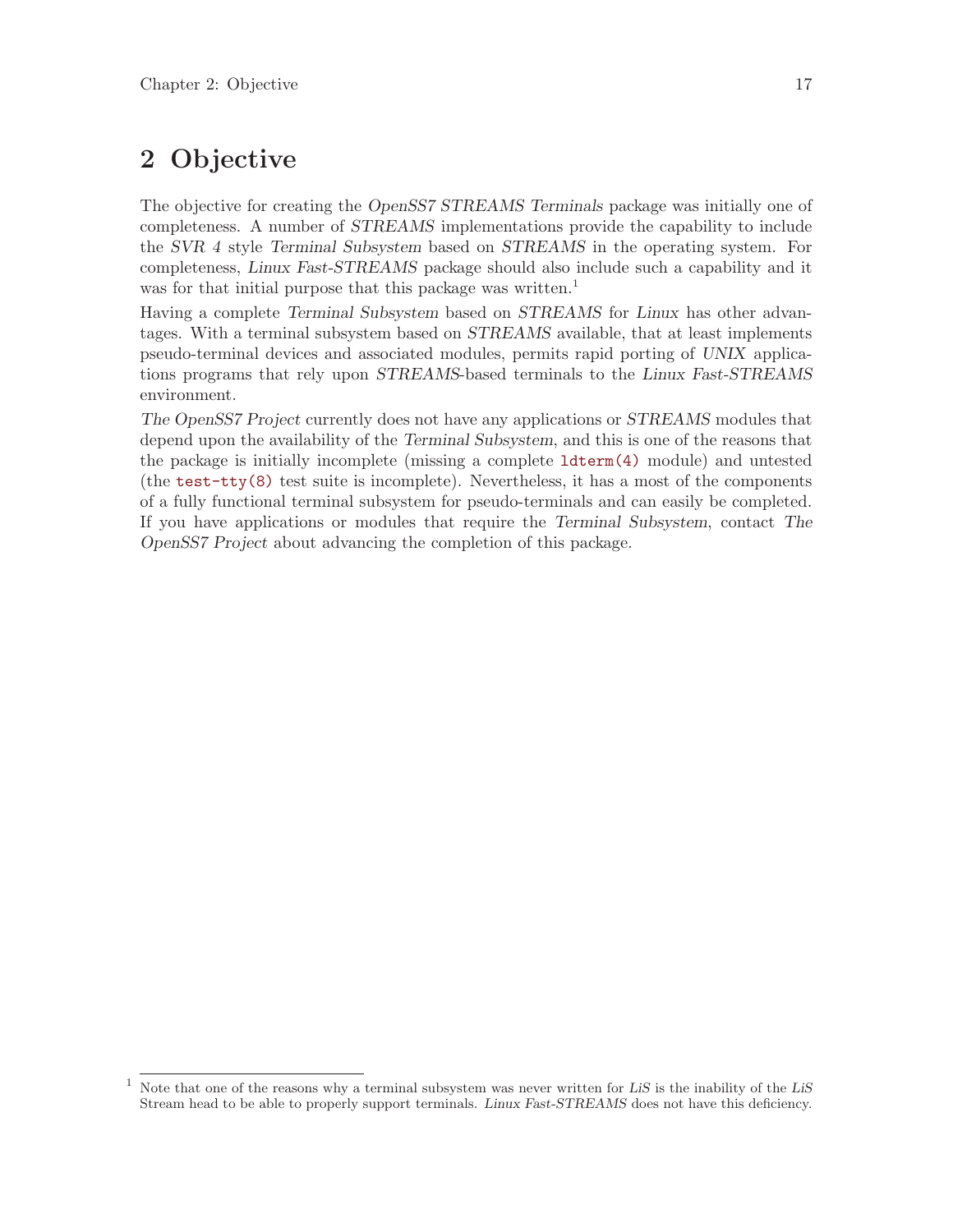# 2 Objective

The objective for creating the *OpenSS7 STREAMS Terminals* package was initially one of completeness. A number of *STREAMS* implementations provide the capability to include the *SVR 4* style *Terminal Subsystem* based on *STREAMS* in the operating system. For completeness, *Linux Fast-STREAMS* package should also include such a capability and it was for that initial purpose that this package was written.[1]

Having a complete *Terminal Subsystem* based on *STREAMS* for *Linux* has other advantages. With a terminal subsystem based on *STREAMS* available, that at least implements pseudo-terminal devices and associated modules, permits rapid porting of *UNIX* applications programs that rely upon *STREAMS*-based terminals to the *Linux Fast-STREAMS* environment.

*The OpenSS7 Project* currently does not have any applications or *STREAMS* modules that depend upon the availability of the *Terminal Subsystem*, and this is one of the reasons that the package is initially incomplete (missing a complete `ldterm(4)` module) and untested (the `test-tty(8)` test suite is incomplete). Nevertheless, it has a most of the components of a fully functional terminal subsystem for pseudo-terminals and can easily be completed. If you have applications or modules that require the *Terminal Subsystem*, contact *The OpenSS7 Project* about advancing the completion of this package.

---

[1] Note that one of the reasons why a terminal subsystem was never written for *LiS* is the inability of the *LiS* Stream head to be able to properly support terminals. *Linux Fast-STREAMS* does not have this deficiency.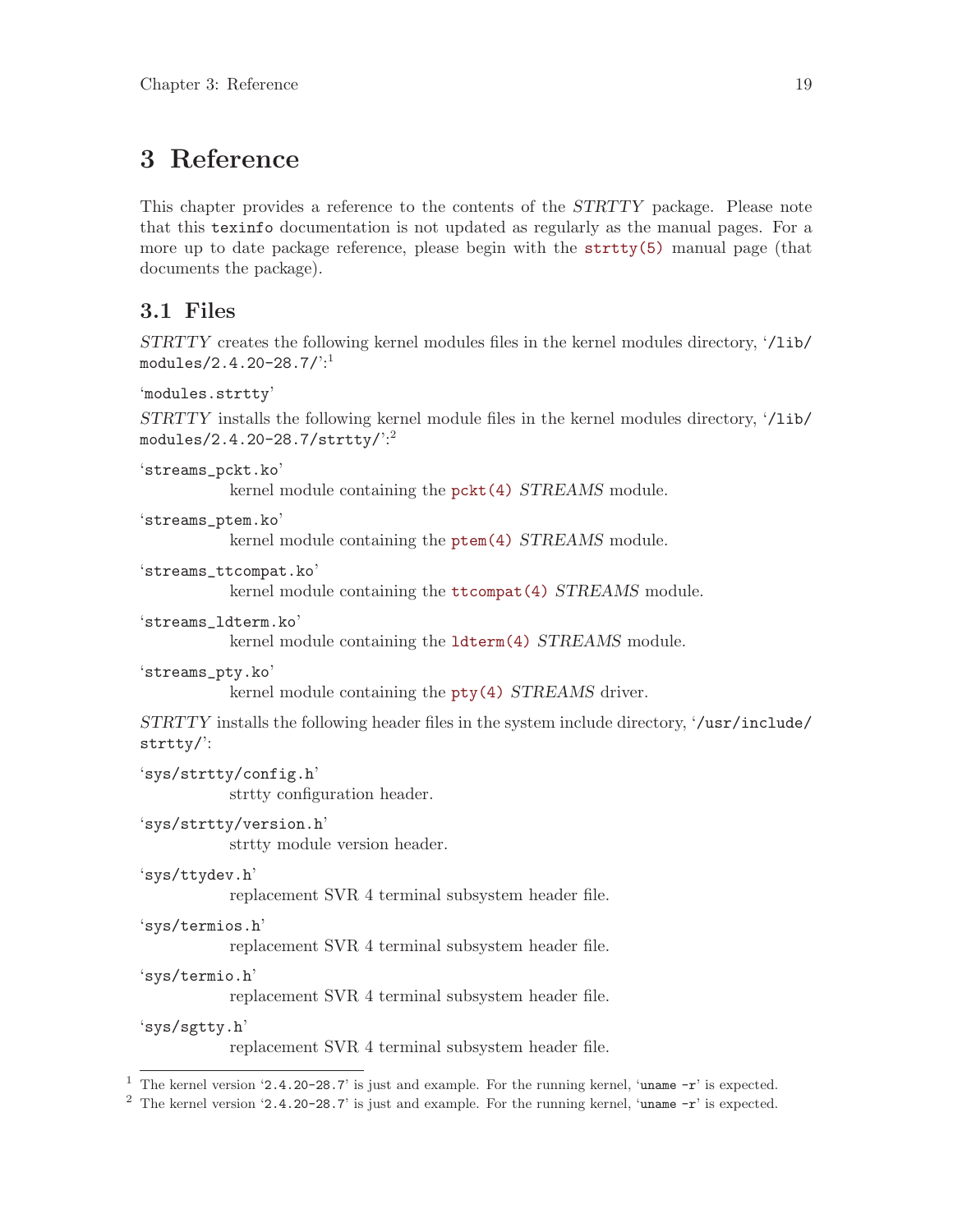# 3 Reference

This chapter provides a reference to the contents of the *STRTTY* package. Please note that this `texinfo` documentation is not updated as regularly as the manual pages. For a more up to date package reference, please begin with the `strtty(5)` manual page (that documents the package).

## 3.1 Files

*STRTTY* creates the following kernel modules files in the kernel modules directory, '`/lib/modules/2.4.20-28.7/`':[1]

'`modules.strtty`'

*STRTTY* installs the following kernel module files in the kernel modules directory, '`/lib/modules/2.4.20-28.7/strtty/`':[2]

'`streams_pckt.ko`'
: kernel module containing the `pckt(4)` *STREAMS* module.

'`streams_ptem.ko`'
: kernel module containing the `ptem(4)` *STREAMS* module.

'`streams_ttcompat.ko`'
: kernel module containing the `ttcompat(4)` *STREAMS* module.

'`streams_ldterm.ko`'
: kernel module containing the `ldterm(4)` *STREAMS* module.

'`streams_pty.ko`'
: kernel module containing the `pty(4)` *STREAMS* driver.

*STRTTY* installs the following header files in the system include directory, '`/usr/include/strtty/`':

'`sys/strtty/config.h`'
: strtty configuration header.

'`sys/strtty/version.h`'
: strtty module version header.

'`sys/ttydev.h`'
: replacement SVR 4 terminal subsystem header file.

'`sys/termios.h`'
: replacement SVR 4 terminal subsystem header file.

'`sys/termio.h`'
: replacement SVR 4 terminal subsystem header file.

'`sys/sgtty.h`'
: replacement SVR 4 terminal subsystem header file.

---

[1] The kernel version '`2.4.20-28.7`' is just and example. For the running kernel, '`uname -r`' is expected.

[2] The kernel version '`2.4.20-28.7`' is just and example. For the running kernel, '`uname -r`' is expected.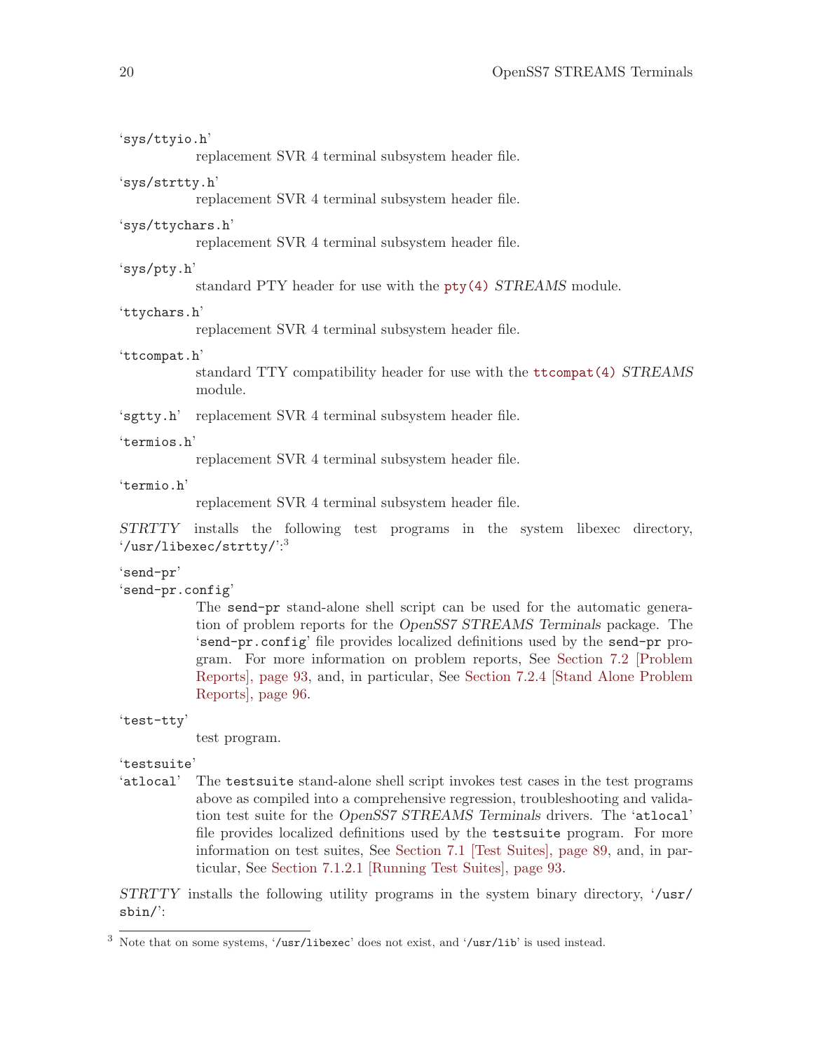'sys/ttyio.h'
: replacement SVR 4 terminal subsystem header file.

'sys/strtty.h'
: replacement SVR 4 terminal subsystem header file.

'sys/ttychars.h'
: replacement SVR 4 terminal subsystem header file.

'sys/pty.h'
: standard PTY header for use with the pty(4) *STREAMS* module.

'ttychars.h'
: replacement SVR 4 terminal subsystem header file.

'ttcompat.h'
: standard TTY compatibility header for use with the ttcompat(4) *STREAMS* module.

'sgtty.h'
: replacement SVR 4 terminal subsystem header file.

'termios.h'
: replacement SVR 4 terminal subsystem header file.

'termio.h'
: replacement SVR 4 terminal subsystem header file.

*STRTTY* installs the following test programs in the system libexec directory, '/usr/libexec/strtty/':[3]

'send-pr'
'send-pr.config'
: The **send-pr** stand-alone shell script can be used for the automatic generation of problem reports for the *OpenSS7 STREAMS Terminals* package. The 'send-pr.config' file provides localized definitions used by the **send-pr** program. For more information on problem reports, See Section 7.2 [Problem Reports], page 93, and, in particular, See Section 7.2.4 [Stand Alone Problem Reports], page 96.

'test-tty'
: test program.

'testsuite'
'atlocal'
: The **testsuite** stand-alone shell script invokes test cases in the test programs above as compiled into a comprehensive regression, troubleshooting and validation test suite for the *OpenSS7 STREAMS Terminals* drivers. The 'atlocal' file provides localized definitions used by the **testsuite** program. For more information on test suites, See Section 7.1 [Test Suites], page 89, and, in particular, See Section 7.1.2.1 [Running Test Suites], page 93.

*STRTTY* installs the following utility programs in the system binary directory, '/usr/sbin/':

[3] Note that on some systems, '/usr/libexec' does not exist, and '/usr/lib' is used instead.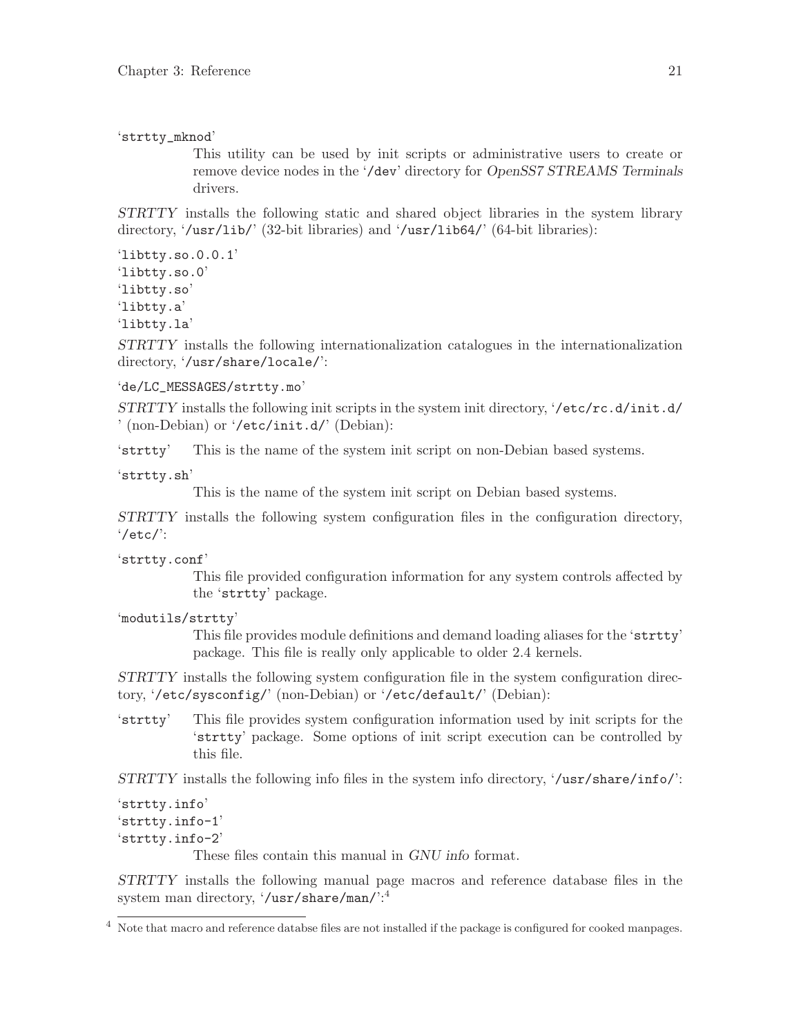'strtty_mknod'

: This utility can be used by init scripts or administrative users to create or remove device nodes in the '/dev' directory for *OpenSS7 STREAMS Terminals* drivers.

*STRTTY* installs the following static and shared object libraries in the system library directory, '/usr/lib/' (32-bit libraries) and '/usr/lib64/' (64-bit libraries):

'libtty.so.0.0.1'
'libtty.so.0'
'libtty.so'
'libtty.a'
'libtty.la'

*STRTTY* installs the following internationalization catalogues in the internationalization directory, '/usr/share/locale/':

'de/LC_MESSAGES/strtty.mo'

*STRTTY* installs the following init scripts in the system init directory, '/etc/rc.d/init.d/' (non-Debian) or '/etc/init.d/' (Debian):

'strtty'
: This is the name of the system init script on non-Debian based systems.

'strtty.sh'
: This is the name of the system init script on Debian based systems.

*STRTTY* installs the following system configuration files in the configuration directory, '/etc/':

'strtty.conf'
: This file provided configuration information for any system controls affected by the 'strtty' package.

'modutils/strtty'
: This file provides module definitions and demand loading aliases for the 'strtty' package. This file is really only applicable to older 2.4 kernels.

*STRTTY* installs the following system configuration file in the system configuration directory, '/etc/sysconfig/' (non-Debian) or '/etc/default/' (Debian):

'strtty'
: This file provides system configuration information used by init scripts for the 'strtty' package. Some options of init script execution can be controlled by this file.

*STRTTY* installs the following info files in the system info directory, '/usr/share/info/':

'strtty.info'
'strtty.info-1'
'strtty.info-2'
: These files contain this manual in *GNU info* format.

*STRTTY* installs the following manual page macros and reference database files in the system man directory, '/usr/share/man/':[4]

[4] Note that macro and reference databse files are not installed if the package is configured for cooked manpages.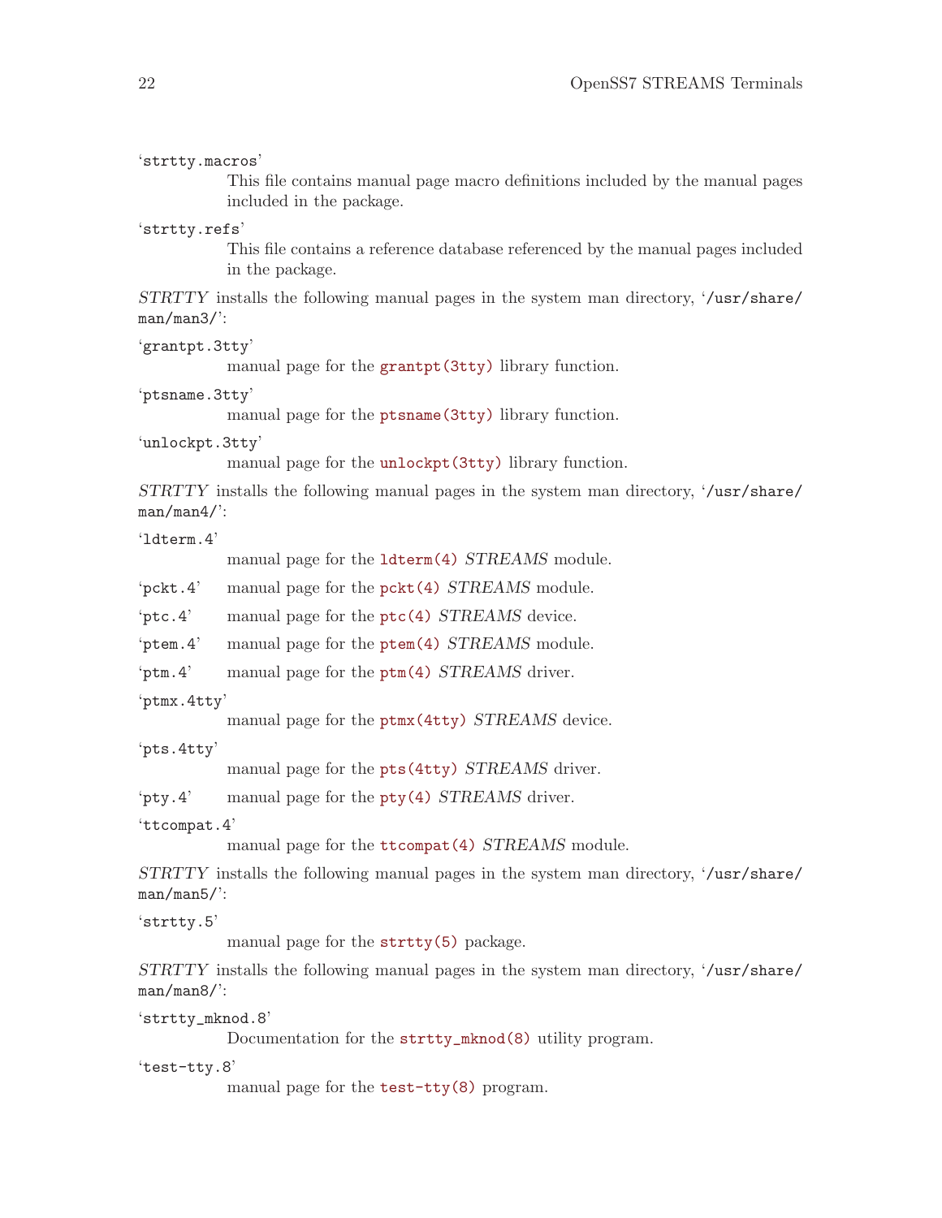‘strtty.macros’
: This file contains manual page macro definitions included by the manual pages included in the package.

‘strtty.refs’
: This file contains a reference database referenced by the manual pages included in the package.

*STRTTY* installs the following manual pages in the system man directory, ‘`/usr/share/man/man3/`’:

‘grantpt.3tty’
: manual page for the `grantpt(3tty)` library function.

‘ptsname.3tty’
: manual page for the `ptsname(3tty)` library function.

‘unlockpt.3tty’
: manual page for the `unlockpt(3tty)` library function.

*STRTTY* installs the following manual pages in the system man directory, ‘`/usr/share/man/man4/`’:

‘ldterm.4’
: manual page for the `ldterm(4)` *STREAMS* module.

‘pckt.4’
: manual page for the `pckt(4)` *STREAMS* module.

‘ptc.4’
: manual page for the `ptc(4)` *STREAMS* device.

‘ptem.4’
: manual page for the `ptem(4)` *STREAMS* module.

‘ptm.4’
: manual page for the `ptm(4)` *STREAMS* driver.

‘ptmx.4tty’
: manual page for the `ptmx(4tty)` *STREAMS* device.

‘pts.4tty’
: manual page for the `pts(4tty)` *STREAMS* driver.

‘pty.4’
: manual page for the `pty(4)` *STREAMS* driver.

‘ttcompat.4’
: manual page for the `ttcompat(4)` *STREAMS* module.

*STRTTY* installs the following manual pages in the system man directory, ‘`/usr/share/man/man5/`’:

‘strtty.5’
: manual page for the `strtty(5)` package.

*STRTTY* installs the following manual pages in the system man directory, ‘`/usr/share/man/man8/`’:

‘strtty_mknod.8’
: Documentation for the `strtty_mknod(8)` utility program.

‘test-tty.8’
: manual page for the `test-tty(8)` program.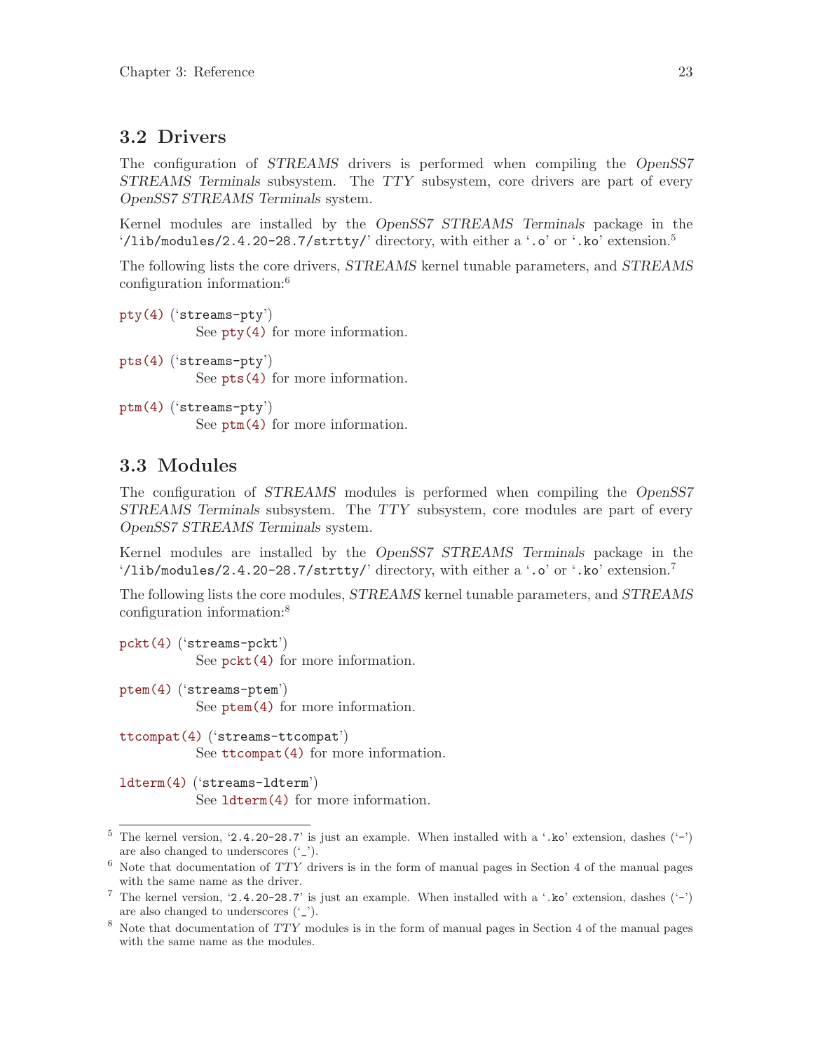## 3.2 Drivers

The configuration of *STREAMS* drivers is performed when compiling the *OpenSS7 STREAMS Terminals* subsystem. The *TTY* subsystem, core drivers are part of every *OpenSS7 STREAMS Terminals* system.

Kernel modules are installed by the *OpenSS7 STREAMS Terminals* package in the '`/lib/modules/2.4.20-28.7/strtty/`' directory, with either a '`.o`' or '`.ko`' extension.[5]

The following lists the core drivers, *STREAMS* kernel tunable parameters, and *STREAMS* configuration information:[6]

`pty(4)` ('`streams-pty`')
: See `pty(4)` for more information.

`pts(4)` ('`streams-pty`')
: See `pts(4)` for more information.

`ptm(4)` ('`streams-pty`')
: See `ptm(4)` for more information.

## 3.3 Modules

The configuration of *STREAMS* modules is performed when compiling the *OpenSS7 STREAMS Terminals* subsystem. The *TTY* subsystem, core modules are part of every *OpenSS7 STREAMS Terminals* system.

Kernel modules are installed by the *OpenSS7 STREAMS Terminals* package in the '`/lib/modules/2.4.20-28.7/strtty/`' directory, with either a '`.o`' or '`.ko`' extension.[7]

The following lists the core modules, *STREAMS* kernel tunable parameters, and *STREAMS* configuration information:[8]

`pckt(4)` ('`streams-pckt`')
: See `pckt(4)` for more information.

`ptem(4)` ('`streams-ptem`')
: See `ptem(4)` for more information.

`ttcompat(4)` ('`streams-ttcompat`')
: See `ttcompat(4)` for more information.

`ldterm(4)` ('`streams-ldterm`')
: See `ldterm(4)` for more information.

---

[5] The kernel version, '`2.4.20-28.7`' is just an example. When installed with a '`.ko`' extension, dashes ('`-`') are also changed to underscores ('`_`').

[6] Note that documentation of *TTY* drivers is in the form of manual pages in Section 4 of the manual pages with the same name as the driver.

[7] The kernel version, '`2.4.20-28.7`' is just an example. When installed with a '`.ko`' extension, dashes ('`-`') are also changed to underscores ('`_`').

[8] Note that documentation of *TTY* modules is in the form of manual pages in Section 4 of the manual pages with the same name as the modules.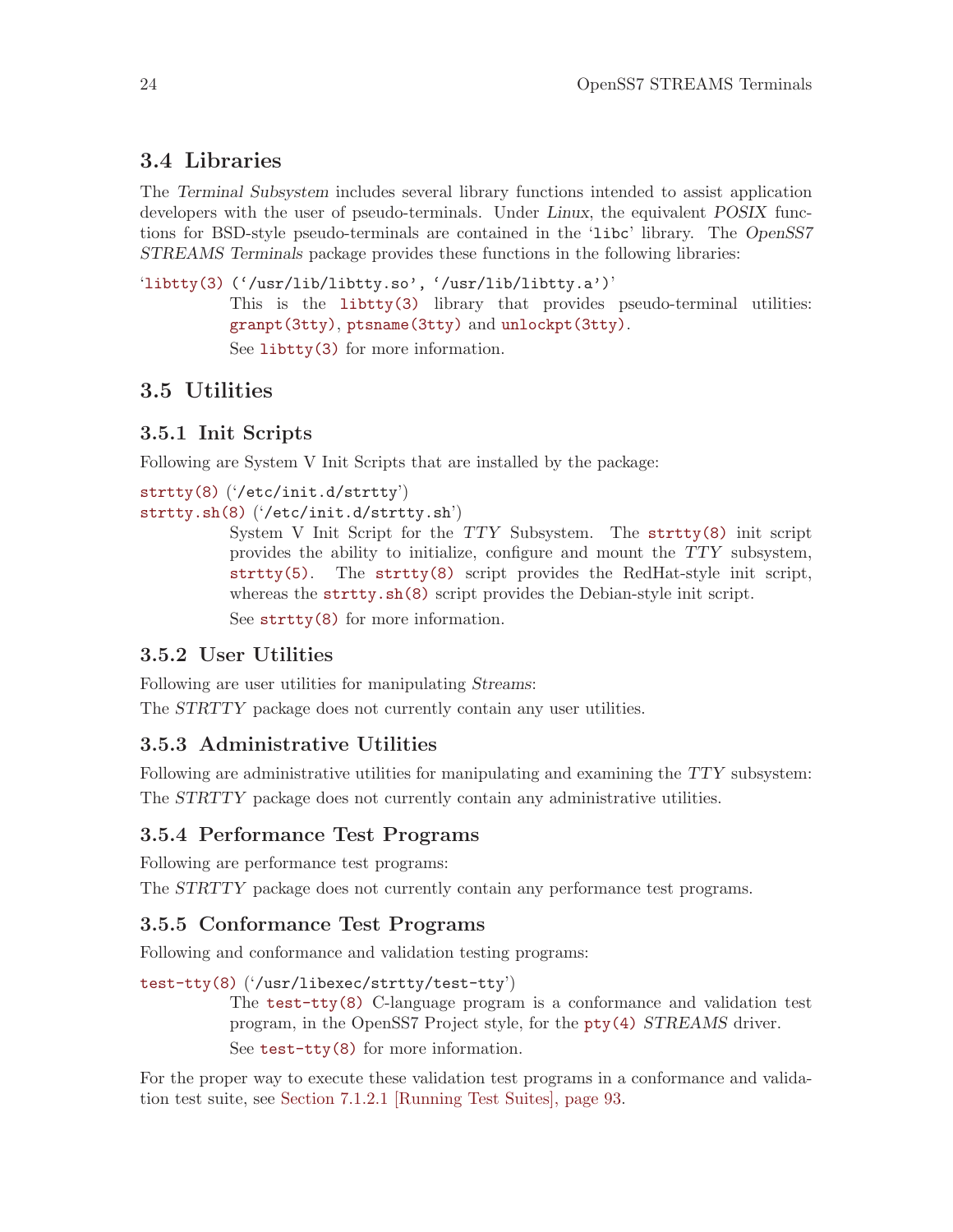## 3.4 Libraries

The *Terminal Subsystem* includes several library functions intended to assist application developers with the user of pseudo-terminals. Under *Linux*, the equivalent *POSIX* functions for BSD-style pseudo-terminals are contained in the '`libc`' library. The *OpenSS7 STREAMS Terminals* package provides these functions in the following libraries:

'`libtty(3)` ('`/usr/lib/libtty.so`', '`/usr/lib/libtty.a`')'
: This is the `libtty(3)` library that provides pseudo-terminal utilities: `granpt(3tty)`, `ptsname(3tty)` and `unlockpt(3tty)`.

  See `libtty(3)` for more information.

## 3.5 Utilities

### 3.5.1 Init Scripts

Following are System V Init Scripts that are installed by the package:

`strtty(8)` ('`/etc/init.d/strtty`')
`strtty.sh(8)` ('`/etc/init.d/strtty.sh`')
: System V Init Script for the *TTY* Subsystem. The `strtty(8)` init script provides the ability to initialize, configure and mount the *TTY* subsystem, `strtty(5)`. The `strtty(8)` script provides the RedHat-style init script, whereas the `strtty.sh(8)` script provides the Debian-style init script.

  See `strtty(8)` for more information.

### 3.5.2 User Utilities

Following are user utilities for manipulating *Streams*:

The *STRTTY* package does not currently contain any user utilities.

### 3.5.3 Administrative Utilities

Following are administrative utilities for manipulating and examining the *TTY* subsystem:

The *STRTTY* package does not currently contain any administrative utilities.

### 3.5.4 Performance Test Programs

Following are performance test programs:

The *STRTTY* package does not currently contain any performance test programs.

### 3.5.5 Conformance Test Programs

Following and conformance and validation testing programs:

`test-tty(8)` ('`/usr/libexec/strtty/test-tty`')
: The `test-tty(8)` C-language program is a conformance and validation test program, in the OpenSS7 Project style, for the `pty(4)` *STREAMS* driver.

  See `test-tty(8)` for more information.

For the proper way to execute these validation test programs in a conformance and validation test suite, see Section 7.1.2.1 [Running Test Suites], page 93.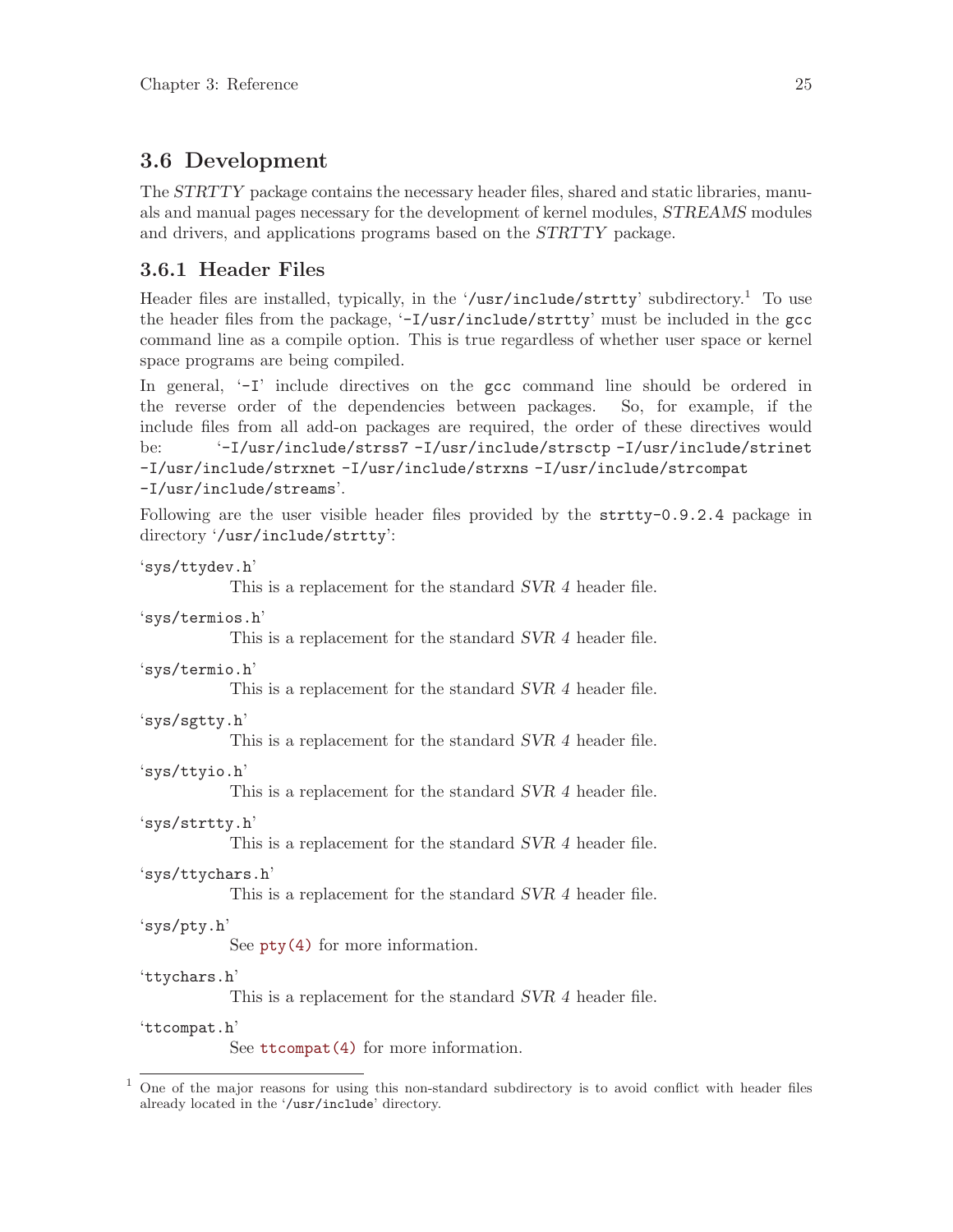## 3.6 Development

The *STRTTY* package contains the necessary header files, shared and static libraries, manuals and manual pages necessary for the development of kernel modules, *STREAMS* modules and drivers, and applications programs based on the *STRTTY* package.

### 3.6.1 Header Files

Header files are installed, typically, in the '`/usr/include/strtty`' subdirectory.[1] To use the header files from the package, '`-I/usr/include/strtty`' must be included in the `gcc` command line as a compile option. This is true regardless of whether user space or kernel space programs are being compiled.

In general, '`-I`' include directives on the `gcc` command line should be ordered in the reverse order of the dependencies between packages. So, for example, if the include files from all add-on packages are required, the order of these directives would be: '`-I/usr/include/strss7 -I/usr/include/strsctp -I/usr/include/strinet -I/usr/include/strxnet -I/usr/include/strxns -I/usr/include/strcompat -I/usr/include/streams`'.

Following are the user visible header files provided by the `strtty-0.9.2.4` package in directory '`/usr/include/strtty`':

'`sys/ttydev.h`'
: This is a replacement for the standard *SVR 4* header file.

'`sys/termios.h`'
: This is a replacement for the standard *SVR 4* header file.

'`sys/termio.h`'
: This is a replacement for the standard *SVR 4* header file.

'`sys/sgtty.h`'
: This is a replacement for the standard *SVR 4* header file.

'`sys/ttyio.h`'
: This is a replacement for the standard *SVR 4* header file.

'`sys/strtty.h`'
: This is a replacement for the standard *SVR 4* header file.

'`sys/ttychars.h`'
: This is a replacement for the standard *SVR 4* header file.

'`sys/pty.h`'
: See `pty(4)` for more information.

'`ttychars.h`'
: This is a replacement for the standard *SVR 4* header file.

'`ttcompat.h`'
: See `ttcompat(4)` for more information.

---

[1] One of the major reasons for using this non-standard subdirectory is to avoid conflict with header files already located in the '`/usr/include`' directory.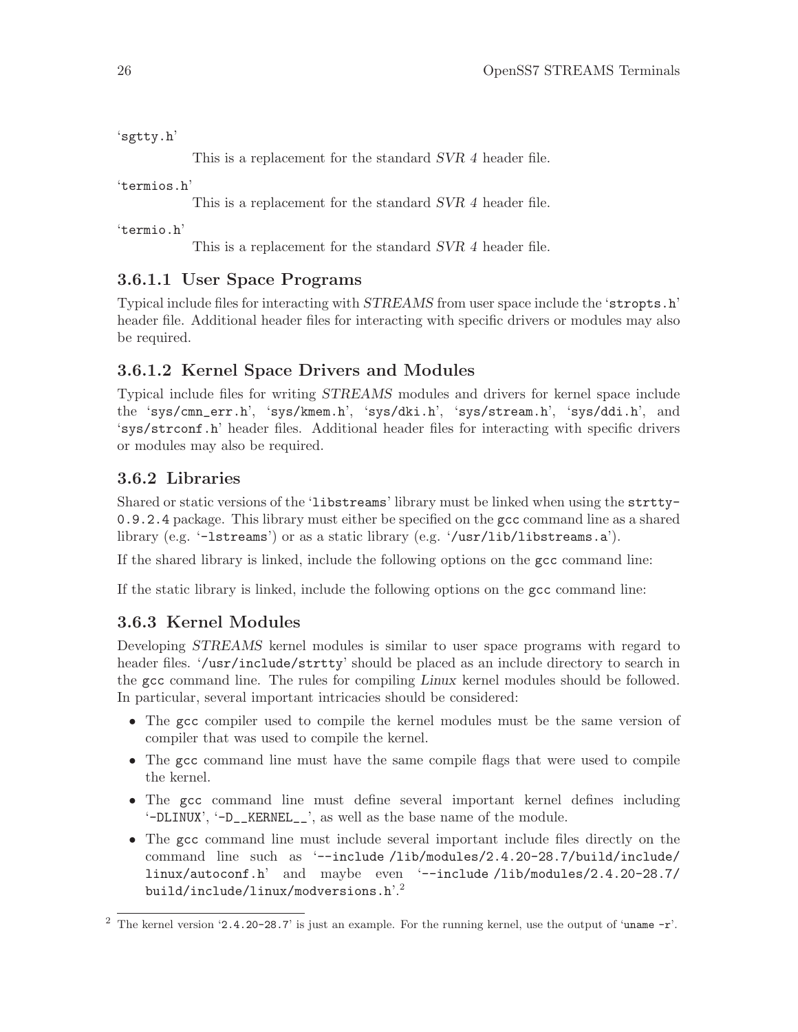'sgtty.h'

This is a replacement for the standard *SVR 4* header file.

'termios.h'

This is a replacement for the standard *SVR 4* header file.

'termio.h'

This is a replacement for the standard *SVR 4* header file.

#### 3.6.1.1 User Space Programs

Typical include files for interacting with *STREAMS* from user space include the 'stropts.h' header file. Additional header files for interacting with specific drivers or modules may also be required.

#### 3.6.1.2 Kernel Space Drivers and Modules

Typical include files for writing *STREAMS* modules and drivers for kernel space include the 'sys/cmn_err.h', 'sys/kmem.h', 'sys/dki.h', 'sys/stream.h', 'sys/ddi.h', and 'sys/strconf.h' header files. Additional header files for interacting with specific drivers or modules may also be required.

### 3.6.2 Libraries

Shared or static versions of the 'libstreams' library must be linked when using the strtty-0.9.2.4 package. This library must either be specified on the gcc command line as a shared library (e.g. '-lstreams') or as a static library (e.g. '/usr/lib/libstreams.a').

If the shared library is linked, include the following options on the gcc command line:

If the static library is linked, include the following options on the gcc command line:

### 3.6.3 Kernel Modules

Developing *STREAMS* kernel modules is similar to user space programs with regard to header files. '/usr/include/strtty' should be placed as an include directory to search in the gcc command line. The rules for compiling *Linux* kernel modules should be followed. In particular, several important intricacies should be considered:

- The gcc compiler used to compile the kernel modules must be the same version of compiler that was used to compile the kernel.
- The gcc command line must have the same compile flags that were used to compile the kernel.
- The gcc command line must define several important kernel defines including '-DLINUX', '-D__KERNEL__', as well as the base name of the module.
- The gcc command line must include several important include files directly on the command line such as '--include /lib/modules/2.4.20-28.7/build/include/linux/autoconf.h' and maybe even '--include /lib/modules/2.4.20-28.7/build/include/linux/modversions.h'.[2]

[2] The kernel version '2.4.20-28.7' is just an example. For the running kernel, use the output of 'uname -r'.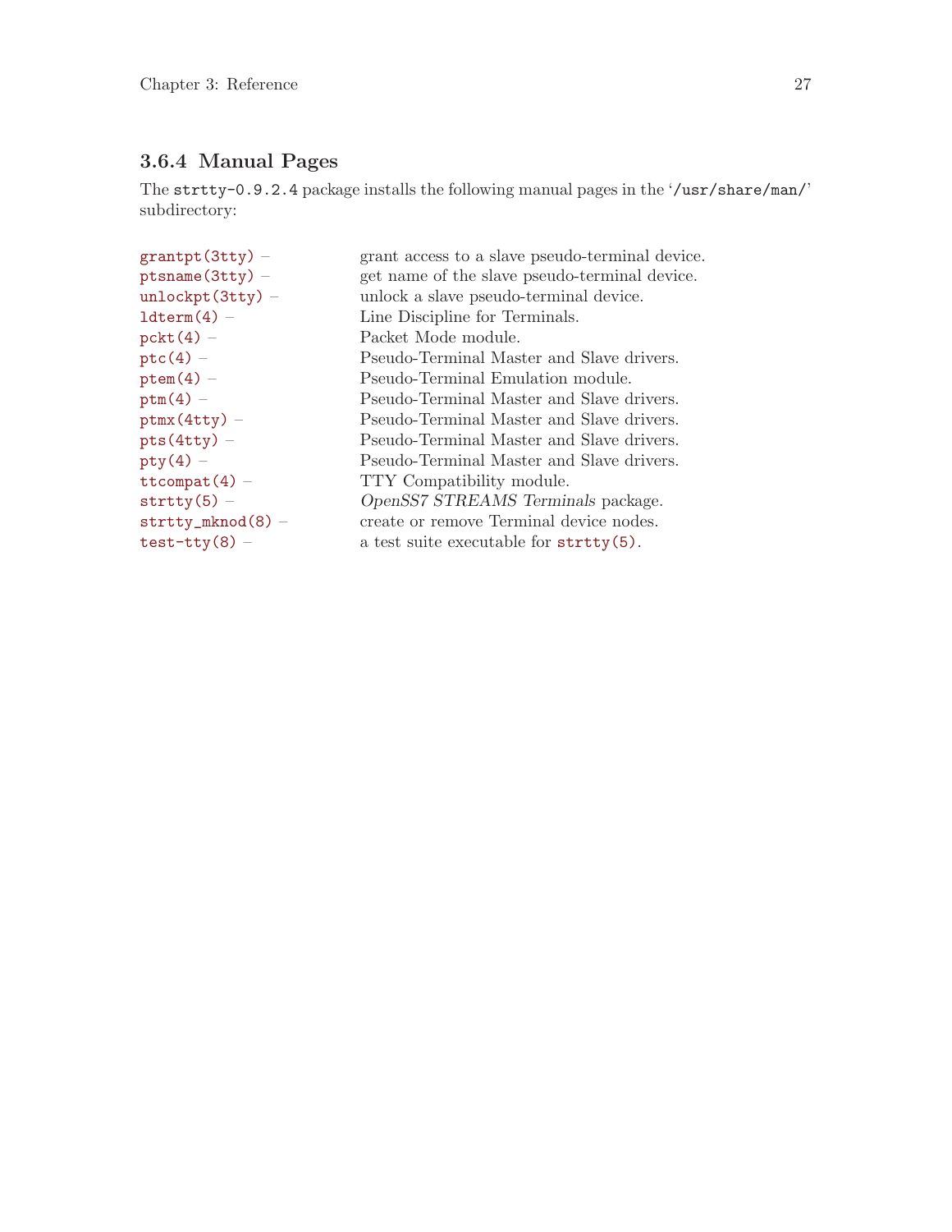### 3.6.4 Manual Pages

The `strtty-0.9.2.4` package installs the following manual pages in the '`/usr/share/man/`' subdirectory:

- `grantpt(3tty)` – grant access to a slave pseudo-terminal device.
- `ptsname(3tty)` – get name of the slave pseudo-terminal device.
- `unlockpt(3tty)` – unlock a slave pseudo-terminal device.
- `ldterm(4)` – Line Discipline for Terminals.
- `pckt(4)` – Packet Mode module.
- `ptc(4)` – Pseudo-Terminal Master and Slave drivers.
- `ptem(4)` – Pseudo-Terminal Emulation module.
- `ptm(4)` – Pseudo-Terminal Master and Slave drivers.
- `ptmx(4tty)` – Pseudo-Terminal Master and Slave drivers.
- `pts(4tty)` – Pseudo-Terminal Master and Slave drivers.
- `pty(4)` – Pseudo-Terminal Master and Slave drivers.
- `ttcompat(4)` – TTY Compatibility module.
- `strtty(5)` – *OpenSS7 STREAMS Terminals* package.
- `strtty_mknod(8)` – create or remove Terminal device nodes.
- `test-tty(8)` – a test suite executable for `strtty(5)`.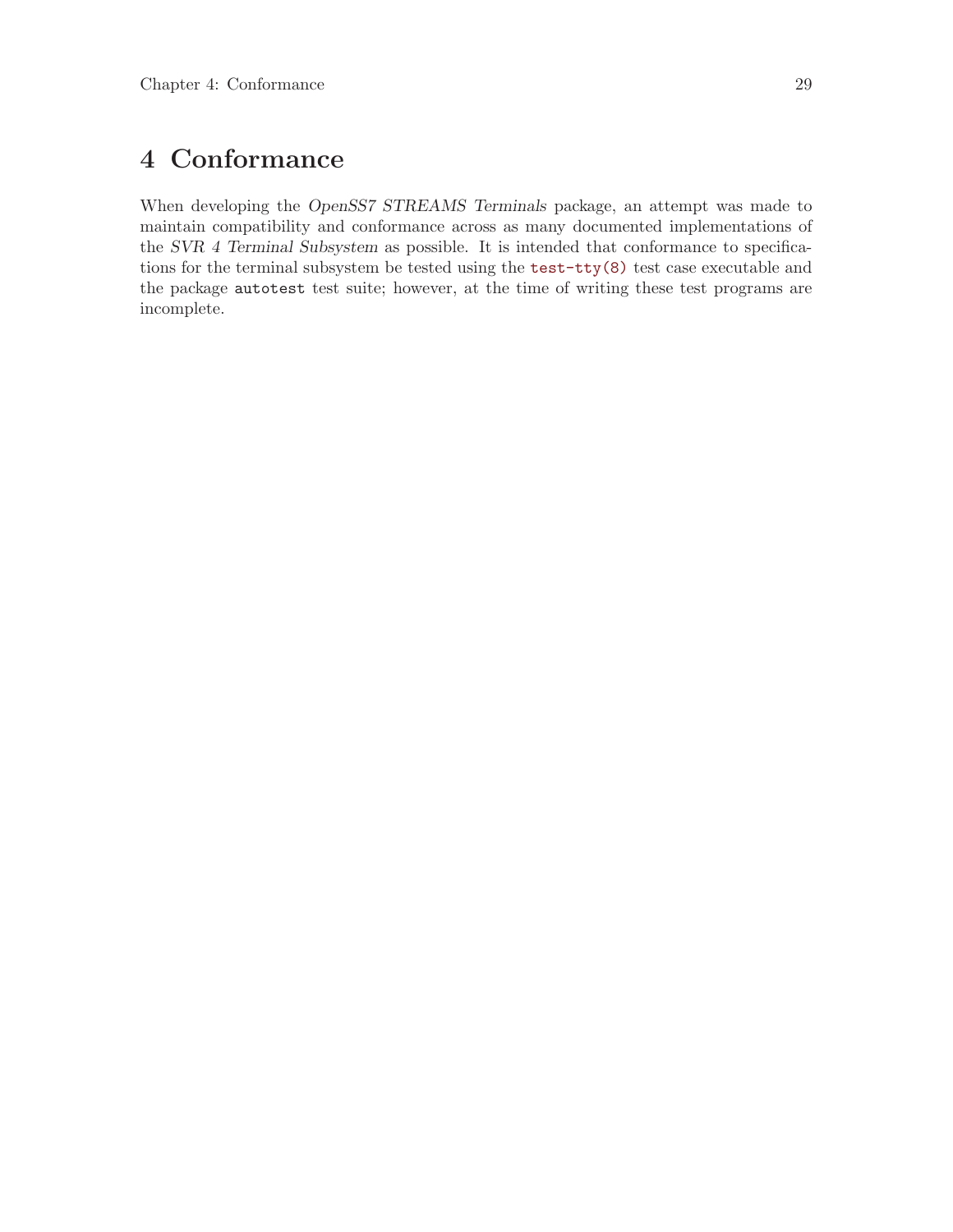# 4 Conformance

When developing the *OpenSS7 STREAMS Terminals* package, an attempt was made to maintain compatibility and conformance across as many documented implementations of the *SVR 4 Terminal Subsystem* as possible. It is intended that conformance to specifications for the terminal subsystem be tested using the `test-tty(8)` test case executable and the package `autotest` test suite; however, at the time of writing these test programs are incomplete.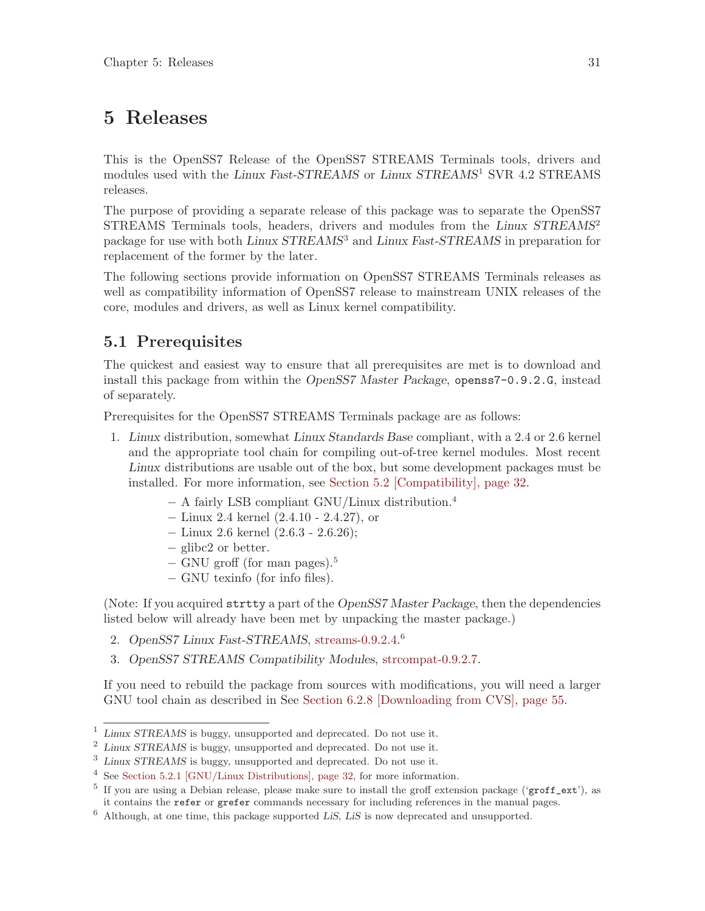# 5 Releases

This is the OpenSS7 Release of the OpenSS7 STREAMS Terminals tools, drivers and modules used with the *Linux Fast-STREAMS* or *Linux STREAMS*[1] SVR 4.2 STREAMS releases.

The purpose of providing a separate release of this package was to separate the OpenSS7 STREAMS Terminals tools, headers, drivers and modules from the *Linux STREAMS*[2] package for use with both *Linux STREAMS*[3] and *Linux Fast-STREAMS* in preparation for replacement of the former by the later.

The following sections provide information on OpenSS7 STREAMS Terminals releases as well as compatibility information of OpenSS7 release to mainstream UNIX releases of the core, modules and drivers, as well as Linux kernel compatibility.

## 5.1 Prerequisites

The quickest and easiest way to ensure that all prerequisites are met is to download and install this package from within the *OpenSS7 Master Package*, `openss7-0.9.2.G`, instead of separately.

Prerequisites for the OpenSS7 STREAMS Terminals package are as follows:

1. *Linux* distribution, somewhat *Linux Standards Base* compliant, with a 2.4 or 2.6 kernel and the appropriate tool chain for compiling out-of-tree kernel modules. Most recent *Linux* distributions are usable out of the box, but some development packages must be installed. For more information, see Section 5.2 [Compatibility], page 32.
   - A fairly LSB compliant GNU/Linux distribution.[4]
   - Linux 2.4 kernel (2.4.10 - 2.4.27), or
   - Linux 2.6 kernel (2.6.3 - 2.6.26);
   - glibc2 or better.
   - GNU groff (for man pages).[5]
   - GNU texinfo (for info files).

(Note: If you acquired `strtty` a part of the *OpenSS7 Master Package*, then the dependencies listed below will already have been met by unpacking the master package.)

2. *OpenSS7 Linux Fast-STREAMS*, streams-0.9.2.4.[6]
3. *OpenSS7 STREAMS Compatibility Modules*, strcompat-0.9.2.7.

If you need to rebuild the package from sources with modifications, you will need a larger GNU tool chain as described in See Section 6.2.8 [Downloading from CVS], page 55.

---

[1] *Linux STREAMS* is buggy, unsupported and deprecated. Do not use it.

[2] *Linux STREAMS* is buggy, unsupported and deprecated. Do not use it.

[3] *Linux STREAMS* is buggy, unsupported and deprecated. Do not use it.

[4] See Section 5.2.1 [GNU/Linux Distributions], page 32, for more information.

[5] If you are using a Debian release, please make sure to install the groff extension package ('`groff_ext`'), as it contains the `refer` or `grefer` commands necessary for including references in the manual pages.

[6] Although, at one time, this package supported *LiS*, *LiS* is now deprecated and unsupported.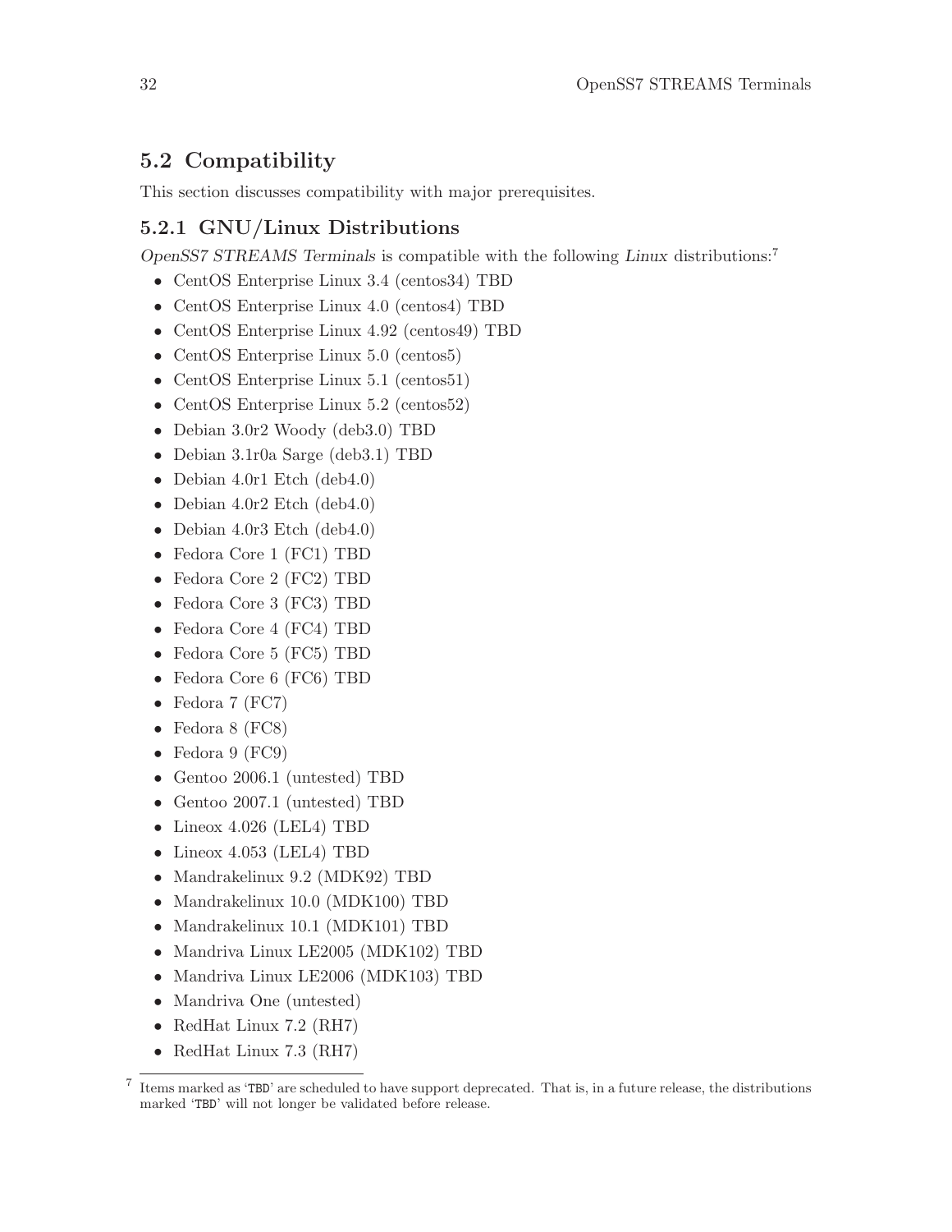## 5.2 Compatibility

This section discusses compatibility with major prerequisites.

### 5.2.1 GNU/Linux Distributions

*OpenSS7 STREAMS Terminals* is compatible with the following *Linux* distributions:[7]

- CentOS Enterprise Linux 3.4 (centos34) TBD
- CentOS Enterprise Linux 4.0 (centos4) TBD
- CentOS Enterprise Linux 4.92 (centos49) TBD
- CentOS Enterprise Linux 5.0 (centos5)
- CentOS Enterprise Linux 5.1 (centos51)
- CentOS Enterprise Linux 5.2 (centos52)
- Debian 3.0r2 Woody (deb3.0) TBD
- Debian 3.1r0a Sarge (deb3.1) TBD
- Debian 4.0r1 Etch (deb4.0)
- Debian 4.0r2 Etch (deb4.0)
- Debian 4.0r3 Etch (deb4.0)
- Fedora Core 1 (FC1) TBD
- Fedora Core 2 (FC2) TBD
- Fedora Core 3 (FC3) TBD
- Fedora Core 4 (FC4) TBD
- Fedora Core 5 (FC5) TBD
- Fedora Core 6 (FC6) TBD
- Fedora 7 (FC7)
- Fedora 8 (FC8)
- Fedora 9 (FC9)
- Gentoo 2006.1 (untested) TBD
- Gentoo 2007.1 (untested) TBD
- Lineox 4.026 (LEL4) TBD
- Lineox 4.053 (LEL4) TBD
- Mandrakelinux 9.2 (MDK92) TBD
- Mandrakelinux 10.0 (MDK100) TBD
- Mandrakelinux 10.1 (MDK101) TBD
- Mandriva Linux LE2005 (MDK102) TBD
- Mandriva Linux LE2006 (MDK103) TBD
- Mandriva One (untested)
- RedHat Linux 7.2 (RH7)
- RedHat Linux 7.3 (RH7)

[7] Items marked as 'TBD' are scheduled to have support deprecated. That is, in a future release, the distributions marked 'TBD' will not longer be validated before release.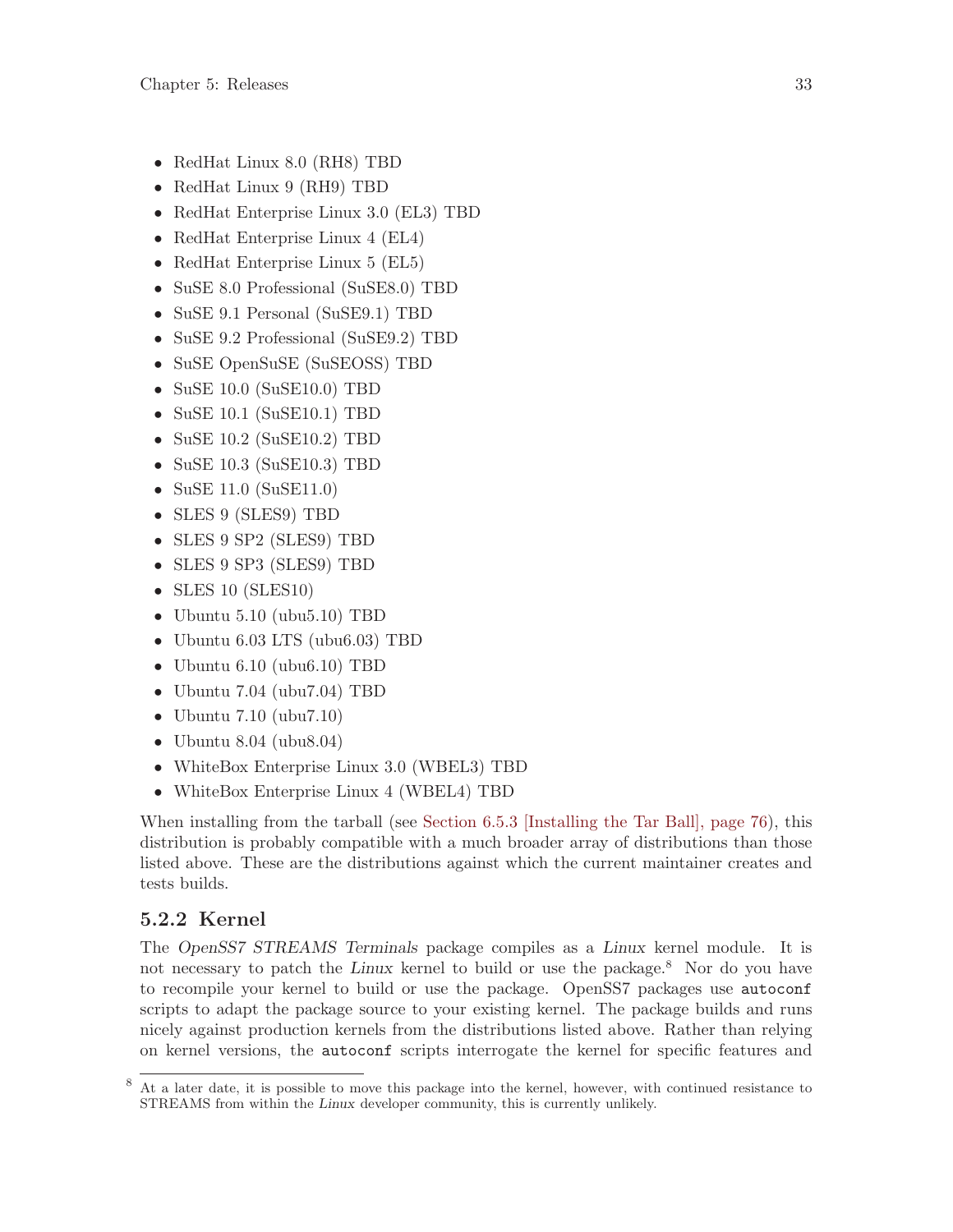- RedHat Linux 8.0 (RH8) TBD
- RedHat Linux 9 (RH9) TBD
- RedHat Enterprise Linux 3.0 (EL3) TBD
- RedHat Enterprise Linux 4 (EL4)
- RedHat Enterprise Linux 5 (EL5)
- SuSE 8.0 Professional (SuSE8.0) TBD
- SuSE 9.1 Personal (SuSE9.1) TBD
- SuSE 9.2 Professional (SuSE9.2) TBD
- SuSE OpenSuSE (SuSEOSS) TBD
- SuSE 10.0 (SuSE10.0) TBD
- SuSE 10.1 (SuSE10.1) TBD
- SuSE 10.2 (SuSE10.2) TBD
- SuSE 10.3 (SuSE10.3) TBD
- SuSE 11.0 (SuSE11.0)
- SLES 9 (SLES9) TBD
- SLES 9 SP2 (SLES9) TBD
- SLES 9 SP3 (SLES9) TBD
- SLES 10 (SLES10)
- Ubuntu 5.10 (ubu5.10) TBD
- Ubuntu 6.03 LTS (ubu6.03) TBD
- Ubuntu 6.10 (ubu6.10) TBD
- Ubuntu 7.04 (ubu7.04) TBD
- Ubuntu 7.10 (ubu7.10)
- Ubuntu 8.04 (ubu8.04)
- WhiteBox Enterprise Linux 3.0 (WBEL3) TBD
- WhiteBox Enterprise Linux 4 (WBEL4) TBD

When installing from the tarball (see Section 6.5.3 [Installing the Tar Ball], page 76), this distribution is probably compatible with a much broader array of distributions than those listed above. These are the distributions against which the current maintainer creates and tests builds.

### 5.2.2 Kernel

The *OpenSS7 STREAMS Terminals* package compiles as a *Linux* kernel module. It is not necessary to patch the *Linux* kernel to build or use the package.[8] Nor do you have to recompile your kernel to build or use the package. OpenSS7 packages use `autoconf` scripts to adapt the package source to your existing kernel. The package builds and runs nicely against production kernels from the distributions listed above. Rather than relying on kernel versions, the `autoconf` scripts interrogate the kernel for specific features and

[8] At a later date, it is possible to move this package into the kernel, however, with continued resistance to STREAMS from within the *Linux* developer community, this is currently unlikely.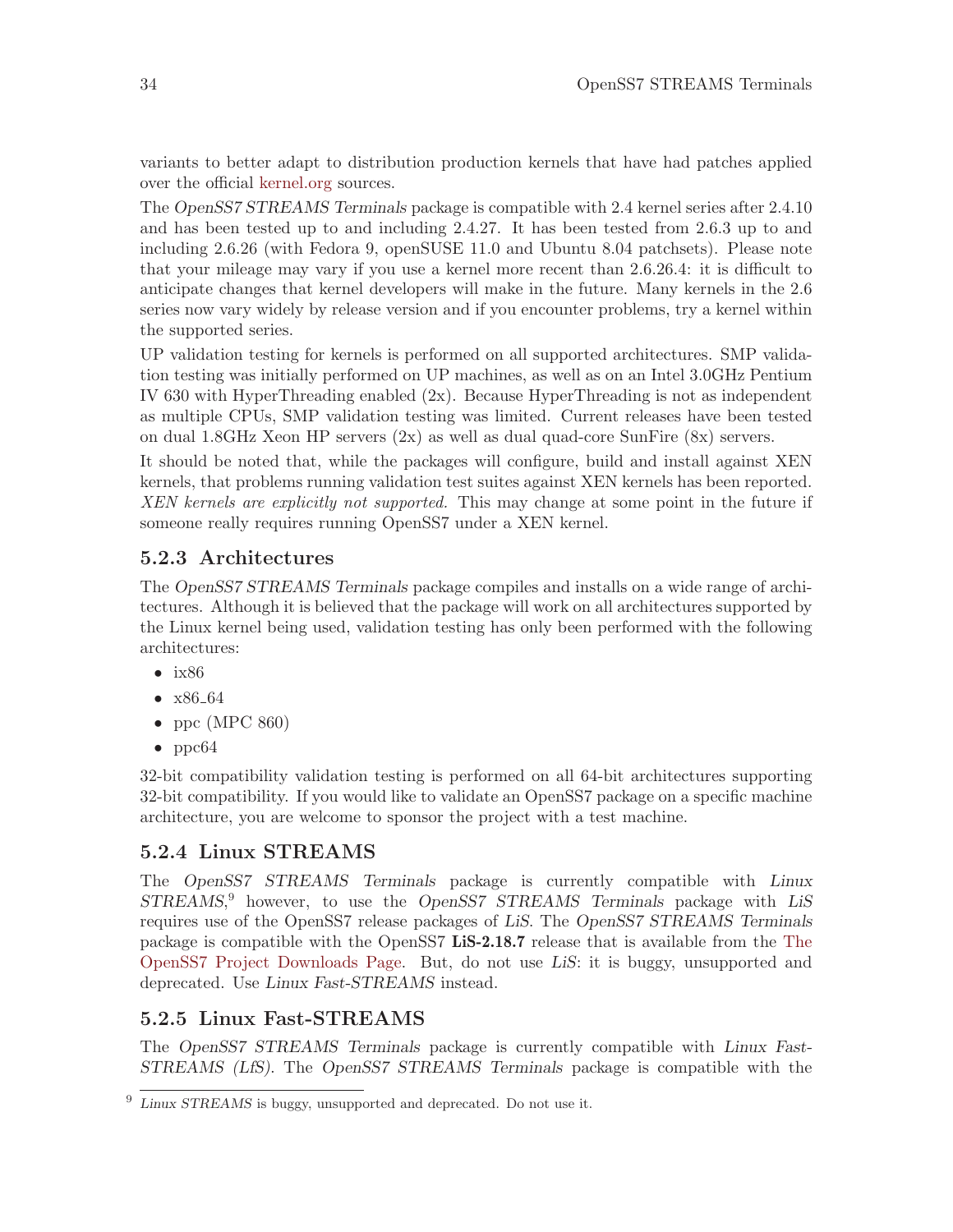variants to better adapt to distribution production kernels that have had patches applied over the official kernel.org sources.

The *OpenSS7 STREAMS Terminals* package is compatible with 2.4 kernel series after 2.4.10 and has been tested up to and including 2.4.27. It has been tested from 2.6.3 up to and including 2.6.26 (with Fedora 9, openSUSE 11.0 and Ubuntu 8.04 patchsets). Please note that your mileage may vary if you use a kernel more recent than 2.6.26.4: it is difficult to anticipate changes that kernel developers will make in the future. Many kernels in the 2.6 series now vary widely by release version and if you encounter problems, try a kernel within the supported series.

UP validation testing for kernels is performed on all supported architectures. SMP validation testing was initially performed on UP machines, as well as on an Intel 3.0GHz Pentium IV 630 with HyperThreading enabled (2x). Because HyperThreading is not as independent as multiple CPUs, SMP validation testing was limited. Current releases have been tested on dual 1.8GHz Xeon HP servers (2x) as well as dual quad-core SunFire (8x) servers.

It should be noted that, while the packages will configure, build and install against XEN kernels, that problems running validation test suites against XEN kernels has been reported. *XEN kernels are explicitly not supported.* This may change at some point in the future if someone really requires running OpenSS7 under a XEN kernel.

### 5.2.3 Architectures

The *OpenSS7 STREAMS Terminals* package compiles and installs on a wide range of architectures. Although it is believed that the package will work on all architectures supported by the Linux kernel being used, validation testing has only been performed with the following architectures:

- ix86
- x86_64
- ppc (MPC 860)
- ppc64

32-bit compatibility validation testing is performed on all 64-bit architectures supporting 32-bit compatibility. If you would like to validate an OpenSS7 package on a specific machine architecture, you are welcome to sponsor the project with a test machine.

### 5.2.4 Linux STREAMS

The *OpenSS7 STREAMS Terminals* package is currently compatible with *Linux STREAMS*,[9] however, to use the *OpenSS7 STREAMS Terminals* package with *LiS* requires use of the OpenSS7 release packages of *LiS*. The *OpenSS7 STREAMS Terminals* package is compatible with the OpenSS7 **LiS-2.18.7** release that is available from the The OpenSS7 Project Downloads Page. But, do not use *LiS*: it is buggy, unsupported and deprecated. Use *Linux Fast-STREAMS* instead.

### 5.2.5 Linux Fast-STREAMS

The *OpenSS7 STREAMS Terminals* package is currently compatible with *Linux Fast-STREAMS (LfS)*. The *OpenSS7 STREAMS Terminals* package is compatible with the

[9] *Linux STREAMS* is buggy, unsupported and deprecated. Do not use it.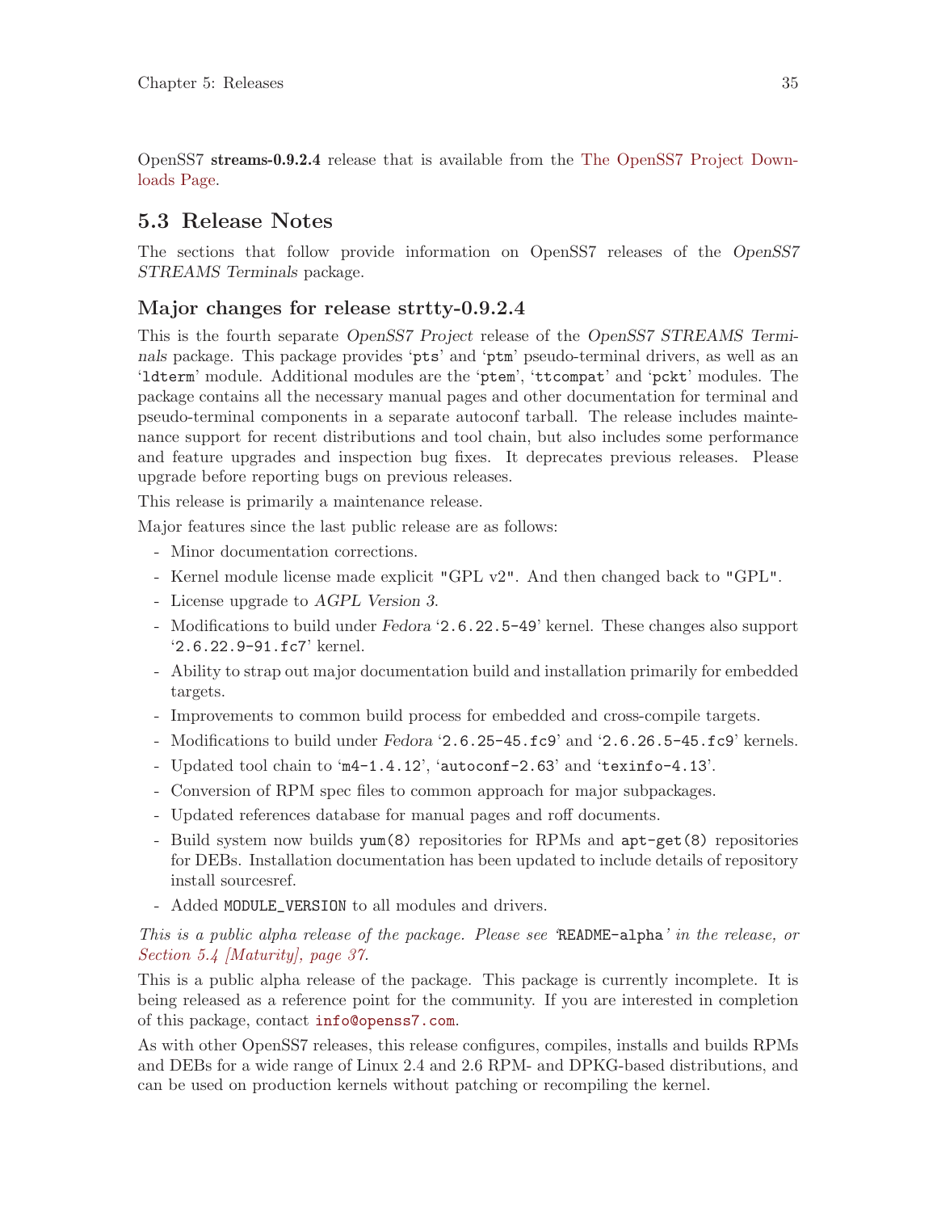OpenSS7 **streams-0.9.2.4** release that is available from the The OpenSS7 Project Downloads Page.

## 5.3 Release Notes

The sections that follow provide information on OpenSS7 releases of the *OpenSS7 STREAMS Terminals* package.

### Major changes for release strtty-0.9.2.4

This is the fourth separate *OpenSS7 Project* release of the *OpenSS7 STREAMS Terminals* package. This package provides '`pts`' and '`ptm`' pseudo-terminal drivers, as well as an '`ldterm`' module. Additional modules are the '`ptem`', '`ttcompat`' and '`pckt`' modules. The package contains all the necessary manual pages and other documentation for terminal and pseudo-terminal components in a separate autoconf tarball. The release includes maintenance support for recent distributions and tool chain, but also includes some performance and feature upgrades and inspection bug fixes. It deprecates previous releases. Please upgrade before reporting bugs on previous releases.

This release is primarily a maintenance release.

Major features since the last public release are as follows:

- Minor documentation corrections.
- Kernel module license made explicit "GPL v2". And then changed back to "GPL".
- License upgrade to *AGPL Version 3*.
- Modifications to build under *Fedora* '`2.6.22.5-49`' kernel. These changes also support '`2.6.22.9-91.fc7`' kernel.
- Ability to strap out major documentation build and installation primarily for embedded targets.
- Improvements to common build process for embedded and cross-compile targets.
- Modifications to build under *Fedora* '`2.6.25-45.fc9`' and '`2.6.26.5-45.fc9`' kernels.
- Updated tool chain to '`m4-1.4.12`', '`autoconf-2.63`' and '`texinfo-4.13`'.
- Conversion of RPM spec files to common approach for major subpackages.
- Updated references database for manual pages and roff documents.
- Build system now builds `yum(8)` repositories for RPMs and `apt-get(8)` repositories for DEBs. Installation documentation has been updated to include details of repository install sourcesref.
- Added `MODULE_VERSION` to all modules and drivers.

*This is a public alpha release of the package. Please see '*`README-alpha`*' in the release, or Section 5.4 [Maturity], page 37.*

This is a public alpha release of the package. This package is currently incomplete. It is being released as a reference point for the community. If you are interested in completion of this package, contact `info@openss7.com`.

As with other OpenSS7 releases, this release configures, compiles, installs and builds RPMs and DEBs for a wide range of Linux 2.4 and 2.6 RPM- and DPKG-based distributions, and can be used on production kernels without patching or recompiling the kernel.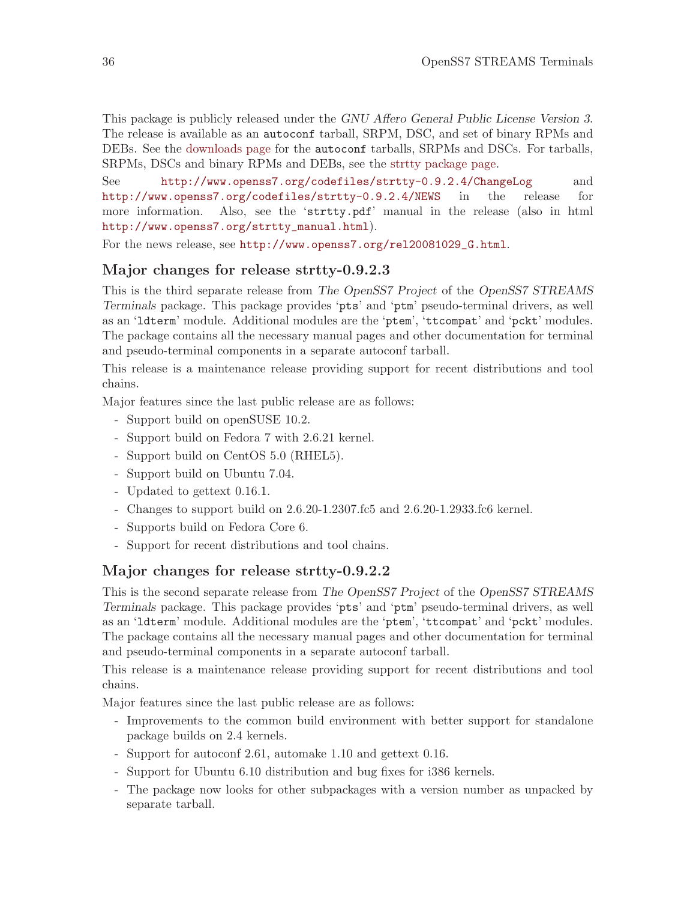This package is publicly released under the *GNU Affero General Public License Version 3*. The release is available as an `autoconf` tarball, SRPM, DSC, and set of binary RPMs and DEBs. See the downloads page for the `autoconf` tarballs, SRPMs and DSCs. For tarballs, SRPMs, DSCs and binary RPMs and DEBs, see the strtty package page.

See http://www.openss7.org/codefiles/strtty-0.9.2.4/ChangeLog and http://www.openss7.org/codefiles/strtty-0.9.2.4/NEWS in the release for more information. Also, see the '`strtty.pdf`' manual in the release (also in html http://www.openss7.org/strtty_manual.html).

For the news release, see http://www.openss7.org/rel20081029_G.html.

## Major changes for release strtty-0.9.2.3

This is the third separate release from *The OpenSS7 Project* of the *OpenSS7 STREAMS Terminals* package. This package provides '`pts`' and '`ptm`' pseudo-terminal drivers, as well as an '`ldterm`' module. Additional modules are the '`ptem`', '`ttcompat`' and '`pckt`' modules. The package contains all the necessary manual pages and other documentation for terminal and pseudo-terminal components in a separate autoconf tarball.

This release is a maintenance release providing support for recent distributions and tool chains.

Major features since the last public release are as follows:

- Support build on openSUSE 10.2.
- Support build on Fedora 7 with 2.6.21 kernel.
- Support build on CentOS 5.0 (RHEL5).
- Support build on Ubuntu 7.04.
- Updated to gettext 0.16.1.
- Changes to support build on 2.6.20-1.2307.fc5 and 2.6.20-1.2933.fc6 kernel.
- Supports build on Fedora Core 6.
- Support for recent distributions and tool chains.

## Major changes for release strtty-0.9.2.2

This is the second separate release from *The OpenSS7 Project* of the *OpenSS7 STREAMS Terminals* package. This package provides '`pts`' and '`ptm`' pseudo-terminal drivers, as well as an '`ldterm`' module. Additional modules are the '`ptem`', '`ttcompat`' and '`pckt`' modules. The package contains all the necessary manual pages and other documentation for terminal and pseudo-terminal components in a separate autoconf tarball.

This release is a maintenance release providing support for recent distributions and tool chains.

Major features since the last public release are as follows:

- Improvements to the common build environment with better support for standalone package builds on 2.4 kernels.
- Support for autoconf 2.61, automake 1.10 and gettext 0.16.
- Support for Ubuntu 6.10 distribution and bug fixes for i386 kernels.
- The package now looks for other subpackages with a version number as unpacked by separate tarball.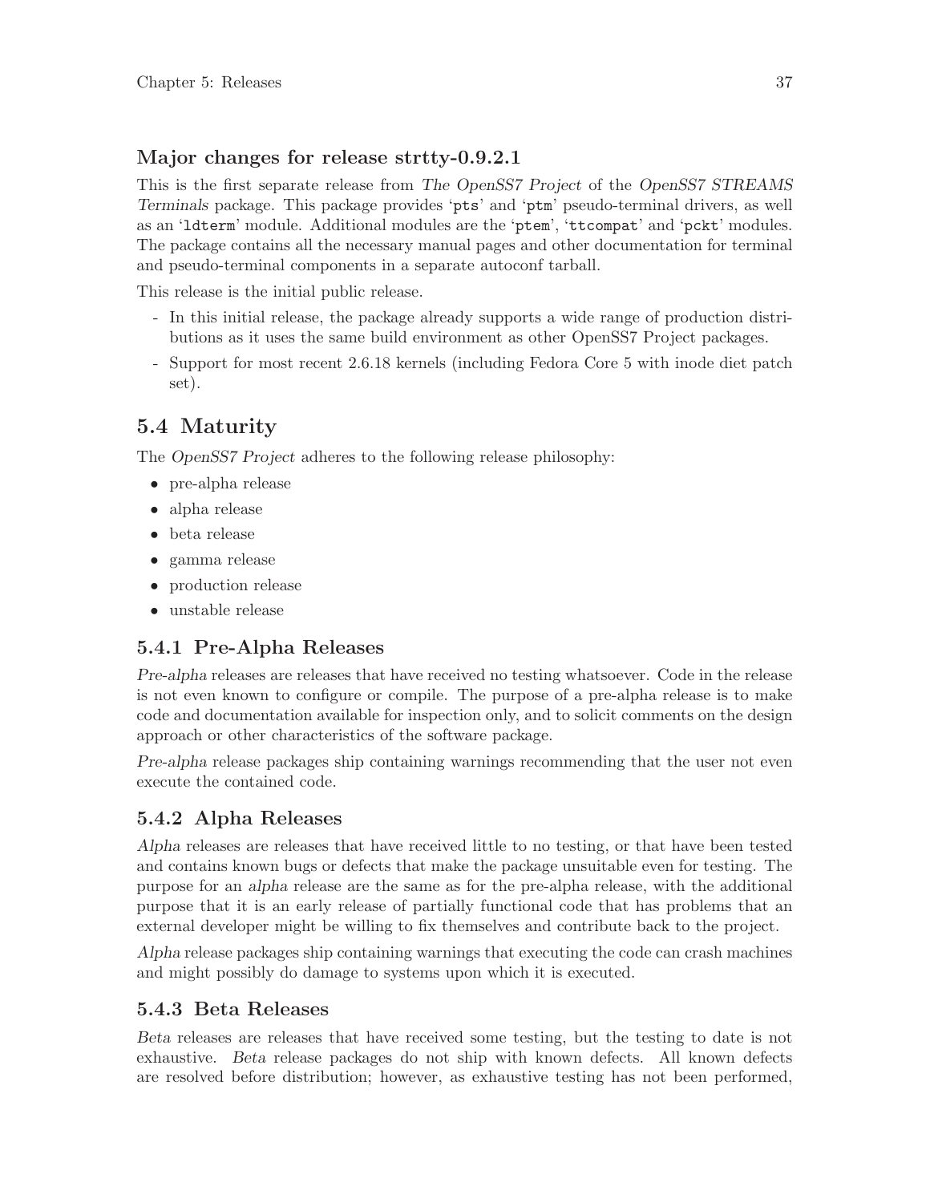### Major changes for release strtty-0.9.2.1

This is the first separate release from *The OpenSS7 Project* of the *OpenSS7 STREAMS Terminals* package. This package provides '`pts`' and '`ptm`' pseudo-terminal drivers, as well as an '`ldterm`' module. Additional modules are the '`ptem`', '`ttcompat`' and '`pckt`' modules. The package contains all the necessary manual pages and other documentation for terminal and pseudo-terminal components in a separate autoconf tarball.

This release is the initial public release.

- In this initial release, the package already supports a wide range of production distributions as it uses the same build environment as other OpenSS7 Project packages.
- Support for most recent 2.6.18 kernels (including Fedora Core 5 with inode diet patch set).

## 5.4 Maturity

The *OpenSS7 Project* adheres to the following release philosophy:

- pre-alpha release
- alpha release
- beta release
- gamma release
- production release
- unstable release

### 5.4.1 Pre-Alpha Releases

*Pre-alpha* releases are releases that have received no testing whatsoever. Code in the release is not even known to configure or compile. The purpose of a pre-alpha release is to make code and documentation available for inspection only, and to solicit comments on the design approach or other characteristics of the software package.

*Pre-alpha* release packages ship containing warnings recommending that the user not even execute the contained code.

### 5.4.2 Alpha Releases

*Alpha* releases are releases that have received little to no testing, or that have been tested and contains known bugs or defects that make the package unsuitable even for testing. The purpose for an *alpha* release are the same as for the pre-alpha release, with the additional purpose that it is an early release of partially functional code that has problems that an external developer might be willing to fix themselves and contribute back to the project.

*Alpha* release packages ship containing warnings that executing the code can crash machines and might possibly do damage to systems upon which it is executed.

### 5.4.3 Beta Releases

*Beta* releases are releases that have received some testing, but the testing to date is not exhaustive. *Beta* release packages do not ship with known defects. All known defects are resolved before distribution; however, as exhaustive testing has not been performed,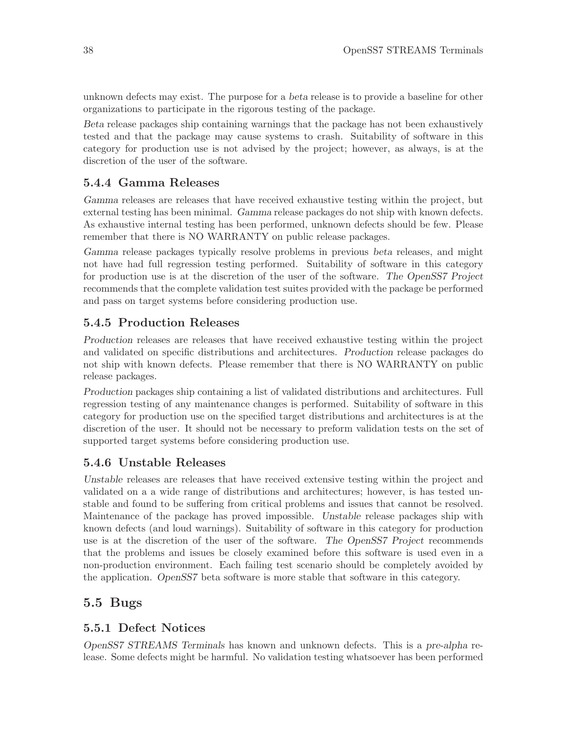unknown defects may exist. The purpose for a *beta* release is to provide a baseline for other organizations to participate in the rigorous testing of the package.

*Beta* release packages ship containing warnings that the package has not been exhaustively tested and that the package may cause systems to crash. Suitability of software in this category for production use is not advised by the project; however, as always, is at the discretion of the user of the software.

### 5.4.4 Gamma Releases

*Gamma* releases are releases that have received exhaustive testing within the project, but external testing has been minimal. *Gamma* release packages do not ship with known defects. As exhaustive internal testing has been performed, unknown defects should be few. Please remember that there is NO WARRANTY on public release packages.

*Gamma* release packages typically resolve problems in previous *beta* releases, and might not have had full regression testing performed. Suitability of software in this category for production use is at the discretion of the user of the software. *The OpenSS7 Project* recommends that the complete validation test suites provided with the package be performed and pass on target systems before considering production use.

### 5.4.5 Production Releases

*Production* releases are releases that have received exhaustive testing within the project and validated on specific distributions and architectures. *Production* release packages do not ship with known defects. Please remember that there is NO WARRANTY on public release packages.

*Production* packages ship containing a list of validated distributions and architectures. Full regression testing of any maintenance changes is performed. Suitability of software in this category for production use on the specified target distributions and architectures is at the discretion of the user. It should not be necessary to preform validation tests on the set of supported target systems before considering production use.

### 5.4.6 Unstable Releases

*Unstable* releases are releases that have received extensive testing within the project and validated on a a wide range of distributions and architectures; however, is has tested unstable and found to be suffering from critical problems and issues that cannot be resolved. Maintenance of the package has proved impossible. *Unstable* release packages ship with known defects (and loud warnings). Suitability of software in this category for production use is at the discretion of the user of the software. *The OpenSS7 Project* recommends that the problems and issues be closely examined before this software is used even in a non-production environment. Each failing test scenario should be completely avoided by the application. *OpenSS7* beta software is more stable that software in this category.

## 5.5 Bugs

### 5.5.1 Defect Notices

*OpenSS7 STREAMS Terminals* has known and unknown defects. This is a *pre-alpha* release. Some defects might be harmful. No validation testing whatsoever has been performed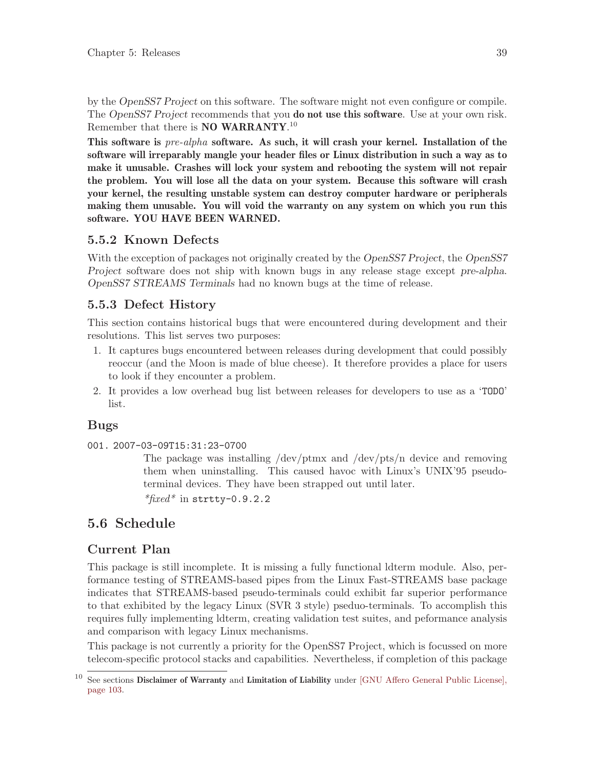by the *OpenSS7 Project* on this software. The software might not even configure or compile. The *OpenSS7 Project* recommends that you **do not use this software**. Use at your own risk. Remember that there is **NO WARRANTY**.[10]

**This software is *pre-alpha* software. As such, it will crash your kernel. Installation of the software will irreparably mangle your header files or Linux distribution in such a way as to make it unusable. Crashes will lock your system and rebooting the system will not repair the problem. You will lose all the data on your system. Because this software will crash your kernel, the resulting unstable system can destroy computer hardware or peripherals making them unusable. You will void the warranty on any system on which you run this software. YOU HAVE BEEN WARNED.**

### 5.5.2 Known Defects

With the exception of packages not originally created by the *OpenSS7 Project*, the *OpenSS7 Project* software does not ship with known bugs in any release stage except *pre-alpha*. *OpenSS7 STREAMS Terminals* had no known bugs at the time of release.

### 5.5.3 Defect History

This section contains historical bugs that were encountered during development and their resolutions. This list serves two purposes:

1. It captures bugs encountered between releases during development that could possibly reoccur (and the Moon is made of blue cheese). It therefore provides a place for users to look if they encounter a problem.
2. It provides a low overhead bug list between releases for developers to use as a '`TODO`' list.

#### Bugs

`001. 2007-03-09T15:31:23-0700`

The package was installing /dev/ptmx and /dev/pts/n device and removing them when uninstalling. This caused havoc with Linux's UNIX'95 pseudo-terminal devices. They have been strapped out until later.

*\*fixed\** in `strtty-0.9.2.2`

## 5.6 Schedule

#### Current Plan

This package is still incomplete. It is missing a fully functional ldterm module. Also, performance testing of STREAMS-based pipes from the Linux Fast-STREAMS base package indicates that STREAMS-based pseudo-terminals could exhibit far superior performance to that exhibited by the legacy Linux (SVR 3 style) pseduo-terminals. To accomplish this requires fully implementing ldterm, creating validation test suites, and peformance analysis and comparison with legacy Linux mechanisms.

This package is not currently a priority for the OpenSS7 Project, which is focussed on more telecom-specific protocol stacks and capabilities. Nevertheless, if completion of this package

---

[10] See sections **Disclaimer of Warranty** and **Limitation of Liability** under [GNU Affero General Public License], page 103.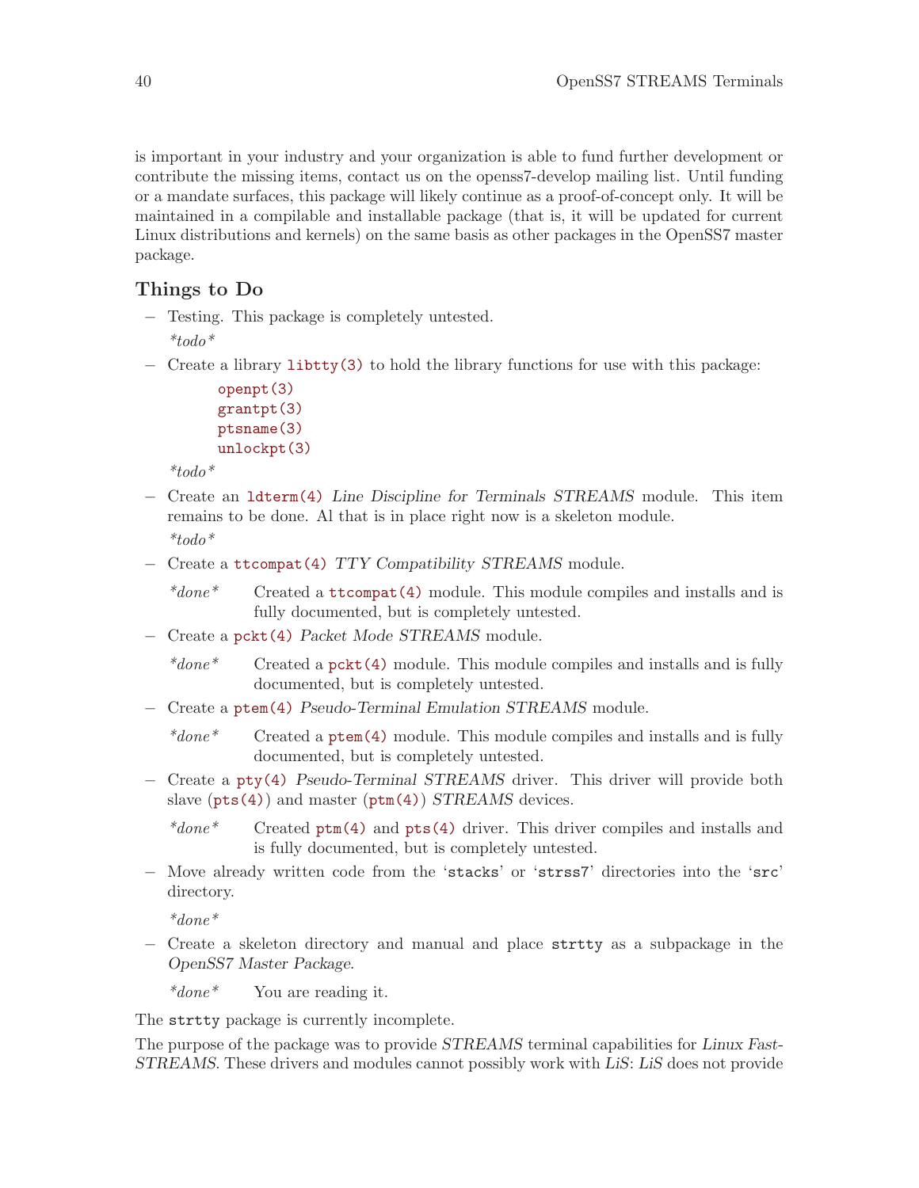is important in your industry and your organization is able to fund further development or contribute the missing items, contact us on the openss7-develop mailing list. Until funding or a mandate surfaces, this package will likely continue as a proof-of-concept only. It will be maintained in a compilable and installable package (that is, it will be updated for current Linux distributions and kernels) on the same basis as other packages in the OpenSS7 master package.

### Things to Do

- Testing. This package is completely untested.

  *\*todo\**

- Create a library `libtty(3)` to hold the library functions for use with this package:

  `openpt(3)`
  `grantpt(3)`
  `ptsname(3)`
  `unlockpt(3)`

  *\*todo\**

- Create an `ldterm(4)` *Line Discipline for Terminals STREAMS* module. This item remains to be done. Al that is in place right now is a skeleton module.

  *\*todo\**

- Create a `ttcompat(4)` *TTY Compatibility STREAMS* module.

  *\*done\** Created a `ttcompat(4)` module. This module compiles and installs and is fully documented, but is completely untested.

- Create a `pckt(4)` *Packet Mode STREAMS* module.

  *\*done\** Created a `pckt(4)` module. This module compiles and installs and is fully documented, but is completely untested.

- Create a `ptem(4)` *Pseudo-Terminal Emulation STREAMS* module.

  *\*done\** Created a `ptem(4)` module. This module compiles and installs and is fully documented, but is completely untested.

- Create a `pty(4)` *Pseudo-Terminal STREAMS* driver. This driver will provide both slave (`pts(4)`) and master (`ptm(4)`) *STREAMS* devices.

  *\*done\** Created `ptm(4)` and `pts(4)` driver. This driver compiles and installs and is fully documented, but is completely untested.

- Move already written code from the '`stacks`' or '`strss7`' directories into the '`src`' directory.

  *\*done\**

- Create a skeleton directory and manual and place `strtty` as a subpackage in the *OpenSS7 Master Package*.

  *\*done\** You are reading it.

The `strtty` package is currently incomplete.

The purpose of the package was to provide *STREAMS* terminal capabilities for *Linux Fast-STREAMS*. These drivers and modules cannot possibly work with *LiS*: *LiS* does not provide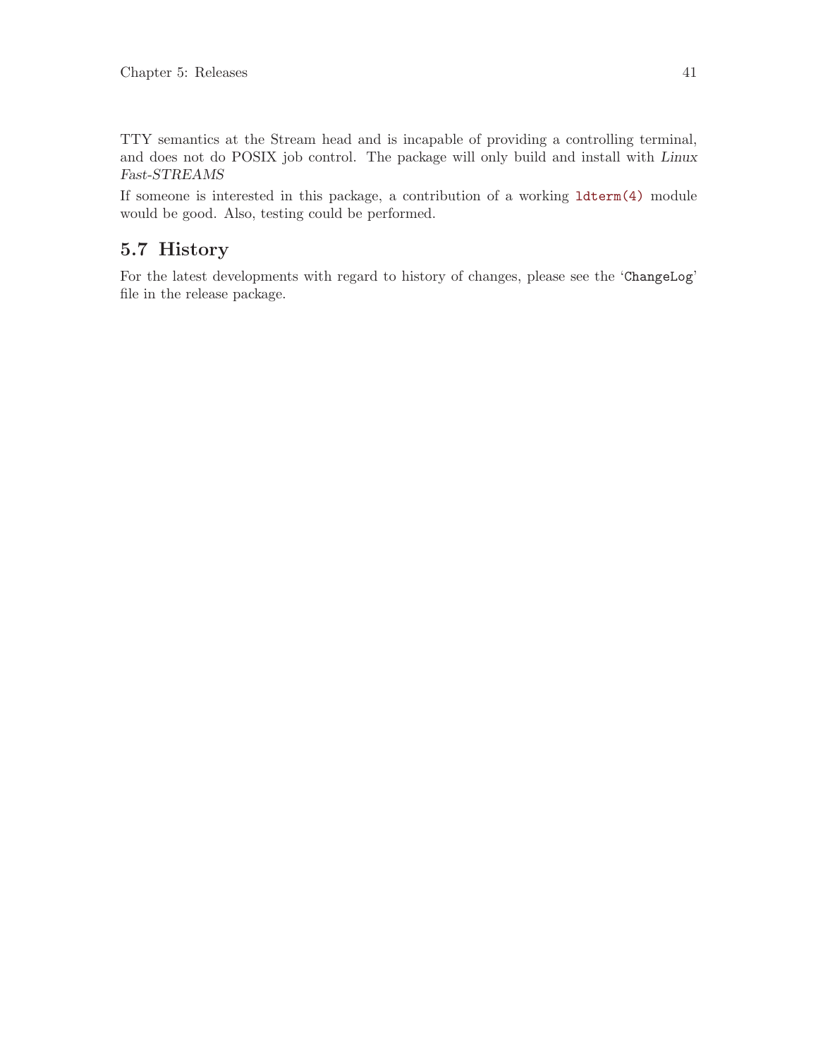TTY semantics at the Stream head and is incapable of providing a controlling terminal, and does not do POSIX job control. The package will only build and install with *Linux Fast-STREAMS*

If someone is interested in this package, a contribution of a working `ldterm(4)` module would be good. Also, testing could be performed.

## 5.7 History

For the latest developments with regard to history of changes, please see the '`ChangeLog`' file in the release package.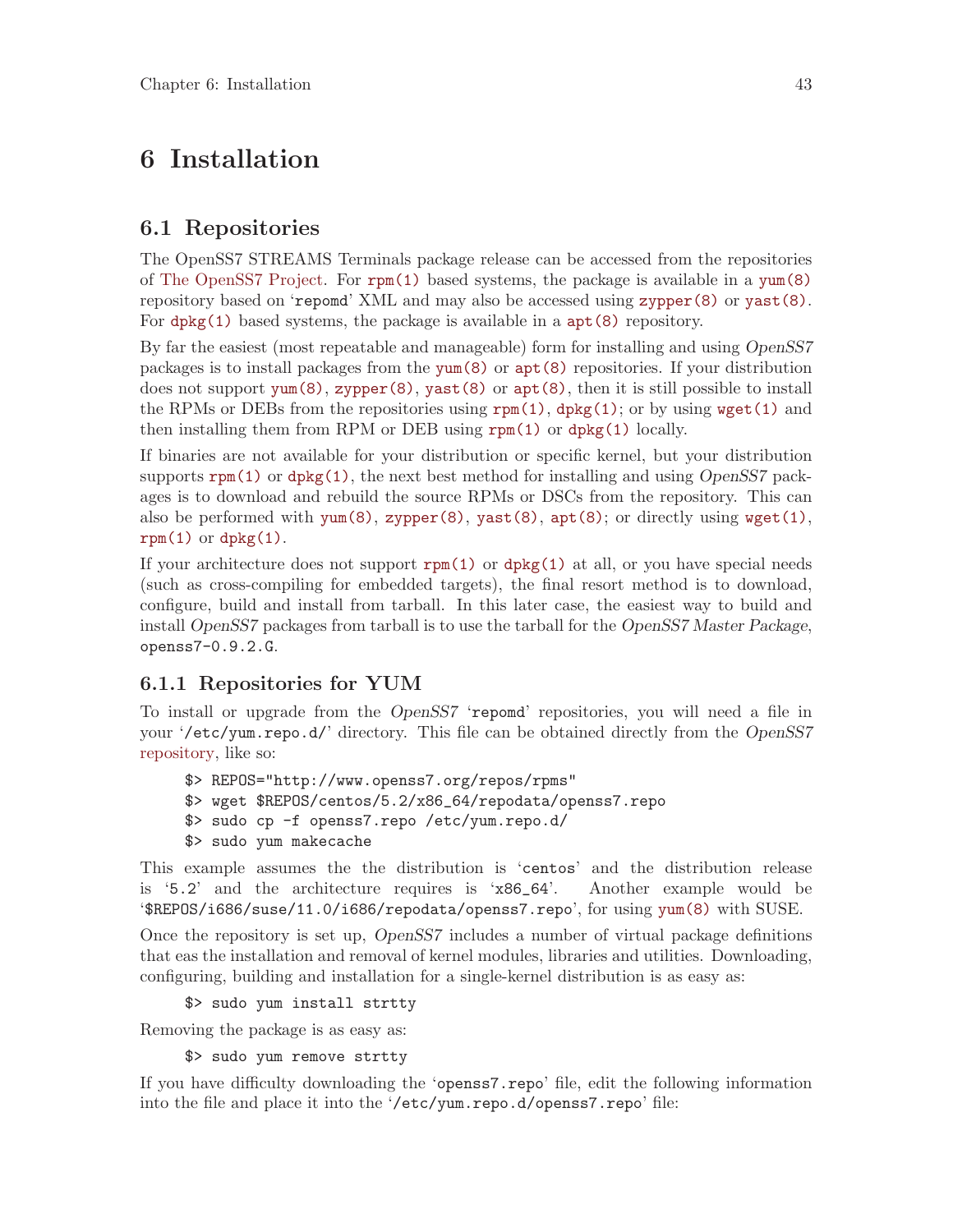# 6 Installation

## 6.1 Repositories

The OpenSS7 STREAMS Terminals package release can be accessed from the repositories of The OpenSS7 Project. For `rpm(1)` based systems, the package is available in a `yum(8)` repository based on '`repomd`' XML and may also be accessed using `zypper(8)` or `yast(8)`. For `dpkg(1)` based systems, the package is available in a `apt(8)` repository.

By far the easiest (most repeatable and manageable) form for installing and using *OpenSS7* packages is to install packages from the `yum(8)` or `apt(8)` repositories. If your distribution does not support `yum(8)`, `zypper(8)`, `yast(8)` or `apt(8)`, then it is still possible to install the RPMs or DEBs from the repositories using `rpm(1)`, `dpkg(1)`; or by using `wget(1)` and then installing them from RPM or DEB using `rpm(1)` or `dpkg(1)` locally.

If binaries are not available for your distribution or specific kernel, but your distribution supports `rpm(1)` or `dpkg(1)`, the next best method for installing and using *OpenSS7* packages is to download and rebuild the source RPMs or DSCs from the repository. This can also be performed with `yum(8)`, `zypper(8)`, `yast(8)`, `apt(8)`; or directly using `wget(1)`, `rpm(1)` or `dpkg(1)`.

If your architecture does not support `rpm(1)` or `dpkg(1)` at all, or you have special needs (such as cross-compiling for embedded targets), the final resort method is to download, configure, build and install from tarball. In this later case, the easiest way to build and install *OpenSS7* packages from tarball is to use the tarball for the *OpenSS7 Master Package*, `openss7-0.9.2.G`.

### 6.1.1 Repositories for YUM

To install or upgrade from the *OpenSS7* '`repomd`' repositories, you will need a file in your '`/etc/yum.repo.d/`' directory. This file can be obtained directly from the *OpenSS7* repository, like so:

```
$> REPOS="http://www.openss7.org/repos/rpms"
$> wget $REPOS/centos/5.2/x86_64/repodata/openss7.repo
$> sudo cp -f openss7.repo /etc/yum.repo.d/
$> sudo yum makecache
```

This example assumes the the distribution is '`centos`' and the distribution release is '`5.2`' and the architecture requires is '`x86_64`'. Another example would be '`$REPOS/i686/suse/11.0/i686/repodata/openss7.repo`', for using `yum(8)` with SUSE.

Once the repository is set up, *OpenSS7* includes a number of virtual package definitions that eas the installation and removal of kernel modules, libraries and utilities. Downloading, configuring, building and installation for a single-kernel distribution is as easy as:

```
$> sudo yum install strtty
```

Removing the package is as easy as:

```
$> sudo yum remove strtty
```

If you have difficulty downloading the '`openss7.repo`' file, edit the following information into the file and place it into the '`/etc/yum.repo.d/openss7.repo`' file: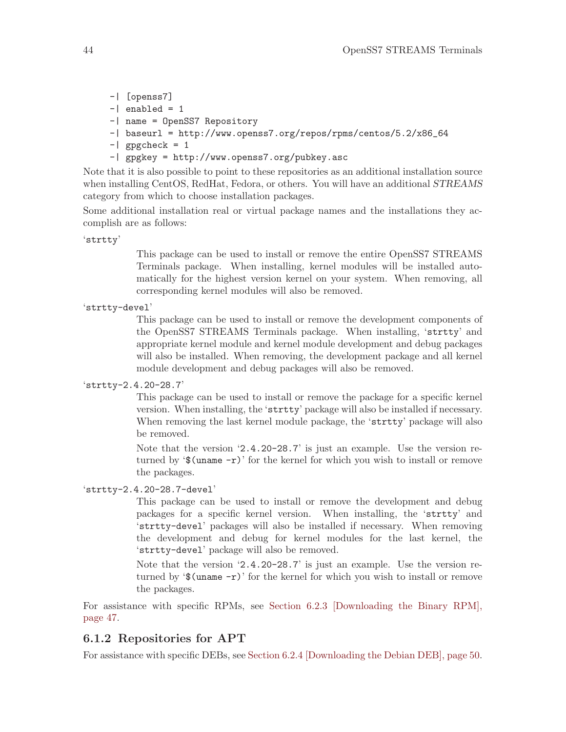```
-| [openss7]
-| enabled = 1
-| name = OpenSS7 Repository
-| baseurl = http://www.openss7.org/repos/rpms/centos/5.2/x86_64
-| gpgcheck = 1
-| gpgkey = http://www.openss7.org/pubkey.asc
```

Note that it is also possible to point to these repositories as an additional installation source when installing CentOS, RedHat, Fedora, or others. You will have an additional *STREAMS* category from which to choose installation packages.

Some additional installation real or virtual package names and the installations they accomplish are as follows:

'`strtty`'

This package can be used to install or remove the entire OpenSS7 STREAMS Terminals package. When installing, kernel modules will be installed automatically for the highest version kernel on your system. When removing, all corresponding kernel modules will also be removed.

'`strtty-devel`'

This package can be used to install or remove the development components of the OpenSS7 STREAMS Terminals package. When installing, '`strtty`' and appropriate kernel module and kernel module development and debug packages will also be installed. When removing, the development package and all kernel module development and debug packages will also be removed.

'`strtty-2.4.20-28.7`'

This package can be used to install or remove the package for a specific kernel version. When installing, the '`strtty`' package will also be installed if necessary. When removing the last kernel module package, the '`strtty`' package will also be removed.

Note that the version '`2.4.20-28.7`' is just an example. Use the version returned by '`$(uname -r)`' for the kernel for which you wish to install or remove the packages.

'`strtty-2.4.20-28.7-devel`'

This package can be used to install or remove the development and debug packages for a specific kernel version. When installing, the '`strtty`' and '`strtty-devel`' packages will also be installed if necessary. When removing the development and debug for kernel modules for the last kernel, the '`strtty-devel`' package will also be removed.

Note that the version '`2.4.20-28.7`' is just an example. Use the version returned by '`$(uname -r)`' for the kernel for which you wish to install or remove the packages.

For assistance with specific RPMs, see Section 6.2.3 [Downloading the Binary RPM], page 47.

### 6.1.2 Repositories for APT

For assistance with specific DEBs, see Section 6.2.4 [Downloading the Debian DEB], page 50.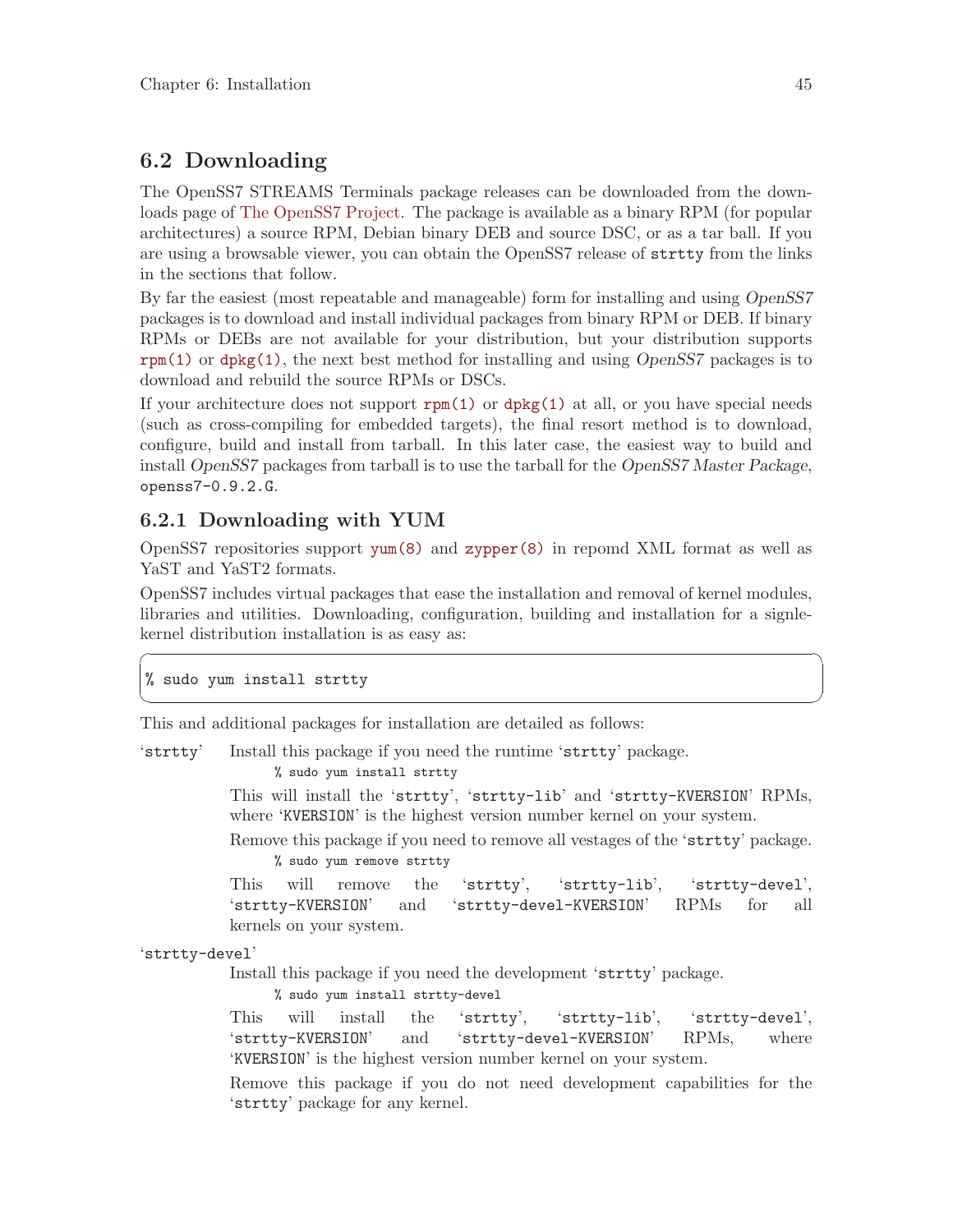## 6.2 Downloading

The OpenSS7 STREAMS Terminals package releases can be downloaded from the downloads page of The OpenSS7 Project. The package is available as a binary RPM (for popular architectures) a source RPM, Debian binary DEB and source DSC, or as a tar ball. If you are using a browsable viewer, you can obtain the OpenSS7 release of `strtty` from the links in the sections that follow.

By far the easiest (most repeatable and manageable) form for installing and using *OpenSS7* packages is to download and install individual packages from binary RPM or DEB. If binary RPMs or DEBs are not available for your distribution, but your distribution supports `rpm(1)` or `dpkg(1)`, the next best method for installing and using *OpenSS7* packages is to download and rebuild the source RPMs or DSCs.

If your architecture does not support `rpm(1)` or `dpkg(1)` at all, or you have special needs (such as cross-compiling for embedded targets), the final resort method is to download, configure, build and install from tarball. In this later case, the easiest way to build and install *OpenSS7* packages from tarball is to use the tarball for the *OpenSS7 Master Package*, `openss7-0.9.2.G`.

### 6.2.1 Downloading with YUM

OpenSS7 repositories support `yum(8)` and `zypper(8)` in repomd XML format as well as YaST and YaST2 formats.

OpenSS7 includes virtual packages that ease the installation and removal of kernel modules, libraries and utilities. Downloading, configuration, building and installation for a signle-kernel distribution installation is as easy as:

```
% sudo yum install strtty
```

This and additional packages for installation are detailed as follows:

'`strtty`'
: Install this package if you need the runtime '`strtty`' package.

  ```
  % sudo yum install strtty
  ```

  This will install the '`strtty`', '`strtty-lib`' and '`strtty-KVERSION`' RPMs, where '`KVERSION`' is the highest version number kernel on your system.

  Remove this package if you need to remove all vestages of the '`strtty`' package.

  ```
  % sudo yum remove strtty
  ```

  This will remove the '`strtty`', '`strtty-lib`', '`strtty-devel`', '`strtty-KVERSION`' and '`strtty-devel-KVERSION`' RPMs for all kernels on your system.

'`strtty-devel`'
: Install this package if you need the development '`strtty`' package.

  ```
  % sudo yum install strtty-devel
  ```

  This will install the '`strtty`', '`strtty-lib`', '`strtty-devel`', '`strtty-KVERSION`' and '`strtty-devel-KVERSION`' RPMs, where '`KVERSION`' is the highest version number kernel on your system.

  Remove this package if you do not need development capabilities for the '`strtty`' package for any kernel.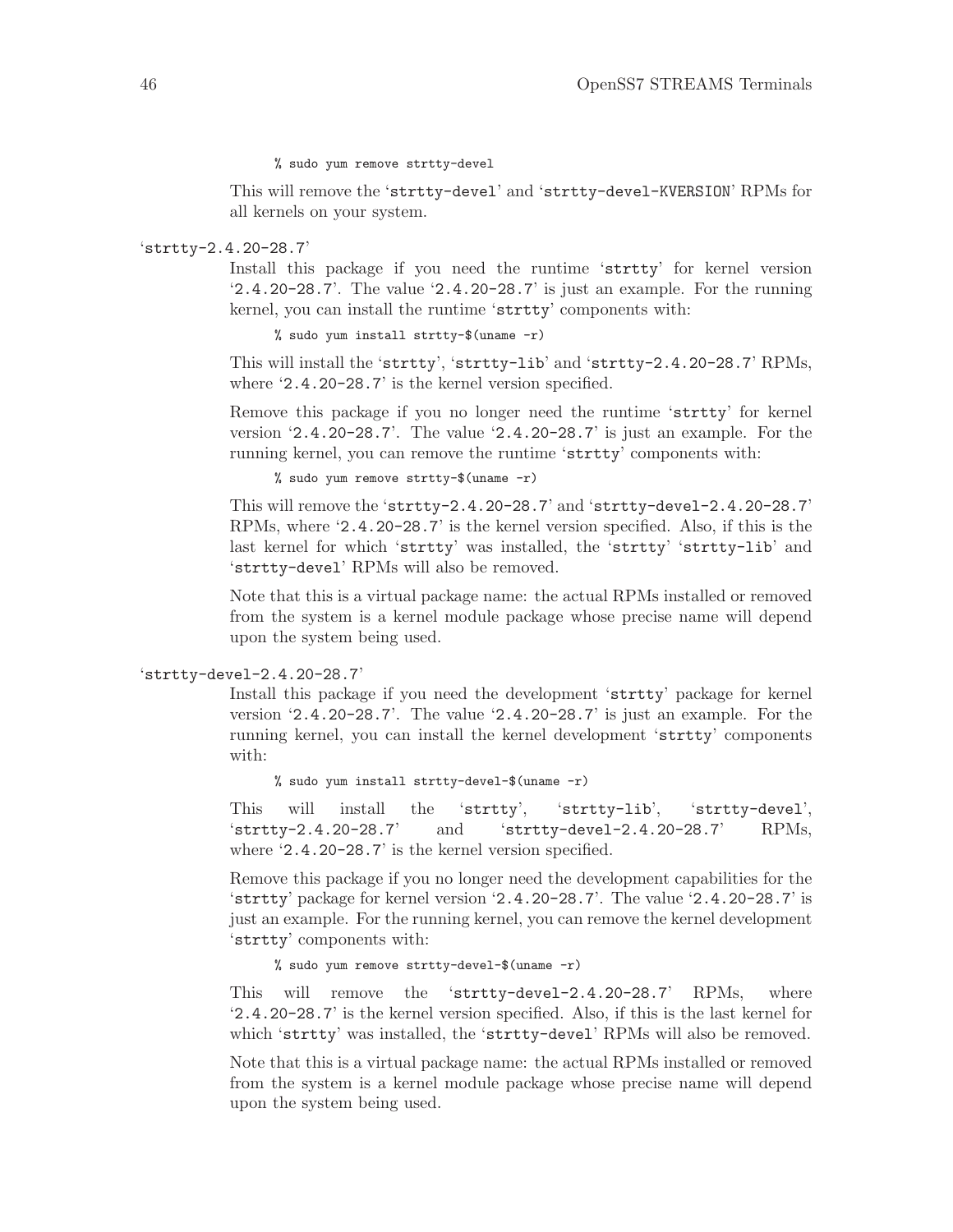```
% sudo yum remove strtty-devel
```

This will remove the 'strtty-devel' and 'strtty-devel-KVERSION' RPMs for all kernels on your system.

'strtty-2.4.20-28.7'

Install this package if you need the runtime 'strtty' for kernel version '2.4.20-28.7'. The value '2.4.20-28.7' is just an example. For the running kernel, you can install the runtime 'strtty' components with:

```
% sudo yum install strtty-$(uname -r)
```

This will install the 'strtty', 'strtty-lib' and 'strtty-2.4.20-28.7' RPMs, where '2.4.20-28.7' is the kernel version specified.

Remove this package if you no longer need the runtime 'strtty' for kernel version '2.4.20-28.7'. The value '2.4.20-28.7' is just an example. For the running kernel, you can remove the runtime 'strtty' components with:

```
% sudo yum remove strtty-$(uname -r)
```

This will remove the 'strtty-2.4.20-28.7' and 'strtty-devel-2.4.20-28.7' RPMs, where '2.4.20-28.7' is the kernel version specified. Also, if this is the last kernel for which 'strtty' was installed, the 'strtty' 'strtty-lib' and 'strtty-devel' RPMs will also be removed.

Note that this is a virtual package name: the actual RPMs installed or removed from the system is a kernel module package whose precise name will depend upon the system being used.

'strtty-devel-2.4.20-28.7'

Install this package if you need the development 'strtty' package for kernel version '2.4.20-28.7'. The value '2.4.20-28.7' is just an example. For the running kernel, you can install the kernel development 'strtty' components with:

```
% sudo yum install strtty-devel-$(uname -r)
```

This will install the 'strtty', 'strtty-lib', 'strtty-devel', 'strtty-2.4.20-28.7' and 'strtty-devel-2.4.20-28.7' RPMs, where '2.4.20-28.7' is the kernel version specified.

Remove this package if you no longer need the development capabilities for the 'strtty' package for kernel version '2.4.20-28.7'. The value '2.4.20-28.7' is just an example. For the running kernel, you can remove the kernel development 'strtty' components with:

```
% sudo yum remove strtty-devel-$(uname -r)
```

This will remove the 'strtty-devel-2.4.20-28.7' RPMs, where '2.4.20-28.7' is the kernel version specified. Also, if this is the last kernel for which 'strtty' was installed, the 'strtty-devel' RPMs will also be removed.

Note that this is a virtual package name: the actual RPMs installed or removed from the system is a kernel module package whose precise name will depend upon the system being used.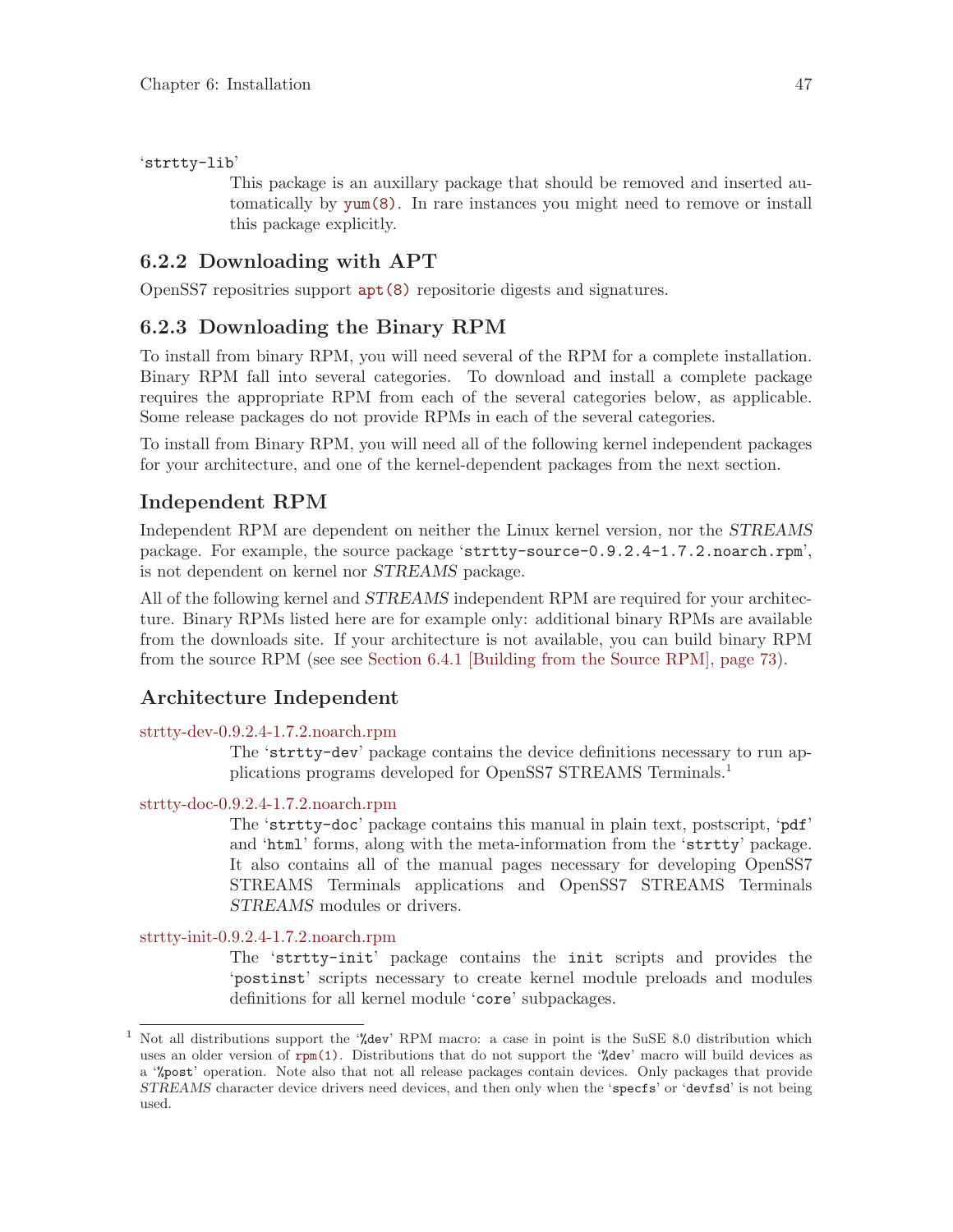'strtty-lib'

This package is an auxillary package that should be removed and inserted automatically by yum(8). In rare instances you might need to remove or install this package explicitly.

### 6.2.2 Downloading with APT

OpenSS7 repositries support apt(8) repositorie digests and signatures.

### 6.2.3 Downloading the Binary RPM

To install from binary RPM, you will need several of the RPM for a complete installation. Binary RPM fall into several categories. To download and install a complete package requires the appropriate RPM from each of the several categories below, as applicable. Some release packages do not provide RPMs in each of the several categories.

To install from Binary RPM, you will need all of the following kernel independent packages for your architecture, and one of the kernel-dependent packages from the next section.

### Independent RPM

Independent RPM are dependent on neither the Linux kernel version, nor the *STREAMS* package. For example, the source package '`strtty-source-0.9.2.4-1.7.2.noarch.rpm`', is not dependent on kernel nor *STREAMS* package.

All of the following kernel and *STREAMS* independent RPM are required for your architecture. Binary RPMs listed here are for example only: additional binary RPMs are available from the downloads site. If your architecture is not available, you can build binary RPM from the source RPM (see see Section 6.4.1 [Building from the Source RPM], page 73).

### Architecture Independent

strtty-dev-0.9.2.4-1.7.2.noarch.rpm

The '`strtty-dev`' package contains the device definitions necessary to run applications programs developed for OpenSS7 STREAMS Terminals.[1]

strtty-doc-0.9.2.4-1.7.2.noarch.rpm

The '`strtty-doc`' package contains this manual in plain text, postscript, '`pdf`' and '`html`' forms, along with the meta-information from the '`strtty`' package. It also contains all of the manual pages necessary for developing OpenSS7 STREAMS Terminals applications and OpenSS7 STREAMS Terminals *STREAMS* modules or drivers.

strtty-init-0.9.2.4-1.7.2.noarch.rpm

The '`strtty-init`' package contains the `init` scripts and provides the '`postinst`' scripts necessary to create kernel module preloads and modules definitions for all kernel module '`core`' subpackages.

---

[1] Not all distributions support the '`%dev`' RPM macro: a case in point is the SuSE 8.0 distribution which uses an older version of rpm(1). Distributions that do not support the '`%dev`' macro will build devices as a '`%post`' operation. Note also that not all release packages contain devices. Only packages that provide *STREAMS* character device drivers need devices, and then only when the '`specfs`' or '`devfsd`' is not being used.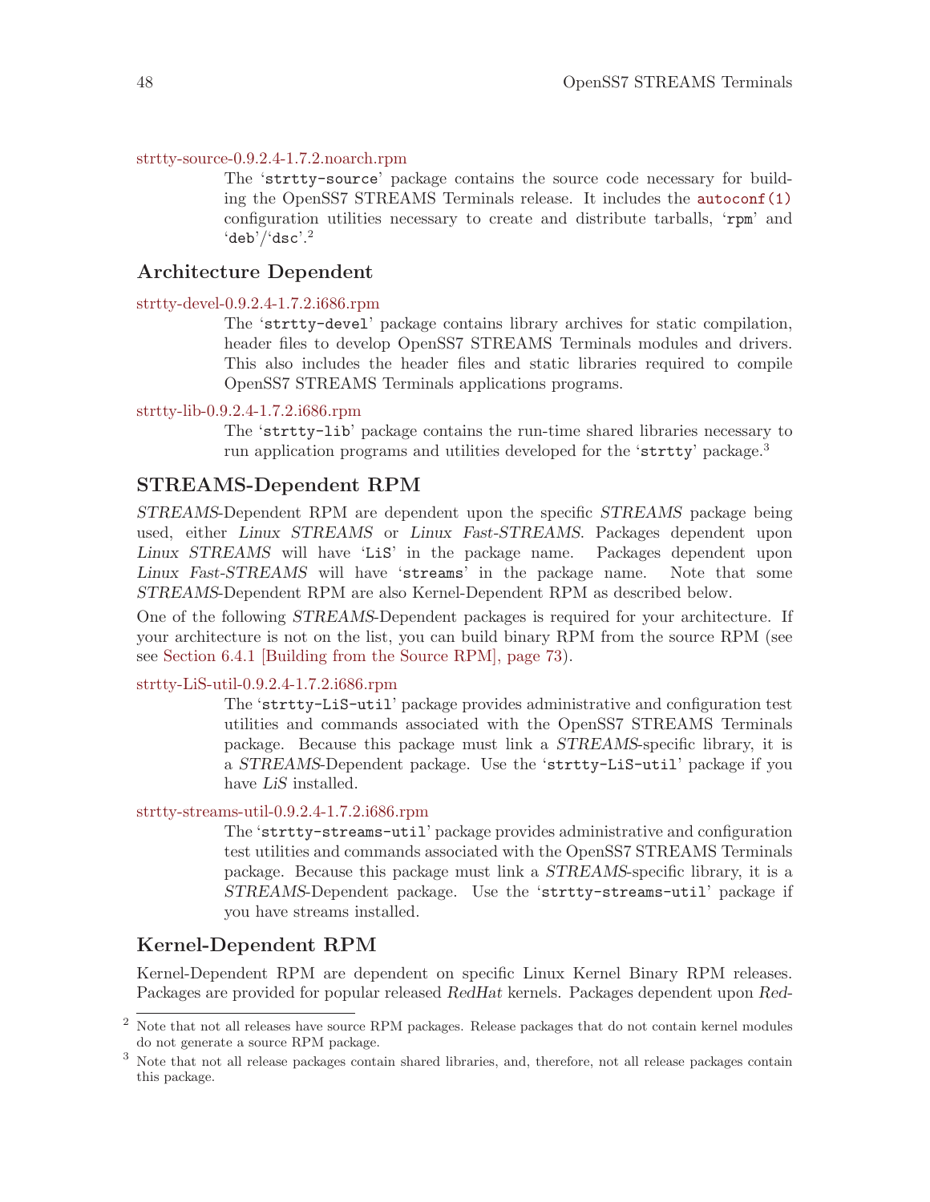strtty-source-0.9.2.4-1.7.2.noarch.rpm

The '`strtty-source`' package contains the source code necessary for building the OpenSS7 STREAMS Terminals release. It includes the `autoconf(1)` configuration utilities necessary to create and distribute tarballs, '`rpm`' and '`deb`'/'`dsc`'.[2]

### Architecture Dependent

strtty-devel-0.9.2.4-1.7.2.i686.rpm

The '`strtty-devel`' package contains library archives for static compilation, header files to develop OpenSS7 STREAMS Terminals modules and drivers. This also includes the header files and static libraries required to compile OpenSS7 STREAMS Terminals applications programs.

strtty-lib-0.9.2.4-1.7.2.i686.rpm

The '`strtty-lib`' package contains the run-time shared libraries necessary to run application programs and utilities developed for the '`strtty`' package.[3]

### STREAMS-Dependent RPM

*STREAMS*-Dependent RPM are dependent upon the specific *STREAMS* package being used, either *Linux STREAMS* or *Linux Fast-STREAMS*. Packages dependent upon *Linux STREAMS* will have '`LiS`' in the package name. Packages dependent upon *Linux Fast-STREAMS* will have '`streams`' in the package name. Note that some *STREAMS*-Dependent RPM are also Kernel-Dependent RPM as described below.

One of the following *STREAMS*-Dependent packages is required for your architecture. If your architecture is not on the list, you can build binary RPM from the source RPM (see see Section 6.4.1 [Building from the Source RPM], page 73).

strtty-LiS-util-0.9.2.4-1.7.2.i686.rpm

The '`strtty-LiS-util`' package provides administrative and configuration test utilities and commands associated with the OpenSS7 STREAMS Terminals package. Because this package must link a *STREAMS*-specific library, it is a *STREAMS*-Dependent package. Use the '`strtty-LiS-util`' package if you have *LiS* installed.

strtty-streams-util-0.9.2.4-1.7.2.i686.rpm

The '`strtty-streams-util`' package provides administrative and configuration test utilities and commands associated with the OpenSS7 STREAMS Terminals package. Because this package must link a *STREAMS*-specific library, it is a *STREAMS*-Dependent package. Use the '`strtty-streams-util`' package if you have streams installed.

### Kernel-Dependent RPM

Kernel-Dependent RPM are dependent on specific Linux Kernel Binary RPM releases. Packages are provided for popular released *RedHat* kernels. Packages dependent upon *Red-*

---

[2] Note that not all releases have source RPM packages. Release packages that do not contain kernel modules do not generate a source RPM package.

[3] Note that not all release packages contain shared libraries, and, therefore, not all release packages contain this package.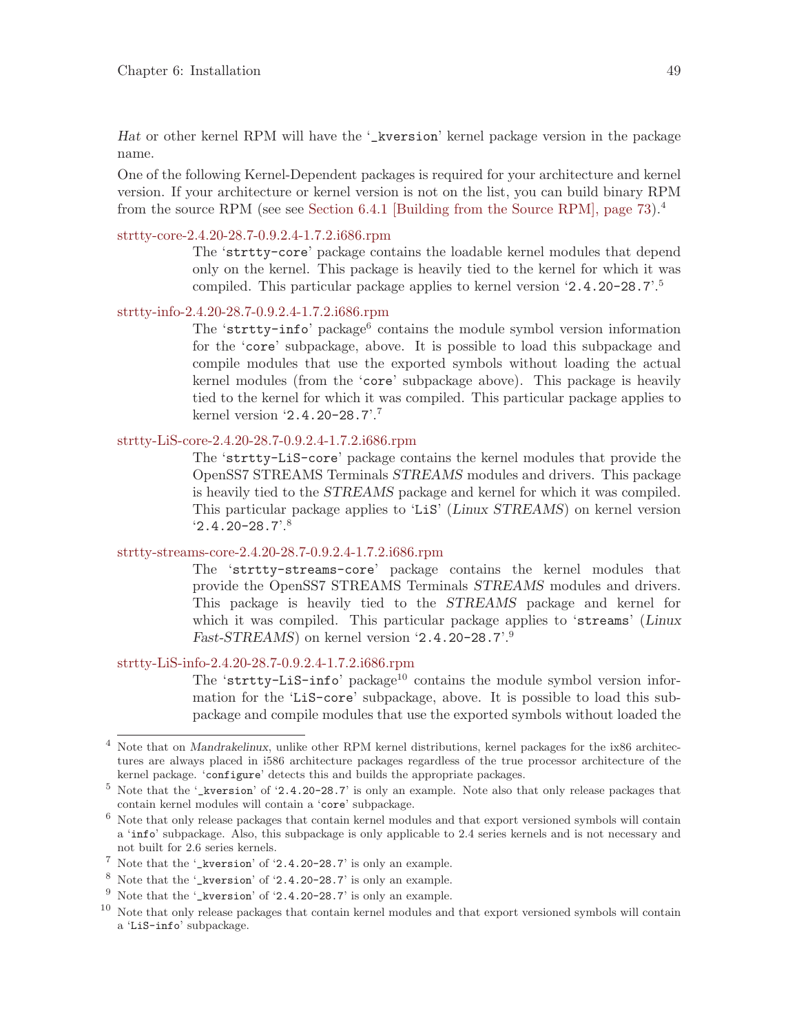*Hat* or other kernel RPM will have the '_kversion' kernel package version in the package name.

One of the following Kernel-Dependent packages is required for your architecture and kernel version. If your architecture or kernel version is not on the list, you can build binary RPM from the source RPM (see see Section 6.4.1 [Building from the Source RPM], page 73).[4]

strtty-core-2.4.20-28.7-0.9.2.4-1.7.2.i686.rpm
: The 'strtty-core' package contains the loadable kernel modules that depend only on the kernel. This package is heavily tied to the kernel for which it was compiled. This particular package applies to kernel version '2.4.20-28.7'.[5]

strtty-info-2.4.20-28.7-0.9.2.4-1.7.2.i686.rpm
: The 'strtty-info' package[6] contains the module symbol version information for the 'core' subpackage, above. It is possible to load this subpackage and compile modules that use the exported symbols without loading the actual kernel modules (from the 'core' subpackage above). This package is heavily tied to the kernel for which it was compiled. This particular package applies to kernel version '2.4.20-28.7'.[7]

strtty-LiS-core-2.4.20-28.7-0.9.2.4-1.7.2.i686.rpm
: The 'strtty-LiS-core' package contains the kernel modules that provide the OpenSS7 STREAMS Terminals *STREAMS* modules and drivers. This package is heavily tied to the *STREAMS* package and kernel for which it was compiled. This particular package applies to 'LiS' (*Linux STREAMS*) on kernel version '2.4.20-28.7'.[8]

strtty-streams-core-2.4.20-28.7-0.9.2.4-1.7.2.i686.rpm
: The 'strtty-streams-core' package contains the kernel modules that provide the OpenSS7 STREAMS Terminals *STREAMS* modules and drivers. This package is heavily tied to the *STREAMS* package and kernel for which it was compiled. This particular package applies to 'streams' (*Linux Fast-STREAMS*) on kernel version '2.4.20-28.7'.[9]

strtty-LiS-info-2.4.20-28.7-0.9.2.4-1.7.2.i686.rpm
: The 'strtty-LiS-info' package[10] contains the module symbol version information for the 'LiS-core' subpackage, above. It is possible to load this subpackage and compile modules that use the exported symbols without loaded the

---

[4] Note that on *Mandrakelinux*, unlike other RPM kernel distributions, kernel packages for the ix86 architectures are always placed in i586 architecture packages regardless of the true processor architecture of the kernel package. 'configure' detects this and builds the appropriate packages.

[5] Note that the '_kversion' of '2.4.20-28.7' is only an example. Note also that only release packages that contain kernel modules will contain a 'core' subpackage.

[6] Note that only release packages that contain kernel modules and that export versioned symbols will contain a 'info' subpackage. Also, this subpackage is only applicable to 2.4 series kernels and is not necessary and not built for 2.6 series kernels.

[7] Note that the '_kversion' of '2.4.20-28.7' is only an example.

[8] Note that the '_kversion' of '2.4.20-28.7' is only an example.

[9] Note that the '_kversion' of '2.4.20-28.7' is only an example.

[10] Note that only release packages that contain kernel modules and that export versioned symbols will contain a 'LiS-info' subpackage.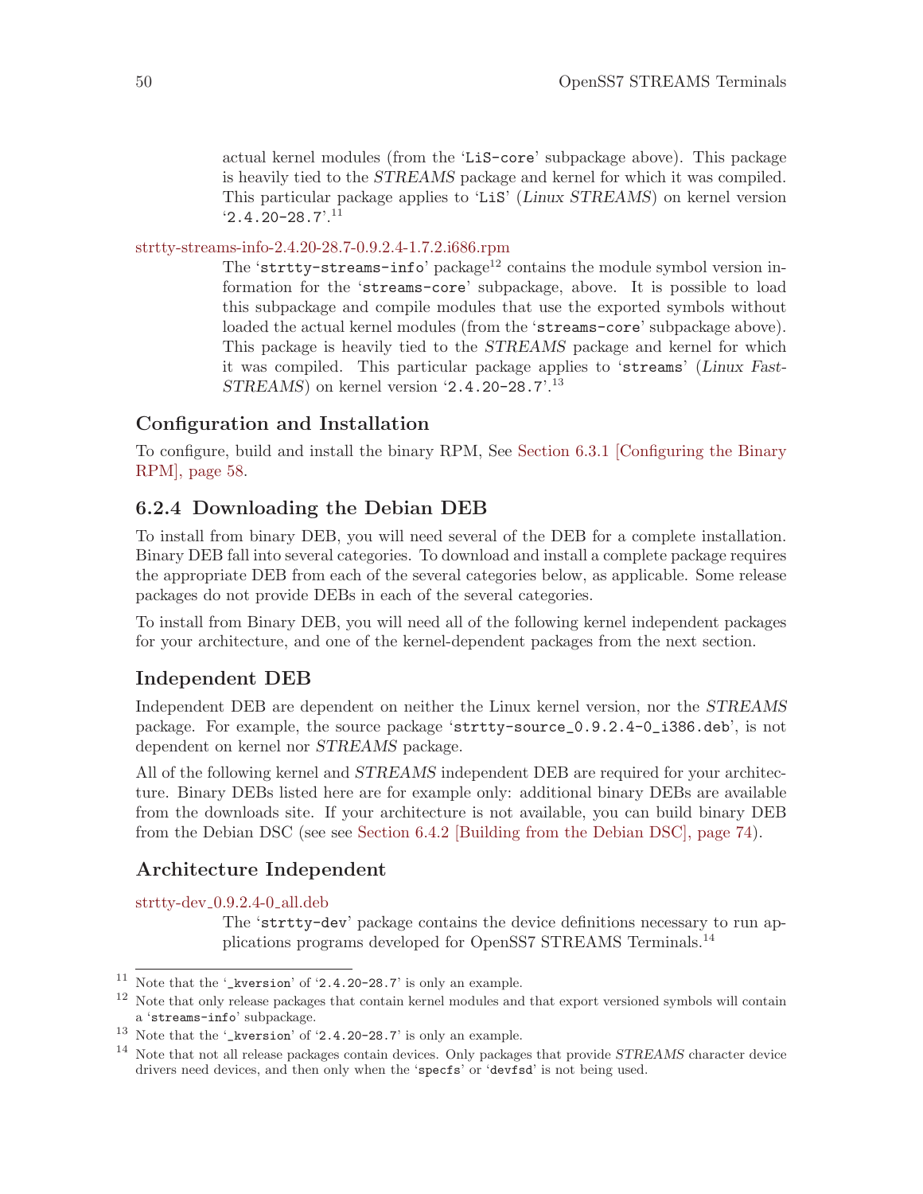actual kernel modules (from the 'LiS-core' subpackage above). This package is heavily tied to the *STREAMS* package and kernel for which it was compiled. This particular package applies to 'LiS' (*Linux STREAMS*) on kernel version '2.4.20-28.7'.[11]

strtty-streams-info-2.4.20-28.7-0.9.2.4-1.7.2.i686.rpm

The 'strtty-streams-info' package[12] contains the module symbol version information for the 'streams-core' subpackage, above. It is possible to load this subpackage and compile modules that use the exported symbols without loaded the actual kernel modules (from the 'streams-core' subpackage above). This package is heavily tied to the *STREAMS* package and kernel for which it was compiled. This particular package applies to 'streams' (*Linux Fast-STREAMS*) on kernel version '2.4.20-28.7'.[13]

### Configuration and Installation

To configure, build and install the binary RPM, See Section 6.3.1 [Configuring the Binary RPM], page 58.

### 6.2.4 Downloading the Debian DEB

To install from binary DEB, you will need several of the DEB for a complete installation. Binary DEB fall into several categories. To download and install a complete package requires the appropriate DEB from each of the several categories below, as applicable. Some release packages do not provide DEBs in each of the several categories.

To install from Binary DEB, you will need all of the following kernel independent packages for your architecture, and one of the kernel-dependent packages from the next section.

### Independent DEB

Independent DEB are dependent on neither the Linux kernel version, nor the *STREAMS* package. For example, the source package 'strtty-source_0.9.2.4-0_i386.deb', is not dependent on kernel nor *STREAMS* package.

All of the following kernel and *STREAMS* independent DEB are required for your architecture. Binary DEBs listed here are for example only: additional binary DEBs are available from the downloads site. If your architecture is not available, you can build binary DEB from the Debian DSC (see see Section 6.4.2 [Building from the Debian DSC], page 74).

### Architecture Independent

strtty-dev_0.9.2.4-0_all.deb

The 'strtty-dev' package contains the device definitions necessary to run applications programs developed for OpenSS7 STREAMS Terminals.[14]

---

[11] Note that the '_kversion' of '2.4.20-28.7' is only an example.

[12] Note that only release packages that contain kernel modules and that export versioned symbols will contain a 'streams-info' subpackage.

[13] Note that the '_kversion' of '2.4.20-28.7' is only an example.

[14] Note that not all release packages contain devices. Only packages that provide *STREAMS* character device drivers need devices, and then only when the 'specfs' or 'devfsd' is not being used.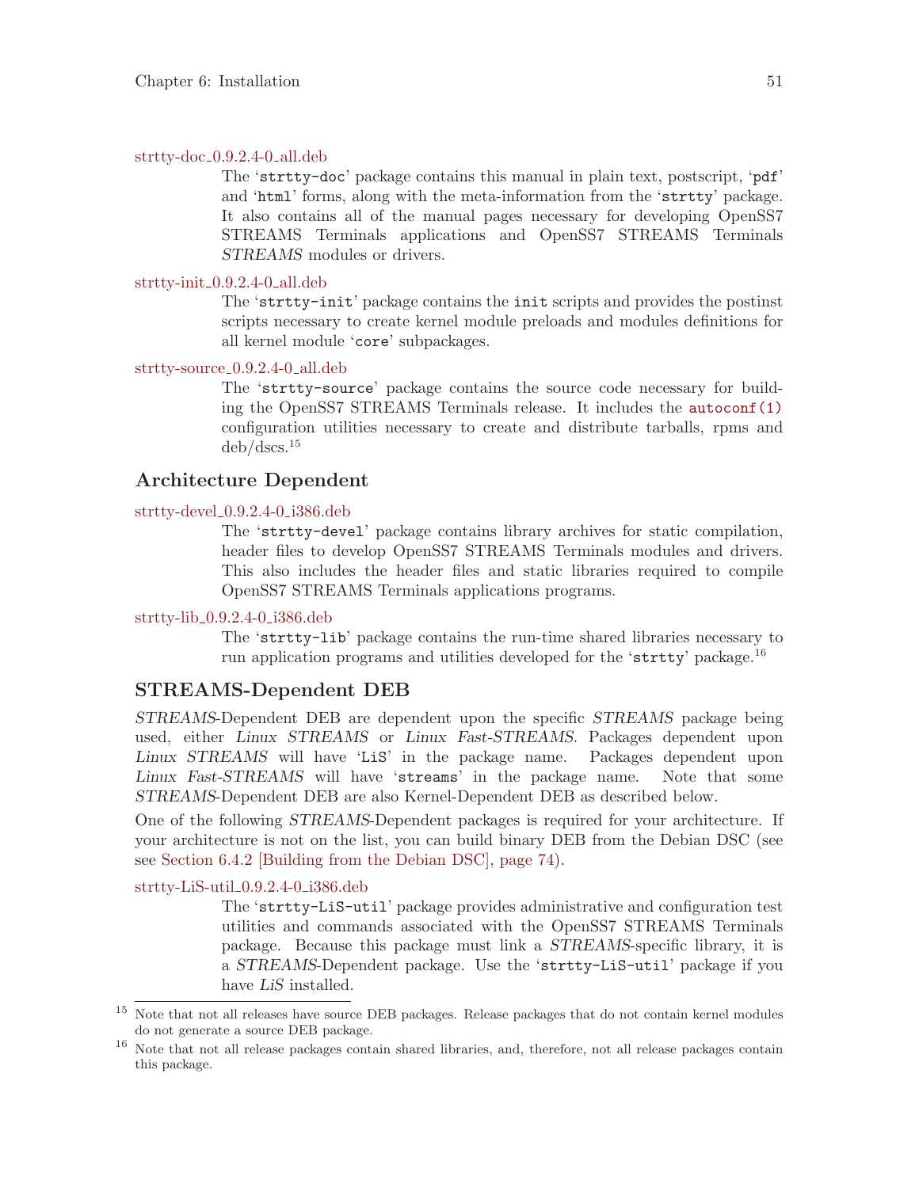strtty-doc_0.9.2.4-0_all.deb

: The 'strtty-doc' package contains this manual in plain text, postscript, 'pdf' and 'html' forms, along with the meta-information from the 'strtty' package. It also contains all of the manual pages necessary for developing OpenSS7 STREAMS Terminals applications and OpenSS7 STREAMS Terminals *STREAMS* modules or drivers.

strtty-init_0.9.2.4-0_all.deb

: The 'strtty-init' package contains the init scripts and provides the postinst scripts necessary to create kernel module preloads and modules definitions for all kernel module 'core' subpackages.

strtty-source_0.9.2.4-0_all.deb

: The 'strtty-source' package contains the source code necessary for building the OpenSS7 STREAMS Terminals release. It includes the autoconf(1) configuration utilities necessary to create and distribute tarballs, rpms and deb/dscs.[15]

## Architecture Dependent

strtty-devel_0.9.2.4-0_i386.deb

: The 'strtty-devel' package contains library archives for static compilation, header files to develop OpenSS7 STREAMS Terminals modules and drivers. This also includes the header files and static libraries required to compile OpenSS7 STREAMS Terminals applications programs.

strtty-lib_0.9.2.4-0_i386.deb

: The 'strtty-lib' package contains the run-time shared libraries necessary to run application programs and utilities developed for the 'strtty' package.[16]

## STREAMS-Dependent DEB

*STREAMS*-Dependent DEB are dependent upon the specific *STREAMS* package being used, either *Linux STREAMS* or *Linux Fast-STREAMS*. Packages dependent upon *Linux STREAMS* will have 'LiS' in the package name. Packages dependent upon *Linux Fast-STREAMS* will have 'streams' in the package name. Note that some *STREAMS*-Dependent DEB are also Kernel-Dependent DEB as described below.

One of the following *STREAMS*-Dependent packages is required for your architecture. If your architecture is not on the list, you can build binary DEB from the Debian DSC (see see Section 6.4.2 [Building from the Debian DSC], page 74).

strtty-LiS-util_0.9.2.4-0_i386.deb

: The 'strtty-LiS-util' package provides administrative and configuration test utilities and commands associated with the OpenSS7 STREAMS Terminals package. Because this package must link a *STREAMS*-specific library, it is a *STREAMS*-Dependent package. Use the 'strtty-LiS-util' package if you have *LiS* installed.

---

[15] Note that not all releases have source DEB packages. Release packages that do not contain kernel modules do not generate a source DEB package.

[16] Note that not all release packages contain shared libraries, and, therefore, not all release packages contain this package.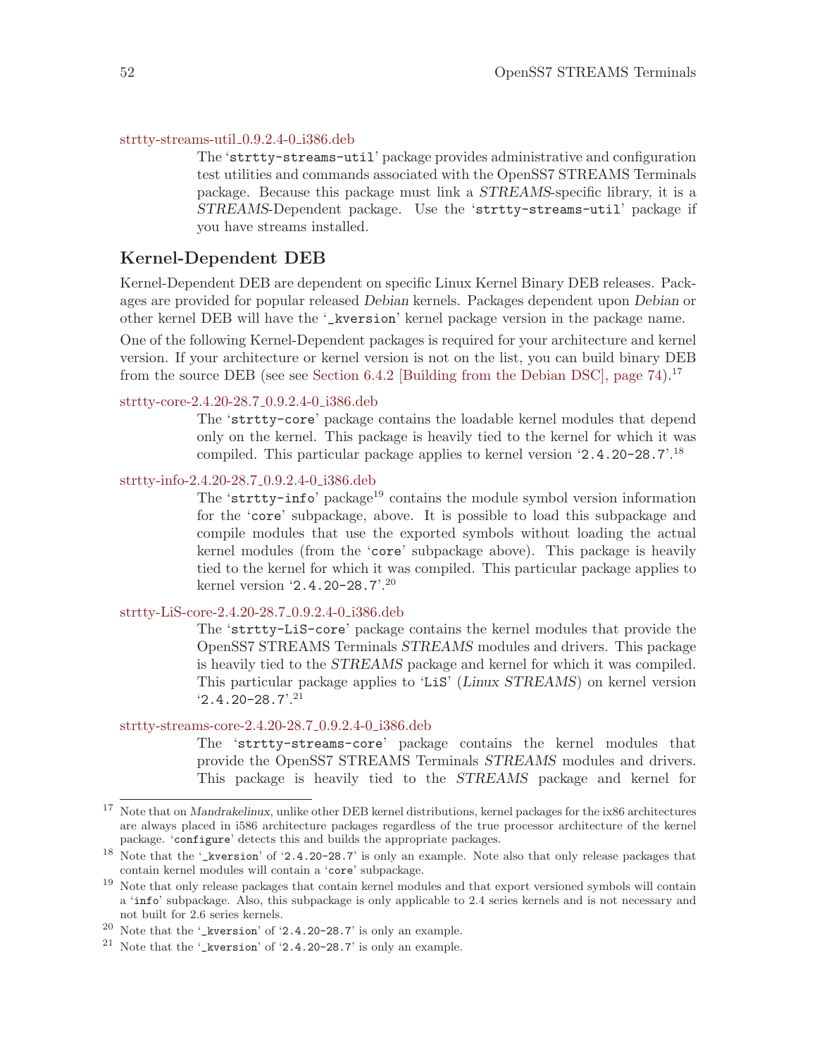strtty-streams-util_0.9.2.4-0_i386.deb

: The '`strtty-streams-util`' package provides administrative and configuration test utilities and commands associated with the OpenSS7 STREAMS Terminals package. Because this package must link a *STREAMS*-specific library, it is a *STREAMS*-Dependent package. Use the '`strtty-streams-util`' package if you have streams installed.

### Kernel-Dependent DEB

Kernel-Dependent DEB are dependent on specific Linux Kernel Binary DEB releases. Packages are provided for popular released *Debian* kernels. Packages dependent upon *Debian* or other kernel DEB will have the '`_kversion`' kernel package version in the package name.

One of the following Kernel-Dependent packages is required for your architecture and kernel version. If your architecture or kernel version is not on the list, you can build binary DEB from the source DEB (see see Section 6.4.2 [Building from the Debian DSC], page 74).[17]

strtty-core-2.4.20-28.7_0.9.2.4-0_i386.deb

: The '`strtty-core`' package contains the loadable kernel modules that depend only on the kernel. This package is heavily tied to the kernel for which it was compiled. This particular package applies to kernel version '`2.4.20-28.7`'.[18]

strtty-info-2.4.20-28.7_0.9.2.4-0_i386.deb

: The '`strtty-info`' package[19] contains the module symbol version information for the '`core`' subpackage, above. It is possible to load this subpackage and compile modules that use the exported symbols without loading the actual kernel modules (from the '`core`' subpackage above). This package is heavily tied to the kernel for which it was compiled. This particular package applies to kernel version '`2.4.20-28.7`'.[20]

strtty-LiS-core-2.4.20-28.7_0.9.2.4-0_i386.deb

: The '`strtty-LiS-core`' package contains the kernel modules that provide the OpenSS7 STREAMS Terminals *STREAMS* modules and drivers. This package is heavily tied to the *STREAMS* package and kernel for which it was compiled. This particular package applies to '`LiS`' (*Linux STREAMS*) on kernel version '`2.4.20-28.7`'.[21]

strtty-streams-core-2.4.20-28.7_0.9.2.4-0_i386.deb

: The '`strtty-streams-core`' package contains the kernel modules that provide the OpenSS7 STREAMS Terminals *STREAMS* modules and drivers. This package is heavily tied to the *STREAMS* package and kernel for

---

[17] Note that on *Mandrakelinux*, unlike other DEB kernel distributions, kernel packages for the ix86 architectures are always placed in i586 architecture packages regardless of the true processor architecture of the kernel package. '`configure`' detects this and builds the appropriate packages.

[18] Note that the '`_kversion`' of '`2.4.20-28.7`' is only an example. Note also that only release packages that contain kernel modules will contain a '`core`' subpackage.

[19] Note that only release packages that contain kernel modules and that export versioned symbols will contain a '`info`' subpackage. Also, this subpackage is only applicable to 2.4 series kernels and is not necessary and not built for 2.6 series kernels.

[20] Note that the '`_kversion`' of '`2.4.20-28.7`' is only an example.

[21] Note that the '`_kversion`' of '`2.4.20-28.7`' is only an example.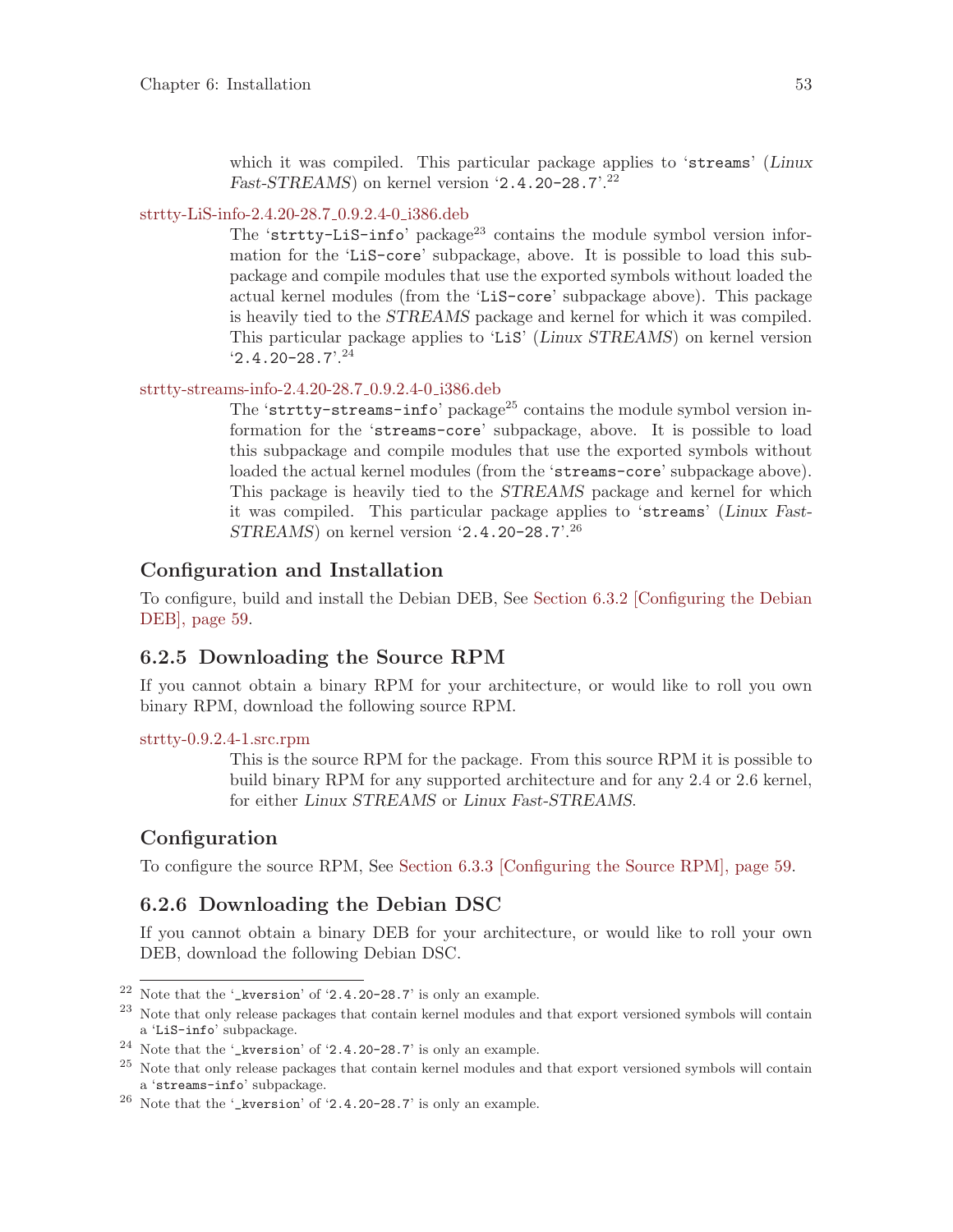which it was compiled. This particular package applies to '`streams`' (*Linux Fast-STREAMS*) on kernel version '`2.4.20-28.7`'.[22]

strtty-LiS-info-2.4.20-28.7_0.9.2.4-0_i386.deb

The '`strtty-LiS-info`' package[23] contains the module symbol version information for the '`LiS-core`' subpackage, above. It is possible to load this subpackage and compile modules that use the exported symbols without loaded the actual kernel modules (from the '`LiS-core`' subpackage above). This package is heavily tied to the *STREAMS* package and kernel for which it was compiled. This particular package applies to '`LiS`' (*Linux STREAMS*) on kernel version '`2.4.20-28.7`'.[24]

strtty-streams-info-2.4.20-28.7_0.9.2.4-0_i386.deb

The '`strtty-streams-info`' package[25] contains the module symbol version information for the '`streams-core`' subpackage, above. It is possible to load this subpackage and compile modules that use the exported symbols without loaded the actual kernel modules (from the '`streams-core`' subpackage above). This package is heavily tied to the *STREAMS* package and kernel for which it was compiled. This particular package applies to '`streams`' (*Linux Fast-STREAMS*) on kernel version '`2.4.20-28.7`'.[26]

### Configuration and Installation

To configure, build and install the Debian DEB, See Section 6.3.2 [Configuring the Debian DEB], page 59.

## 6.2.5 Downloading the Source RPM

If you cannot obtain a binary RPM for your architecture, or would like to roll you own binary RPM, download the following source RPM.

strtty-0.9.2.4-1.src.rpm

This is the source RPM for the package. From this source RPM it is possible to build binary RPM for any supported architecture and for any 2.4 or 2.6 kernel, for either *Linux STREAMS* or *Linux Fast-STREAMS*.

### Configuration

To configure the source RPM, See Section 6.3.3 [Configuring the Source RPM], page 59.

## 6.2.6 Downloading the Debian DSC

If you cannot obtain a binary DEB for your architecture, or would like to roll your own DEB, download the following Debian DSC.

---

[22] Note that the '`_kversion`' of '`2.4.20-28.7`' is only an example.

[23] Note that only release packages that contain kernel modules and that export versioned symbols will contain a '`LiS-info`' subpackage.

[24] Note that the '`_kversion`' of '`2.4.20-28.7`' is only an example.

[25] Note that only release packages that contain kernel modules and that export versioned symbols will contain a '`streams-info`' subpackage.

[26] Note that the '`_kversion`' of '`2.4.20-28.7`' is only an example.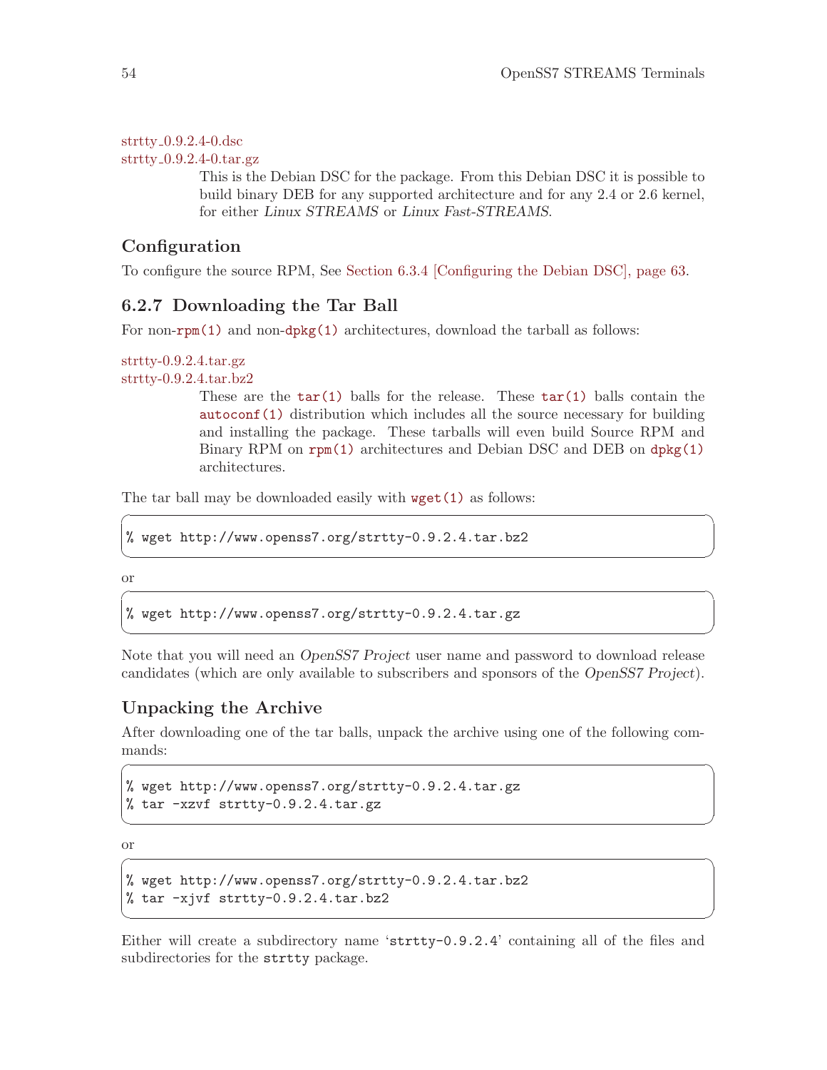strtty_0.9.2.4-0.dsc
strtty_0.9.2.4-0.tar.gz

This is the Debian DSC for the package. From this Debian DSC it is possible to build binary DEB for any supported architecture and for any 2.4 or 2.6 kernel, for either *Linux STREAMS* or *Linux Fast-STREAMS*.

### Configuration

To configure the source RPM, See Section 6.3.4 [Configuring the Debian DSC], page 63.

### 6.2.7 Downloading the Tar Ball

For non-rpm(1) and non-dpkg(1) architectures, download the tarball as follows:

strtty-0.9.2.4.tar.gz
strtty-0.9.2.4.tar.bz2

These are the tar(1) balls for the release. These tar(1) balls contain the autoconf(1) distribution which includes all the source necessary for building and installing the package. These tarballs will even build Source RPM and Binary RPM on rpm(1) architectures and Debian DSC and DEB on dpkg(1) architectures.

The tar ball may be downloaded easily with wget(1) as follows:

```
% wget http://www.openss7.org/strtty-0.9.2.4.tar.bz2
```

or

```
% wget http://www.openss7.org/strtty-0.9.2.4.tar.gz
```

Note that you will need an *OpenSS7 Project* user name and password to download release candidates (which are only available to subscribers and sponsors of the *OpenSS7 Project*).

### Unpacking the Archive

After downloading one of the tar balls, unpack the archive using one of the following commands:

```
% wget http://www.openss7.org/strtty-0.9.2.4.tar.gz
% tar -xzvf strtty-0.9.2.4.tar.gz
```

or

```
% wget http://www.openss7.org/strtty-0.9.2.4.tar.bz2
% tar -xjvf strtty-0.9.2.4.tar.bz2
```

Either will create a subdirectory name 'strtty-0.9.2.4' containing all of the files and subdirectories for the strtty package.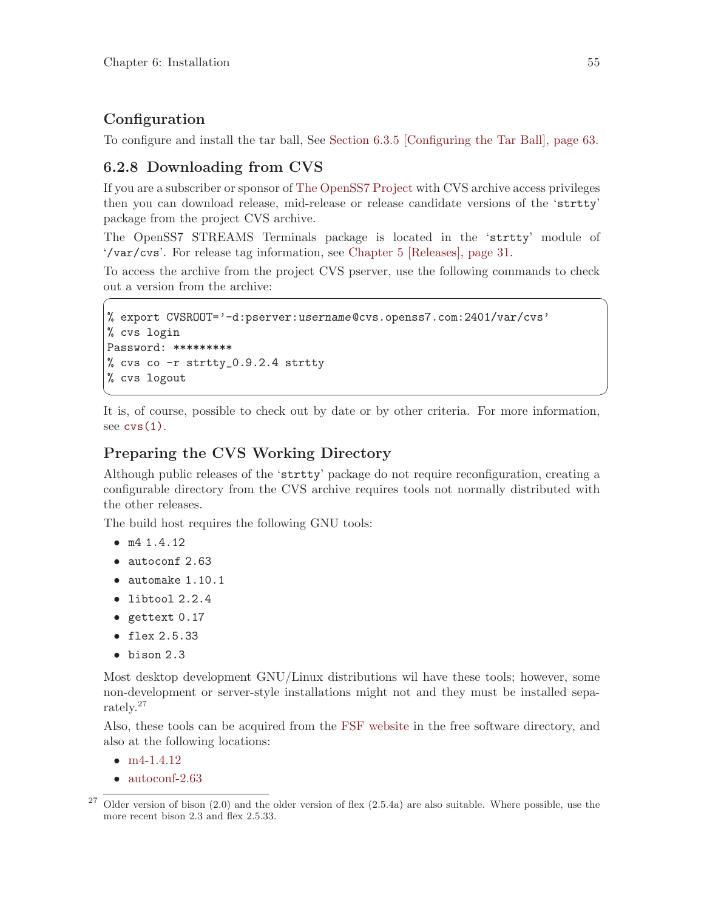### Configuration

To configure and install the tar ball, See Section 6.3.5 [Configuring the Tar Ball], page 63.

### 6.2.8 Downloading from CVS

If you are a subscriber or sponsor of The OpenSS7 Project with CVS archive access privileges then you can download release, mid-release or release candidate versions of the '`strtty`' package from the project CVS archive.

The OpenSS7 STREAMS Terminals package is located in the '`strtty`' module of '`/var/cvs`'. For release tag information, see Chapter 5 [Releases], page 31.

To access the archive from the project CVS pserver, use the following commands to check out a version from the archive:

```
% export CVSROOT='-d:pserver:username@cvs.openss7.com:2401/var/cvs'
% cvs login
Password: *********
% cvs co -r strtty_0.9.2.4 strtty
% cvs logout
```

It is, of course, possible to check out by date or by other criteria. For more information, see `cvs(1)`.

### Preparing the CVS Working Directory

Although public releases of the '`strtty`' package do not require reconfiguration, creating a configurable directory from the CVS archive requires tools not normally distributed with the other releases.

The build host requires the following GNU tools:

- `m4 1.4.12`
- `autoconf 2.63`
- `automake 1.10.1`
- `libtool 2.2.4`
- `gettext 0.17`
- `flex 2.5.33`
- `bison 2.3`

Most desktop development GNU/Linux distributions wil have these tools; however, some non-development or server-style installations might not and they must be installed separately.[27]

Also, these tools can be acquired from the FSF website in the free software directory, and also at the following locations:

- m4-1.4.12
- autoconf-2.63

[27] Older version of bison (2.0) and the older version of flex (2.5.4a) are also suitable. Where possible, use the more recent bison 2.3 and flex 2.5.33.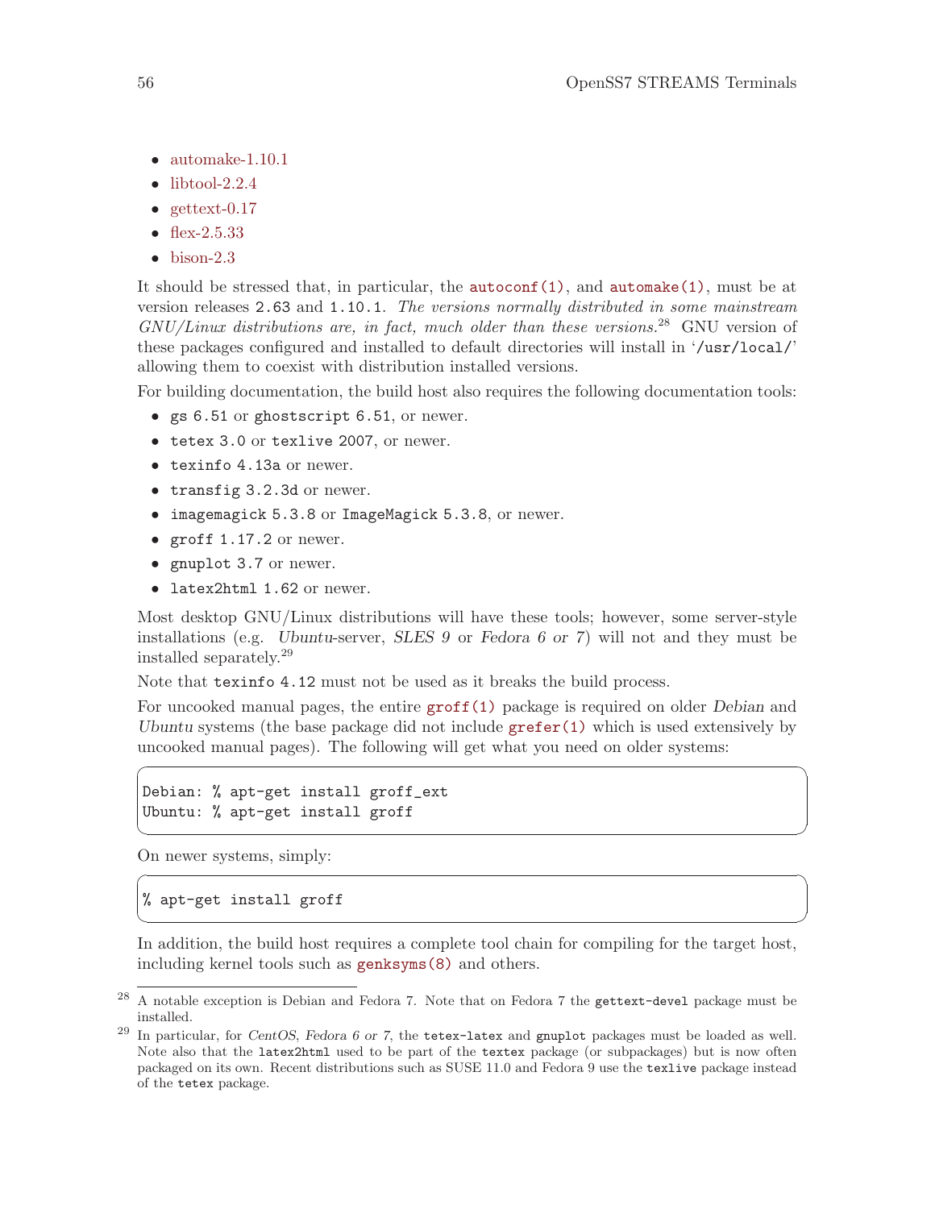- automake-1.10.1
- libtool-2.2.4
- gettext-0.17
- flex-2.5.33
- bison-2.3

It should be stressed that, in particular, the `autoconf(1)`, and `automake(1)`, must be at version releases `2.63` and `1.10.1`. *The versions normally distributed in some mainstream GNU/Linux distributions are, in fact, much older than these versions.*[28] GNU version of these packages configured and installed to default directories will install in '`/usr/local/`' allowing them to coexist with distribution installed versions.

For building documentation, the build host also requires the following documentation tools:

- `gs 6.51` or `ghostscript 6.51`, or newer.
- `tetex 3.0` or `texlive 2007`, or newer.
- `texinfo 4.13a` or newer.
- `transfig 3.2.3d` or newer.
- `imagemagick 5.3.8` or `ImageMagick 5.3.8`, or newer.
- `groff 1.17.2` or newer.
- `gnuplot 3.7` or newer.
- `latex2html 1.62` or newer.

Most desktop GNU/Linux distributions will have these tools; however, some server-style installations (e.g. *Ubuntu*-server, *SLES 9* or *Fedora 6 or 7*) will not and they must be installed separately.[29]

Note that `texinfo 4.12` must not be used as it breaks the build process.

For uncooked manual pages, the entire `groff(1)` package is required on older *Debian* and *Ubuntu* systems (the base package did not include `grefer(1)` which is used extensively by uncooked manual pages). The following will get what you need on older systems:

```
Debian: % apt-get install groff_ext
Ubuntu: % apt-get install groff
```

On newer systems, simply:

```
% apt-get install groff
```

In addition, the build host requires a complete tool chain for compiling for the target host, including kernel tools such as `genksyms(8)` and others.

---

[28] A notable exception is Debian and Fedora 7. Note that on Fedora 7 the `gettext-devel` package must be installed.

[29] In particular, for *CentOS*, *Fedora 6 or 7*, the `tetex-latex` and `gnuplot` packages must be loaded as well. Note also that the `latex2html` used to be part of the `textex` package (or subpackages) but is now often packaged on its own. Recent distributions such as SUSE 11.0 and Fedora 9 use the `texlive` package instead of the `tetex` package.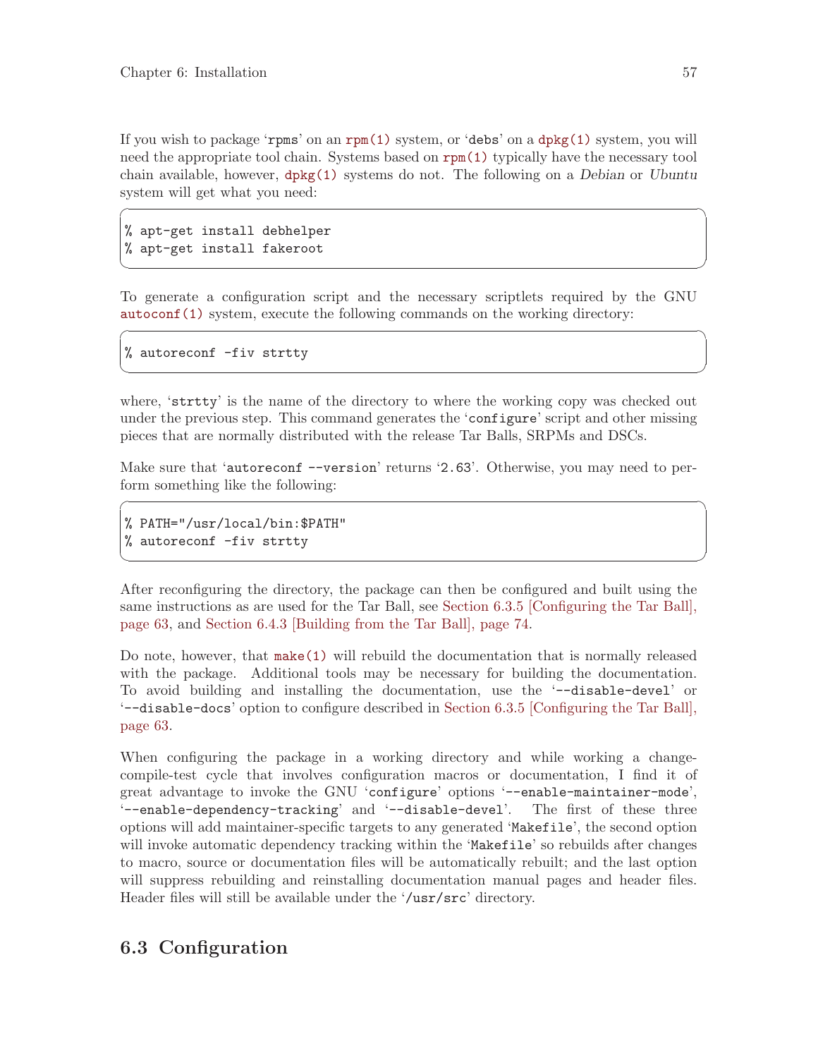If you wish to package 'rpms' on an rpm(1) system, or 'debs' on a dpkg(1) system, you will need the appropriate tool chain. Systems based on rpm(1) typically have the necessary tool chain available, however, dpkg(1) systems do not. The following on a *Debian* or *Ubuntu* system will get what you need:

```
% apt-get install debhelper
% apt-get install fakeroot
```

To generate a configuration script and the necessary scriptlets required by the GNU autoconf(1) system, execute the following commands on the working directory:

```
% autoreconf -fiv strtty
```

where, 'strtty' is the name of the directory to where the working copy was checked out under the previous step. This command generates the 'configure' script and other missing pieces that are normally distributed with the release Tar Balls, SRPMs and DSCs.

Make sure that 'autoreconf --version' returns '2.63'. Otherwise, you may need to perform something like the following:

```
% PATH="/usr/local/bin:$PATH"
% autoreconf -fiv strtty
```

After reconfiguring the directory, the package can then be configured and built using the same instructions as are used for the Tar Ball, see Section 6.3.5 [Configuring the Tar Ball], page 63, and Section 6.4.3 [Building from the Tar Ball], page 74.

Do note, however, that make(1) will rebuild the documentation that is normally released with the package. Additional tools may be necessary for building the documentation. To avoid building and installing the documentation, use the '--disable-devel' or '--disable-docs' option to configure described in Section 6.3.5 [Configuring the Tar Ball], page 63.

When configuring the package in a working directory and while working a change-compile-test cycle that involves configuration macros or documentation, I find it of great advantage to invoke the GNU 'configure' options '--enable-maintainer-mode', '--enable-dependency-tracking' and '--disable-devel'. The first of these three options will add maintainer-specific targets to any generated 'Makefile', the second option will invoke automatic dependency tracking within the 'Makefile' so rebuilds after changes to macro, source or documentation files will be automatically rebuilt; and the last option will suppress rebuilding and reinstalling documentation manual pages and header files. Header files will still be available under the '/usr/src' directory.

## 6.3 Configuration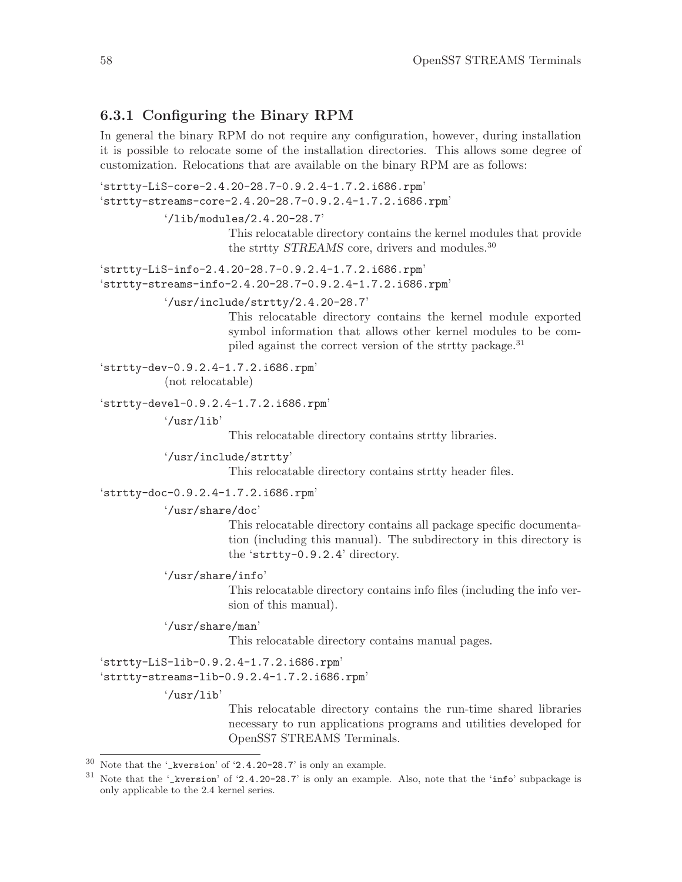### 6.3.1 Configuring the Binary RPM

In general the binary RPM do not require any configuration, however, during installation it is possible to relocate some of the installation directories. This allows some degree of customization. Relocations that are available on the binary RPM are as follows:

'`strtty-LiS-core-2.4.20-28.7-0.9.2.4-1.7.2.i686.rpm`'
'`strtty-streams-core-2.4.20-28.7-0.9.2.4-1.7.2.i686.rpm`'

- '`/lib/modules/2.4.20-28.7`'
  This relocatable directory contains the kernel modules that provide the strtty *STREAMS* core, drivers and modules.[30]

'`strtty-LiS-info-2.4.20-28.7-0.9.2.4-1.7.2.i686.rpm`'
'`strtty-streams-info-2.4.20-28.7-0.9.2.4-1.7.2.i686.rpm`'

- '`/usr/include/strtty/2.4.20-28.7`'
  This relocatable directory contains the kernel module exported symbol information that allows other kernel modules to be compiled against the correct version of the strtty package.[31]

'`strtty-dev-0.9.2.4-1.7.2.i686.rpm`'
(not relocatable)

'`strtty-devel-0.9.2.4-1.7.2.i686.rpm`'

- '`/usr/lib`'
  This relocatable directory contains strtty libraries.
- '`/usr/include/strtty`'
  This relocatable directory contains strtty header files.

'`strtty-doc-0.9.2.4-1.7.2.i686.rpm`'

- '`/usr/share/doc`'
  This relocatable directory contains all package specific documentation (including this manual). The subdirectory in this directory is the '`strtty-0.9.2.4`' directory.
- '`/usr/share/info`'
  This relocatable directory contains info files (including the info version of this manual).
- '`/usr/share/man`'
  This relocatable directory contains manual pages.

'`strtty-LiS-lib-0.9.2.4-1.7.2.i686.rpm`'
'`strtty-streams-lib-0.9.2.4-1.7.2.i686.rpm`'

- '`/usr/lib`'
  This relocatable directory contains the run-time shared libraries necessary to run applications programs and utilities developed for OpenSS7 STREAMS Terminals.

---

[30] Note that the '`_kversion`' of '`2.4.20-28.7`' is only an example.

[31] Note that the '`_kversion`' of '`2.4.20-28.7`' is only an example. Also, note that the '`info`' subpackage is only applicable to the 2.4 kernel series.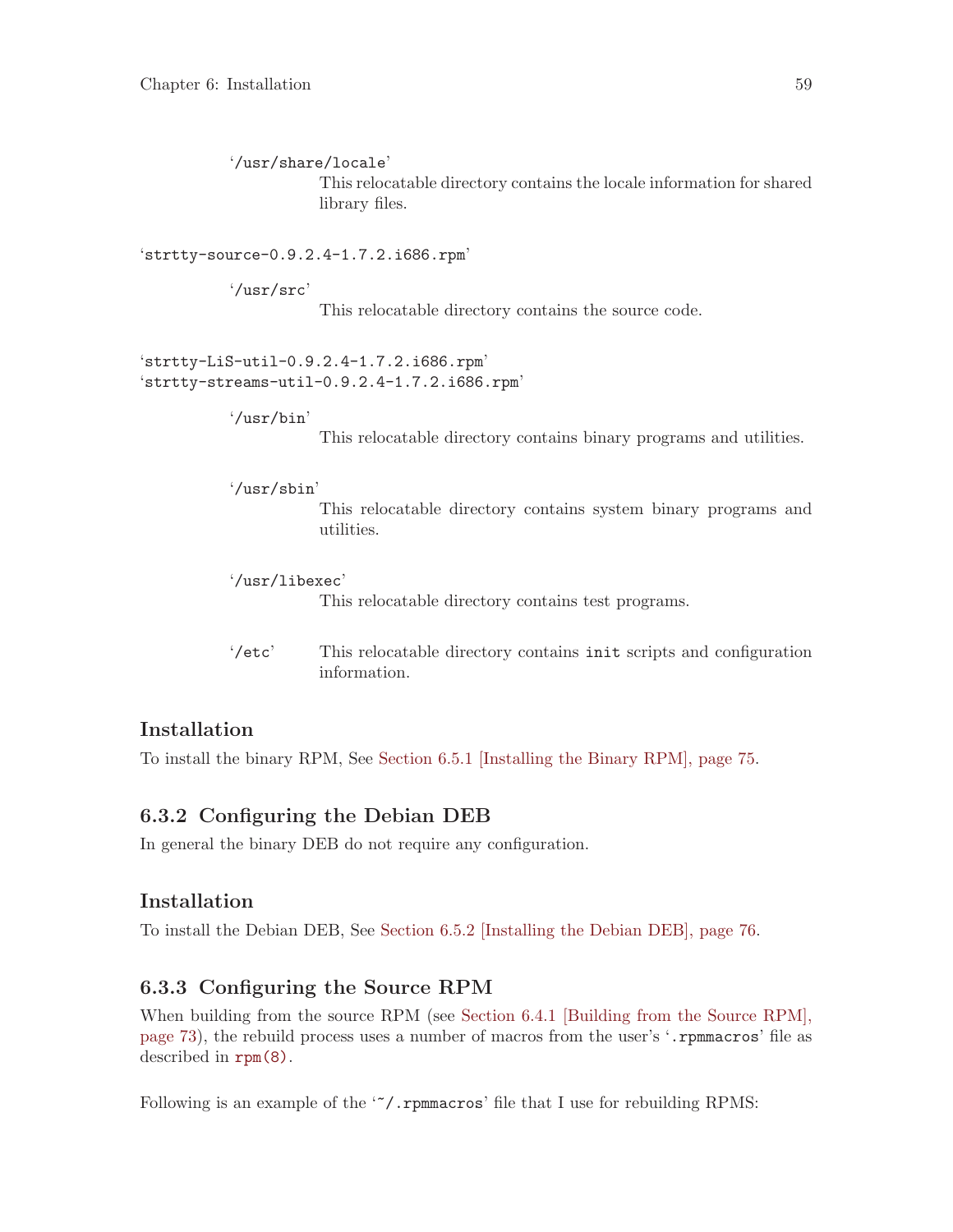'/usr/share/locale'
: This relocatable directory contains the locale information for shared library files.

'strtty-source-0.9.2.4-1.7.2.i686.rpm'

'/usr/src'
: This relocatable directory contains the source code.

'strtty-LiS-util-0.9.2.4-1.7.2.i686.rpm'
'strtty-streams-util-0.9.2.4-1.7.2.i686.rpm'

'/usr/bin'
: This relocatable directory contains binary programs and utilities.

'/usr/sbin'
: This relocatable directory contains system binary programs and utilities.

'/usr/libexec'
: This relocatable directory contains test programs.

'/etc'
: This relocatable directory contains `init` scripts and configuration information.

### Installation

To install the binary RPM, See Section 6.5.1 [Installing the Binary RPM], page 75.

### 6.3.2 Configuring the Debian DEB

In general the binary DEB do not require any configuration.

### Installation

To install the Debian DEB, See Section 6.5.2 [Installing the Debian DEB], page 76.

### 6.3.3 Configuring the Source RPM

When building from the source RPM (see Section 6.4.1 [Building from the Source RPM], page 73), the rebuild process uses a number of macros from the user's '`.rpmmacros`' file as described in `rpm(8)`.

Following is an example of the '`~/.rpmmacros`' file that I use for rebuilding RPMS: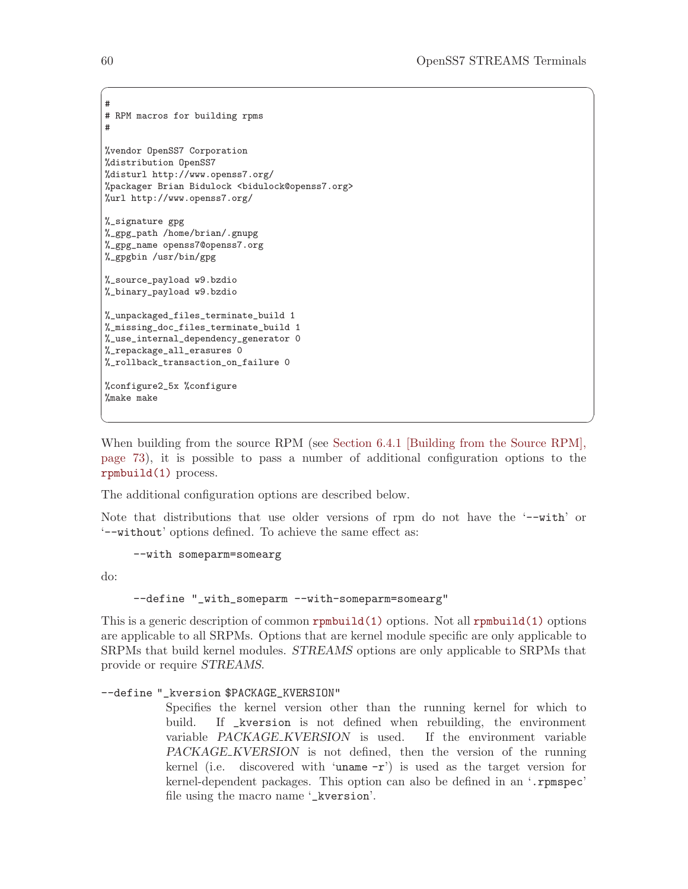```
#
# RPM macros for building rpms
#

%vendor OpenSS7 Corporation
%distribution OpenSS7
%disturl http://www.openss7.org/
%packager Brian Bidulock <bidulock@openss7.org>
%url http://www.openss7.org/

%_signature gpg
%_gpg_path /home/brian/.gnupg
%_gpg_name openss7@openss7.org
%_gpgbin /usr/bin/gpg

%_source_payload w9.bzdio
%_binary_payload w9.bzdio

%_unpackaged_files_terminate_build 1
%_missing_doc_files_terminate_build 1
%_use_internal_dependency_generator 0
%_repackage_all_erasures 0
%_rollback_transaction_on_failure 0

%configure2_5x %configure
%make make
```

When building from the source RPM (see Section 6.4.1 [Building from the Source RPM], page 73), it is possible to pass a number of additional configuration options to the `rpmbuild(1)` process.

The additional configuration options are described below.

Note that distributions that use older versions of rpm do not have the '`--with`' or '`--without`' options defined. To achieve the same effect as:

```
--with someparm=somearg
```

do:

```
--define "_with_someparm --with-someparm=somearg"
```

This is a generic description of common `rpmbuild(1)` options. Not all `rpmbuild(1)` options are applicable to all SRPMs. Options that are kernel module specific are only applicable to SRPMs that build kernel modules. *STREAMS* options are only applicable to SRPMs that provide or require *STREAMS*.

`--define "_kversion $PACKAGE_KVERSION"`
: Specifies the kernel version other than the running kernel for which to build. If `_kversion` is not defined when rebuilding, the environment variable *PACKAGE_KVERSION* is used. If the environment variable *PACKAGE_KVERSION* is not defined, then the version of the running kernel (i.e. discovered with '`uname -r`') is used as the target version for kernel-dependent packages. This option can also be defined in an '`.rpmspec`' file using the macro name '`_kversion`'.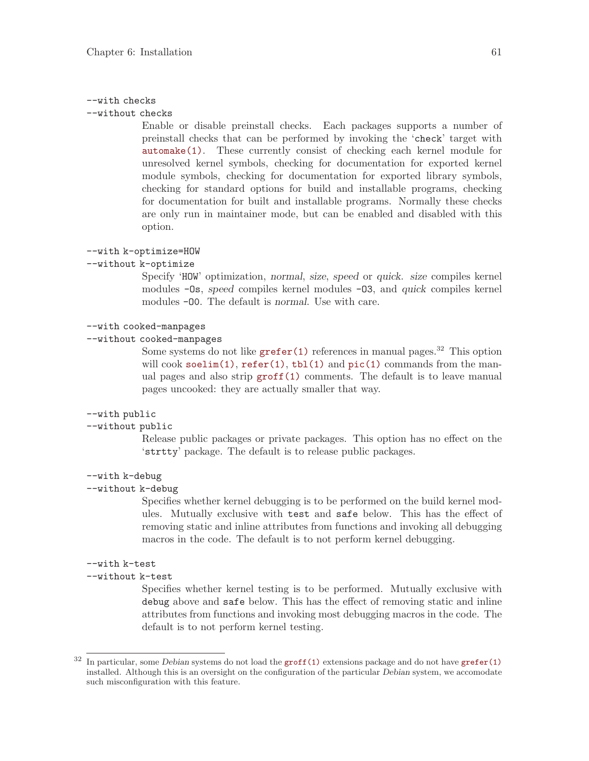`--with checks`
`--without checks`

Enable or disable preinstall checks. Each packages supports a number of preinstall checks that can be performed by invoking the '`check`' target with `automake(1)`. These currently consist of checking each kernel module for unresolved kernel symbols, checking for documentation for exported kernel module symbols, checking for documentation for exported library symbols, checking for standard options for build and installable programs, checking for documentation for built and installable programs. Normally these checks are only run in maintainer mode, but can be enabled and disabled with this option.

`--with k-optimize=HOW`
`--without k-optimize`

Specify '`HOW`' optimization, *normal*, *size*, *speed* or *quick*. *size* compiles kernel modules `-Os`, *speed* compiles kernel modules `-O3`, and *quick* compiles kernel modules `-O0`. The default is *normal*. Use with care.

`--with cooked-manpages`
`--without cooked-manpages`

Some systems do not like `grefer(1)` references in manual pages.[32] This option will cook `soelim(1)`, `refer(1)`, `tbl(1)` and `pic(1)` commands from the manual pages and also strip `groff(1)` comments. The default is to leave manual pages uncooked: they are actually smaller that way.

`--with public`
`--without public`

Release public packages or private packages. This option has no effect on the '`strtty`' package. The default is to release public packages.

`--with k-debug`
`--without k-debug`

Specifies whether kernel debugging is to be performed on the build kernel modules. Mutually exclusive with `test` and `safe` below. This has the effect of removing static and inline attributes from functions and invoking all debugging macros in the code. The default is to not perform kernel debugging.

`--with k-test`
`--without k-test`

Specifies whether kernel testing is to be performed. Mutually exclusive with `debug` above and `safe` below. This has the effect of removing static and inline attributes from functions and invoking most debugging macros in the code. The default is to not perform kernel testing.

---

[32] In particular, some *Debian* systems do not load the `groff(1)` extensions package and do not have `grefer(1)` installed. Although this is an oversight on the configuration of the particular *Debian* system, we accomodate such misconfiguration with this feature.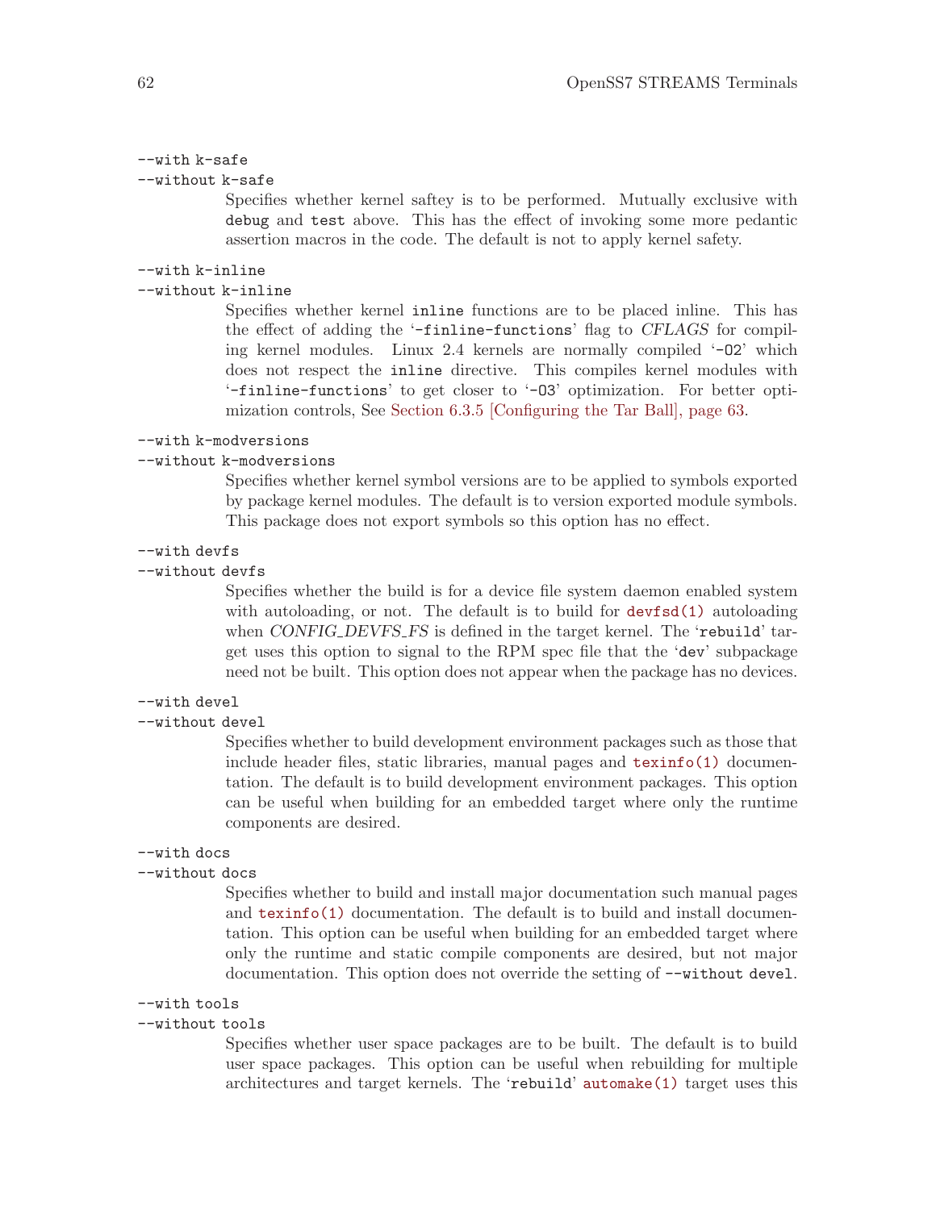`--with k-safe`
`--without k-safe`

Specifies whether kernel saftey is to be performed. Mutually exclusive with `debug` and `test` above. This has the effect of invoking some more pedantic assertion macros in the code. The default is not to apply kernel safety.

`--with k-inline`
`--without k-inline`

Specifies whether kernel `inline` functions are to be placed inline. This has the effect of adding the '`-finline-functions`' flag to *CFLAGS* for compiling kernel modules. Linux 2.4 kernels are normally compiled '`-O2`' which does not respect the `inline` directive. This compiles kernel modules with '`-finline-functions`' to get closer to '`-O3`' optimization. For better optimization controls, See Section 6.3.5 [Configuring the Tar Ball], page 63.

`--with k-modversions`
`--without k-modversions`

Specifies whether kernel symbol versions are to be applied to symbols exported by package kernel modules. The default is to version exported module symbols. This package does not export symbols so this option has no effect.

`--with devfs`
`--without devfs`

Specifies whether the build is for a device file system daemon enabled system with autoloading, or not. The default is to build for `devfsd(1)` autoloading when *CONFIG_DEVFS_FS* is defined in the target kernel. The '`rebuild`' target uses this option to signal to the RPM spec file that the '`dev`' subpackage need not be built. This option does not appear when the package has no devices.

`--with devel`
`--without devel`

Specifies whether to build development environment packages such as those that include header files, static libraries, manual pages and `texinfo(1)` documentation. The default is to build development environment packages. This option can be useful when building for an embedded target where only the runtime components are desired.

`--with docs`
`--without docs`

Specifies whether to build and install major documentation such manual pages and `texinfo(1)` documentation. The default is to build and install documentation. This option can be useful when building for an embedded target where only the runtime and static compile components are desired, but not major documentation. This option does not override the setting of `--without devel`.

`--with tools`
`--without tools`

Specifies whether user space packages are to be built. The default is to build user space packages. This option can be useful when rebuilding for multiple architectures and target kernels. The '`rebuild`' `automake(1)` target uses this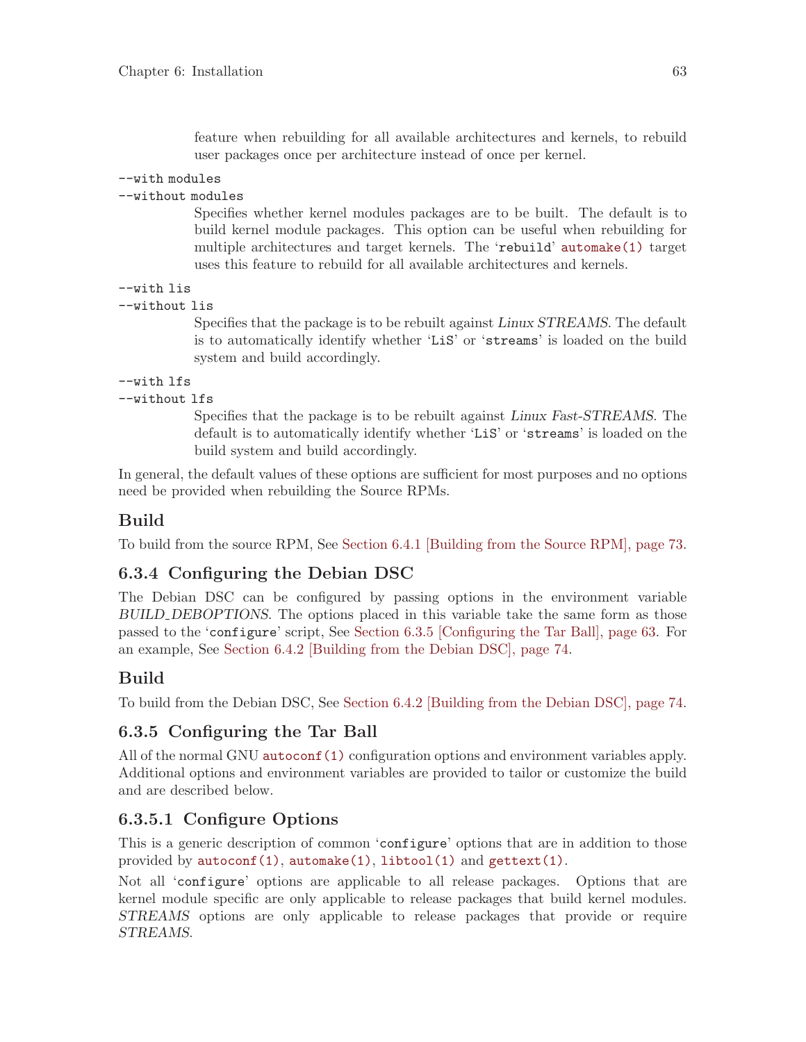feature when rebuilding for all available architectures and kernels, to rebuild user packages once per architecture instead of once per kernel.

`--with modules`
`--without modules`
: Specifies whether kernel modules packages are to be built. The default is to build kernel module packages. This option can be useful when rebuilding for multiple architectures and target kernels. The '`rebuild`' `automake(1)` target uses this feature to rebuild for all available architectures and kernels.

`--with lis`
`--without lis`
: Specifies that the package is to be rebuilt against *Linux STREAMS*. The default is to automatically identify whether '`LiS`' or '`streams`' is loaded on the build system and build accordingly.

`--with lfs`
`--without lfs`
: Specifies that the package is to be rebuilt against *Linux Fast-STREAMS*. The default is to automatically identify whether '`LiS`' or '`streams`' is loaded on the build system and build accordingly.

In general, the default values of these options are sufficient for most purposes and no options need be provided when rebuilding the Source RPMs.

### Build

To build from the source RPM, See Section 6.4.1 [Building from the Source RPM], page 73.

### 6.3.4 Configuring the Debian DSC

The Debian DSC can be configured by passing options in the environment variable *BUILD_DEBOPTIONS*. The options placed in this variable take the same form as those passed to the '`configure`' script, See Section 6.3.5 [Configuring the Tar Ball], page 63. For an example, See Section 6.4.2 [Building from the Debian DSC], page 74.

### Build

To build from the Debian DSC, See Section 6.4.2 [Building from the Debian DSC], page 74.

### 6.3.5 Configuring the Tar Ball

All of the normal GNU `autoconf(1)` configuration options and environment variables apply. Additional options and environment variables are provided to tailor or customize the build and are described below.

#### 6.3.5.1 Configure Options

This is a generic description of common '`configure`' options that are in addition to those provided by `autoconf(1)`, `automake(1)`, `libtool(1)` and `gettext(1)`.

Not all '`configure`' options are applicable to all release packages. Options that are kernel module specific are only applicable to release packages that build kernel modules. *STREAMS* options are only applicable to release packages that provide or require *STREAMS*.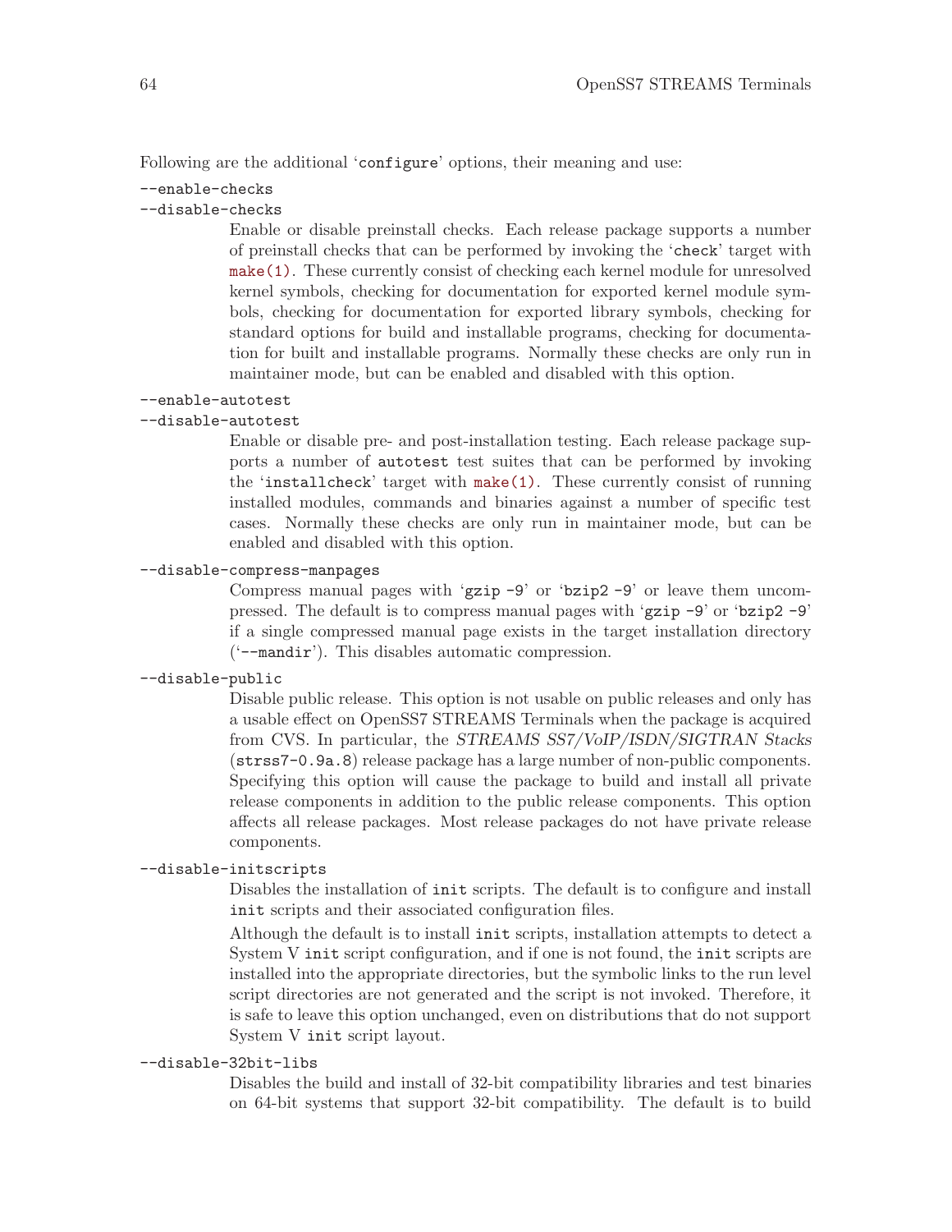Following are the additional '`configure`' options, their meaning and use:

`--enable-checks`
`--disable-checks`
: Enable or disable preinstall checks. Each release package supports a number of preinstall checks that can be performed by invoking the '`check`' target with `make(1)`. These currently consist of checking each kernel module for unresolved kernel symbols, checking for documentation for exported kernel module symbols, checking for documentation for exported library symbols, checking for standard options for build and installable programs, checking for documentation for built and installable programs. Normally these checks are only run in maintainer mode, but can be enabled and disabled with this option.

`--enable-autotest`
`--disable-autotest`
: Enable or disable pre- and post-installation testing. Each release package supports a number of `autotest` test suites that can be performed by invoking the '`installcheck`' target with `make(1)`. These currently consist of running installed modules, commands and binaries against a number of specific test cases. Normally these checks are only run in maintainer mode, but can be enabled and disabled with this option.

`--disable-compress-manpages`
: Compress manual pages with '`gzip -9`' or '`bzip2 -9`' or leave them uncompressed. The default is to compress manual pages with '`gzip -9`' or '`bzip2 -9`' if a single compressed manual page exists in the target installation directory ('`--mandir`'). This disables automatic compression.

`--disable-public`
: Disable public release. This option is not usable on public releases and only has a usable effect on OpenSS7 STREAMS Terminals when the package is acquired from CVS. In particular, the *STREAMS SS7/VoIP/ISDN/SIGTRAN Stacks* (`strss7-0.9a.8`) release package has a large number of non-public components. Specifying this option will cause the package to build and install all private release components in addition to the public release components. This option affects all release packages. Most release packages do not have private release components.

`--disable-initscripts`
: Disables the installation of `init` scripts. The default is to configure and install `init` scripts and their associated configuration files.

  Although the default is to install `init` scripts, installation attempts to detect a System V `init` script configuration, and if one is not found, the `init` scripts are installed into the appropriate directories, but the symbolic links to the run level script directories are not generated and the script is not invoked. Therefore, it is safe to leave this option unchanged, even on distributions that do not support System V `init` script layout.

`--disable-32bit-libs`
: Disables the build and install of 32-bit compatibility libraries and test binaries on 64-bit systems that support 32-bit compatibility. The default is to build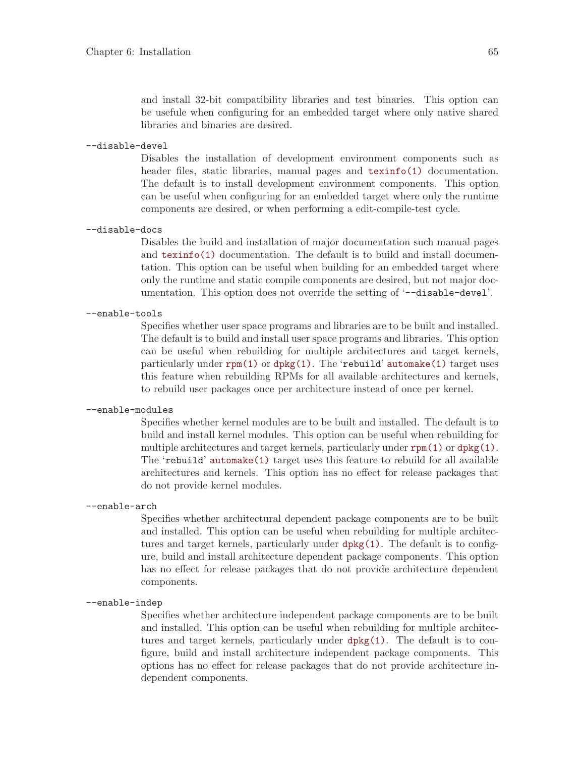and install 32-bit compatibility libraries and test binaries. This option can be usefule when configuring for an embedded target where only native shared libraries and binaries are desired.

`--disable-devel`
: Disables the installation of development environment components such as header files, static libraries, manual pages and `texinfo(1)` documentation. The default is to install development environment components. This option can be useful when configuring for an embedded target where only the runtime components are desired, or when performing a edit-compile-test cycle.

`--disable-docs`
: Disables the build and installation of major documentation such manual pages and `texinfo(1)` documentation. The default is to build and install documentation. This option can be useful when building for an embedded target where only the runtime and static compile components are desired, but not major documentation. This option does not override the setting of '`--disable-devel`'.

`--enable-tools`
: Specifies whether user space programs and libraries are to be built and installed. The default is to build and install user space programs and libraries. This option can be useful when rebuilding for multiple architectures and target kernels, particularly under `rpm(1)` or `dpkg(1)`. The '`rebuild`' `automake(1)` target uses this feature when rebuilding RPMs for all available architectures and kernels, to rebuild user packages once per architecture instead of once per kernel.

`--enable-modules`
: Specifies whether kernel modules are to be built and installed. The default is to build and install kernel modules. This option can be useful when rebuilding for multiple architectures and target kernels, particularly under `rpm(1)` or `dpkg(1)`. The '`rebuild`' `automake(1)` target uses this feature to rebuild for all available architectures and kernels. This option has no effect for release packages that do not provide kernel modules.

`--enable-arch`
: Specifies whether architectural dependent package components are to be built and installed. This option can be useful when rebuilding for multiple architectures and target kernels, particularly under `dpkg(1)`. The default is to configure, build and install architecture dependent package components. This option has no effect for release packages that do not provide architecture dependent components.

`--enable-indep`
: Specifies whether architecture independent package components are to be built and installed. This option can be useful when rebuilding for multiple architectures and target kernels, particularly under `dpkg(1)`. The default is to configure, build and install architecture independent package components. This options has no effect for release packages that do not provide architecture independent components.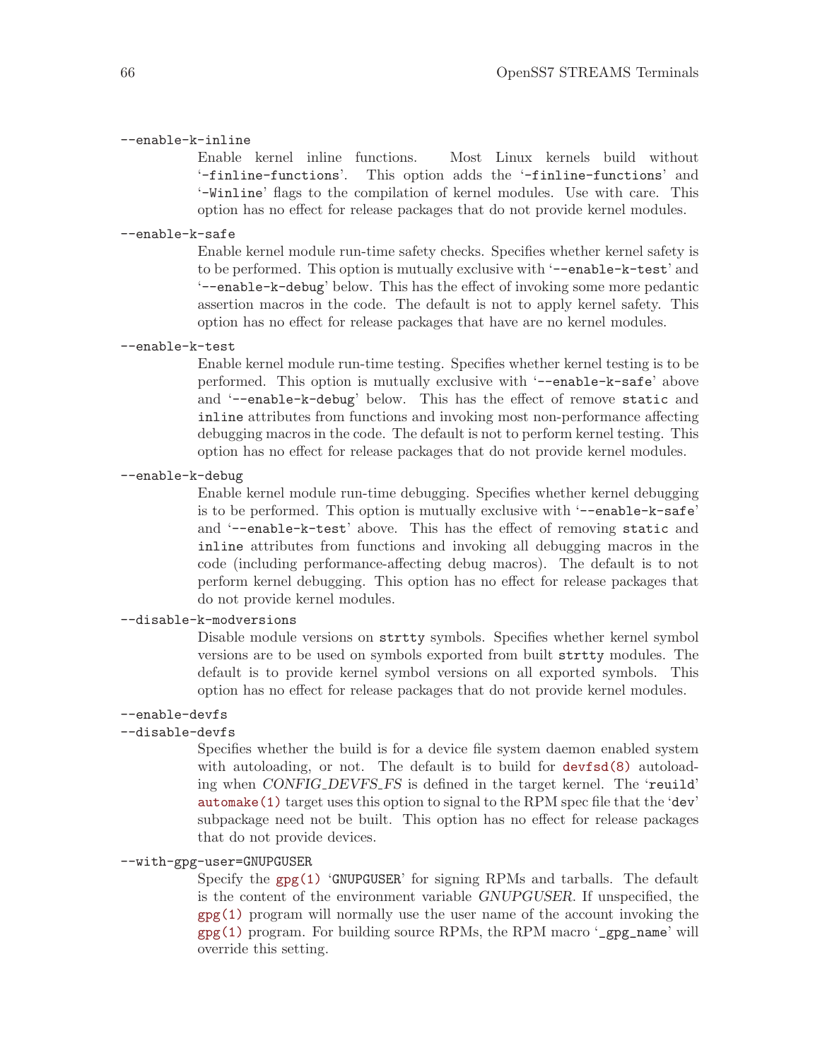`--enable-k-inline`
: Enable kernel inline functions. Most Linux kernels build without '`-finline-functions`'. This option adds the '`-finline-functions`' and '`-Winline`' flags to the compilation of kernel modules. Use with care. This option has no effect for release packages that do not provide kernel modules.

`--enable-k-safe`
: Enable kernel module run-time safety checks. Specifies whether kernel safety is to be performed. This option is mutually exclusive with '`--enable-k-test`' and '`--enable-k-debug`' below. This has the effect of invoking some more pedantic assertion macros in the code. The default is not to apply kernel safety. This option has no effect for release packages that have are no kernel modules.

`--enable-k-test`
: Enable kernel module run-time testing. Specifies whether kernel testing is to be performed. This option is mutually exclusive with '`--enable-k-safe`' above and '`--enable-k-debug`' below. This has the effect of remove `static` and `inline` attributes from functions and invoking most non-performance affecting debugging macros in the code. The default is not to perform kernel testing. This option has no effect for release packages that do not provide kernel modules.

`--enable-k-debug`
: Enable kernel module run-time debugging. Specifies whether kernel debugging is to be performed. This option is mutually exclusive with '`--enable-k-safe`' and '`--enable-k-test`' above. This has the effect of removing `static` and `inline` attributes from functions and invoking all debugging macros in the code (including performance-affecting debug macros). The default is to not perform kernel debugging. This option has no effect for release packages that do not provide kernel modules.

`--disable-k-modversions`
: Disable module versions on `strtty` symbols. Specifies whether kernel symbol versions are to be used on symbols exported from built `strtty` modules. The default is to provide kernel symbol versions on all exported symbols. This option has no effect for release packages that do not provide kernel modules.

`--enable-devfs`
`--disable-devfs`
: Specifies whether the build is for a device file system daemon enabled system with autoloading, or not. The default is to build for devfsd(8) autoloading when *CONFIG_DEVFS_FS* is defined in the target kernel. The '`reuild`' automake(1) target uses this option to signal to the RPM spec file that the '`dev`' subpackage need not be built. This option has no effect for release packages that do not provide devices.

`--with-gpg-user=GNUPGUSER`
: Specify the gpg(1) '`GNUPGUSER`' for signing RPMs and tarballs. The default is the content of the environment variable *GNUPGUSER*. If unspecified, the gpg(1) program will normally use the user name of the account invoking the gpg(1) program. For building source RPMs, the RPM macro '`_gpg_name`' will override this setting.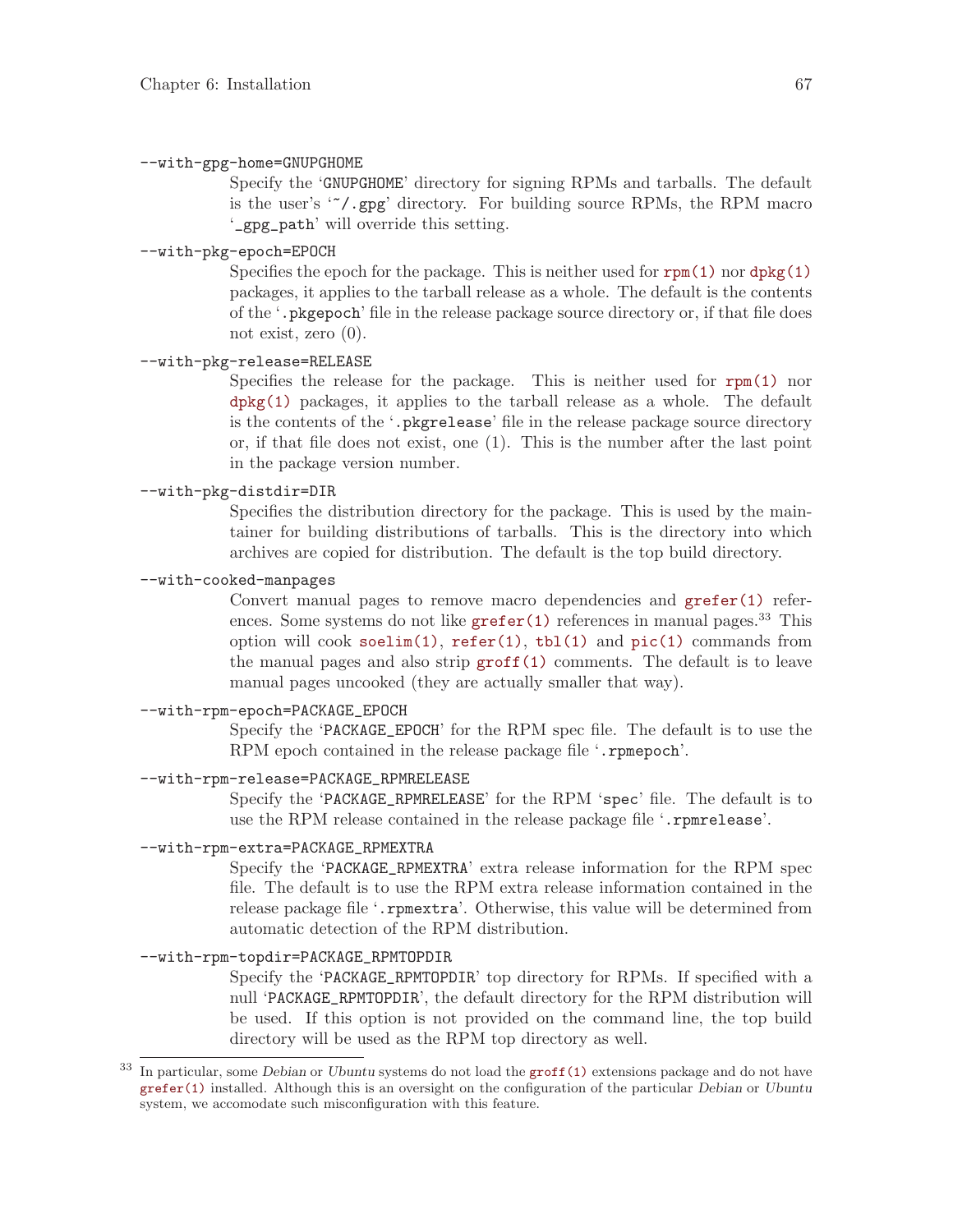`--with-gpg-home=GNUPGHOME`
: Specify the '`GNUPGHOME`' directory for signing RPMs and tarballs. The default is the user's '`~/.gpg`' directory. For building source RPMs, the RPM macro '`_gpg_path`' will override this setting.

`--with-pkg-epoch=EPOCH`
: Specifies the epoch for the package. This is neither used for `rpm(1)` nor `dpkg(1)` packages, it applies to the tarball release as a whole. The default is the contents of the '`.pkgepoch`' file in the release package source directory or, if that file does not exist, zero (0).

`--with-pkg-release=RELEASE`
: Specifies the release for the package. This is neither used for `rpm(1)` nor `dpkg(1)` packages, it applies to the tarball release as a whole. The default is the contents of the '`.pkgrelease`' file in the release package source directory or, if that file does not exist, one (1). This is the number after the last point in the package version number.

`--with-pkg-distdir=DIR`
: Specifies the distribution directory for the package. This is used by the maintainer for building distributions of tarballs. This is the directory into which archives are copied for distribution. The default is the top build directory.

`--with-cooked-manpages`
: Convert manual pages to remove macro dependencies and `grefer(1)` references. Some systems do not like `grefer(1)` references in manual pages.[33] This option will cook `soelim(1)`, `refer(1)`, `tbl(1)` and `pic(1)` commands from the manual pages and also strip `groff(1)` comments. The default is to leave manual pages uncooked (they are actually smaller that way).

`--with-rpm-epoch=PACKAGE_EPOCH`
: Specify the '`PACKAGE_EPOCH`' for the RPM spec file. The default is to use the RPM epoch contained in the release package file '`.rpmepoch`'.

`--with-rpm-release=PACKAGE_RPMRELEASE`
: Specify the '`PACKAGE_RPMRELEASE`' for the RPM '`spec`' file. The default is to use the RPM release contained in the release package file '`.rpmrelease`'.

`--with-rpm-extra=PACKAGE_RPMEXTRA`
: Specify the '`PACKAGE_RPMEXTRA`' extra release information for the RPM spec file. The default is to use the RPM extra release information contained in the release package file '`.rpmextra`'. Otherwise, this value will be determined from automatic detection of the RPM distribution.

`--with-rpm-topdir=PACKAGE_RPMTOPDIR`
: Specify the '`PACKAGE_RPMTOPDIR`' top directory for RPMs. If specified with a null '`PACKAGE_RPMTOPDIR`', the default directory for the RPM distribution will be used. If this option is not provided on the command line, the top build directory will be used as the RPM top directory as well.

---

[33] In particular, some *Debian* or *Ubuntu* systems do not load the `groff(1)` extensions package and do not have `grefer(1)` installed. Although this is an oversight on the configuration of the particular *Debian* or *Ubuntu* system, we accomodate such misconfiguration with this feature.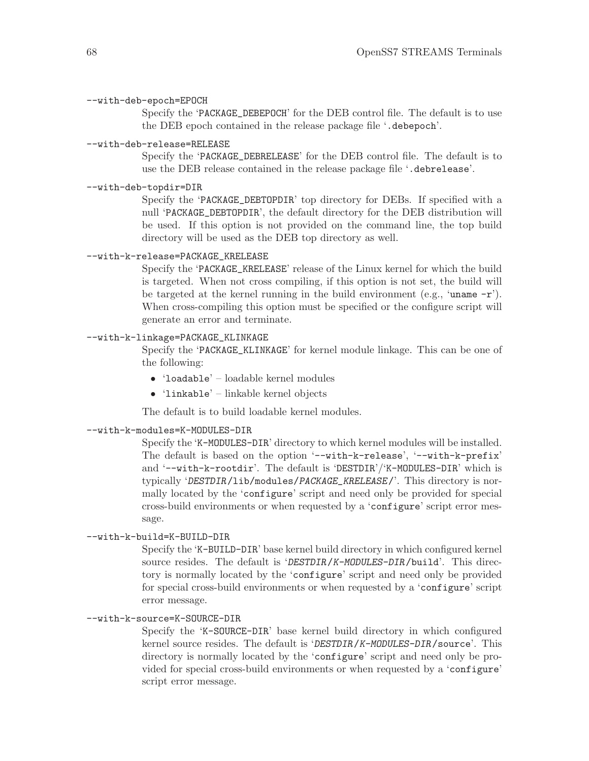`--with-deb-epoch=EPOCH`

Specify the '`PACKAGE_DEBEPOCH`' for the DEB control file. The default is to use the DEB epoch contained in the release package file '`.debepoch`'.

`--with-deb-release=RELEASE`

Specify the '`PACKAGE_DEBRELEASE`' for the DEB control file. The default is to use the DEB release contained in the release package file '`.debrelease`'.

`--with-deb-topdir=DIR`

Specify the '`PACKAGE_DEBTOPDIR`' top directory for DEBs. If specified with a null '`PACKAGE_DEBTOPDIR`', the default directory for the DEB distribution will be used. If this option is not provided on the command line, the top build directory will be used as the DEB top directory as well.

`--with-k-release=PACKAGE_KRELEASE`

Specify the '`PACKAGE_KRELEASE`' release of the Linux kernel for which the build is targeted. When not cross compiling, if this option is not set, the build will be targeted at the kernel running in the build environment (e.g., '`uname -r`'). When cross-compiling this option must be specified or the configure script will generate an error and terminate.

`--with-k-linkage=PACKAGE_KLINKAGE`

Specify the '`PACKAGE_KLINKAGE`' for kernel module linkage. This can be one of the following:

- '`loadable`' – loadable kernel modules
- '`linkable`' – linkable kernel objects

The default is to build loadable kernel modules.

`--with-k-modules=K-MODULES-DIR`

Specify the '`K-MODULES-DIR`' directory to which kernel modules will be installed. The default is based on the option '`--with-k-release`', '`--with-k-prefix`' and '`--with-k-rootdir`'. The default is '`DESTDIR`'/'`K-MODULES-DIR`' which is typically '`DESTDIR/lib/modules/PACKAGE_KRELEASE/`'. This directory is normally located by the '`configure`' script and need only be provided for special cross-build environments or when requested by a '`configure`' script error message.

`--with-k-build=K-BUILD-DIR`

Specify the '`K-BUILD-DIR`' base kernel build directory in which configured kernel source resides. The default is '`DESTDIR/K-MODULES-DIR/build`'. This directory is normally located by the '`configure`' script and need only be provided for special cross-build environments or when requested by a '`configure`' script error message.

`--with-k-source=K-SOURCE-DIR`

Specify the '`K-SOURCE-DIR`' base kernel build directory in which configured kernel source resides. The default is '`DESTDIR/K-MODULES-DIR/source`'. This directory is normally located by the '`configure`' script and need only be provided for special cross-build environments or when requested by a '`configure`' script error message.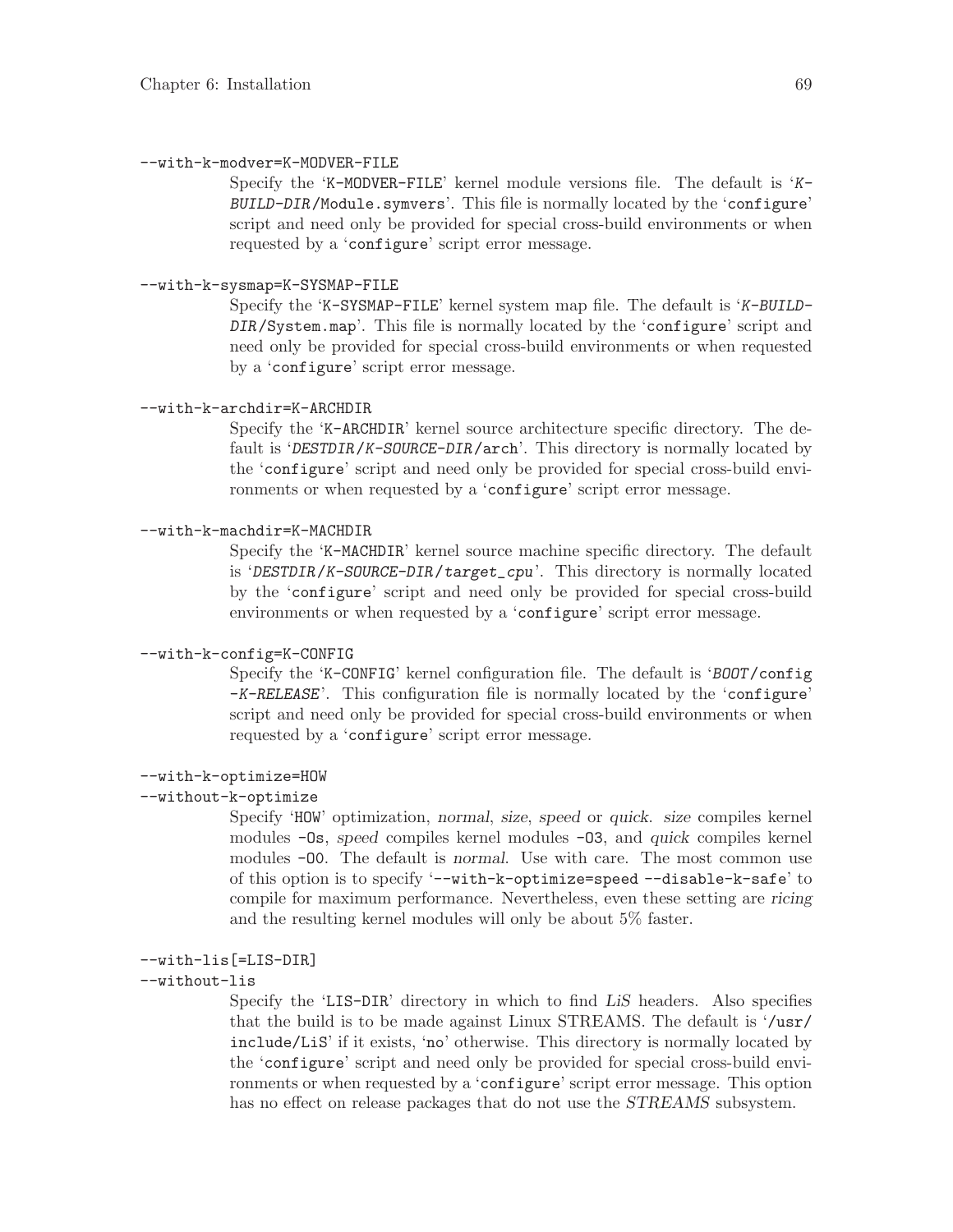`--with-k-modver=K-MODVER-FILE`

Specify the '`K-MODVER-FILE`' kernel module versions file. The default is '*K-BUILD-DIR*`/Module.symvers`'. This file is normally located by the '`configure`' script and need only be provided for special cross-build environments or when requested by a '`configure`' script error message.

`--with-k-sysmap=K-SYSMAP-FILE`

Specify the '`K-SYSMAP-FILE`' kernel system map file. The default is '*K-BUILD-DIR*`/System.map`'. This file is normally located by the '`configure`' script and need only be provided for special cross-build environments or when requested by a '`configure`' script error message.

`--with-k-archdir=K-ARCHDIR`

Specify the '`K-ARCHDIR`' kernel source architecture specific directory. The default is '*DESTDIR*/*K-SOURCE-DIR*`/arch`'. This directory is normally located by the '`configure`' script and need only be provided for special cross-build environments or when requested by a '`configure`' script error message.

`--with-k-machdir=K-MACHDIR`

Specify the '`K-MACHDIR`' kernel source machine specific directory. The default is '*DESTDIR*/*K-SOURCE-DIR*/*target_cpu*'. This directory is normally located by the '`configure`' script and need only be provided for special cross-build environments or when requested by a '`configure`' script error message.

`--with-k-config=K-CONFIG`

Specify the '`K-CONFIG`' kernel configuration file. The default is '*BOOT*`/config-`*K-RELEASE*'. This configuration file is normally located by the '`configure`' script and need only be provided for special cross-build environments or when requested by a '`configure`' script error message.

`--with-k-optimize=HOW`
`--without-k-optimize`

Specify '`HOW`' optimization, *normal*, *size*, *speed* or *quick*. *size* compiles kernel modules `-Os`, *speed* compiles kernel modules `-O3`, and *quick* compiles kernel modules `-O0`. The default is *normal*. Use with care. The most common use of this option is to specify '`--with-k-optimize=speed --disable-k-safe`' to compile for maximum performance. Nevertheless, even these setting are *ricing* and the resulting kernel modules will only be about 5% faster.

`--with-lis[=LIS-DIR]`
`--without-lis`

Specify the '`LIS-DIR`' directory in which to find *LiS* headers. Also specifies that the build is to be made against Linux STREAMS. The default is '`/usr/include/LiS`' if it exists, '`no`' otherwise. This directory is normally located by the '`configure`' script and need only be provided for special cross-build environments or when requested by a '`configure`' script error message. This option has no effect on release packages that do not use the *STREAMS* subsystem.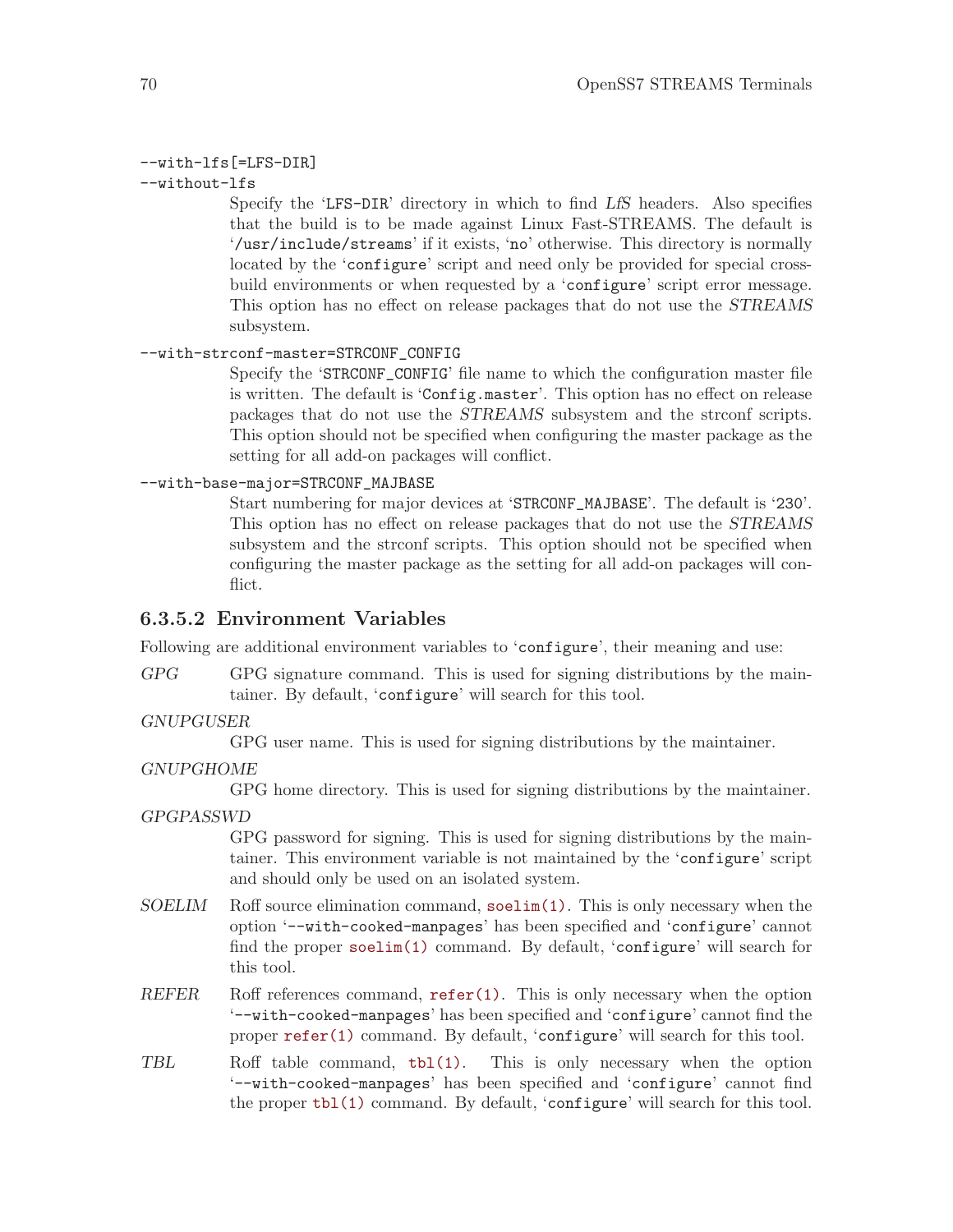`--with-lfs[=LFS-DIR]`
`--without-lfs`

Specify the '`LFS-DIR`' directory in which to find *LfS* headers. Also specifies that the build is to be made against Linux Fast-STREAMS. The default is '`/usr/include/streams`' if it exists, '`no`' otherwise. This directory is normally located by the '`configure`' script and need only be provided for special cross-build environments or when requested by a '`configure`' script error message. This option has no effect on release packages that do not use the *STREAMS* subsystem.

`--with-strconf-master=STRCONF_CONFIG`

Specify the '`STRCONF_CONFIG`' file name to which the configuration master file is written. The default is '`Config.master`'. This option has no effect on release packages that do not use the *STREAMS* subsystem and the strconf scripts. This option should not be specified when configuring the master package as the setting for all add-on packages will conflict.

`--with-base-major=STRCONF_MAJBASE`

Start numbering for major devices at '`STRCONF_MAJBASE`'. The default is '`230`'. This option has no effect on release packages that do not use the *STREAMS* subsystem and the strconf scripts. This option should not be specified when configuring the master package as the setting for all add-on packages will conflict.

#### 6.3.5.2 Environment Variables

Following are additional environment variables to '`configure`', their meaning and use:

*GPG* GPG signature command. This is used for signing distributions by the maintainer. By default, '`configure`' will search for this tool.

*GNUPGUSER*

GPG user name. This is used for signing distributions by the maintainer.

*GNUPGHOME*

GPG home directory. This is used for signing distributions by the maintainer.

*GPGPASSWD*

GPG password for signing. This is used for signing distributions by the maintainer. This environment variable is not maintained by the '`configure`' script and should only be used on an isolated system.

*SOELIM* Roff source elimination command, `soelim(1)`. This is only necessary when the option '`--with-cooked-manpages`' has been specified and '`configure`' cannot find the proper `soelim(1)` command. By default, '`configure`' will search for this tool.

*REFER* Roff references command, `refer(1)`. This is only necessary when the option '`--with-cooked-manpages`' has been specified and '`configure`' cannot find the proper `refer(1)` command. By default, '`configure`' will search for this tool.

*TBL* Roff table command, `tbl(1)`. This is only necessary when the option '`--with-cooked-manpages`' has been specified and '`configure`' cannot find the proper `tbl(1)` command. By default, '`configure`' will search for this tool.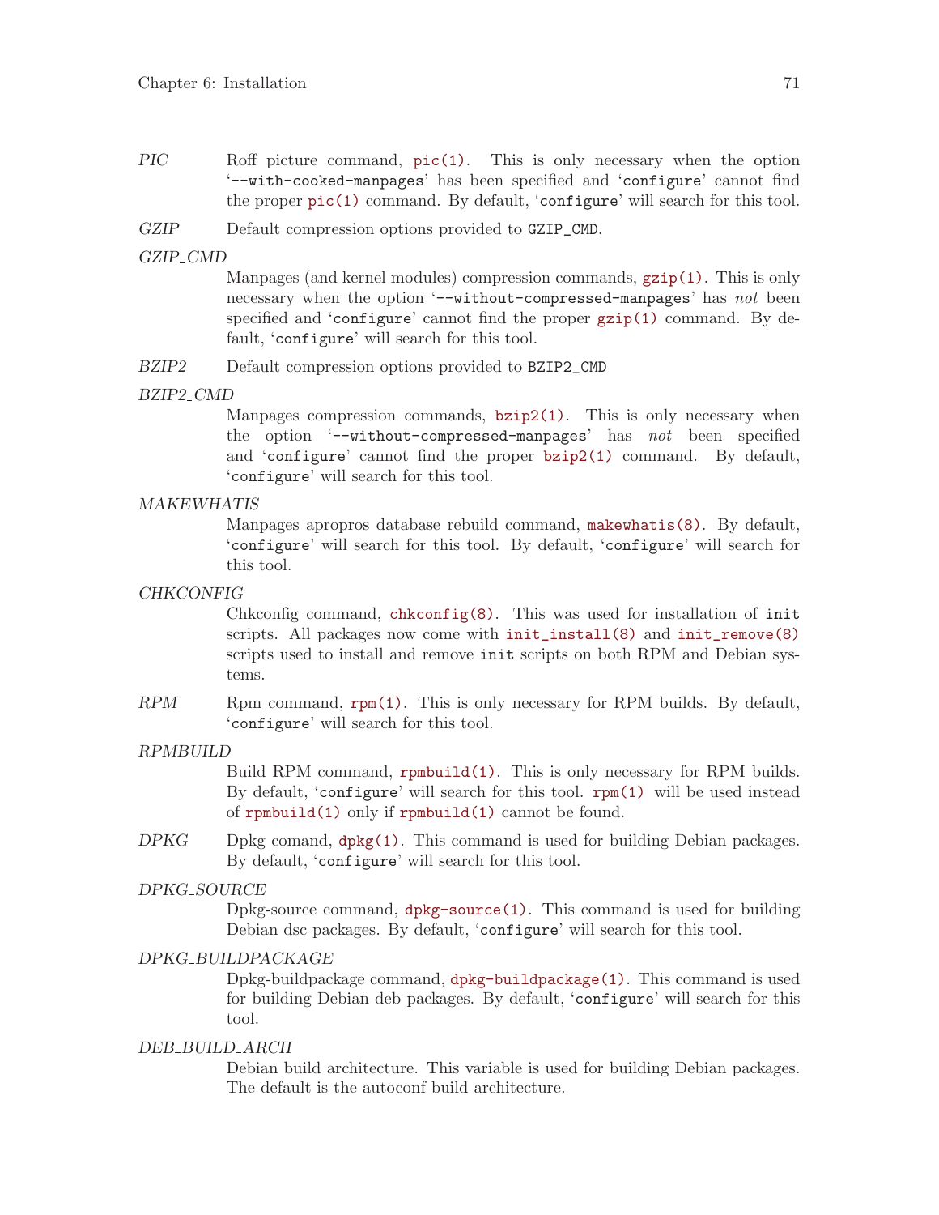*PIC*
: Roff picture command, `pic(1)`. This is only necessary when the option '`--with-cooked-manpages`' has been specified and '`configure`' cannot find the proper `pic(1)` command. By default, '`configure`' will search for this tool.

*GZIP*
: Default compression options provided to `GZIP_CMD`.

*GZIP_CMD*
: Manpages (and kernel modules) compression commands, `gzip(1)`. This is only necessary when the option '`--without-compressed-manpages`' has *not* been specified and '`configure`' cannot find the proper `gzip(1)` command. By default, '`configure`' will search for this tool.

*BZIP2*
: Default compression options provided to `BZIP2_CMD`

*BZIP2_CMD*
: Manpages compression commands, `bzip2(1)`. This is only necessary when the option '`--without-compressed-manpages`' has *not* been specified and '`configure`' cannot find the proper `bzip2(1)` command. By default, '`configure`' will search for this tool.

*MAKEWHATIS*
: Manpages apropros database rebuild command, `makewhatis(8)`. By default, '`configure`' will search for this tool. By default, '`configure`' will search for this tool.

*CHKCONFIG*
: Chkconfig command, `chkconfig(8)`. This was used for installation of `init` scripts. All packages now come with `init_install(8)` and `init_remove(8)` scripts used to install and remove `init` scripts on both RPM and Debian systems.

*RPM*
: Rpm command, `rpm(1)`. This is only necessary for RPM builds. By default, '`configure`' will search for this tool.

*RPMBUILD*
: Build RPM command, `rpmbuild(1)`. This is only necessary for RPM builds. By default, '`configure`' will search for this tool. `rpm(1)` will be used instead of `rpmbuild(1)` only if `rpmbuild(1)` cannot be found.

*DPKG*
: Dpkg comand, `dpkg(1)`. This command is used for building Debian packages. By default, '`configure`' will search for this tool.

*DPKG_SOURCE*
: Dpkg-source command, `dpkg-source(1)`. This command is used for building Debian dsc packages. By default, '`configure`' will search for this tool.

*DPKG_BUILDPACKAGE*
: Dpkg-buildpackage command, `dpkg-buildpackage(1)`. This command is used for building Debian deb packages. By default, '`configure`' will search for this tool.

*DEB_BUILD_ARCH*
: Debian build architecture. This variable is used for building Debian packages. The default is the autoconf build architecture.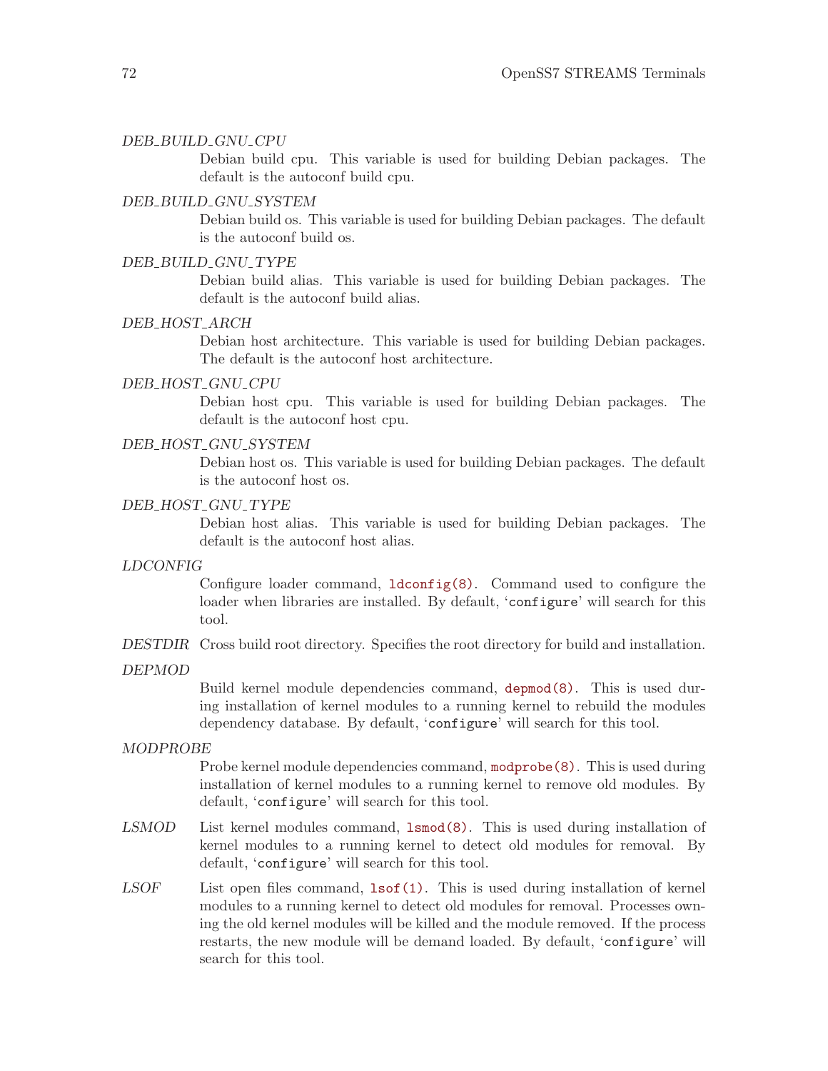*DEB_BUILD_GNU_CPU*
: Debian build cpu. This variable is used for building Debian packages. The default is the autoconf build cpu.

*DEB_BUILD_GNU_SYSTEM*
: Debian build os. This variable is used for building Debian packages. The default is the autoconf build os.

*DEB_BUILD_GNU_TYPE*
: Debian build alias. This variable is used for building Debian packages. The default is the autoconf build alias.

*DEB_HOST_ARCH*
: Debian host architecture. This variable is used for building Debian packages. The default is the autoconf host architecture.

*DEB_HOST_GNU_CPU*
: Debian host cpu. This variable is used for building Debian packages. The default is the autoconf host cpu.

*DEB_HOST_GNU_SYSTEM*
: Debian host os. This variable is used for building Debian packages. The default is the autoconf host os.

*DEB_HOST_GNU_TYPE*
: Debian host alias. This variable is used for building Debian packages. The default is the autoconf host alias.

*LDCONFIG*
: Configure loader command, `ldconfig(8)`. Command used to configure the loader when libraries are installed. By default, '`configure`' will search for this tool.

*DESTDIR*
: Cross build root directory. Specifies the root directory for build and installation.

*DEPMOD*
: Build kernel module dependencies command, `depmod(8)`. This is used during installation of kernel modules to a running kernel to rebuild the modules dependency database. By default, '`configure`' will search for this tool.

*MODPROBE*
: Probe kernel module dependencies command, `modprobe(8)`. This is used during installation of kernel modules to a running kernel to remove old modules. By default, '`configure`' will search for this tool.

*LSMOD*
: List kernel modules command, `lsmod(8)`. This is used during installation of kernel modules to a running kernel to detect old modules for removal. By default, '`configure`' will search for this tool.

*LSOF*
: List open files command, `lsof(1)`. This is used during installation of kernel modules to a running kernel to detect old modules for removal. Processes owning the old kernel modules will be killed and the module removed. If the process restarts, the new module will be demand loaded. By default, '`configure`' will search for this tool.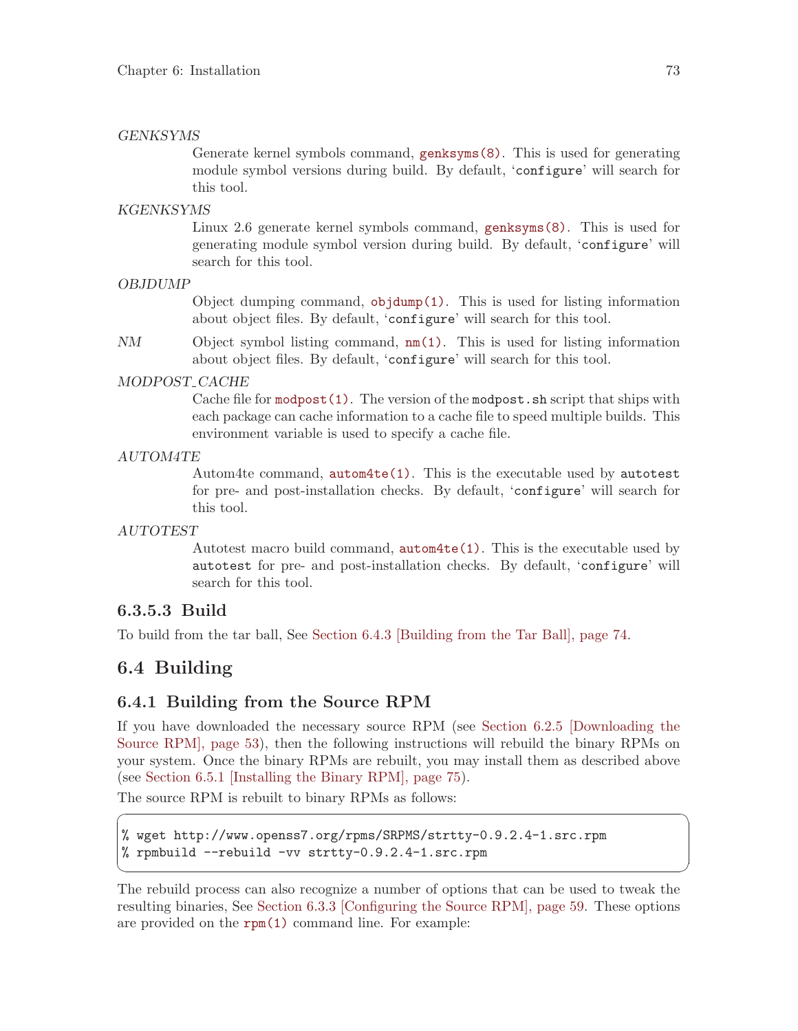*GENKSYMS*

Generate kernel symbols command, `genksyms(8)`. This is used for generating module symbol versions during build. By default, '`configure`' will search for this tool.

*KGENKSYMS*

Linux 2.6 generate kernel symbols command, `genksyms(8)`. This is used for generating module symbol version during build. By default, '`configure`' will search for this tool.

*OBJDUMP*

Object dumping command, `objdump(1)`. This is used for listing information about object files. By default, '`configure`' will search for this tool.

*NM*

Object symbol listing command, `nm(1)`. This is used for listing information about object files. By default, '`configure`' will search for this tool.

*MODPOST_CACHE*

Cache file for `modpost(1)`. The version of the `modpost.sh` script that ships with each package can cache information to a cache file to speed multiple builds. This environment variable is used to specify a cache file.

*AUTOM4TE*

Autom4te command, `autom4te(1)`. This is the executable used by `autotest` for pre- and post-installation checks. By default, '`configure`' will search for this tool.

*AUTOTEST*

Autotest macro build command, `autom4te(1)`. This is the executable used by `autotest` for pre- and post-installation checks. By default, '`configure`' will search for this tool.

#### 6.3.5.3 Build

To build from the tar ball, See Section 6.4.3 [Building from the Tar Ball], page 74.

## 6.4 Building

### 6.4.1 Building from the Source RPM

If you have downloaded the necessary source RPM (see Section 6.2.5 [Downloading the Source RPM], page 53), then the following instructions will rebuild the binary RPMs on your system. Once the binary RPMs are rebuilt, you may install them as described above (see Section 6.5.1 [Installing the Binary RPM], page 75).

The source RPM is rebuilt to binary RPMs as follows:

```
% wget http://www.openss7.org/rpms/SRPMS/strtty-0.9.2.4-1.src.rpm
% rpmbuild --rebuild -vv strtty-0.9.2.4-1.src.rpm
```

The rebuild process can also recognize a number of options that can be used to tweak the resulting binaries, See Section 6.3.3 [Configuring the Source RPM], page 59. These options are provided on the `rpm(1)` command line. For example: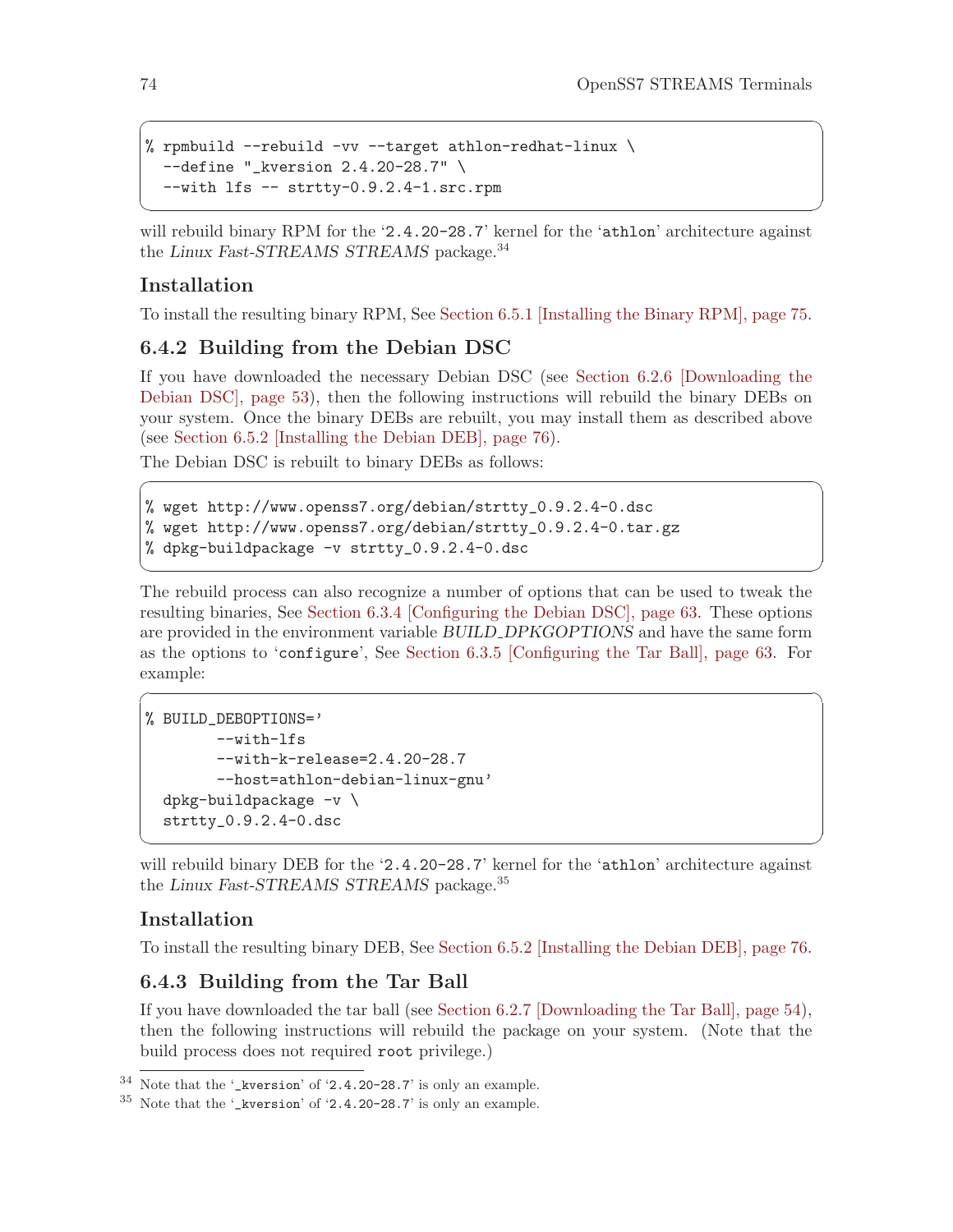```
% rpmbuild --rebuild -vv --target athlon-redhat-linux \
  --define "_kversion 2.4.20-28.7" \
  --with lfs -- strtty-0.9.2.4-1.src.rpm
```

will rebuild binary RPM for the '2.4.20-28.7' kernel for the 'athlon' architecture against the *Linux Fast-STREAMS STREAMS* package.[34]

### Installation

To install the resulting binary RPM, See Section 6.5.1 [Installing the Binary RPM], page 75.

### 6.4.2 Building from the Debian DSC

If you have downloaded the necessary Debian DSC (see Section 6.2.6 [Downloading the Debian DSC], page 53), then the following instructions will rebuild the binary DEBs on your system. Once the binary DEBs are rebuilt, you may install them as described above (see Section 6.5.2 [Installing the Debian DEB], page 76).

The Debian DSC is rebuilt to binary DEBs as follows:

```
% wget http://www.openss7.org/debian/strtty_0.9.2.4-0.dsc
% wget http://www.openss7.org/debian/strtty_0.9.2.4-0.tar.gz
% dpkg-buildpackage -v strtty_0.9.2.4-0.dsc
```

The rebuild process can also recognize a number of options that can be used to tweak the resulting binaries, See Section 6.3.4 [Configuring the Debian DSC], page 63. These options are provided in the environment variable *BUILD_DPKGOPTIONS* and have the same form as the options to 'configure', See Section 6.3.5 [Configuring the Tar Ball], page 63. For example:

```
% BUILD_DEBOPTIONS='
        --with-lfs
        --with-k-release=2.4.20-28.7
        --host=athlon-debian-linux-gnu'
  dpkg-buildpackage -v \
  strtty_0.9.2.4-0.dsc
```

will rebuild binary DEB for the '2.4.20-28.7' kernel for the 'athlon' architecture against the *Linux Fast-STREAMS STREAMS* package.[35]

### Installation

To install the resulting binary DEB, See Section 6.5.2 [Installing the Debian DEB], page 76.

### 6.4.3 Building from the Tar Ball

If you have downloaded the tar ball (see Section 6.2.7 [Downloading the Tar Ball], page 54), then the following instructions will rebuild the package on your system. (Note that the build process does not required root privilege.)

---

[34] Note that the '_kversion' of '2.4.20-28.7' is only an example.

[35] Note that the '_kversion' of '2.4.20-28.7' is only an example.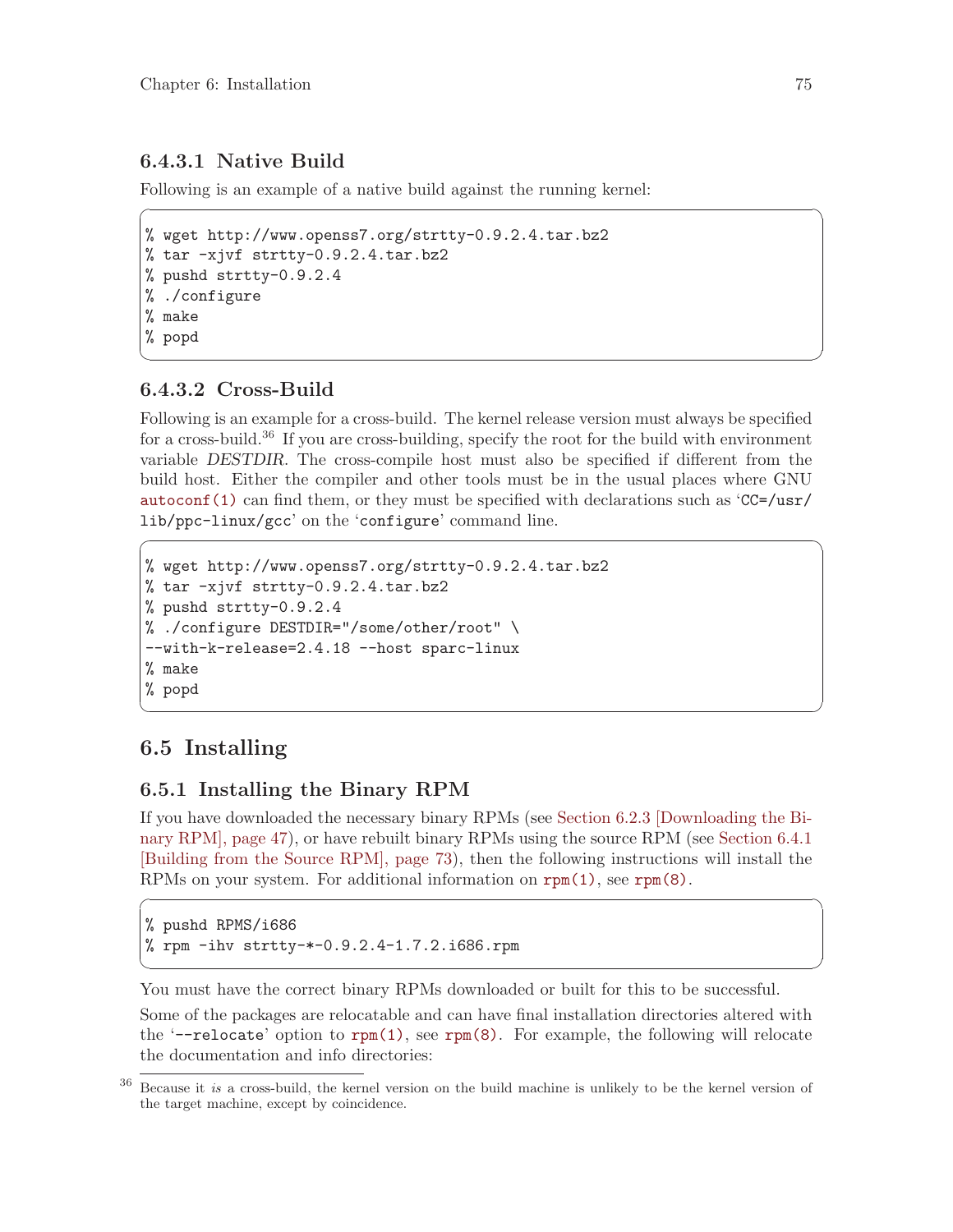#### 6.4.3.1 Native Build

Following is an example of a native build against the running kernel:

```
% wget http://www.openss7.org/strtty-0.9.2.4.tar.bz2
% tar -xjvf strtty-0.9.2.4.tar.bz2
% pushd strtty-0.9.2.4
% ./configure
% make
% popd
```

#### 6.4.3.2 Cross-Build

Following is an example for a cross-build. The kernel release version must always be specified for a cross-build.[36] If you are cross-building, specify the root for the build with environment variable *DESTDIR*. The cross-compile host must also be specified if different from the build host. Either the compiler and other tools must be in the usual places where GNU `autoconf(1)` can find them, or they must be specified with declarations such as '`CC=/usr/lib/ppc-linux/gcc`' on the '`configure`' command line.

```
% wget http://www.openss7.org/strtty-0.9.2.4.tar.bz2
% tar -xjvf strtty-0.9.2.4.tar.bz2
% pushd strtty-0.9.2.4
% ./configure DESTDIR="/some/other/root" \
--with-k-release=2.4.18 --host sparc-linux
% make
% popd
```

## 6.5 Installing

### 6.5.1 Installing the Binary RPM

If you have downloaded the necessary binary RPMs (see Section 6.2.3 [Downloading the Binary RPM], page 47), or have rebuilt binary RPMs using the source RPM (see Section 6.4.1 [Building from the Source RPM], page 73), then the following instructions will install the RPMs on your system. For additional information on `rpm(1)`, see `rpm(8)`.

```
% pushd RPMS/i686
% rpm -ihv strtty-*-0.9.2.4-1.7.2.i686.rpm
```

You must have the correct binary RPMs downloaded or built for this to be successful.

Some of the packages are relocatable and can have final installation directories altered with the '`--relocate`' option to `rpm(1)`, see `rpm(8)`. For example, the following will relocate the documentation and info directories:

---

[36] Because it *is* a cross-build, the kernel version on the build machine is unlikely to be the kernel version of the target machine, except by coincidence.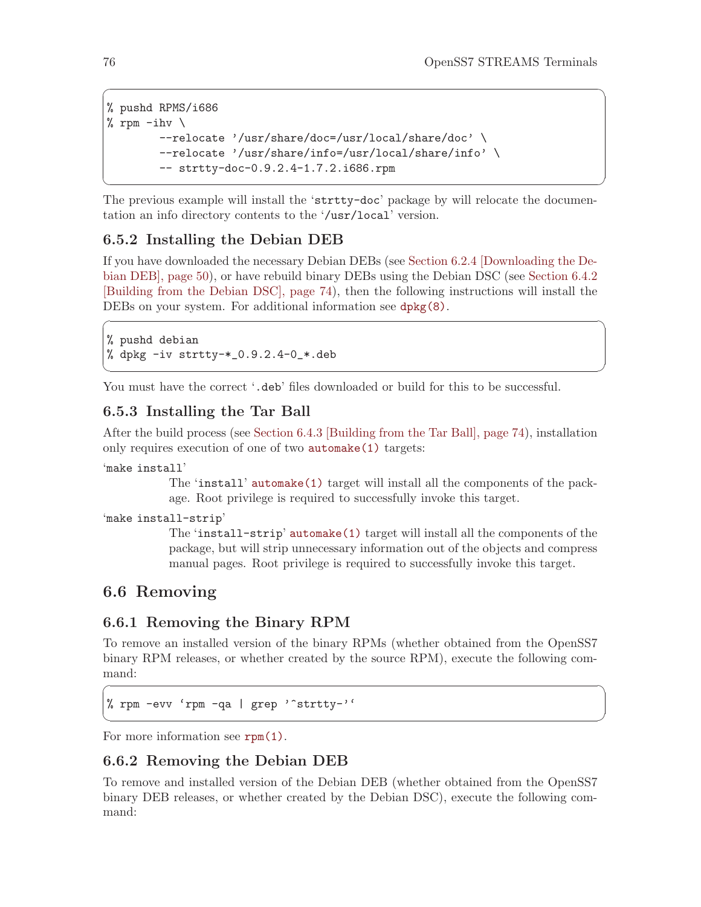```
% pushd RPMS/i686
% rpm -ihv \
        --relocate '/usr/share/doc=/usr/local/share/doc' \
        --relocate '/usr/share/info=/usr/local/share/info' \
        -- strtty-doc-0.9.2.4-1.7.2.i686.rpm
```

The previous example will install the 'strtty-doc' package by will relocate the documentation an info directory contents to the '/usr/local' version.

### 6.5.2 Installing the Debian DEB

If you have downloaded the necessary Debian DEBs (see Section 6.2.4 [Downloading the Debian DEB], page 50), or have rebuild binary DEBs using the Debian DSC (see Section 6.4.2 [Building from the Debian DSC], page 74), then the following instructions will install the DEBs on your system. For additional information see dpkg(8).

```
% pushd debian
% dpkg -iv strtty-*_0.9.2.4-0_*.deb
```

You must have the correct '.deb' files downloaded or build for this to be successful.

### 6.5.3 Installing the Tar Ball

After the build process (see Section 6.4.3 [Building from the Tar Ball], page 74), installation only requires execution of one of two automake(1) targets:

'make install'
: The 'install' automake(1) target will install all the components of the package. Root privilege is required to successfully invoke this target.

'make install-strip'
: The 'install-strip' automake(1) target will install all the components of the package, but will strip unnecessary information out of the objects and compress manual pages. Root privilege is required to successfully invoke this target.

## 6.6 Removing

### 6.6.1 Removing the Binary RPM

To remove an installed version of the binary RPMs (whether obtained from the OpenSS7 binary RPM releases, or whether created by the source RPM), execute the following command:

```
% rpm -evv `rpm -qa | grep '^strtty-'`
```

For more information see rpm(1).

### 6.6.2 Removing the Debian DEB

To remove and installed version of the Debian DEB (whether obtained from the OpenSS7 binary DEB releases, or whether created by the Debian DSC), execute the following command: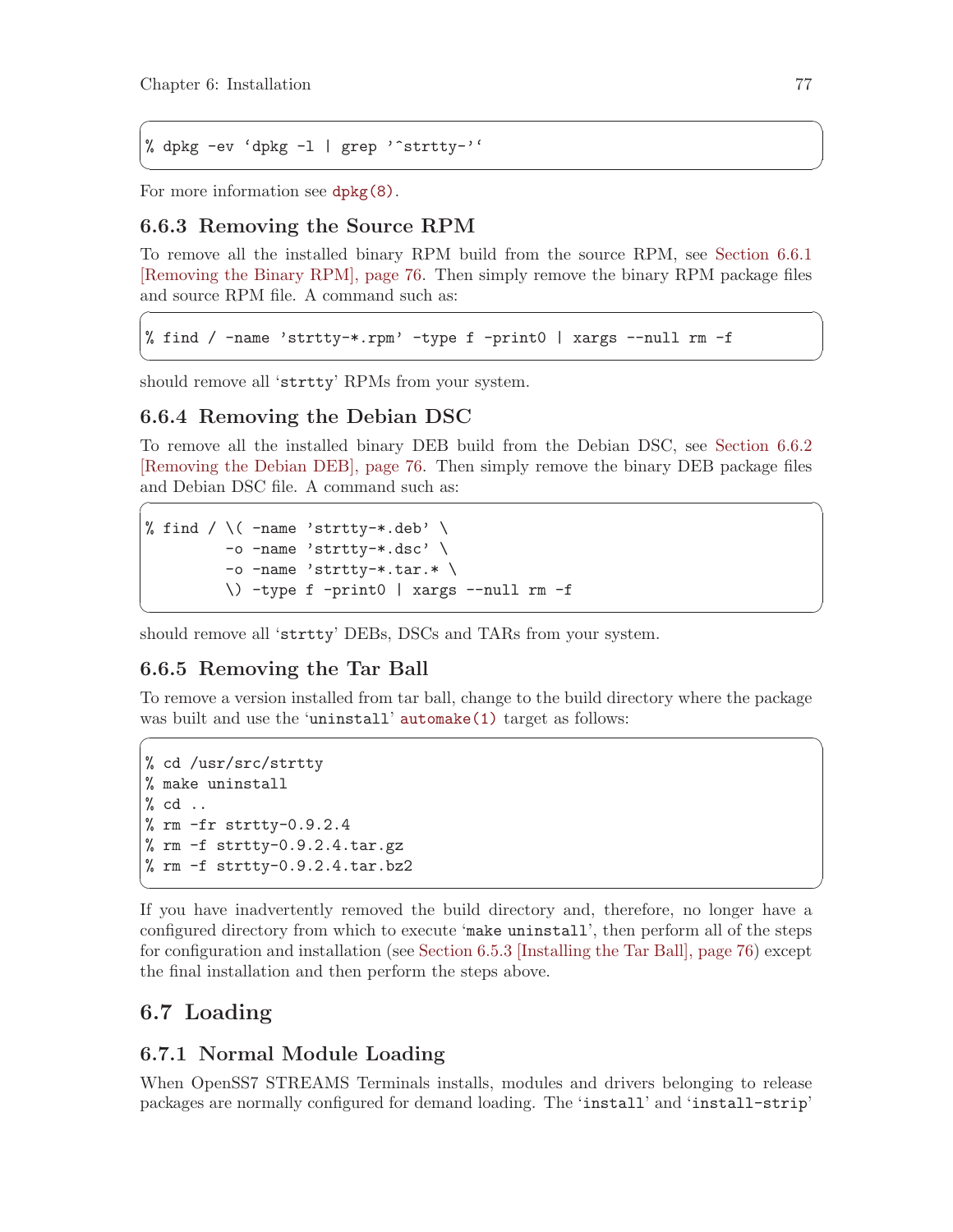```
% dpkg -ev `dpkg -l | grep '^strtty-'`
```

For more information see dpkg(8).

### 6.6.3 Removing the Source RPM

To remove all the installed binary RPM build from the source RPM, see Section 6.6.1 [Removing the Binary RPM], page 76. Then simply remove the binary RPM package files and source RPM file. A command such as:

```
% find / -name 'strtty-*.rpm' -type f -print0 | xargs --null rm -f
```

should remove all 'strtty' RPMs from your system.

### 6.6.4 Removing the Debian DSC

To remove all the installed binary DEB build from the Debian DSC, see Section 6.6.2 [Removing the Debian DEB], page 76. Then simply remove the binary DEB package files and Debian DSC file. A command such as:

```
% find / \( -name 'strtty-*.deb' \
        -o -name 'strtty-*.dsc' \
        -o -name 'strtty-*.tar.* \
        \) -type f -print0 | xargs --null rm -f
```

should remove all 'strtty' DEBs, DSCs and TARs from your system.

### 6.6.5 Removing the Tar Ball

To remove a version installed from tar ball, change to the build directory where the package was built and use the 'uninstall' automake(1) target as follows:

```
% cd /usr/src/strtty
% make uninstall
% cd ..
% rm -fr strtty-0.9.2.4
% rm -f strtty-0.9.2.4.tar.gz
% rm -f strtty-0.9.2.4.tar.bz2
```

If you have inadvertently removed the build directory and, therefore, no longer have a configured directory from which to execute 'make uninstall', then perform all of the steps for configuration and installation (see Section 6.5.3 [Installing the Tar Ball], page 76) except the final installation and then perform the steps above.

## 6.7 Loading

### 6.7.1 Normal Module Loading

When OpenSS7 STREAMS Terminals installs, modules and drivers belonging to release packages are normally configured for demand loading. The 'install' and 'install-strip'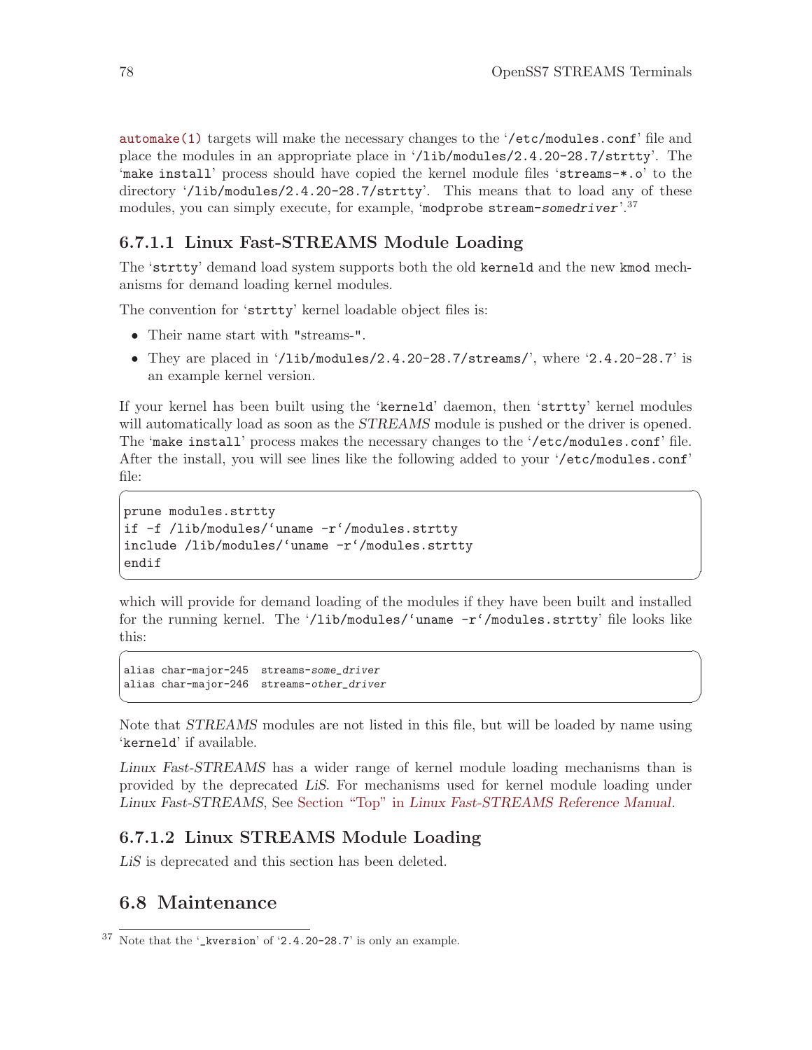automake(1) targets will make the necessary changes to the '/etc/modules.conf' file and place the modules in an appropriate place in '/lib/modules/2.4.20-28.7/strtty'. The 'make install' process should have copied the kernel module files 'streams-*.o' to the directory '/lib/modules/2.4.20-28.7/strtty'. This means that to load any of these modules, you can simply execute, for example, 'modprobe stream-*somedriver*'.[37]

#### 6.7.1.1 Linux Fast-STREAMS Module Loading

The 'strtty' demand load system supports both the old kerneld and the new kmod mechanisms for demand loading kernel modules.

The convention for 'strtty' kernel loadable object files is:

- Their name start with "streams-".
- They are placed in '/lib/modules/2.4.20-28.7/streams/', where '2.4.20-28.7' is an example kernel version.

If your kernel has been built using the 'kerneld' daemon, then 'strtty' kernel modules will automatically load as soon as the *STREAMS* module is pushed or the driver is opened. The 'make install' process makes the necessary changes to the '/etc/modules.conf' file. After the install, you will see lines like the following added to your '/etc/modules.conf' file:

```
prune modules.strtty
if -f /lib/modules/`uname -r`/modules.strtty
include /lib/modules/`uname -r`/modules.strtty
endif
```

which will provide for demand loading of the modules if they have been built and installed for the running kernel. The '/lib/modules/`uname -r`/modules.strtty' file looks like this:

```
alias char-major-245  streams-some_driver
alias char-major-246  streams-other_driver
```

Note that *STREAMS* modules are not listed in this file, but will be loaded by name using 'kerneld' if available.

*Linux Fast-STREAMS* has a wider range of kernel module loading mechanisms than is provided by the deprecated *LiS*. For mechanisms used for kernel module loading under *Linux Fast-STREAMS*, See Section "Top" in *Linux Fast-STREAMS Reference Manual*.

#### 6.7.1.2 Linux STREAMS Module Loading

*LiS* is deprecated and this section has been deleted.

## 6.8 Maintenance

[37] Note that the '_kversion' of '2.4.20-28.7' is only an example.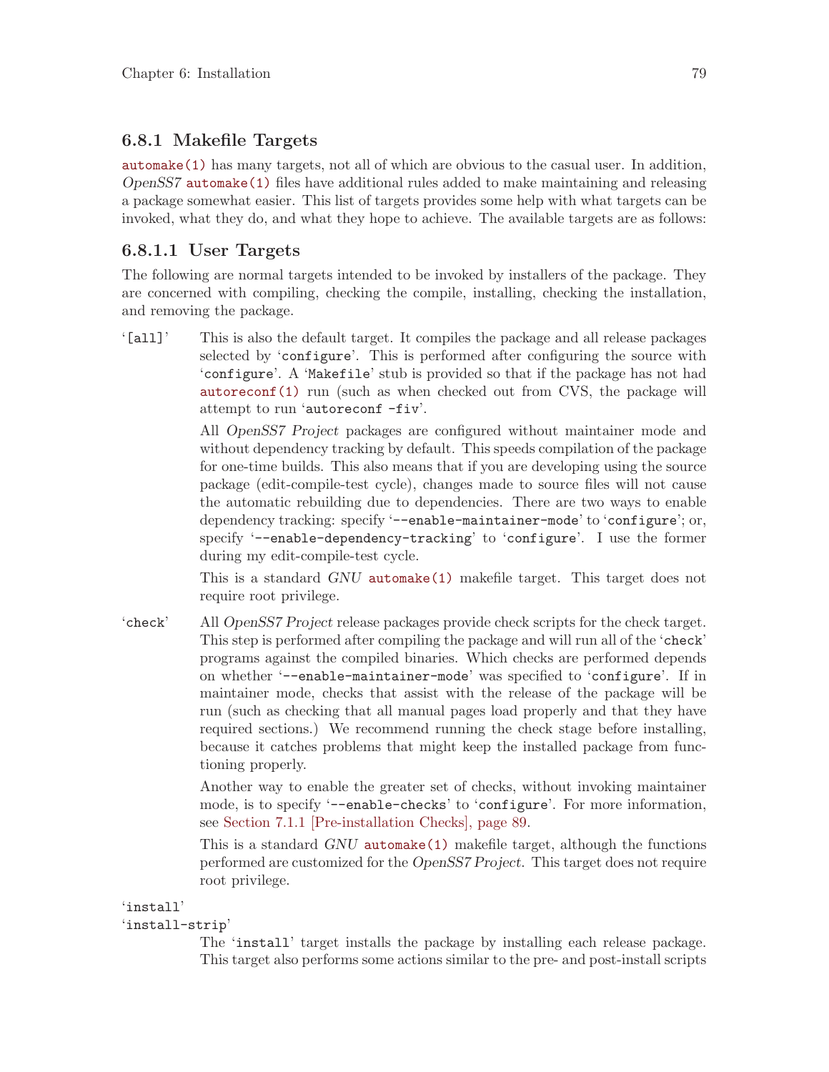### 6.8.1 Makefile Targets

automake(1) has many targets, not all of which are obvious to the casual user. In addition, *OpenSS7* automake(1) files have additional rules added to make maintaining and releasing a package somewhat easier. This list of targets provides some help with what targets can be invoked, what they do, and what they hope to achieve. The available targets are as follows:

#### 6.8.1.1 User Targets

The following are normal targets intended to be invoked by installers of the package. They are concerned with compiling, checking the compile, installing, checking the installation, and removing the package.

'`[all]`'
: This is also the default target. It compiles the package and all release packages selected by '`configure`'. This is performed after configuring the source with '`configure`'. A '`Makefile`' stub is provided so that if the package has not had autoreconf(1) run (such as when checked out from CVS, the package will attempt to run '`autoreconf -fiv`'.

  All *OpenSS7 Project* packages are configured without maintainer mode and without dependency tracking by default. This speeds compilation of the package for one-time builds. This also means that if you are developing using the source package (edit-compile-test cycle), changes made to source files will not cause the automatic rebuilding due to dependencies. There are two ways to enable dependency tracking: specify '`--enable-maintainer-mode`' to '`configure`'; or, specify '`--enable-dependency-tracking`' to '`configure`'. I use the former during my edit-compile-test cycle.

  This is a standard *GNU* automake(1) makefile target. This target does not require root privilege.

'`check`'
: All *OpenSS7 Project* release packages provide check scripts for the check target. This step is performed after compiling the package and will run all of the '`check`' programs against the compiled binaries. Which checks are performed depends on whether '`--enable-maintainer-mode`' was specified to '`configure`'. If in maintainer mode, checks that assist with the release of the package will be run (such as checking that all manual pages load properly and that they have required sections.) We recommend running the check stage before installing, because it catches problems that might keep the installed package from functioning properly.

  Another way to enable the greater set of checks, without invoking maintainer mode, is to specify '`--enable-checks`' to '`configure`'. For more information, see Section 7.1.1 [Pre-installation Checks], page 89.

  This is a standard *GNU* automake(1) makefile target, although the functions performed are customized for the *OpenSS7 Project*. This target does not require root privilege.

'`install`'
'`install-strip`'
: The '`install`' target installs the package by installing each release package. This target also performs some actions similar to the pre- and post-install scripts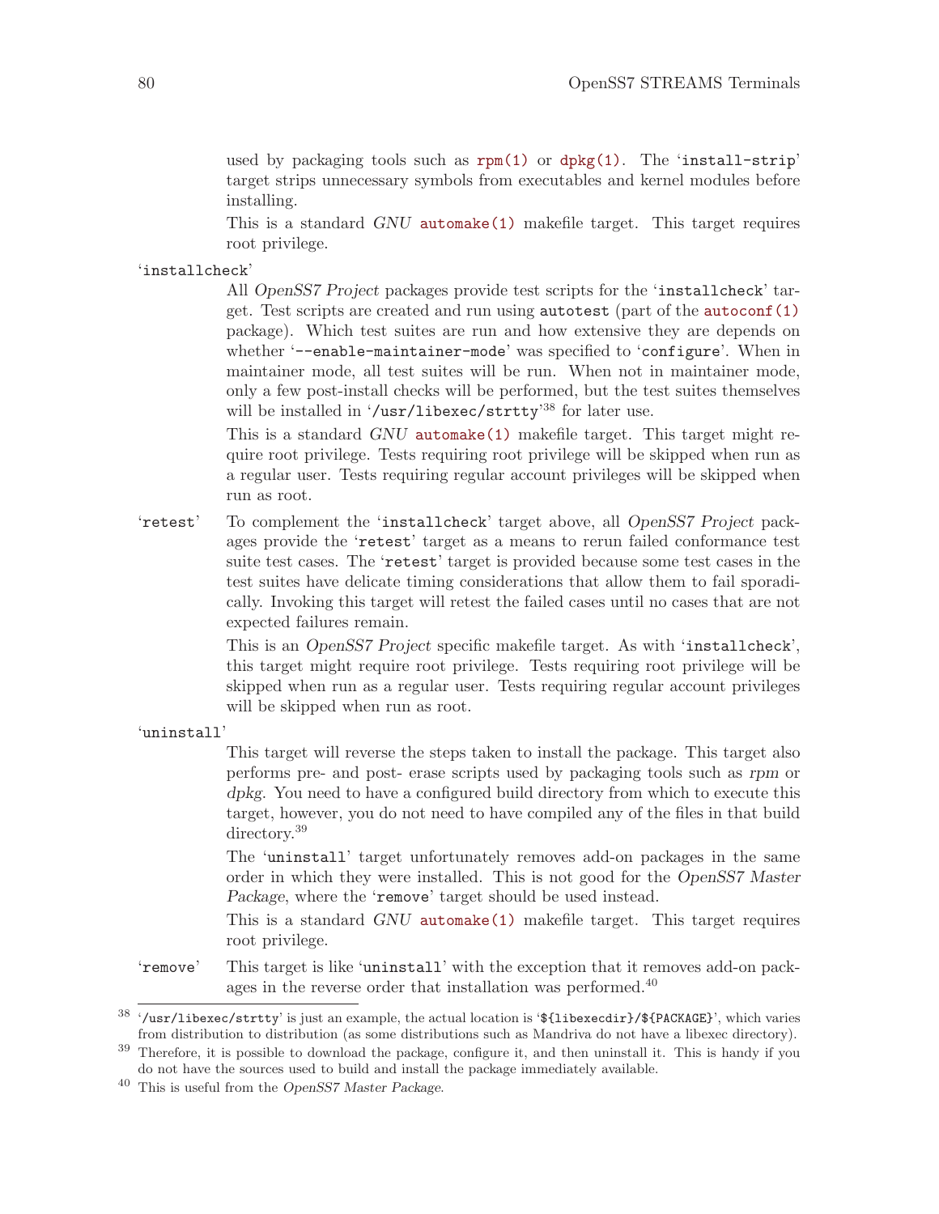used by packaging tools such as rpm(1) or dpkg(1). The 'install-strip' target strips unnecessary symbols from executables and kernel modules before installing.

This is a standard *GNU* automake(1) makefile target. This target requires root privilege.

'installcheck'

All *OpenSS7 Project* packages provide test scripts for the 'installcheck' target. Test scripts are created and run using autotest (part of the autoconf(1) package). Which test suites are run and how extensive they are depends on whether '--enable-maintainer-mode' was specified to 'configure'. When in maintainer mode, all test suites will be run. When not in maintainer mode, only a few post-install checks will be performed, but the test suites themselves will be installed in '/usr/libexec/strtty'[38] for later use.

This is a standard *GNU* automake(1) makefile target. This target might require root privilege. Tests requiring root privilege will be skipped when run as a regular user. Tests requiring regular account privileges will be skipped when run as root.

'retest'

To complement the 'installcheck' target above, all *OpenSS7 Project* packages provide the 'retest' target as a means to rerun failed conformance test suite test cases. The 'retest' target is provided because some test cases in the test suites have delicate timing considerations that allow them to fail sporadically. Invoking this target will retest the failed cases until no cases that are not expected failures remain.

This is an *OpenSS7 Project* specific makefile target. As with 'installcheck', this target might require root privilege. Tests requiring root privilege will be skipped when run as a regular user. Tests requiring regular account privileges will be skipped when run as root.

'uninstall'

This target will reverse the steps taken to install the package. This target also performs pre- and post- erase scripts used by packaging tools such as *rpm* or *dpkg*. You need to have a configured build directory from which to execute this target, however, you do not need to have compiled any of the files in that build directory.[39]

The 'uninstall' target unfortunately removes add-on packages in the same order in which they were installed. This is not good for the *OpenSS7 Master Package*, where the 'remove' target should be used instead.

This is a standard *GNU* automake(1) makefile target. This target requires root privilege.

'remove'

This target is like 'uninstall' with the exception that it removes add-on packages in the reverse order that installation was performed.[40]

---

[38] '/usr/libexec/strtty' is just an example, the actual location is '${libexecdir}/${PACKAGE}', which varies from distribution to distribution (as some distributions such as Mandriva do not have a libexec directory).

[39] Therefore, it is possible to download the package, configure it, and then uninstall it. This is handy if you do not have the sources used to build and install the package immediately available.

[40] This is useful from the *OpenSS7 Master Package*.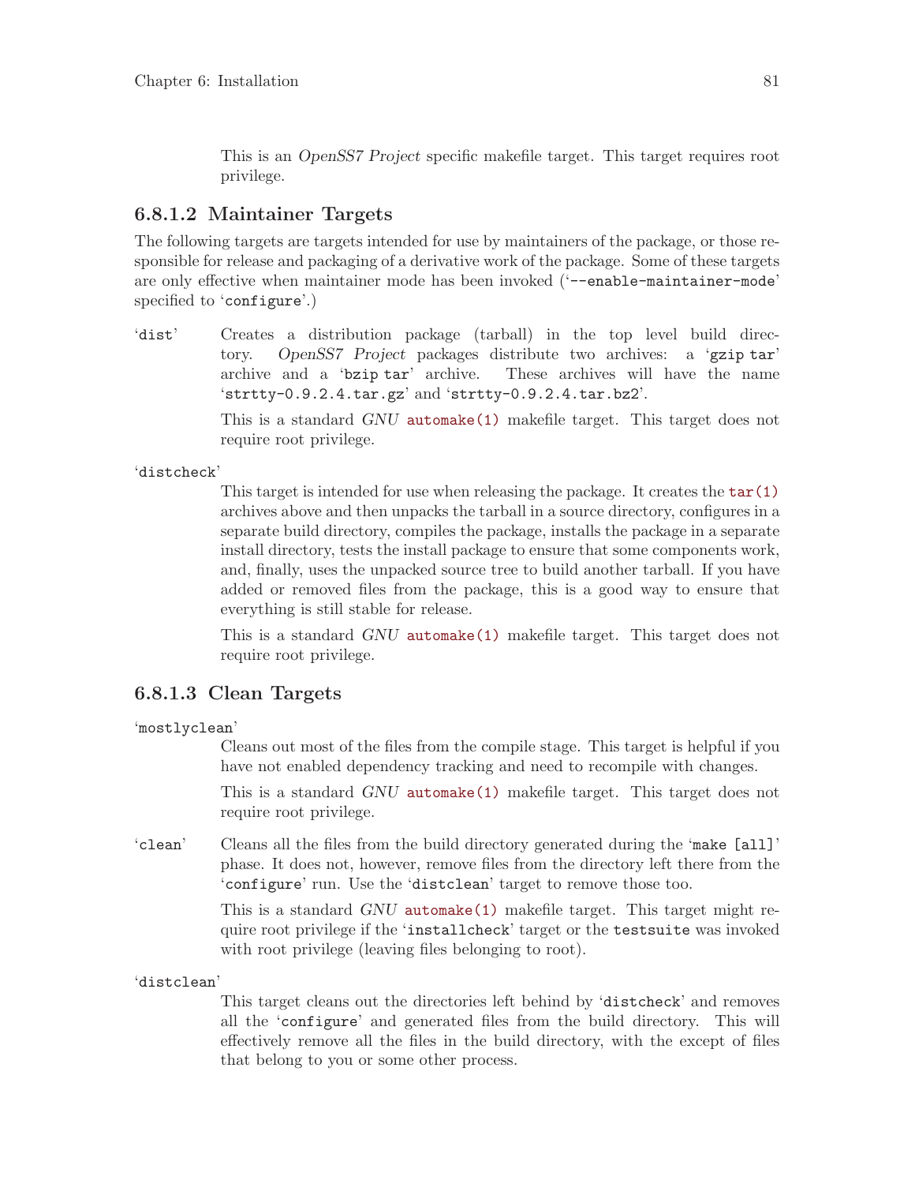This is an *OpenSS7 Project* specific makefile target. This target requires root privilege.

#### 6.8.1.2 Maintainer Targets

The following targets are targets intended for use by maintainers of the package, or those responsible for release and packaging of a derivative work of the package. Some of these targets are only effective when maintainer mode has been invoked ('`--enable-maintainer-mode`' specified to '`configure`'.)

'`dist`'
: Creates a distribution package (tarball) in the top level build directory. *OpenSS7 Project* packages distribute two archives: a '`gzip tar`' archive and a '`bzip tar`' archive. These archives will have the name '`strtty-0.9.2.4.tar.gz`' and '`strtty-0.9.2.4.tar.bz2`'.

  This is a standard *GNU* `automake(1)` makefile target. This target does not require root privilege.

'`distcheck`'
: This target is intended for use when releasing the package. It creates the `tar(1)` archives above and then unpacks the tarball in a source directory, configures in a separate build directory, compiles the package, installs the package in a separate install directory, tests the install package to ensure that some components work, and, finally, uses the unpacked source tree to build another tarball. If you have added or removed files from the package, this is a good way to ensure that everything is still stable for release.

  This is a standard *GNU* `automake(1)` makefile target. This target does not require root privilege.

#### 6.8.1.3 Clean Targets

'`mostlyclean`'
: Cleans out most of the files from the compile stage. This target is helpful if you have not enabled dependency tracking and need to recompile with changes.

  This is a standard *GNU* `automake(1)` makefile target. This target does not require root privilege.

'`clean`'
: Cleans all the files from the build directory generated during the '`make [all]`' phase. It does not, however, remove files from the directory left there from the '`configure`' run. Use the '`distclean`' target to remove those too.

  This is a standard *GNU* `automake(1)` makefile target. This target might require root privilege if the '`installcheck`' target or the `testsuite` was invoked with root privilege (leaving files belonging to root).

'`distclean`'
: This target cleans out the directories left behind by '`distcheck`' and removes all the '`configure`' and generated files from the build directory. This will effectively remove all the files in the build directory, with the except of files that belong to you or some other process.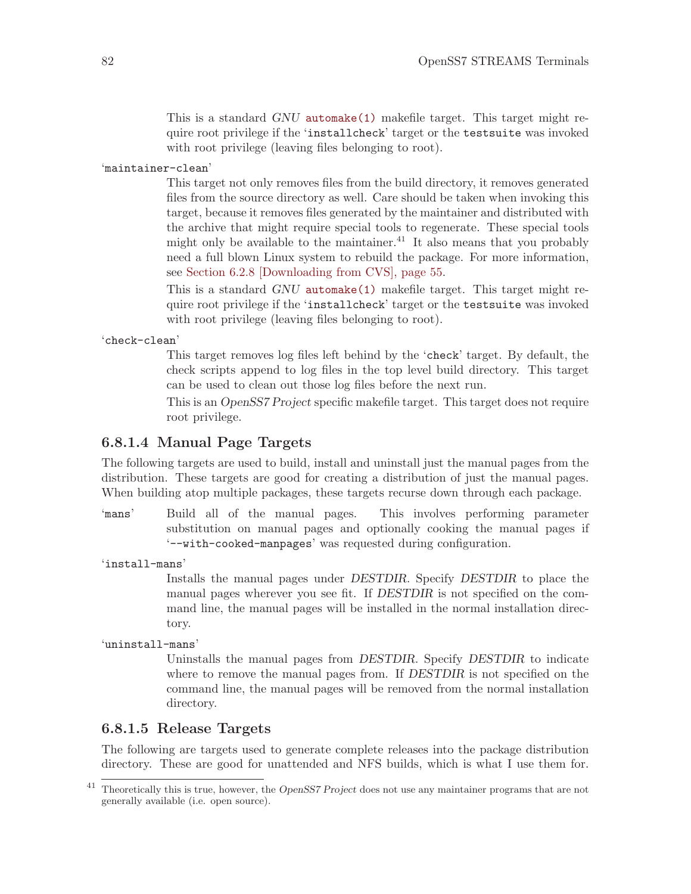This is a standard *GNU* `automake(1)` makefile target. This target might require root privilege if the '`installcheck`' target or the `testsuite` was invoked with root privilege (leaving files belonging to root).

'`maintainer-clean`'

This target not only removes files from the build directory, it removes generated files from the source directory as well. Care should be taken when invoking this target, because it removes files generated by the maintainer and distributed with the archive that might require special tools to regenerate. These special tools might only be available to the maintainer.[41] It also means that you probably need a full blown Linux system to rebuild the package. For more information, see Section 6.2.8 [Downloading from CVS], page 55.

This is a standard *GNU* `automake(1)` makefile target. This target might require root privilege if the '`installcheck`' target or the `testsuite` was invoked with root privilege (leaving files belonging to root).

'`check-clean`'

This target removes log files left behind by the '`check`' target. By default, the check scripts append to log files in the top level build directory. This target can be used to clean out those log files before the next run.

This is an *OpenSS7 Project* specific makefile target. This target does not require root privilege.

#### 6.8.1.4 Manual Page Targets

The following targets are used to build, install and uninstall just the manual pages from the distribution. These targets are good for creating a distribution of just the manual pages. When building atop multiple packages, these targets recurse down through each package.

'`mans`'

Build all of the manual pages. This involves performing parameter substitution on manual pages and optionally cooking the manual pages if '`--with-cooked-manpages`' was requested during configuration.

'`install-mans`'

Installs the manual pages under *DESTDIR*. Specify *DESTDIR* to place the manual pages wherever you see fit. If *DESTDIR* is not specified on the command line, the manual pages will be installed in the normal installation directory.

'`uninstall-mans`'

Uninstalls the manual pages from *DESTDIR*. Specify *DESTDIR* to indicate where to remove the manual pages from. If *DESTDIR* is not specified on the command line, the manual pages will be removed from the normal installation directory.

#### 6.8.1.5 Release Targets

The following are targets used to generate complete releases into the package distribution directory. These are good for unattended and NFS builds, which is what I use them for.

---

[41] Theoretically this is true, however, the *OpenSS7 Project* does not use any maintainer programs that are not generally available (i.e. open source).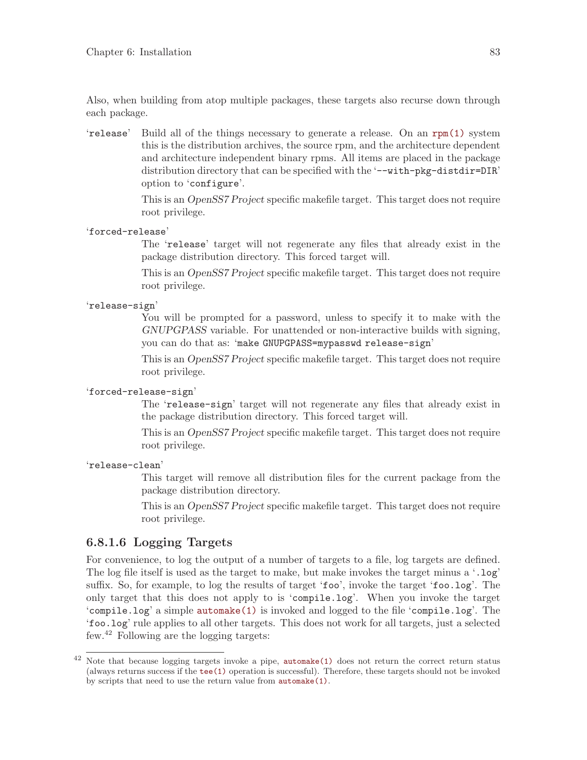Also, when building from atop multiple packages, these targets also recurse down through each package.

'`release`'
: Build all of the things necessary to generate a release. On an `rpm(1)` system this is the distribution archives, the source rpm, and the architecture dependent and architecture independent binary rpms. All items are placed in the package distribution directory that can be specified with the '`--with-pkg-distdir=DIR`' option to '`configure`'.

  This is an *OpenSS7 Project* specific makefile target. This target does not require root privilege.

'`forced-release`'
: The '`release`' target will not regenerate any files that already exist in the package distribution directory. This forced target will.

  This is an *OpenSS7 Project* specific makefile target. This target does not require root privilege.

'`release-sign`'
: You will be prompted for a password, unless to specify it to make with the *GNUPGPASS* variable. For unattended or non-interactive builds with signing, you can do that as: '`make GNUPGPASS=mypasswd release-sign`'

  This is an *OpenSS7 Project* specific makefile target. This target does not require root privilege.

'`forced-release-sign`'
: The '`release-sign`' target will not regenerate any files that already exist in the package distribution directory. This forced target will.

  This is an *OpenSS7 Project* specific makefile target. This target does not require root privilege.

'`release-clean`'
: This target will remove all distribution files for the current package from the package distribution directory.

  This is an *OpenSS7 Project* specific makefile target. This target does not require root privilege.

#### 6.8.1.6 Logging Targets

For convenience, to log the output of a number of targets to a file, log targets are defined. The log file itself is used as the target to make, but make invokes the target minus a '`.log`' suffix. So, for example, to log the results of target '`foo`', invoke the target '`foo.log`'. The only target that this does not apply to is '`compile.log`'. When you invoke the target '`compile.log`' a simple `automake(1)` is invoked and logged to the file '`compile.log`'. The '`foo.log`' rule applies to all other targets. This does not work for all targets, just a selected few.[42] Following are the logging targets:

---

[42] Note that because logging targets invoke a pipe, `automake(1)` does not return the correct return status (always returns success if the `tee(1)` operation is successful). Therefore, these targets should not be invoked by scripts that need to use the return value from `automake(1)`.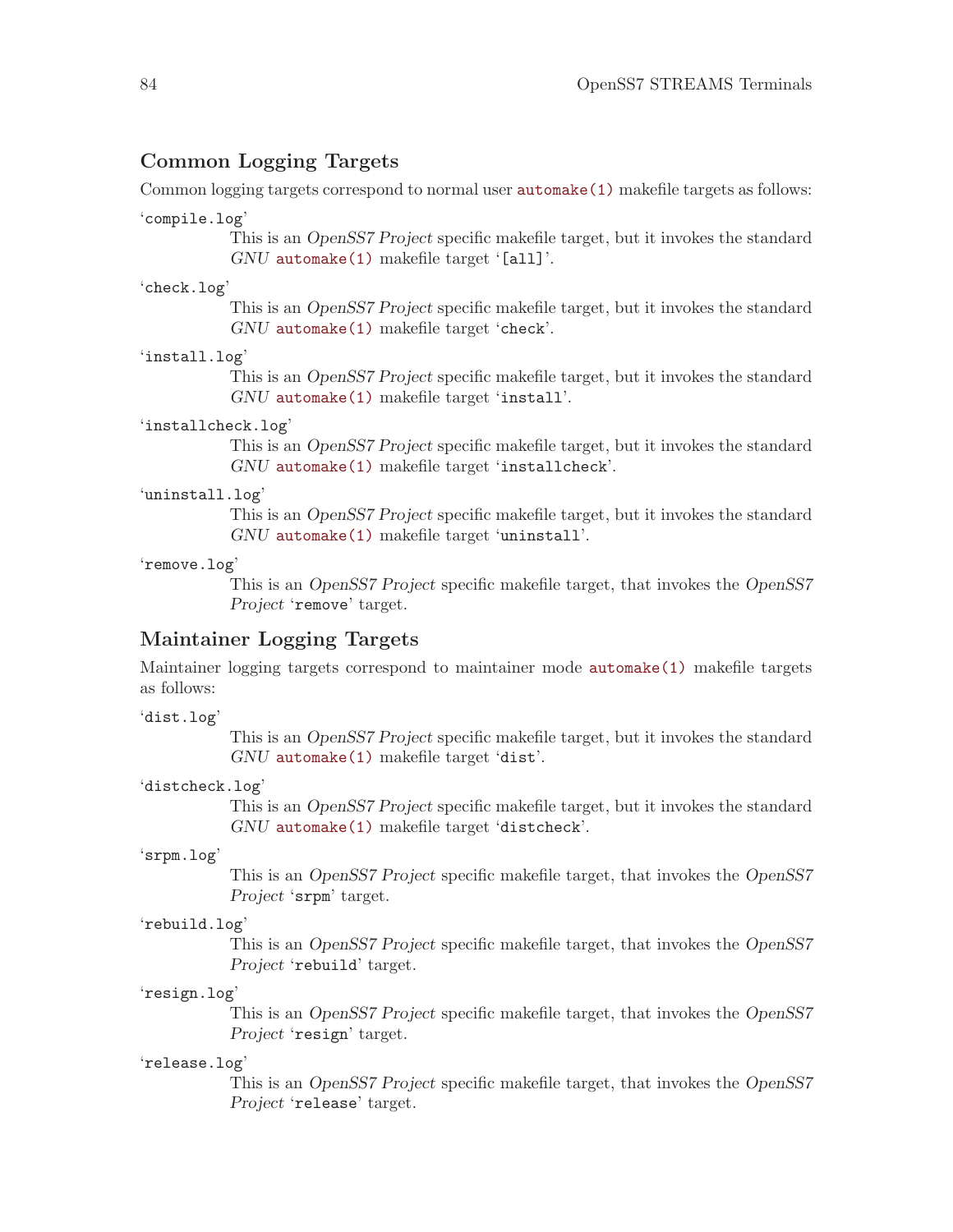### Common Logging Targets

Common logging targets correspond to normal user `automake(1)` makefile targets as follows:

'`compile.log`'
: This is an *OpenSS7 Project* specific makefile target, but it invokes the standard *GNU* `automake(1)` makefile target '`[all]`'.

'`check.log`'
: This is an *OpenSS7 Project* specific makefile target, but it invokes the standard *GNU* `automake(1)` makefile target '`check`'.

'`install.log`'
: This is an *OpenSS7 Project* specific makefile target, but it invokes the standard *GNU* `automake(1)` makefile target '`install`'.

'`installcheck.log`'
: This is an *OpenSS7 Project* specific makefile target, but it invokes the standard *GNU* `automake(1)` makefile target '`installcheck`'.

'`uninstall.log`'
: This is an *OpenSS7 Project* specific makefile target, but it invokes the standard *GNU* `automake(1)` makefile target '`uninstall`'.

'`remove.log`'
: This is an *OpenSS7 Project* specific makefile target, that invokes the *OpenSS7 Project* '`remove`' target.

### Maintainer Logging Targets

Maintainer logging targets correspond to maintainer mode `automake(1)` makefile targets as follows:

'`dist.log`'
: This is an *OpenSS7 Project* specific makefile target, but it invokes the standard *GNU* `automake(1)` makefile target '`dist`'.

'`distcheck.log`'
: This is an *OpenSS7 Project* specific makefile target, but it invokes the standard *GNU* `automake(1)` makefile target '`distcheck`'.

'`srpm.log`'
: This is an *OpenSS7 Project* specific makefile target, that invokes the *OpenSS7 Project* '`srpm`' target.

'`rebuild.log`'
: This is an *OpenSS7 Project* specific makefile target, that invokes the *OpenSS7 Project* '`rebuild`' target.

'`resign.log`'
: This is an *OpenSS7 Project* specific makefile target, that invokes the *OpenSS7 Project* '`resign`' target.

'`release.log`'
: This is an *OpenSS7 Project* specific makefile target, that invokes the *OpenSS7 Project* '`release`' target.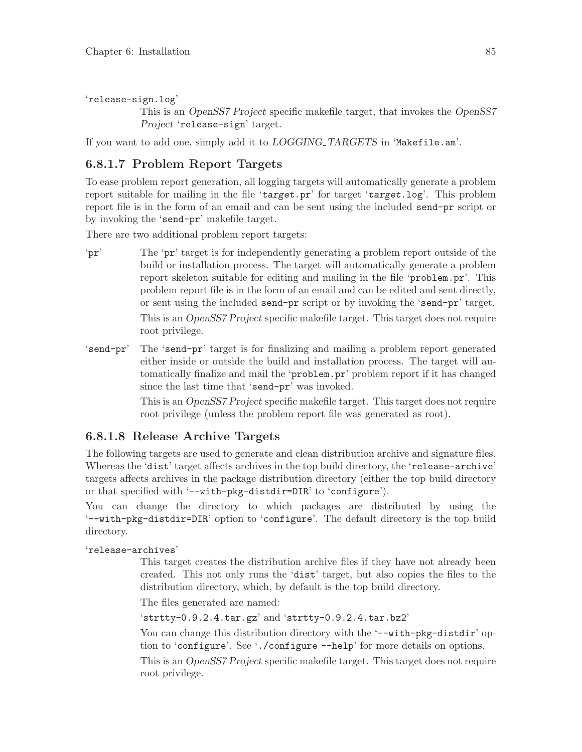'release-sign.log'

This is an *OpenSS7 Project* specific makefile target, that invokes the *OpenSS7 Project* 'release-sign' target.

If you want to add one, simply add it to *LOGGING_TARGETS* in 'Makefile.am'.

### 6.8.1.7 Problem Report Targets

To ease problem report generation, all logging targets will automatically generate a problem report suitable for mailing in the file '*target*.pr' for target '*target*.log'. This problem report file is in the form of an email and can be sent using the included send-pr script or by invoking the 'send-pr' makefile target.

There are two additional problem report targets:

'pr'
: The 'pr' target is for independently generating a problem report outside of the build or installation process. The target will automatically generate a problem report skeleton suitable for editing and mailing in the file 'problem.pr'. This problem report file is in the form of an email and can be edited and sent directly, or sent using the included send-pr script or by invoking the 'send-pr' target.

  This is an *OpenSS7 Project* specific makefile target. This target does not require root privilege.

'send-pr'
: The 'send-pr' target is for finalizing and mailing a problem report generated either inside or outside the build and installation process. The target will automatically finalize and mail the 'problem.pr' problem report if it has changed since the last time that 'send-pr' was invoked.

  This is an *OpenSS7 Project* specific makefile target. This target does not require root privilege (unless the problem report file was generated as root).

### 6.8.1.8 Release Archive Targets

The following targets are used to generate and clean distribution archive and signature files. Whereas the 'dist' target affects archives in the top build directory, the 'release-archive' targets affects archives in the package distribution directory (either the top build directory or that specified with '--with-pkg-distdir=DIR' to 'configure').

You can change the directory to which packages are distributed by using the '--with-pkg-distdir=DIR' option to 'configure'. The default directory is the top build directory.

'release-archives'
: This target creates the distribution archive files if they have not already been created. This not only runs the 'dist' target, but also copies the files to the distribution directory, which, by default is the top build directory.

  The files generated are named:

  'strtty-0.9.2.4.tar.gz' and 'strtty-0.9.2.4.tar.bz2'

  You can change this distribution directory with the '--with-pkg-distdir' option to 'configure'. See './configure --help' for more details on options.

  This is an *OpenSS7 Project* specific makefile target. This target does not require root privilege.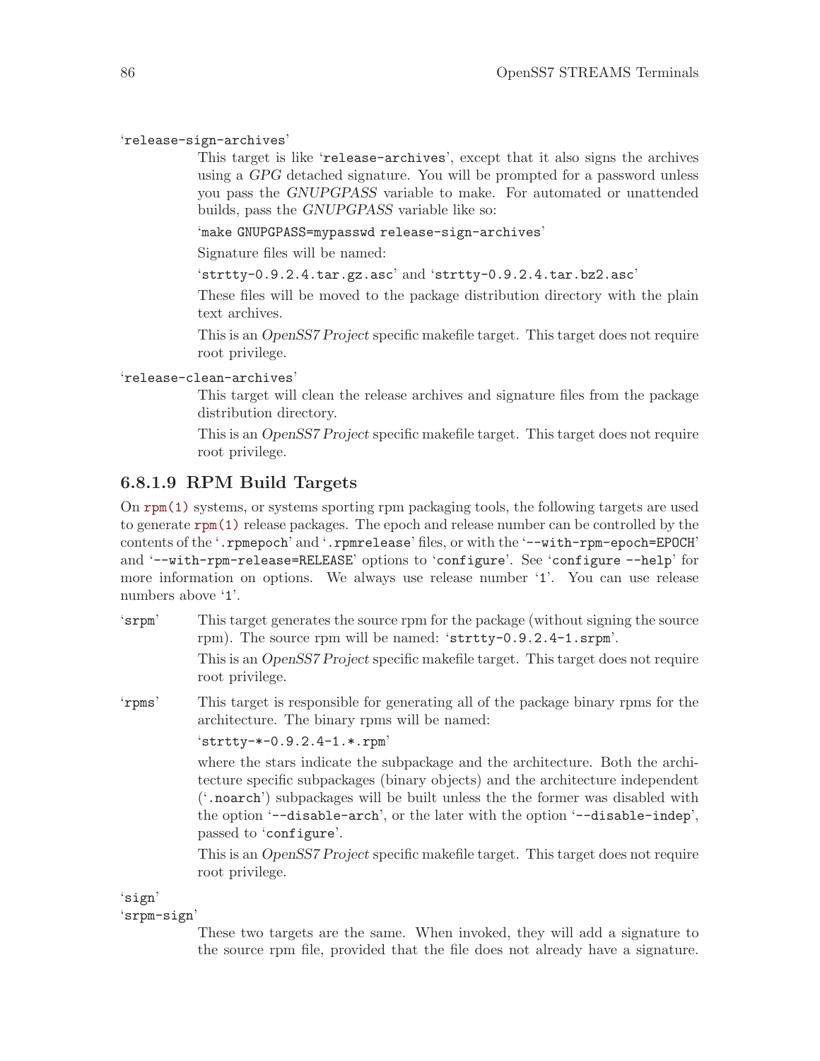'release-sign-archives'

This target is like 'release-archives', except that it also signs the archives using a *GPG* detached signature. You will be prompted for a password unless you pass the *GNUPGPASS* variable to make. For automated or unattended builds, pass the *GNUPGPASS* variable like so:

'make GNUPGPASS=mypasswd release-sign-archives'

Signature files will be named:

'strtty-0.9.2.4.tar.gz.asc' and 'strtty-0.9.2.4.tar.bz2.asc'

These files will be moved to the package distribution directory with the plain text archives.

This is an *OpenSS7 Project* specific makefile target. This target does not require root privilege.

'release-clean-archives'

This target will clean the release archives and signature files from the package distribution directory.

This is an *OpenSS7 Project* specific makefile target. This target does not require root privilege.

#### 6.8.1.9 RPM Build Targets

On rpm(1) systems, or systems sporting rpm packaging tools, the following targets are used to generate rpm(1) release packages. The epoch and release number can be controlled by the contents of the '.rpmepoch' and '.rpmrelease' files, or with the '--with-rpm-epoch=EPOCH' and '--with-rpm-release=RELEASE' options to 'configure'. See 'configure --help' for more information on options. We always use release number '1'. You can use release numbers above '1'.

'srpm'

This target generates the source rpm for the package (without signing the source rpm). The source rpm will be named: 'strtty-0.9.2.4-1.srpm'.

This is an *OpenSS7 Project* specific makefile target. This target does not require root privilege.

'rpms'

This target is responsible for generating all of the package binary rpms for the architecture. The binary rpms will be named:

'strtty-*-0.9.2.4-1.*.rpm'

where the stars indicate the subpackage and the architecture. Both the architecture specific subpackages (binary objects) and the architecture independent ('.noarch') subpackages will be built unless the the former was disabled with the option '--disable-arch', or the later with the option '--disable-indep', passed to 'configure'.

This is an *OpenSS7 Project* specific makefile target. This target does not require root privilege.

'sign'
'srpm-sign'

These two targets are the same. When invoked, they will add a signature to the source rpm file, provided that the file does not already have a signature.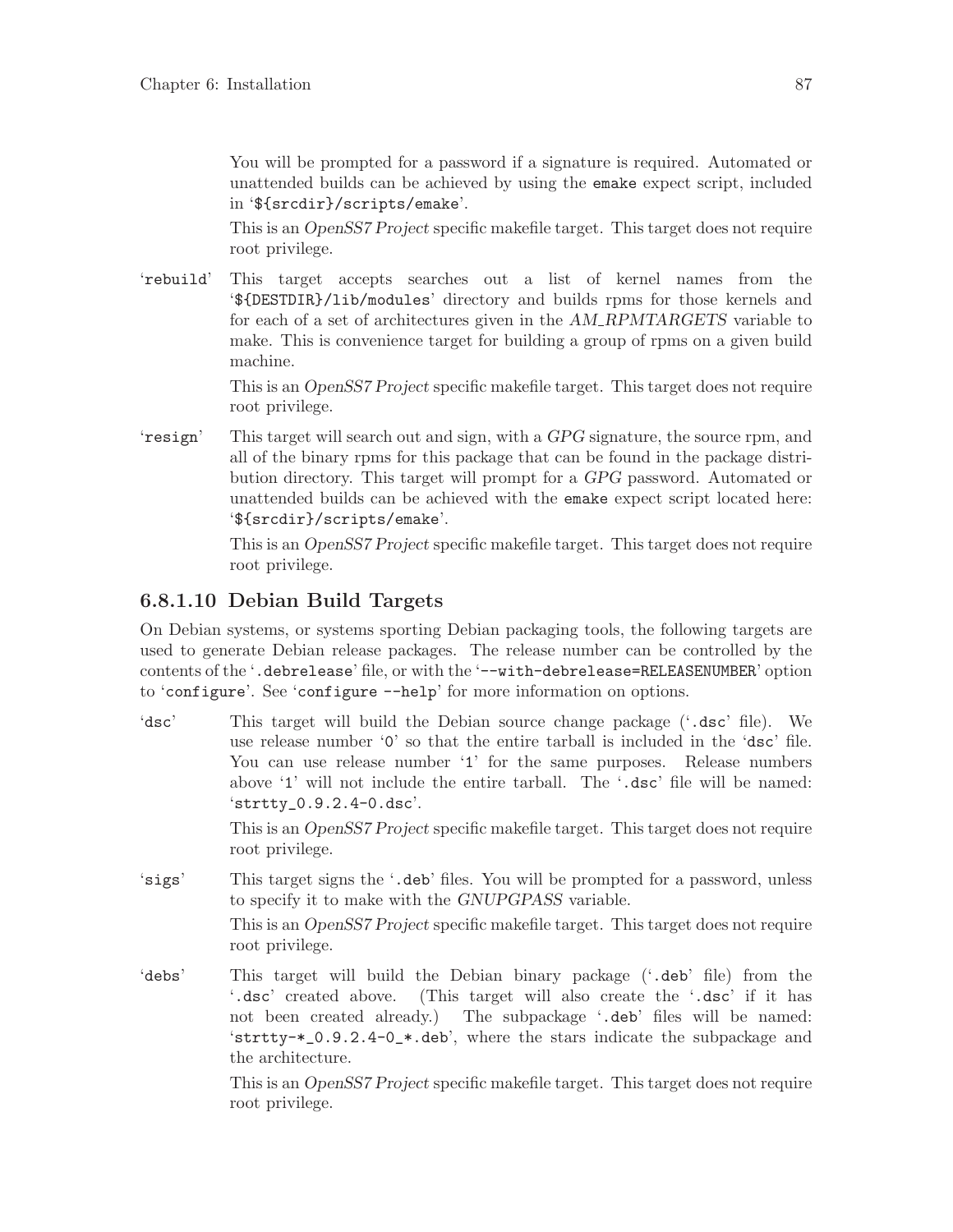You will be prompted for a password if a signature is required. Automated or unattended builds can be achieved by using the `emake` expect script, included in '`${srcdir}/scripts/emake`'.

This is an *OpenSS7 Project* specific makefile target. This target does not require root privilege.

'`rebuild`'
: This target accepts searches out a list of kernel names from the '`${DESTDIR}/lib/modules`' directory and builds rpms for those kernels and for each of a set of architectures given in the *AM_RPMTARGETS* variable to make. This is convenience target for building a group of rpms on a given build machine.

  This is an *OpenSS7 Project* specific makefile target. This target does not require root privilege.

'`resign`'
: This target will search out and sign, with a *GPG* signature, the source rpm, and all of the binary rpms for this package that can be found in the package distribution directory. This target will prompt for a *GPG* password. Automated or unattended builds can be achieved with the `emake` expect script located here: '`${srcdir}/scripts/emake`'.

  This is an *OpenSS7 Project* specific makefile target. This target does not require root privilege.

#### 6.8.1.10 Debian Build Targets

On Debian systems, or systems sporting Debian packaging tools, the following targets are used to generate Debian release packages. The release number can be controlled by the contents of the '`.debrelease`' file, or with the '`--with-debrelease=RELEASENUMBER`' option to '`configure`'. See '`configure --help`' for more information on options.

'`dsc`'
: This target will build the Debian source change package ('`.dsc`' file). We use release number '`0`' so that the entire tarball is included in the '`dsc`' file. You can use release number '`1`' for the same purposes. Release numbers above '`1`' will not include the entire tarball. The '`.dsc`' file will be named: '`strtty_0.9.2.4-0.dsc`'.

  This is an *OpenSS7 Project* specific makefile target. This target does not require root privilege.

'`sigs`'
: This target signs the '`.deb`' files. You will be prompted for a password, unless to specify it to make with the *GNUPGPASS* variable.

  This is an *OpenSS7 Project* specific makefile target. This target does not require root privilege.

'`debs`'
: This target will build the Debian binary package ('`.deb`' file) from the '`.dsc`' created above. (This target will also create the '`.dsc`' if it has not been created already.) The subpackage '`.deb`' files will be named: '`strtty-*_0.9.2.4-0_*.deb`', where the stars indicate the subpackage and the architecture.

  This is an *OpenSS7 Project* specific makefile target. This target does not require root privilege.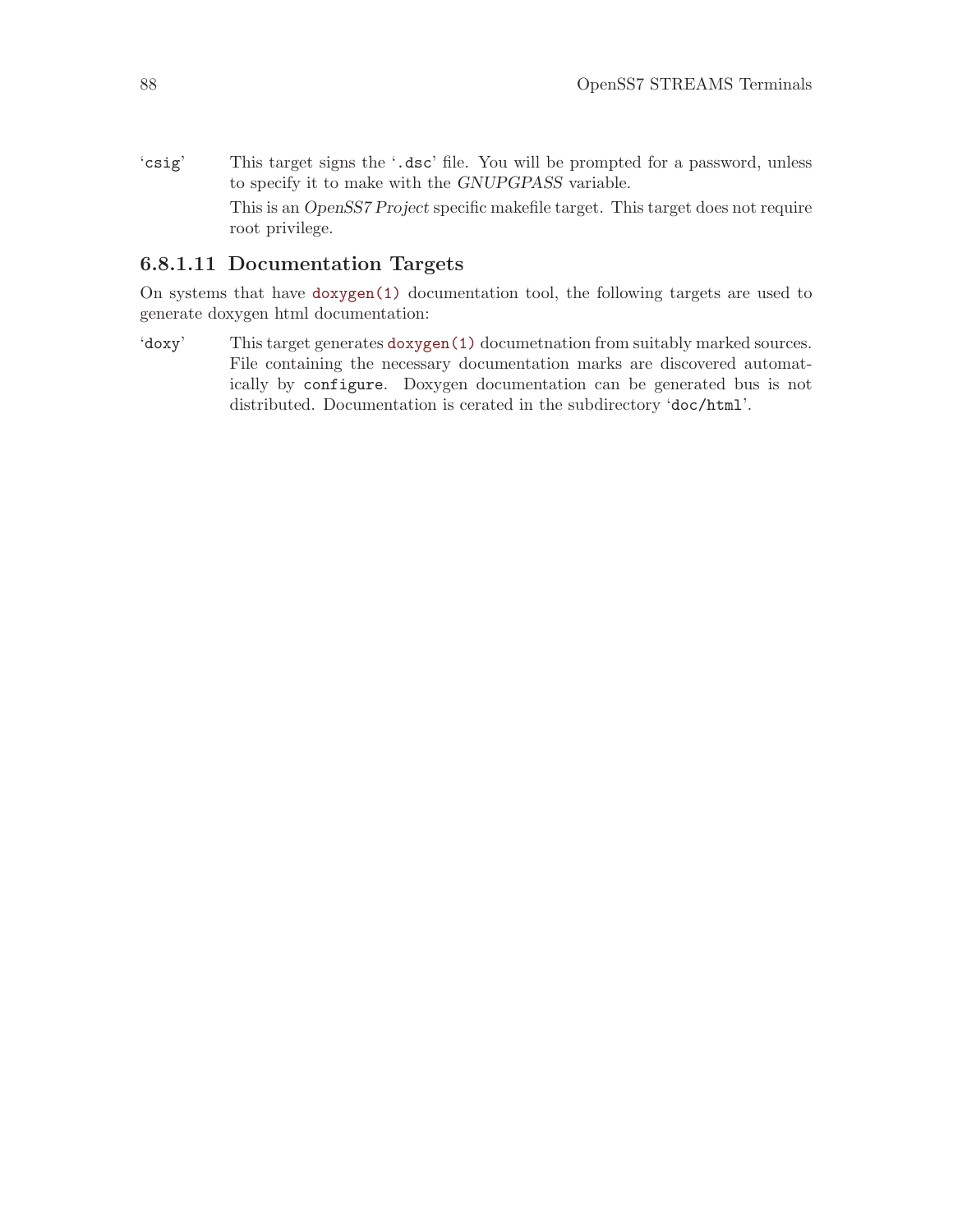'`csig`' This target signs the '`.dsc`' file. You will be prompted for a password, unless to specify it to make with the *GNUPGPASS* variable.

This is an *OpenSS7 Project* specific makefile target. This target does not require root privilege.

#### 6.8.1.11 Documentation Targets

On systems that have `doxygen(1)` documentation tool, the following targets are used to generate doxygen html documentation:

'`doxy`' This target generates `doxygen(1)` documetnation from suitably marked sources. File containing the necessary documentation marks are discovered automatically by `configure`. Doxygen documentation can be generated bus is not distributed. Documentation is cerated in the subdirectory '`doc/html`'.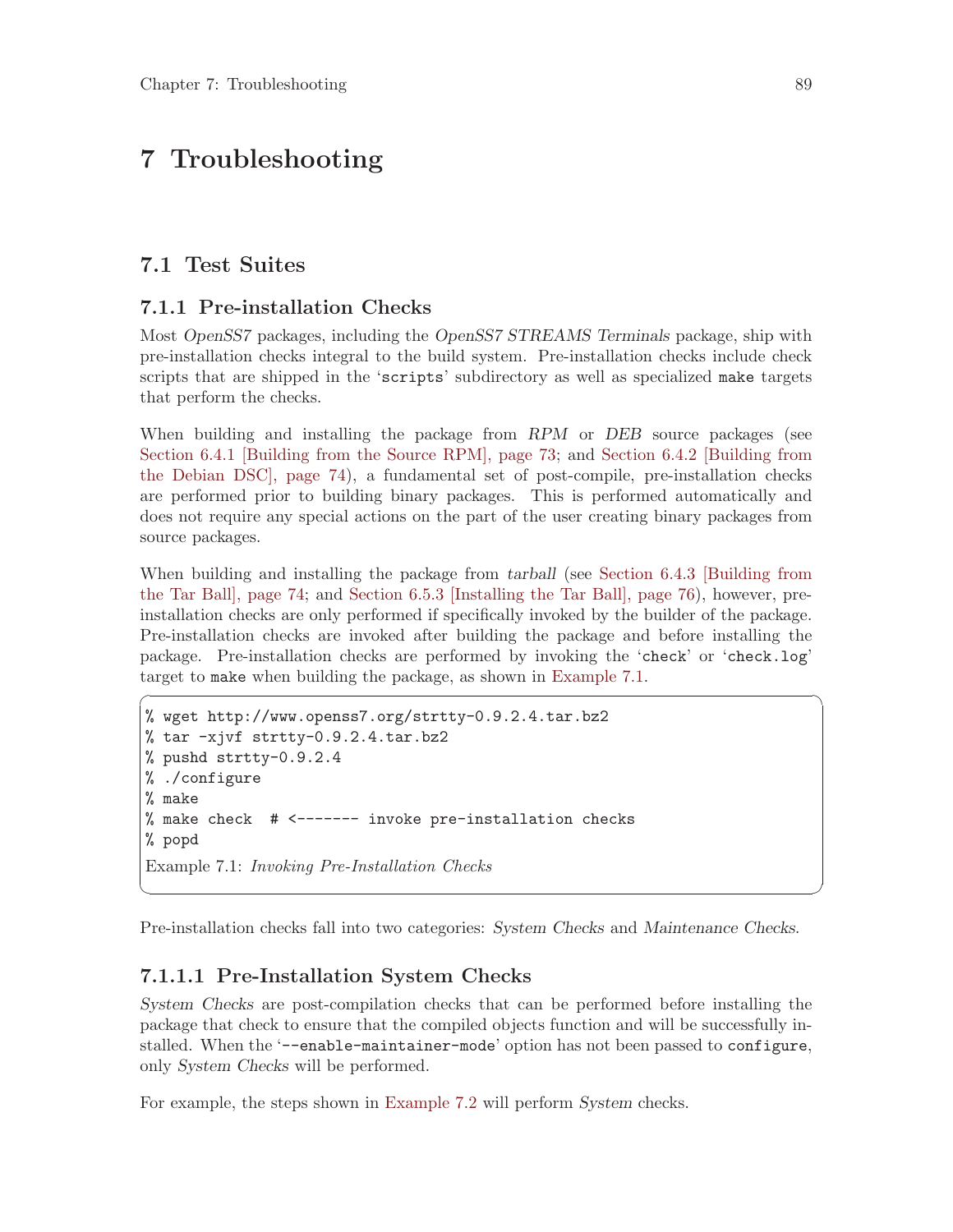# 7 Troubleshooting

## 7.1 Test Suites

### 7.1.1 Pre-installation Checks

Most *OpenSS7* packages, including the *OpenSS7 STREAMS Terminals* package, ship with pre-installation checks integral to the build system. Pre-installation checks include check scripts that are shipped in the '`scripts`' subdirectory as well as specialized `make` targets that perform the checks.

When building and installing the package from *RPM* or *DEB* source packages (see Section 6.4.1 [Building from the Source RPM], page 73; and Section 6.4.2 [Building from the Debian DSC], page 74), a fundamental set of post-compile, pre-installation checks are performed prior to building binary packages. This is performed automatically and does not require any special actions on the part of the user creating binary packages from source packages.

When building and installing the package from *tarball* (see Section 6.4.3 [Building from the Tar Ball], page 74; and Section 6.5.3 [Installing the Tar Ball], page 76), however, pre-installation checks are only performed if specifically invoked by the builder of the package. Pre-installation checks are invoked after building the package and before installing the package. Pre-installation checks are performed by invoking the '`check`' or '`check.log`' target to `make` when building the package, as shown in Example 7.1.

```
% wget http://www.openss7.org/strtty-0.9.2.4.tar.bz2
% tar -xjvf strtty-0.9.2.4.tar.bz2
% pushd strtty-0.9.2.4
% ./configure
% make
% make check  # <------- invoke pre-installation checks
% popd
```

Example 7.1: *Invoking Pre-Installation Checks*

Pre-installation checks fall into two categories: *System Checks* and *Maintenance Checks*.

#### 7.1.1.1 Pre-Installation System Checks

*System Checks* are post-compilation checks that can be performed before installing the package that check to ensure that the compiled objects function and will be successfully installed. When the '`--enable-maintainer-mode`' option has not been passed to `configure`, only *System Checks* will be performed.

For example, the steps shown in Example 7.2 will perform *System* checks.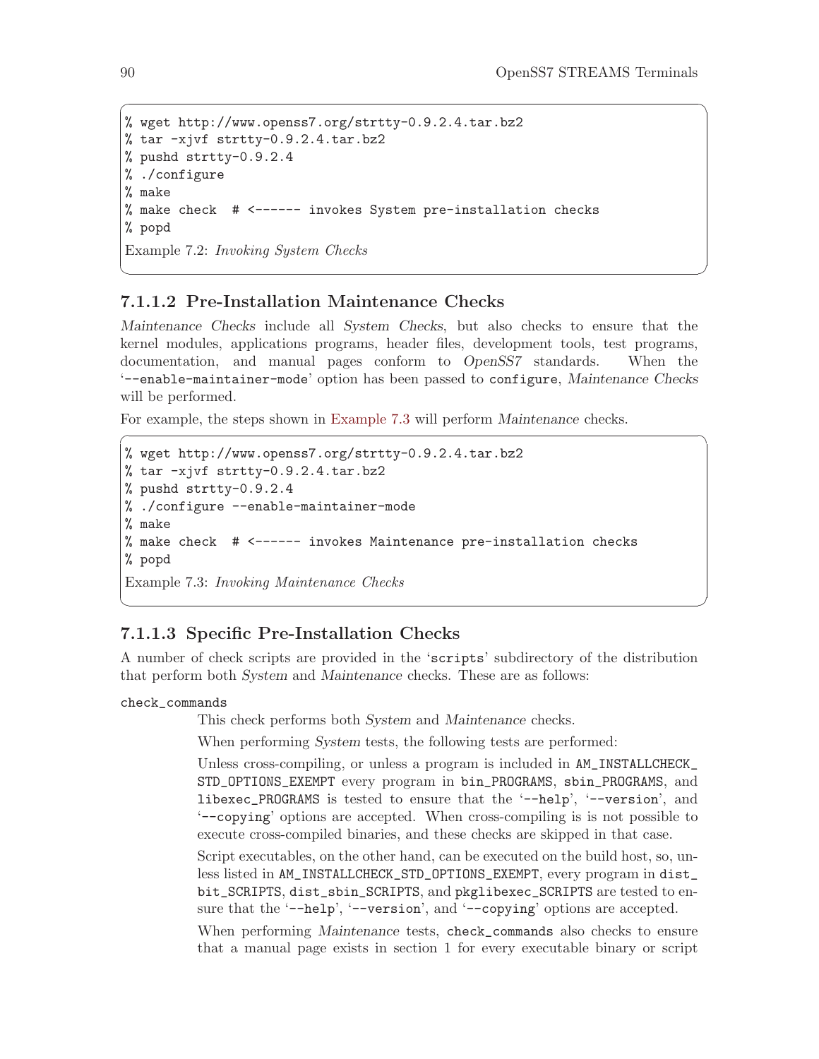```
% wget http://www.openss7.org/strtty-0.9.2.4.tar.bz2
% tar -xjvf strtty-0.9.2.4.tar.bz2
% pushd strtty-0.9.2.4
% ./configure
% make
% make check  # <------ invokes System pre-installation checks
% popd
```

Example 7.2: *Invoking System Checks*

#### 7.1.1.2 Pre-Installation Maintenance Checks

*Maintenance Checks* include all *System Checks*, but also checks to ensure that the kernel modules, applications programs, header files, development tools, test programs, documentation, and manual pages conform to *OpenSS7* standards. When the '`--enable-maintainer-mode`' option has been passed to `configure`, *Maintenance Checks* will be performed.

For example, the steps shown in Example 7.3 will perform *Maintenance* checks.

```
% wget http://www.openss7.org/strtty-0.9.2.4.tar.bz2
% tar -xjvf strtty-0.9.2.4.tar.bz2
% pushd strtty-0.9.2.4
% ./configure --enable-maintainer-mode
% make
% make check  # <------ invokes Maintenance pre-installation checks
% popd
```

Example 7.3: *Invoking Maintenance Checks*

#### 7.1.1.3 Specific Pre-Installation Checks

A number of check scripts are provided in the '`scripts`' subdirectory of the distribution that perform both *System* and *Maintenance* checks. These are as follows:

`check_commands`

This check performs both *System* and *Maintenance* checks.

When performing *System* tests, the following tests are performed:

Unless cross-compiling, or unless a program is included in `AM_INSTALLCHECK_STD_OPTIONS_EXEMPT` every program in `bin_PROGRAMS`, `sbin_PROGRAMS`, and `libexec_PROGRAMS` is tested to ensure that the '`--help`', '`--version`', and '`--copying`' options are accepted. When cross-compiling is is not possible to execute cross-compiled binaries, and these checks are skipped in that case.

Script executables, on the other hand, can be executed on the build host, so, unless listed in `AM_INSTALLCHECK_STD_OPTIONS_EXEMPT`, every program in `dist_bit_SCRIPTS`, `dist_sbin_SCRIPTS`, and `pkglibexec_SCRIPTS` are tested to ensure that the '`--help`', '`--version`', and '`--copying`' options are accepted.

When performing *Maintenance* tests, `check_commands` also checks to ensure that a manual page exists in section 1 for every executable binary or script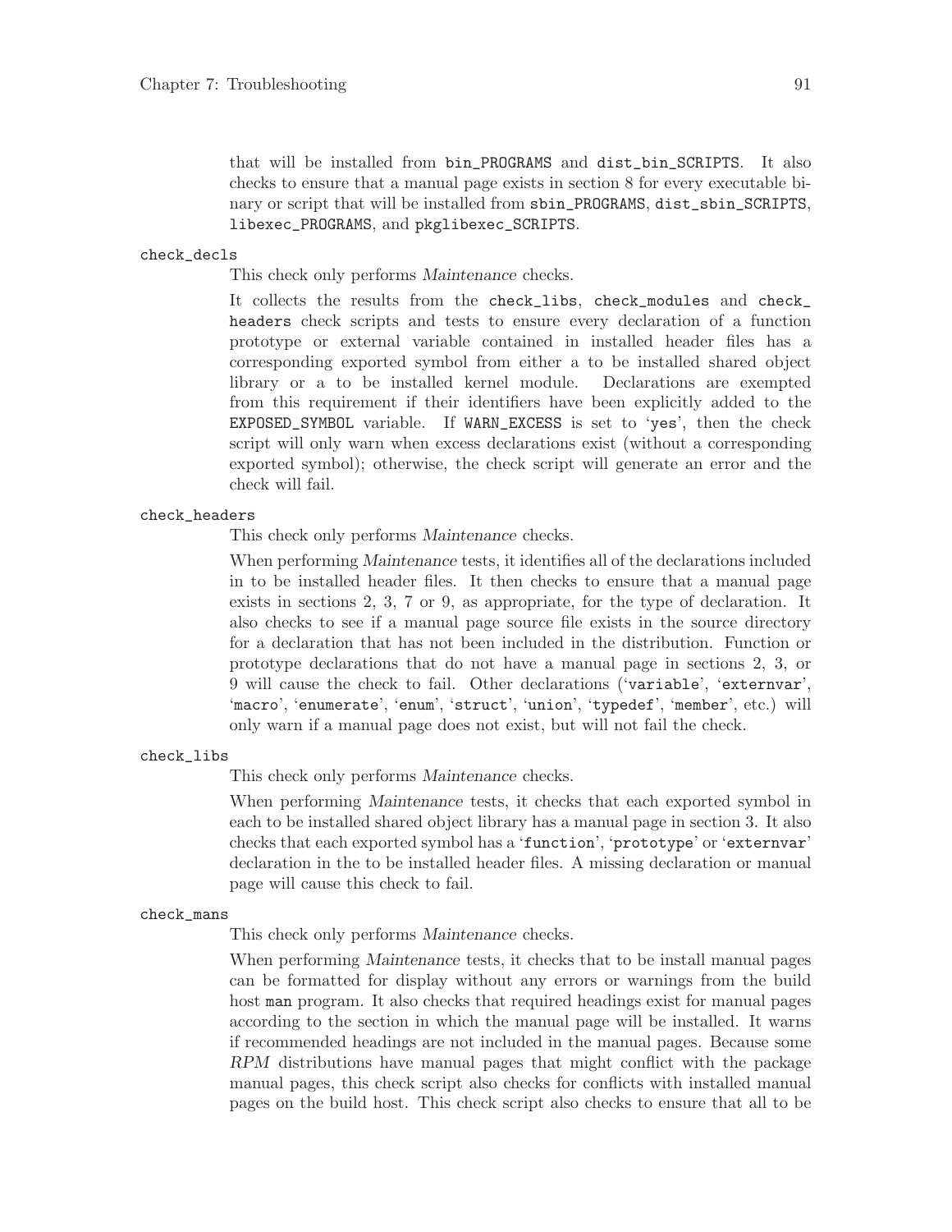that will be installed from `bin_PROGRAMS` and `dist_bin_SCRIPTS`. It also checks to ensure that a manual page exists in section 8 for every executable binary or script that will be installed from `sbin_PROGRAMS`, `dist_sbin_SCRIPTS`, `libexec_PROGRAMS`, and `pkglibexec_SCRIPTS`.

`check_decls`

This check only performs *Maintenance* checks.

It collects the results from the `check_libs`, `check_modules` and `check_headers` check scripts and tests to ensure every declaration of a function prototype or external variable contained in installed header files has a corresponding exported symbol from either a to be installed shared object library or a to be installed kernel module. Declarations are exempted from this requirement if their identifiers have been explicitly added to the `EXPOSED_SYMBOL` variable. If `WARN_EXCESS` is set to '`yes`', then the check script will only warn when excess declarations exist (without a corresponding exported symbol); otherwise, the check script will generate an error and the check will fail.

`check_headers`

This check only performs *Maintenance* checks.

When performing *Maintenance* tests, it identifies all of the declarations included in to be installed header files. It then checks to ensure that a manual page exists in sections 2, 3, 7 or 9, as appropriate, for the type of declaration. It also checks to see if a manual page source file exists in the source directory for a declaration that has not been included in the distribution. Function or prototype declarations that do not have a manual page in sections 2, 3, or 9 will cause the check to fail. Other declarations ('`variable`', '`externvar`', '`macro`', '`enumerate`', '`enum`', '`struct`', '`union`', '`typedef`', '`member`', etc.) will only warn if a manual page does not exist, but will not fail the check.

`check_libs`

This check only performs *Maintenance* checks.

When performing *Maintenance* tests, it checks that each exported symbol in each to be installed shared object library has a manual page in section 3. It also checks that each exported symbol has a '`function`', '`prototype`' or '`externvar`' declaration in the to be installed header files. A missing declaration or manual page will cause this check to fail.

`check_mans`

This check only performs *Maintenance* checks.

When performing *Maintenance* tests, it checks that to be install manual pages can be formatted for display without any errors or warnings from the build host `man` program. It also checks that required headings exist for manual pages according to the section in which the manual page will be installed. It warns if recommended headings are not included in the manual pages. Because some *RPM* distributions have manual pages that might conflict with the package manual pages, this check script also checks for conflicts with installed manual pages on the build host. This check script also checks to ensure that all to be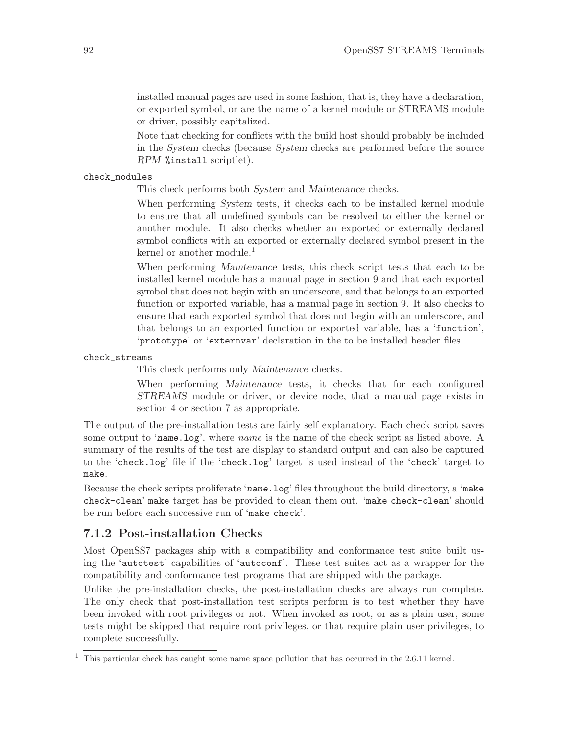installed manual pages are used in some fashion, that is, they have a declaration, or exported symbol, or are the name of a kernel module or STREAMS module or driver, possibly capitalized.

Note that checking for conflicts with the build host should probably be included in the *System* checks (because *System* checks are performed before the source *RPM* `%install` scriptlet).

`check_modules`

This check performs both *System* and *Maintenance* checks.

When performing *System* tests, it checks each to be installed kernel module to ensure that all undefined symbols can be resolved to either the kernel or another module. It also checks whether an exported or externally declared symbol conflicts with an exported or externally declared symbol present in the kernel or another module.[1]

When performing *Maintenance* tests, this check script tests that each to be installed kernel module has a manual page in section 9 and that each exported symbol that does not begin with an underscore, and that belongs to an exported function or exported variable, has a manual page in section 9. It also checks to ensure that each exported symbol that does not begin with an underscore, and that belongs to an exported function or exported variable, has a '`function`', '`prototype`' or '`externvar`' declaration in the to be installed header files.

`check_streams`

This check performs only *Maintenance* checks.

When performing *Maintenance* tests, it checks that for each configured *STREAMS* module or driver, or device node, that a manual page exists in section 4 or section 7 as appropriate.

The output of the pre-installation tests are fairly self explanatory. Each check script saves some output to '*name*`.log`', where *name* is the name of the check script as listed above. A summary of the results of the test are display to standard output and can also be captured to the '`check.log`' file if the '`check.log`' target is used instead of the '`check`' target to `make`.

Because the check scripts proliferate '*name*`.log`' files throughout the build directory, a '`make check-clean`' `make` target has be provided to clean them out. '`make check-clean`' should be run before each successive run of '`make check`'.

### 7.1.2 Post-installation Checks

Most OpenSS7 packages ship with a compatibility and conformance test suite built using the '`autotest`' capabilities of '`autoconf`'. These test suites act as a wrapper for the compatibility and conformance test programs that are shipped with the package.

Unlike the pre-installation checks, the post-installation checks are always run complete. The only check that post-installation test scripts perform is to test whether they have been invoked with root privileges or not. When invoked as root, or as a plain user, some tests might be skipped that require root privileges, or that require plain user privileges, to complete successfully.

---

[1] This particular check has caught some name space pollution that has occurred in the 2.6.11 kernel.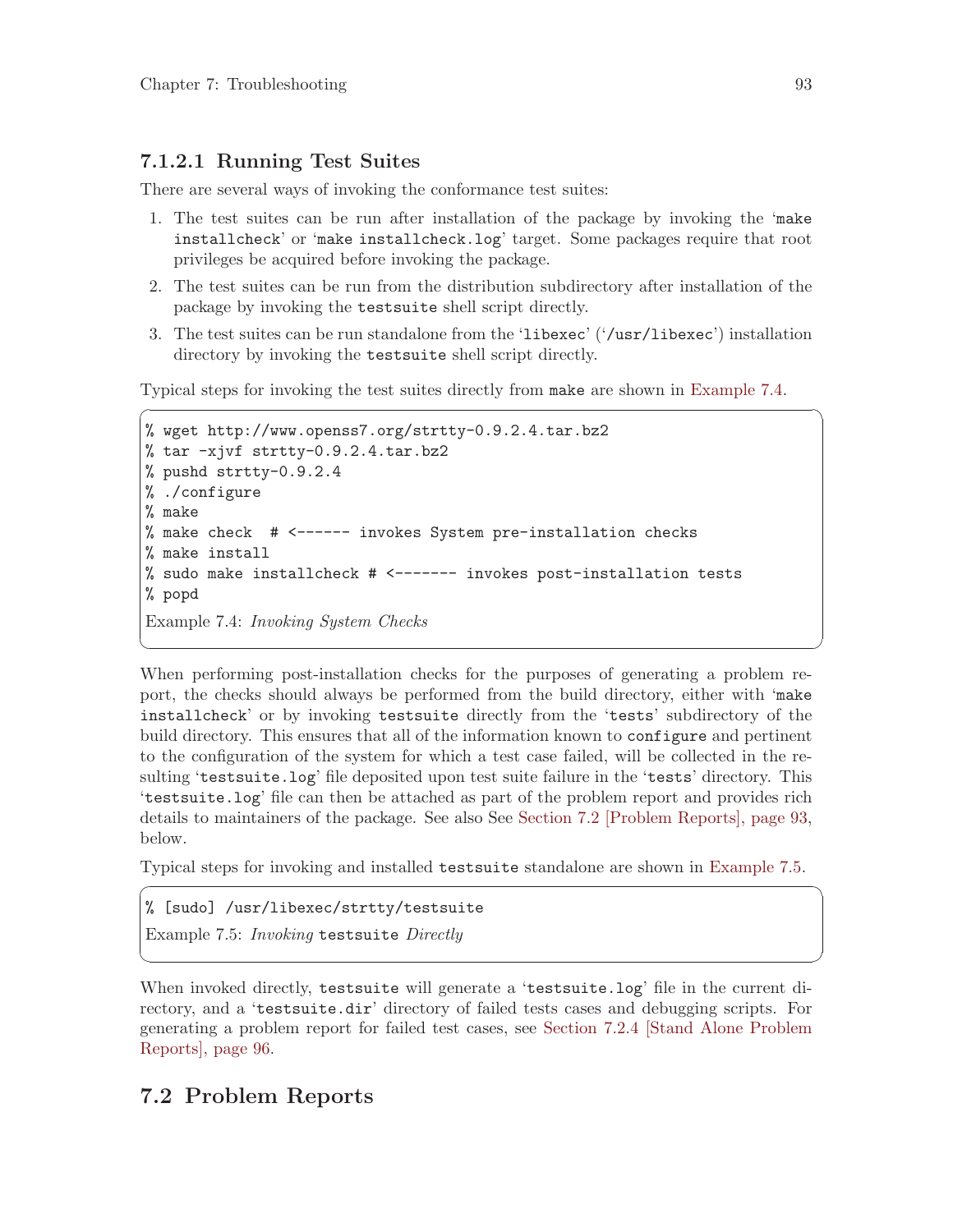#### 7.1.2.1 Running Test Suites

There are several ways of invoking the conformance test suites:

1. The test suites can be run after installation of the package by invoking the '`make installcheck`' or '`make installcheck.log`' target. Some packages require that root privileges be acquired before invoking the package.
2. The test suites can be run from the distribution subdirectory after installation of the package by invoking the `testsuite` shell script directly.
3. The test suites can be run standalone from the '`libexec`' ('`/usr/libexec`') installation directory by invoking the `testsuite` shell script directly.

Typical steps for invoking the test suites directly from `make` are shown in Example 7.4.

```
% wget http://www.openss7.org/strtty-0.9.2.4.tar.bz2
% tar -xjvf strtty-0.9.2.4.tar.bz2
% pushd strtty-0.9.2.4
% ./configure
% make
% make check  # <------ invokes System pre-installation checks
% make install
% sudo make installcheck # <------- invokes post-installation tests
% popd
```

Example 7.4: *Invoking System Checks*

When performing post-installation checks for the purposes of generating a problem report, the checks should always be performed from the build directory, either with '`make installcheck`' or by invoking `testsuite` directly from the '`tests`' subdirectory of the build directory. This ensures that all of the information known to `configure` and pertinent to the configuration of the system for which a test case failed, will be collected in the resulting '`testsuite.log`' file deposited upon test suite failure in the '`tests`' directory. This '`testsuite.log`' file can then be attached as part of the problem report and provides rich details to maintainers of the package. See also See Section 7.2 [Problem Reports], page 93, below.

Typical steps for invoking and installed `testsuite` standalone are shown in Example 7.5.

```
% [sudo] /usr/libexec/strtty/testsuite
```

Example 7.5: *Invoking* `testsuite` *Directly*

When invoked directly, `testsuite` will generate a '`testsuite.log`' file in the current directory, and a '`testsuite.dir`' directory of failed tests cases and debugging scripts. For generating a problem report for failed test cases, see Section 7.2.4 [Stand Alone Problem Reports], page 96.

## 7.2 Problem Reports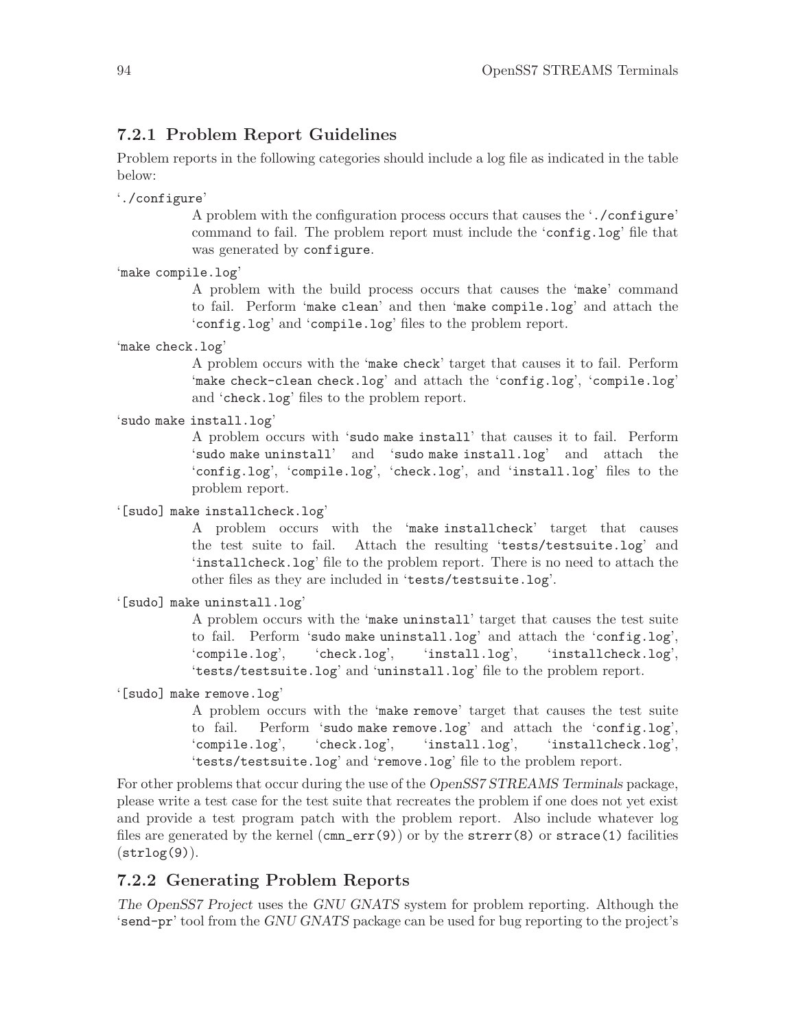### 7.2.1 Problem Report Guidelines

Problem reports in the following categories should include a log file as indicated in the table below:

'`./configure`'
: A problem with the configuration process occurs that causes the '`./configure`' command to fail. The problem report must include the '`config.log`' file that was generated by `configure`.

'`make compile.log`'
: A problem with the build process occurs that causes the '`make`' command to fail. Perform '`make clean`' and then '`make compile.log`' and attach the '`config.log`' and '`compile.log`' files to the problem report.

'`make check.log`'
: A problem occurs with the '`make check`' target that causes it to fail. Perform '`make check-clean check.log`' and attach the '`config.log`', '`compile.log`' and '`check.log`' files to the problem report.

'`sudo make install.log`'
: A problem occurs with '`sudo make install`' that causes it to fail. Perform '`sudo make uninstall`' and '`sudo make install.log`' and attach the '`config.log`', '`compile.log`', '`check.log`', and '`install.log`' files to the problem report.

'`[sudo] make installcheck.log`'
: A problem occurs with the '`make installcheck`' target that causes the test suite to fail. Attach the resulting '`tests/testsuite.log`' and '`installcheck.log`' file to the problem report. There is no need to attach the other files as they are included in '`tests/testsuite.log`'.

'`[sudo] make uninstall.log`'
: A problem occurs with the '`make uninstall`' target that causes the test suite to fail. Perform '`sudo make uninstall.log`' and attach the '`config.log`', '`compile.log`', '`check.log`', '`install.log`', '`installcheck.log`', '`tests/testsuite.log`' and '`uninstall.log`' file to the problem report.

'`[sudo] make remove.log`'
: A problem occurs with the '`make remove`' target that causes the test suite to fail. Perform '`sudo make remove.log`' and attach the '`config.log`', '`compile.log`', '`check.log`', '`install.log`', '`installcheck.log`', '`tests/testsuite.log`' and '`remove.log`' file to the problem report.

For other problems that occur during the use of the *OpenSS7 STREAMS Terminals* package, please write a test case for the test suite that recreates the problem if one does not yet exist and provide a test program patch with the problem report. Also include whatever log files are generated by the kernel (`cmn_err(9)`) or by the `strerr(8)` or `strace(1)` facilities (`strlog(9)`).

### 7.2.2 Generating Problem Reports

*The OpenSS7 Project* uses the *GNU GNATS* system for problem reporting. Although the '`send-pr`' tool from the *GNU GNATS* package can be used for bug reporting to the project's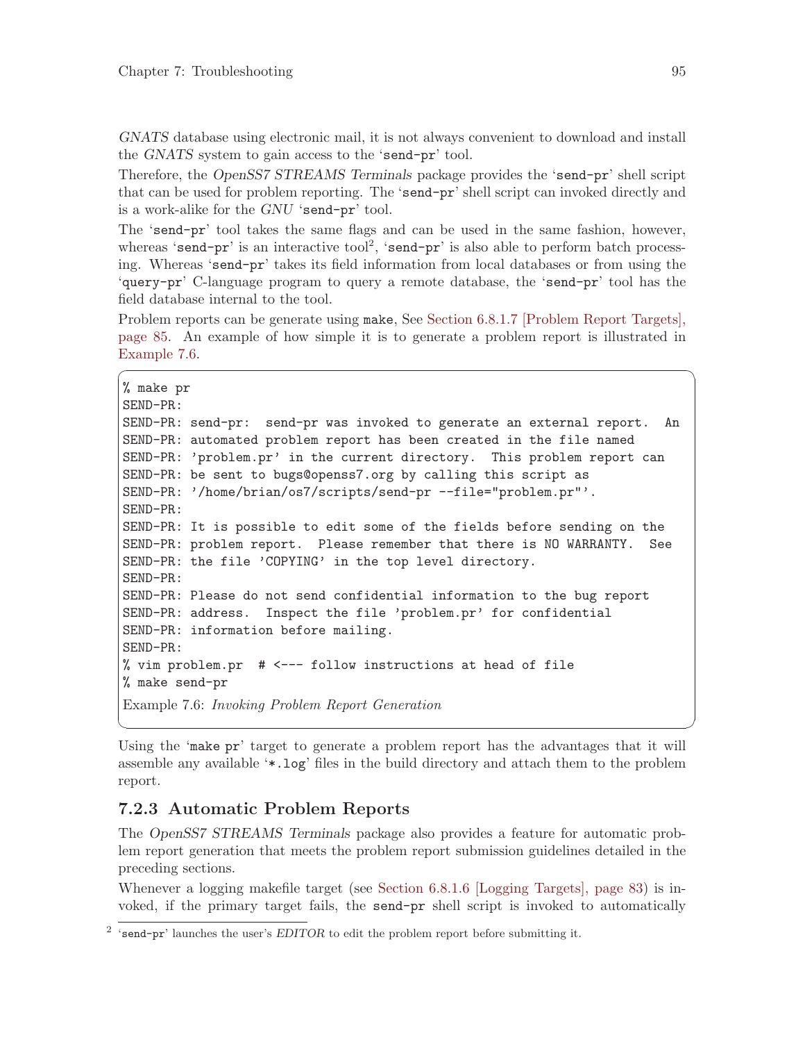*GNATS* database using electronic mail, it is not always convenient to download and install the *GNATS* system to gain access to the 'send-pr' tool.

Therefore, the *OpenSS7 STREAMS Terminals* package provides the 'send-pr' shell script that can be used for problem reporting. The 'send-pr' shell script can invoked directly and is a work-alike for the *GNU* 'send-pr' tool.

The 'send-pr' tool takes the same flags and can be used in the same fashion, however, whereas 'send-pr' is an interactive tool[2], 'send-pr' is also able to perform batch processing. Whereas 'send-pr' takes its field information from local databases or from using the 'query-pr' C-language program to query a remote database, the 'send-pr' tool has the field database internal to the tool.

Problem reports can be generate using make, See Section 6.8.1.7 [Problem Report Targets], page 85. An example of how simple it is to generate a problem report is illustrated in Example 7.6.

```
% make pr
SEND-PR:
SEND-PR: send-pr:  send-pr was invoked to generate an external report.  An
SEND-PR: automated problem report has been created in the file named
SEND-PR: 'problem.pr' in the current directory.  This problem report can
SEND-PR: be sent to bugs@openss7.org by calling this script as
SEND-PR: '/home/brian/os7/scripts/send-pr --file="problem.pr"'.
SEND-PR:
SEND-PR: It is possible to edit some of the fields before sending on the
SEND-PR: problem report.  Please remember that there is NO WARRANTY.  See
SEND-PR: the file 'COPYING' in the top level directory.
SEND-PR:
SEND-PR: Please do not send confidential information to the bug report
SEND-PR: address.  Inspect the file 'problem.pr' for confidential
SEND-PR: information before mailing.
SEND-PR:
% vim problem.pr  # <--- follow instructions at head of file
% make send-pr
```

Example 7.6: *Invoking Problem Report Generation*

Using the 'make pr' target to generate a problem report has the advantages that it will assemble any available '*.log' files in the build directory and attach them to the problem report.

### 7.2.3 Automatic Problem Reports

The *OpenSS7 STREAMS Terminals* package also provides a feature for automatic problem report generation that meets the problem report submission guidelines detailed in the preceding sections.

Whenever a logging makefile target (see Section 6.8.1.6 [Logging Targets], page 83) is invoked, if the primary target fails, the send-pr shell script is invoked to automatically

[2] 'send-pr' launches the user's *EDITOR* to edit the problem report before submitting it.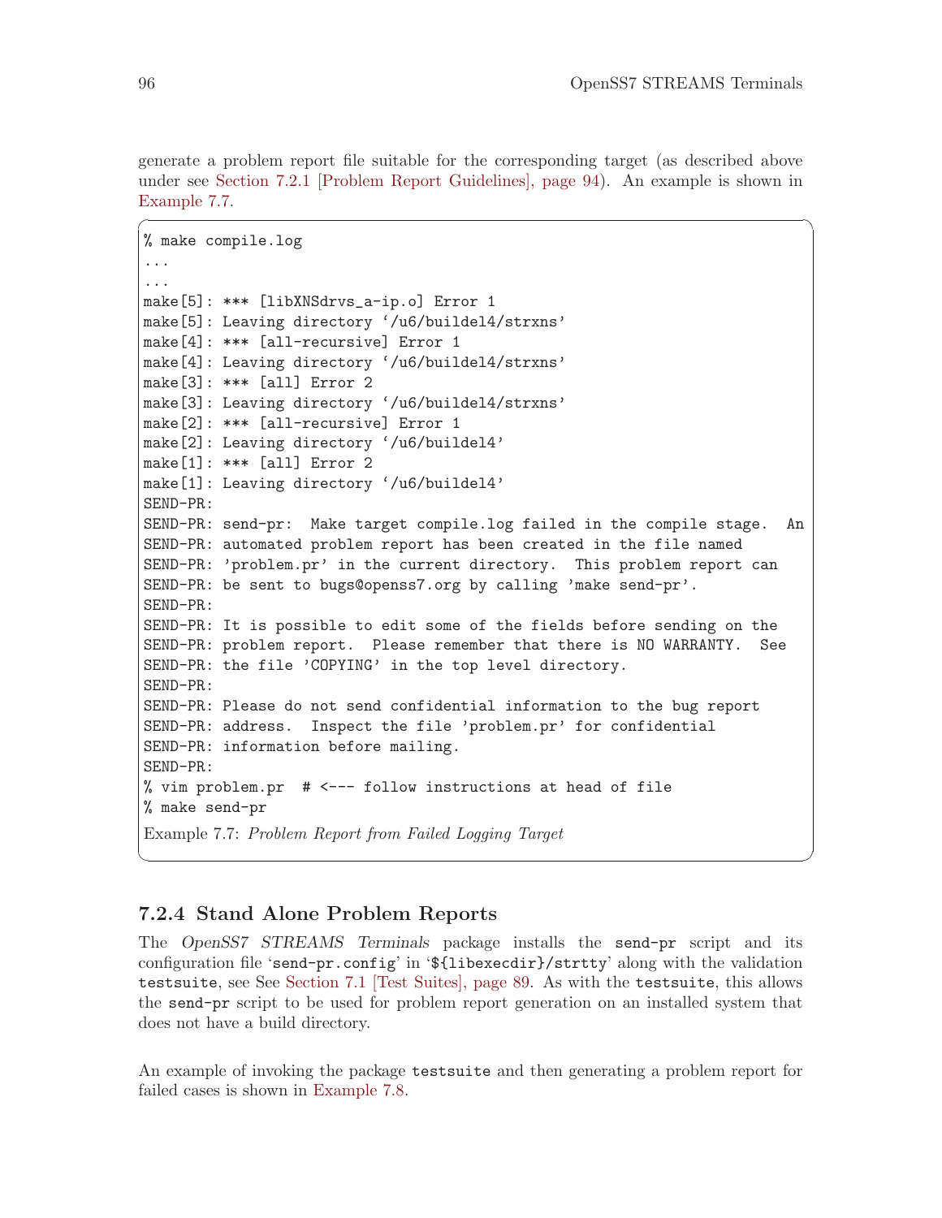generate a problem report file suitable for the corresponding target (as described above under see Section 7.2.1 [Problem Report Guidelines], page 94). An example is shown in Example 7.7.

```
% make compile.log
...
...
make[5]: *** [libXNSdrvs_a-ip.o] Error 1
make[5]: Leaving directory `/u6/buildel4/strxns'
make[4]: *** [all-recursive] Error 1
make[4]: Leaving directory `/u6/buildel4/strxns'
make[3]: *** [all] Error 2
make[3]: Leaving directory `/u6/buildel4/strxns'
make[2]: *** [all-recursive] Error 1
make[2]: Leaving directory `/u6/buildel4'
make[1]: *** [all] Error 2
make[1]: Leaving directory `/u6/buildel4'
SEND-PR:
SEND-PR: send-pr:  Make target compile.log failed in the compile stage.  An
SEND-PR: automated problem report has been created in the file named
SEND-PR: 'problem.pr' in the current directory.  This problem report can
SEND-PR: be sent to bugs@openss7.org by calling 'make send-pr'.
SEND-PR:
SEND-PR: It is possible to edit some of the fields before sending on the
SEND-PR: problem report.  Please remember that there is NO WARRANTY.  See
SEND-PR: the file 'COPYING' in the top level directory.
SEND-PR:
SEND-PR: Please do not send confidential information to the bug report
SEND-PR: address.  Inspect the file 'problem.pr' for confidential
SEND-PR: information before mailing.
SEND-PR:
% vim problem.pr  # <--- follow instructions at head of file
% make send-pr
```

Example 7.7: *Problem Report from Failed Logging Target*

### 7.2.4 Stand Alone Problem Reports

The *OpenSS7 STREAMS Terminals* package installs the `send-pr` script and its configuration file '`send-pr.config`' in '`${libexecdir}/strtty`' along with the validation `testsuite`, see See Section 7.1 [Test Suites], page 89. As with the `testsuite`, this allows the `send-pr` script to be used for problem report generation on an installed system that does not have a build directory.

An example of invoking the package `testsuite` and then generating a problem report for failed cases is shown in Example 7.8.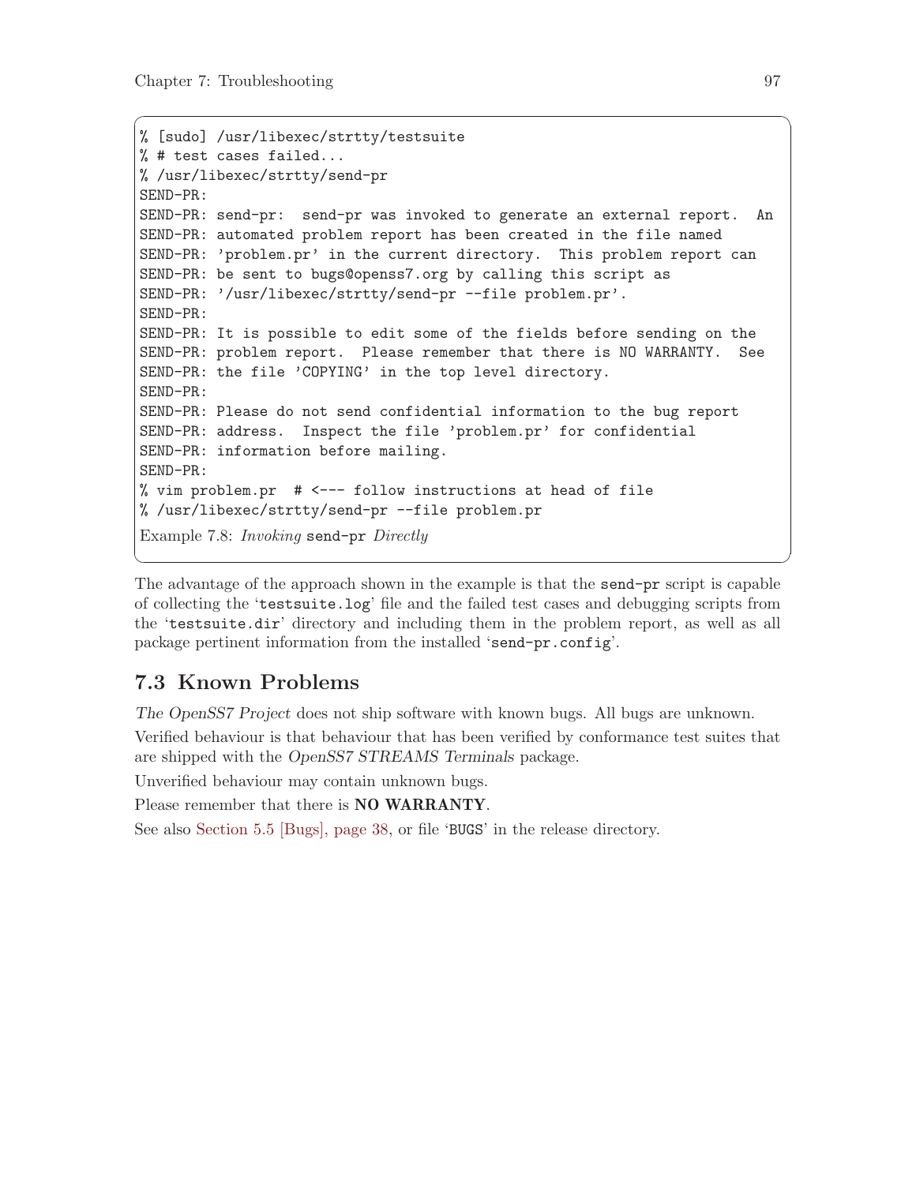```
% [sudo] /usr/libexec/strtty/testsuite
% # test cases failed...
% /usr/libexec/strtty/send-pr
SEND-PR:
SEND-PR: send-pr:  send-pr was invoked to generate an external report.  An
SEND-PR: automated problem report has been created in the file named
SEND-PR: 'problem.pr' in the current directory.  This problem report can
SEND-PR: be sent to bugs@openss7.org by calling this script as
SEND-PR: '/usr/libexec/strtty/send-pr --file problem.pr'.
SEND-PR:
SEND-PR: It is possible to edit some of the fields before sending on the
SEND-PR: problem report.  Please remember that there is NO WARRANTY.  See
SEND-PR: the file 'COPYING' in the top level directory.
SEND-PR:
SEND-PR: Please do not send confidential information to the bug report
SEND-PR: address.  Inspect the file 'problem.pr' for confidential
SEND-PR: information before mailing.
SEND-PR:
% vim problem.pr  # <--- follow instructions at head of file
% /usr/libexec/strtty/send-pr --file problem.pr
```

Example 7.8: *Invoking* `send-pr` *Directly*

The advantage of the approach shown in the example is that the `send-pr` script is capable of collecting the '`testsuite.log`' file and the failed test cases and debugging scripts from the '`testsuite.dir`' directory and including them in the problem report, as well as all package pertinent information from the installed '`send-pr.config`'.

## 7.3 Known Problems

*The OpenSS7 Project* does not ship software with known bugs. All bugs are unknown.

Verified behaviour is that behaviour that has been verified by conformance test suites that are shipped with the *OpenSS7 STREAMS Terminals* package.

Unverified behaviour may contain unknown bugs.

Please remember that there is **NO WARRANTY**.

See also Section 5.5 [Bugs], page 38, or file '`BUGS`' in the release directory.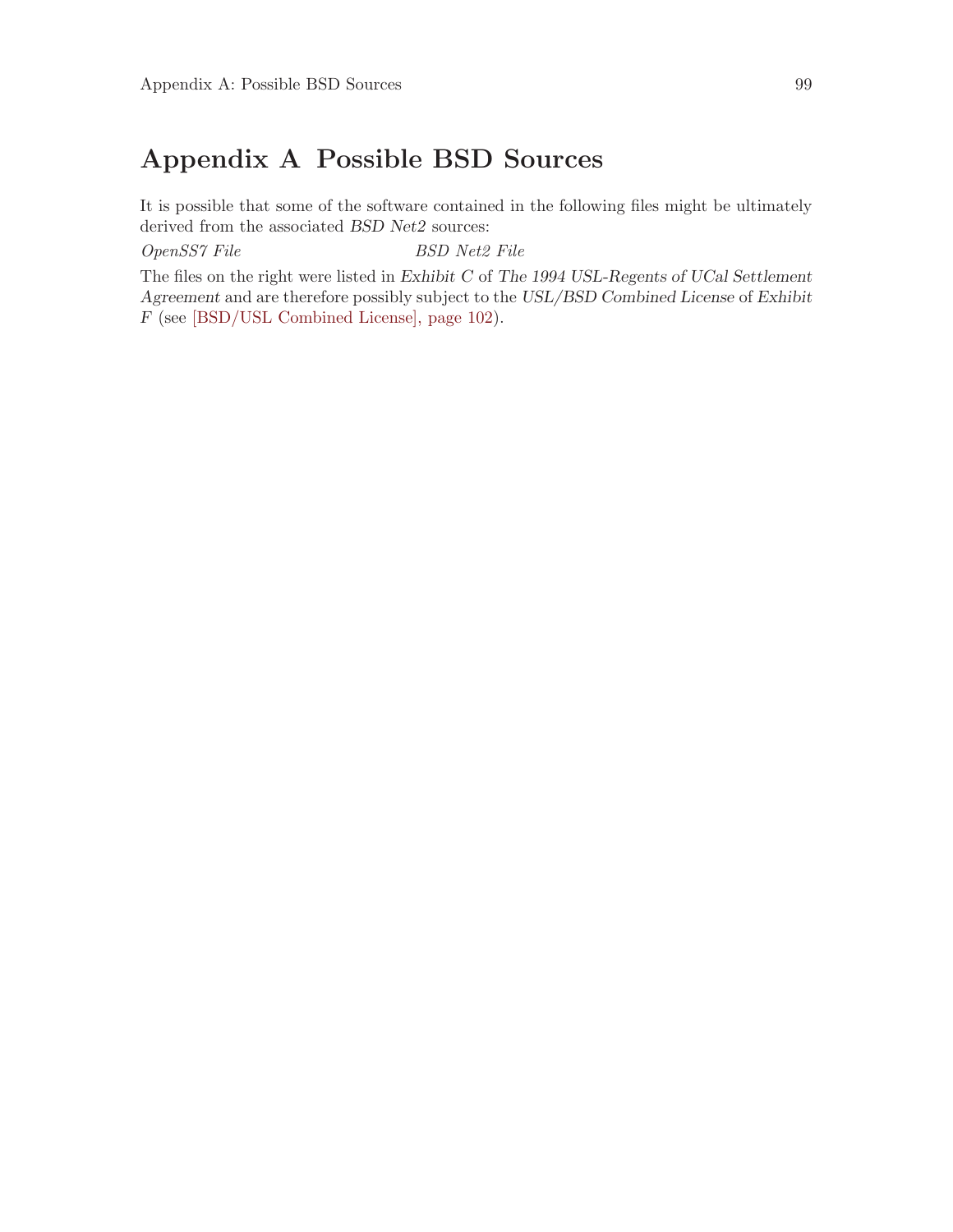# Appendix A Possible BSD Sources

It is possible that some of the software contained in the following files might be ultimately derived from the associated *BSD Net2* sources:

| *OpenSS7 File* | *BSD Net2 File* |
| --- | --- |

The files on the right were listed in *Exhibit C* of *The 1994 USL-Regents of UCal Settlement Agreement* and are therefore possibly subject to the *USL/BSD Combined License* of *Exhibit F* (see [BSD/USL Combined License], page 102).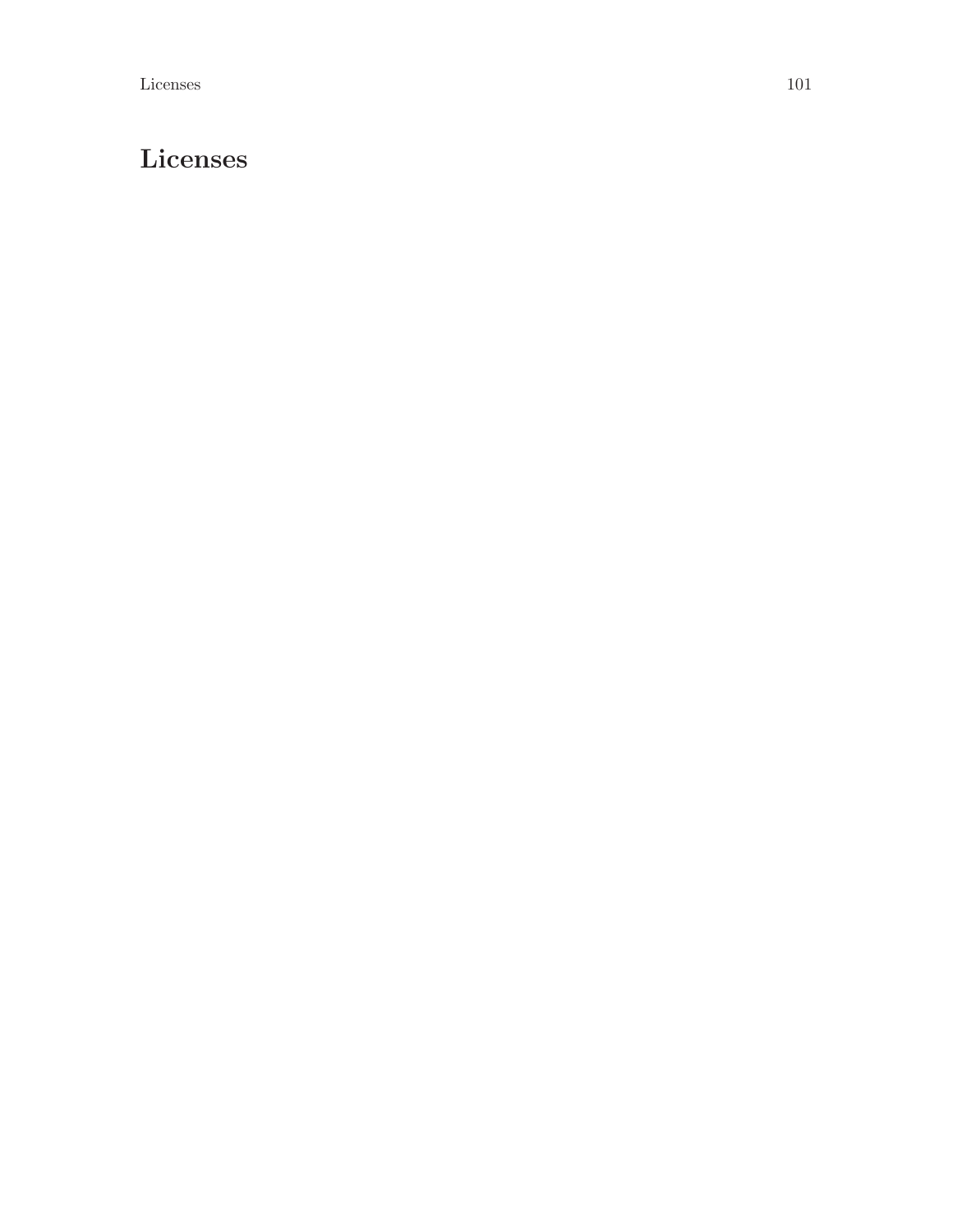# Licenses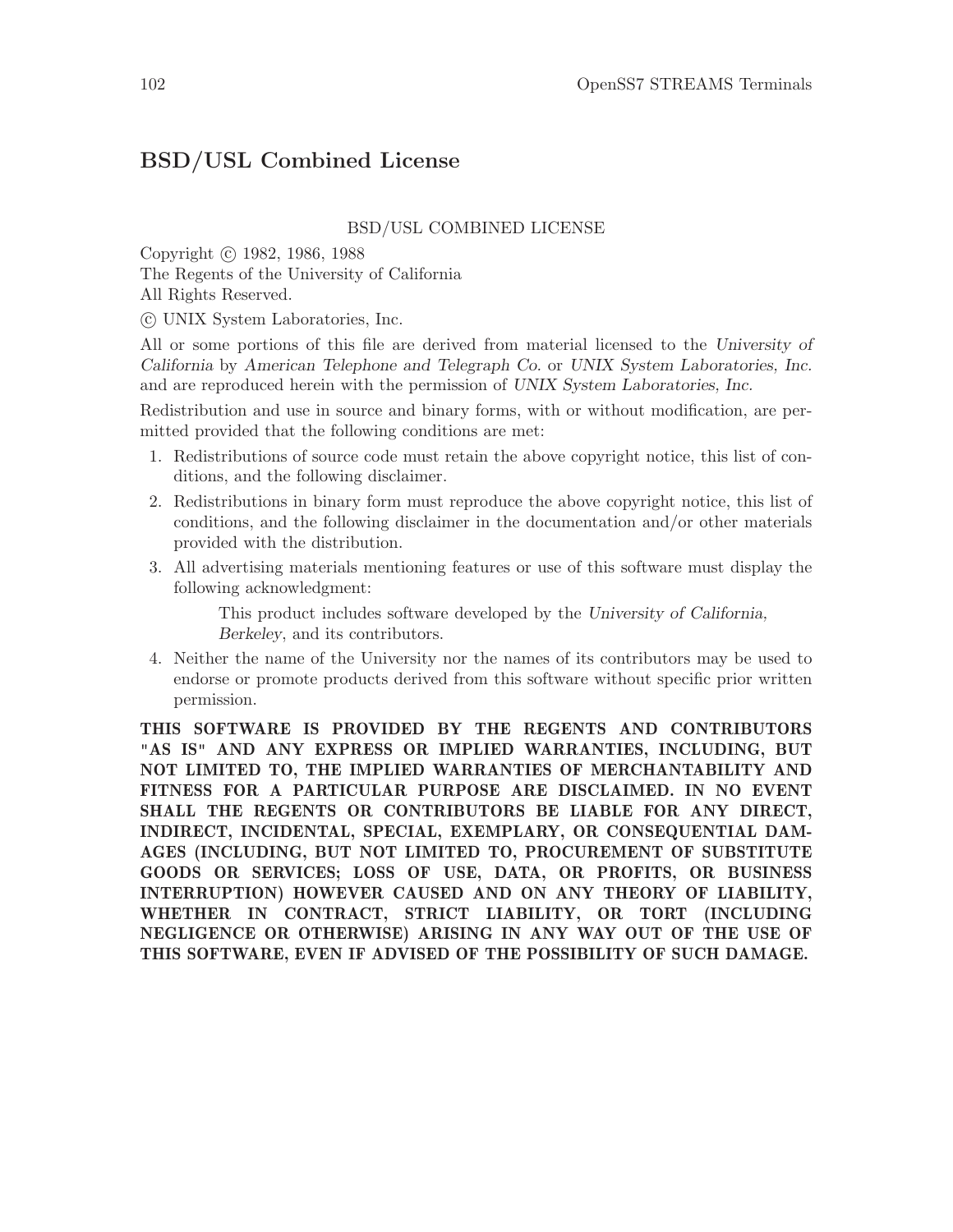## BSD/USL Combined License

BSD/USL COMBINED LICENSE

Copyright © 1982, 1986, 1988
The Regents of the University of California
All Rights Reserved.

© UNIX System Laboratories, Inc.

All or some portions of this file are derived from material licensed to the *University of California* by *American Telephone and Telegraph Co.* or *UNIX System Laboratories, Inc.* and are reproduced herein with the permission of *UNIX System Laboratories, Inc.*

Redistribution and use in source and binary forms, with or without modification, are permitted provided that the following conditions are met:

1. Redistributions of source code must retain the above copyright notice, this list of conditions, and the following disclaimer.
2. Redistributions in binary form must reproduce the above copyright notice, this list of conditions, and the following disclaimer in the documentation and/or other materials provided with the distribution.
3. All advertising materials mentioning features or use of this software must display the following acknowledgment:

   This product includes software developed by the *University of California, Berkeley*, and its contributors.

4. Neither the name of the University nor the names of its contributors may be used to endorse or promote products derived from this software without specific prior written permission.

**THIS SOFTWARE IS PROVIDED BY THE REGENTS AND CONTRIBUTORS "AS IS" AND ANY EXPRESS OR IMPLIED WARRANTIES, INCLUDING, BUT NOT LIMITED TO, THE IMPLIED WARRANTIES OF MERCHANTABILITY AND FITNESS FOR A PARTICULAR PURPOSE ARE DISCLAIMED. IN NO EVENT SHALL THE REGENTS OR CONTRIBUTORS BE LIABLE FOR ANY DIRECT, INDIRECT, INCIDENTAL, SPECIAL, EXEMPLARY, OR CONSEQUENTIAL DAMAGES (INCLUDING, BUT NOT LIMITED TO, PROCUREMENT OF SUBSTITUTE GOODS OR SERVICES; LOSS OF USE, DATA, OR PROFITS, OR BUSINESS INTERRUPTION) HOWEVER CAUSED AND ON ANY THEORY OF LIABILITY, WHETHER IN CONTRACT, STRICT LIABILITY, OR TORT (INCLUDING NEGLIGENCE OR OTHERWISE) ARISING IN ANY WAY OUT OF THE USE OF THIS SOFTWARE, EVEN IF ADVISED OF THE POSSIBILITY OF SUCH DAMAGE.**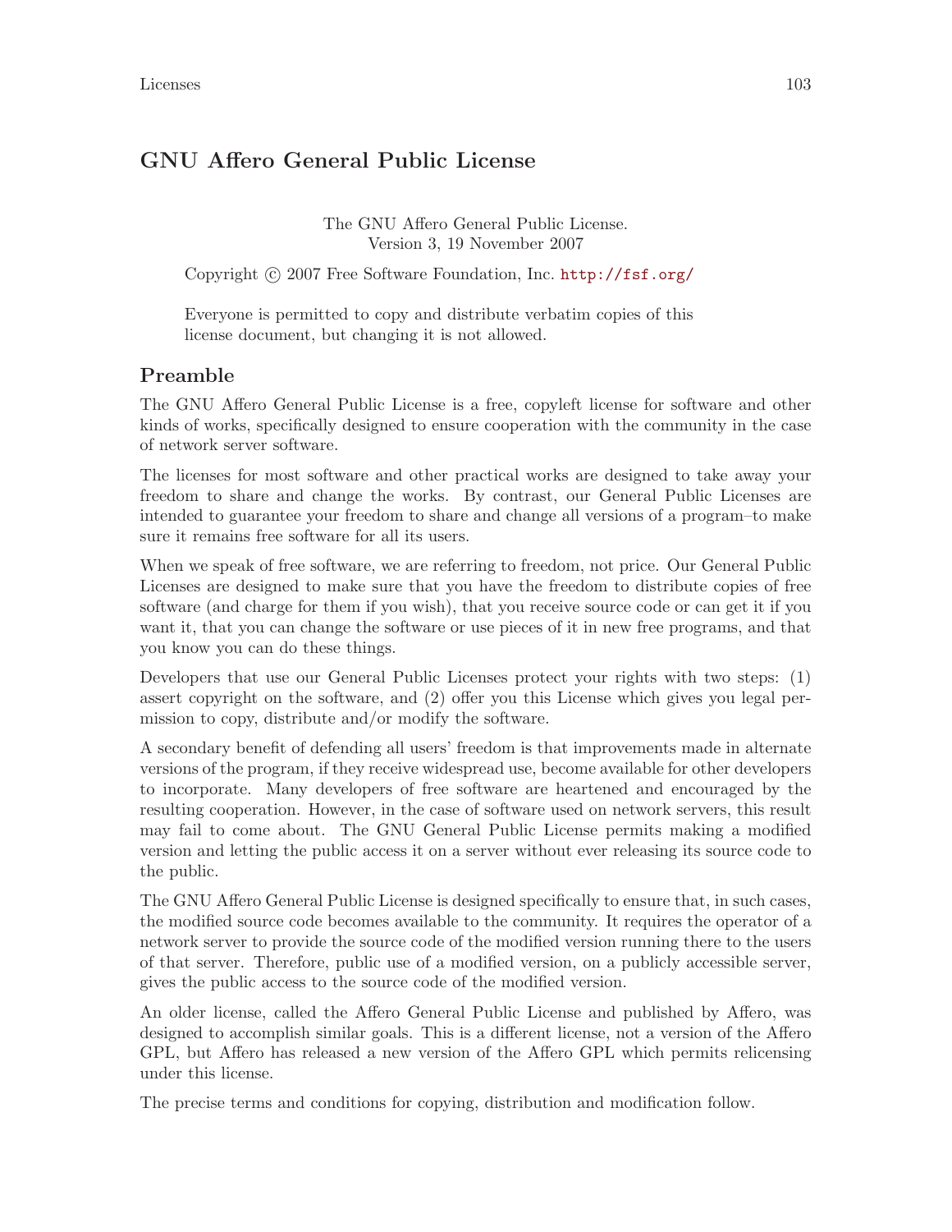## GNU Affero General Public License

<div align="center">

The GNU Affero General Public License.
Version 3, 19 November 2007

</div>

Copyright © 2007 Free Software Foundation, Inc. http://fsf.org/

Everyone is permitted to copy and distribute verbatim copies of this license document, but changing it is not allowed.

### Preamble

The GNU Affero General Public License is a free, copyleft license for software and other kinds of works, specifically designed to ensure cooperation with the community in the case of network server software.

The licenses for most software and other practical works are designed to take away your freedom to share and change the works. By contrast, our General Public Licenses are intended to guarantee your freedom to share and change all versions of a program–to make sure it remains free software for all its users.

When we speak of free software, we are referring to freedom, not price. Our General Public Licenses are designed to make sure that you have the freedom to distribute copies of free software (and charge for them if you wish), that you receive source code or can get it if you want it, that you can change the software or use pieces of it in new free programs, and that you know you can do these things.

Developers that use our General Public Licenses protect your rights with two steps: (1) assert copyright on the software, and (2) offer you this License which gives you legal permission to copy, distribute and/or modify the software.

A secondary benefit of defending all users' freedom is that improvements made in alternate versions of the program, if they receive widespread use, become available for other developers to incorporate. Many developers of free software are heartened and encouraged by the resulting cooperation. However, in the case of software used on network servers, this result may fail to come about. The GNU General Public License permits making a modified version and letting the public access it on a server without ever releasing its source code to the public.

The GNU Affero General Public License is designed specifically to ensure that, in such cases, the modified source code becomes available to the community. It requires the operator of a network server to provide the source code of the modified version running there to the users of that server. Therefore, public use of a modified version, on a publicly accessible server, gives the public access to the source code of the modified version.

An older license, called the Affero General Public License and published by Affero, was designed to accomplish similar goals. This is a different license, not a version of the Affero GPL, but Affero has released a new version of the Affero GPL which permits relicensing under this license.

The precise terms and conditions for copying, distribution and modification follow.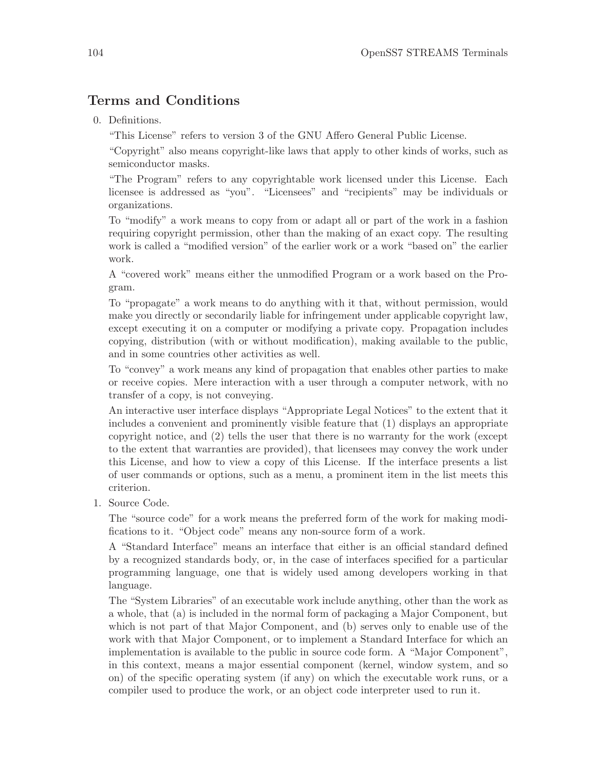## Terms and Conditions

0. Definitions.

   "This License" refers to version 3 of the GNU Affero General Public License.

   "Copyright" also means copyright-like laws that apply to other kinds of works, such as semiconductor masks.

   "The Program" refers to any copyrightable work licensed under this License. Each licensee is addressed as "you". "Licensees" and "recipients" may be individuals or organizations.

   To "modify" a work means to copy from or adapt all or part of the work in a fashion requiring copyright permission, other than the making of an exact copy. The resulting work is called a "modified version" of the earlier work or a work "based on" the earlier work.

   A "covered work" means either the unmodified Program or a work based on the Program.

   To "propagate" a work means to do anything with it that, without permission, would make you directly or secondarily liable for infringement under applicable copyright law, except executing it on a computer or modifying a private copy. Propagation includes copying, distribution (with or without modification), making available to the public, and in some countries other activities as well.

   To "convey" a work means any kind of propagation that enables other parties to make or receive copies. Mere interaction with a user through a computer network, with no transfer of a copy, is not conveying.

   An interactive user interface displays "Appropriate Legal Notices" to the extent that it includes a convenient and prominently visible feature that (1) displays an appropriate copyright notice, and (2) tells the user that there is no warranty for the work (except to the extent that warranties are provided), that licensees may convey the work under this License, and how to view a copy of this License. If the interface presents a list of user commands or options, such as a menu, a prominent item in the list meets this criterion.

1. Source Code.

   The "source code" for a work means the preferred form of the work for making modifications to it. "Object code" means any non-source form of a work.

   A "Standard Interface" means an interface that either is an official standard defined by a recognized standards body, or, in the case of interfaces specified for a particular programming language, one that is widely used among developers working in that language.

   The "System Libraries" of an executable work include anything, other than the work as a whole, that (a) is included in the normal form of packaging a Major Component, but which is not part of that Major Component, and (b) serves only to enable use of the work with that Major Component, or to implement a Standard Interface for which an implementation is available to the public in source code form. A "Major Component", in this context, means a major essential component (kernel, window system, and so on) of the specific operating system (if any) on which the executable work runs, or a compiler used to produce the work, or an object code interpreter used to run it.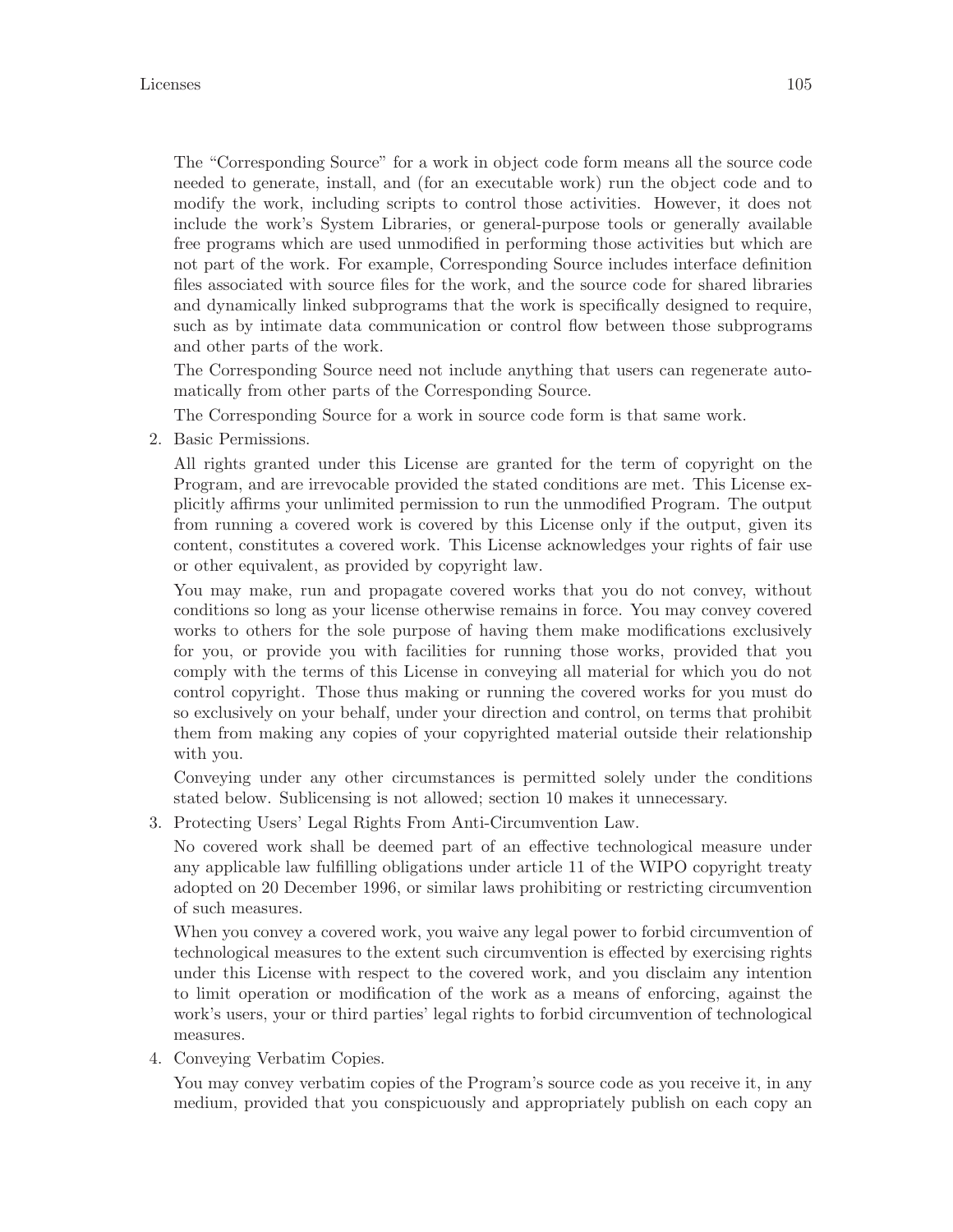The "Corresponding Source" for a work in object code form means all the source code needed to generate, install, and (for an executable work) run the object code and to modify the work, including scripts to control those activities. However, it does not include the work's System Libraries, or general-purpose tools or generally available free programs which are used unmodified in performing those activities but which are not part of the work. For example, Corresponding Source includes interface definition files associated with source files for the work, and the source code for shared libraries and dynamically linked subprograms that the work is specifically designed to require, such as by intimate data communication or control flow between those subprograms and other parts of the work.

The Corresponding Source need not include anything that users can regenerate automatically from other parts of the Corresponding Source.

The Corresponding Source for a work in source code form is that same work.

2. Basic Permissions.

   All rights granted under this License are granted for the term of copyright on the Program, and are irrevocable provided the stated conditions are met. This License explicitly affirms your unlimited permission to run the unmodified Program. The output from running a covered work is covered by this License only if the output, given its content, constitutes a covered work. This License acknowledges your rights of fair use or other equivalent, as provided by copyright law.

   You may make, run and propagate covered works that you do not convey, without conditions so long as your license otherwise remains in force. You may convey covered works to others for the sole purpose of having them make modifications exclusively for you, or provide you with facilities for running those works, provided that you comply with the terms of this License in conveying all material for which you do not control copyright. Those thus making or running the covered works for you must do so exclusively on your behalf, under your direction and control, on terms that prohibit them from making any copies of your copyrighted material outside their relationship with you.

   Conveying under any other circumstances is permitted solely under the conditions stated below. Sublicensing is not allowed; section 10 makes it unnecessary.

3. Protecting Users' Legal Rights From Anti-Circumvention Law.

   No covered work shall be deemed part of an effective technological measure under any applicable law fulfilling obligations under article 11 of the WIPO copyright treaty adopted on 20 December 1996, or similar laws prohibiting or restricting circumvention of such measures.

   When you convey a covered work, you waive any legal power to forbid circumvention of technological measures to the extent such circumvention is effected by exercising rights under this License with respect to the covered work, and you disclaim any intention to limit operation or modification of the work as a means of enforcing, against the work's users, your or third parties' legal rights to forbid circumvention of technological measures.

4. Conveying Verbatim Copies.

   You may convey verbatim copies of the Program's source code as you receive it, in any medium, provided that you conspicuously and appropriately publish on each copy an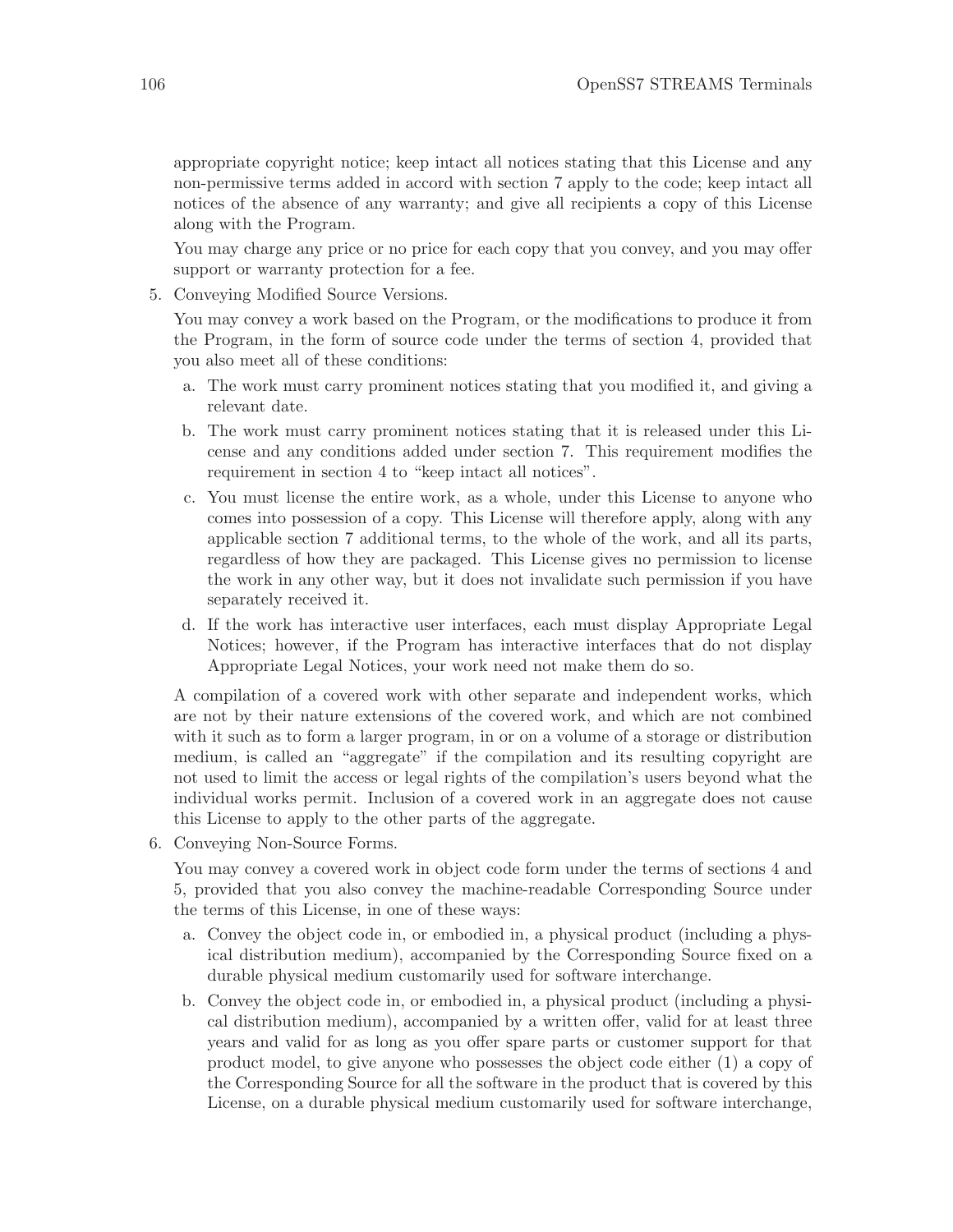appropriate copyright notice; keep intact all notices stating that this License and any non-permissive terms added in accord with section 7 apply to the code; keep intact all notices of the absence of any warranty; and give all recipients a copy of this License along with the Program.

You may charge any price or no price for each copy that you convey, and you may offer support or warranty protection for a fee.

5. Conveying Modified Source Versions.

   You may convey a work based on the Program, or the modifications to produce it from the Program, in the form of source code under the terms of section 4, provided that you also meet all of these conditions:

   a. The work must carry prominent notices stating that you modified it, and giving a relevant date.
   b. The work must carry prominent notices stating that it is released under this License and any conditions added under section 7. This requirement modifies the requirement in section 4 to "keep intact all notices".
   c. You must license the entire work, as a whole, under this License to anyone who comes into possession of a copy. This License will therefore apply, along with any applicable section 7 additional terms, to the whole of the work, and all its parts, regardless of how they are packaged. This License gives no permission to license the work in any other way, but it does not invalidate such permission if you have separately received it.
   d. If the work has interactive user interfaces, each must display Appropriate Legal Notices; however, if the Program has interactive interfaces that do not display Appropriate Legal Notices, your work need not make them do so.

   A compilation of a covered work with other separate and independent works, which are not by their nature extensions of the covered work, and which are not combined with it such as to form a larger program, in or on a volume of a storage or distribution medium, is called an "aggregate" if the compilation and its resulting copyright are not used to limit the access or legal rights of the compilation's users beyond what the individual works permit. Inclusion of a covered work in an aggregate does not cause this License to apply to the other parts of the aggregate.

6. Conveying Non-Source Forms.

   You may convey a covered work in object code form under the terms of sections 4 and 5, provided that you also convey the machine-readable Corresponding Source under the terms of this License, in one of these ways:

   a. Convey the object code in, or embodied in, a physical product (including a physical distribution medium), accompanied by the Corresponding Source fixed on a durable physical medium customarily used for software interchange.
   b. Convey the object code in, or embodied in, a physical product (including a physical distribution medium), accompanied by a written offer, valid for at least three years and valid for as long as you offer spare parts or customer support for that product model, to give anyone who possesses the object code either (1) a copy of the Corresponding Source for all the software in the product that is covered by this License, on a durable physical medium customarily used for software interchange,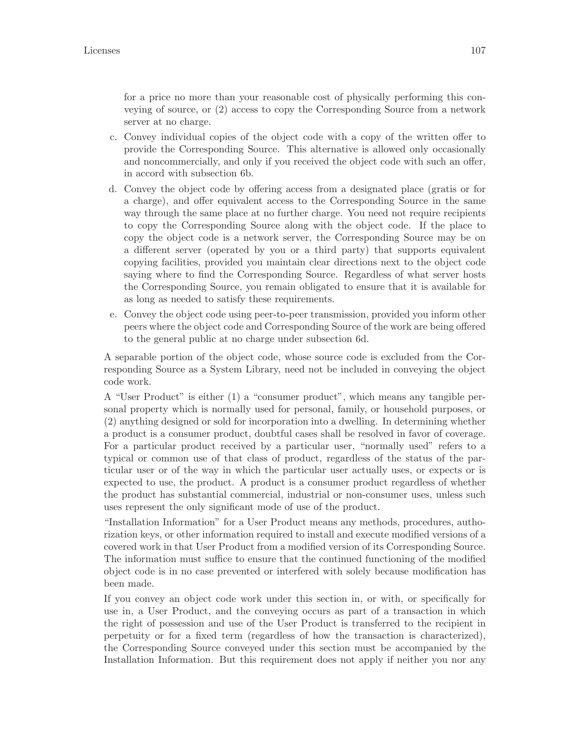for a price no more than your reasonable cost of physically performing this conveying of source, or (2) access to copy the Corresponding Source from a network server at no charge.

c. Convey individual copies of the object code with a copy of the written offer to provide the Corresponding Source. This alternative is allowed only occasionally and noncommercially, and only if you received the object code with such an offer, in accord with subsection 6b.

d. Convey the object code by offering access from a designated place (gratis or for a charge), and offer equivalent access to the Corresponding Source in the same way through the same place at no further charge. You need not require recipients to copy the Corresponding Source along with the object code. If the place to copy the object code is a network server, the Corresponding Source may be on a different server (operated by you or a third party) that supports equivalent copying facilities, provided you maintain clear directions next to the object code saying where to find the Corresponding Source. Regardless of what server hosts the Corresponding Source, you remain obligated to ensure that it is available for as long as needed to satisfy these requirements.

e. Convey the object code using peer-to-peer transmission, provided you inform other peers where the object code and Corresponding Source of the work are being offered to the general public at no charge under subsection 6d.

A separable portion of the object code, whose source code is excluded from the Corresponding Source as a System Library, need not be included in conveying the object code work.

A "User Product" is either (1) a "consumer product", which means any tangible personal property which is normally used for personal, family, or household purposes, or (2) anything designed or sold for incorporation into a dwelling. In determining whether a product is a consumer product, doubtful cases shall be resolved in favor of coverage. For a particular product received by a particular user, "normally used" refers to a typical or common use of that class of product, regardless of the status of the particular user or of the way in which the particular user actually uses, or expects or is expected to use, the product. A product is a consumer product regardless of whether the product has substantial commercial, industrial or non-consumer uses, unless such uses represent the only significant mode of use of the product.

"Installation Information" for a User Product means any methods, procedures, authorization keys, or other information required to install and execute modified versions of a covered work in that User Product from a modified version of its Corresponding Source. The information must suffice to ensure that the continued functioning of the modified object code is in no case prevented or interfered with solely because modification has been made.

If you convey an object code work under this section in, or with, or specifically for use in, a User Product, and the conveying occurs as part of a transaction in which the right of possession and use of the User Product is transferred to the recipient in perpetuity or for a fixed term (regardless of how the transaction is characterized), the Corresponding Source conveyed under this section must be accompanied by the Installation Information. But this requirement does not apply if neither you nor any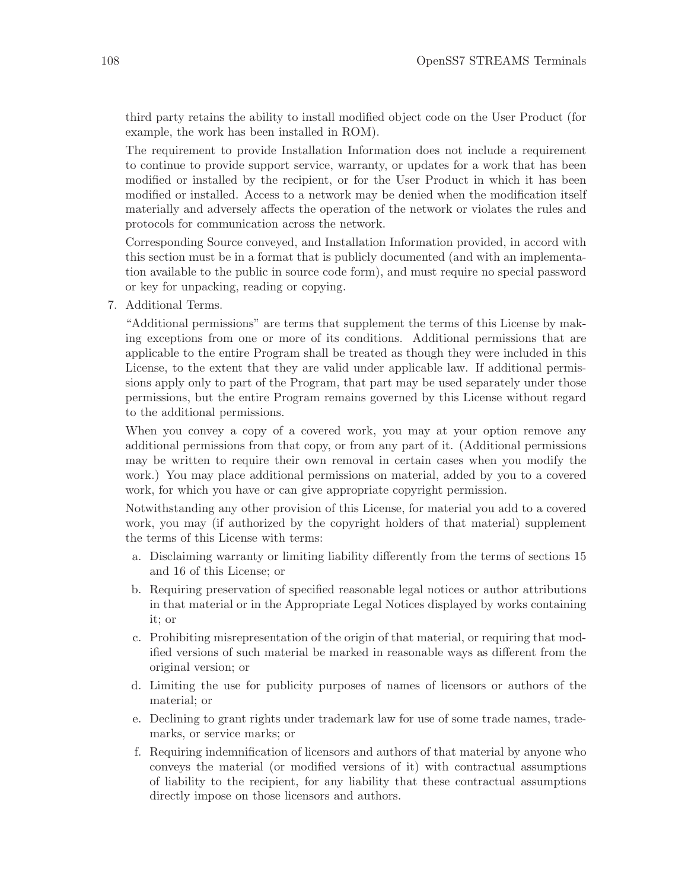third party retains the ability to install modified object code on the User Product (for example, the work has been installed in ROM).

The requirement to provide Installation Information does not include a requirement to continue to provide support service, warranty, or updates for a work that has been modified or installed by the recipient, or for the User Product in which it has been modified or installed. Access to a network may be denied when the modification itself materially and adversely affects the operation of the network or violates the rules and protocols for communication across the network.

Corresponding Source conveyed, and Installation Information provided, in accord with this section must be in a format that is publicly documented (and with an implementation available to the public in source code form), and must require no special password or key for unpacking, reading or copying.

7. Additional Terms.

   "Additional permissions" are terms that supplement the terms of this License by making exceptions from one or more of its conditions. Additional permissions that are applicable to the entire Program shall be treated as though they were included in this License, to the extent that they are valid under applicable law. If additional permissions apply only to part of the Program, that part may be used separately under those permissions, but the entire Program remains governed by this License without regard to the additional permissions.

   When you convey a copy of a covered work, you may at your option remove any additional permissions from that copy, or from any part of it. (Additional permissions may be written to require their own removal in certain cases when you modify the work.) You may place additional permissions on material, added by you to a covered work, for which you have or can give appropriate copyright permission.

   Notwithstanding any other provision of this License, for material you add to a covered work, you may (if authorized by the copyright holders of that material) supplement the terms of this License with terms:

   a. Disclaiming warranty or limiting liability differently from the terms of sections 15 and 16 of this License; or
   b. Requiring preservation of specified reasonable legal notices or author attributions in that material or in the Appropriate Legal Notices displayed by works containing it; or
   c. Prohibiting misrepresentation of the origin of that material, or requiring that modified versions of such material be marked in reasonable ways as different from the original version; or
   d. Limiting the use for publicity purposes of names of licensors or authors of the material; or
   e. Declining to grant rights under trademark law for use of some trade names, trademarks, or service marks; or
   f. Requiring indemnification of licensors and authors of that material by anyone who conveys the material (or modified versions of it) with contractual assumptions of liability to the recipient, for any liability that these contractual assumptions directly impose on those licensors and authors.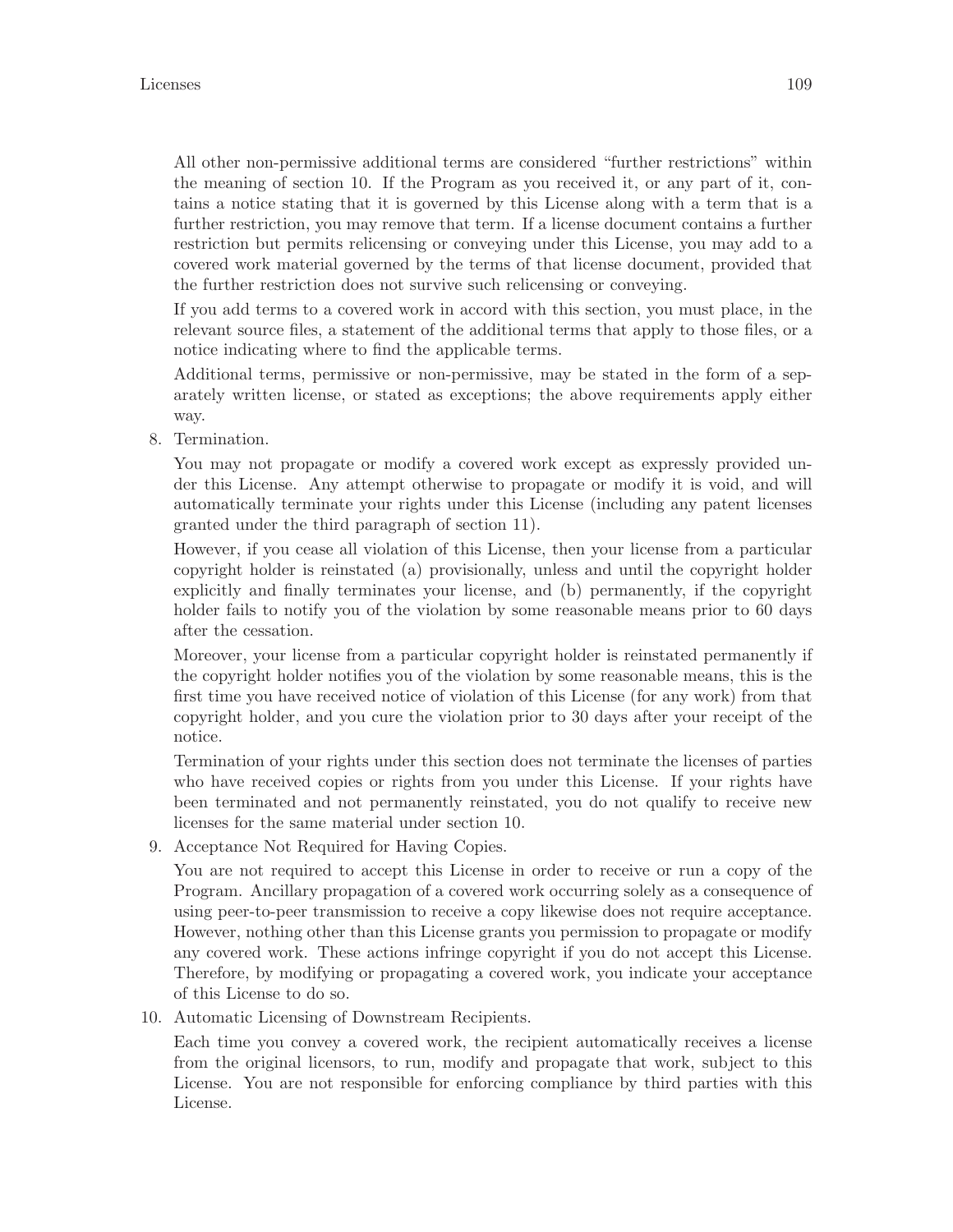All other non-permissive additional terms are considered "further restrictions" within the meaning of section 10. If the Program as you received it, or any part of it, contains a notice stating that it is governed by this License along with a term that is a further restriction, you may remove that term. If a license document contains a further restriction but permits relicensing or conveying under this License, you may add to a covered work material governed by the terms of that license document, provided that the further restriction does not survive such relicensing or conveying.

If you add terms to a covered work in accord with this section, you must place, in the relevant source files, a statement of the additional terms that apply to those files, or a notice indicating where to find the applicable terms.

Additional terms, permissive or non-permissive, may be stated in the form of a separately written license, or stated as exceptions; the above requirements apply either way.

8. Termination.

   You may not propagate or modify a covered work except as expressly provided under this License. Any attempt otherwise to propagate or modify it is void, and will automatically terminate your rights under this License (including any patent licenses granted under the third paragraph of section 11).

   However, if you cease all violation of this License, then your license from a particular copyright holder is reinstated (a) provisionally, unless and until the copyright holder explicitly and finally terminates your license, and (b) permanently, if the copyright holder fails to notify you of the violation by some reasonable means prior to 60 days after the cessation.

   Moreover, your license from a particular copyright holder is reinstated permanently if the copyright holder notifies you of the violation by some reasonable means, this is the first time you have received notice of violation of this License (for any work) from that copyright holder, and you cure the violation prior to 30 days after your receipt of the notice.

   Termination of your rights under this section does not terminate the licenses of parties who have received copies or rights from you under this License. If your rights have been terminated and not permanently reinstated, you do not qualify to receive new licenses for the same material under section 10.

9. Acceptance Not Required for Having Copies.

   You are not required to accept this License in order to receive or run a copy of the Program. Ancillary propagation of a covered work occurring solely as a consequence of using peer-to-peer transmission to receive a copy likewise does not require acceptance. However, nothing other than this License grants you permission to propagate or modify any covered work. These actions infringe copyright if you do not accept this License. Therefore, by modifying or propagating a covered work, you indicate your acceptance of this License to do so.

10. Automatic Licensing of Downstream Recipients.

    Each time you convey a covered work, the recipient automatically receives a license from the original licensors, to run, modify and propagate that work, subject to this License. You are not responsible for enforcing compliance by third parties with this License.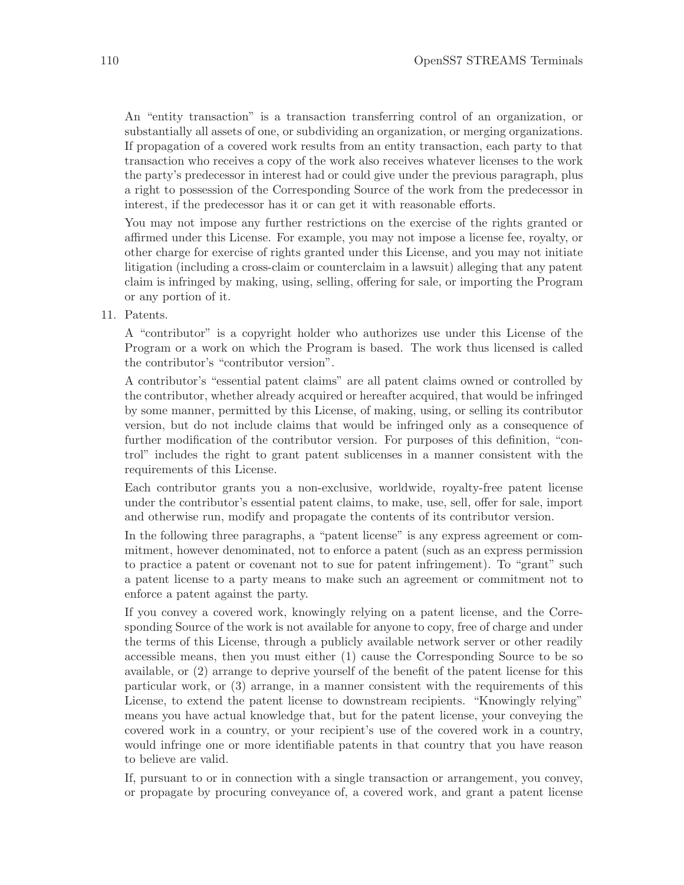An "entity transaction" is a transaction transferring control of an organization, or substantially all assets of one, or subdividing an organization, or merging organizations. If propagation of a covered work results from an entity transaction, each party to that transaction who receives a copy of the work also receives whatever licenses to the work the party's predecessor in interest had or could give under the previous paragraph, plus a right to possession of the Corresponding Source of the work from the predecessor in interest, if the predecessor has it or can get it with reasonable efforts.

You may not impose any further restrictions on the exercise of the rights granted or affirmed under this License. For example, you may not impose a license fee, royalty, or other charge for exercise of rights granted under this License, and you may not initiate litigation (including a cross-claim or counterclaim in a lawsuit) alleging that any patent claim is infringed by making, using, selling, offering for sale, or importing the Program or any portion of it.

11. Patents.

    A "contributor" is a copyright holder who authorizes use under this License of the Program or a work on which the Program is based. The work thus licensed is called the contributor's "contributor version".

    A contributor's "essential patent claims" are all patent claims owned or controlled by the contributor, whether already acquired or hereafter acquired, that would be infringed by some manner, permitted by this License, of making, using, or selling its contributor version, but do not include claims that would be infringed only as a consequence of further modification of the contributor version. For purposes of this definition, "control" includes the right to grant patent sublicenses in a manner consistent with the requirements of this License.

    Each contributor grants you a non-exclusive, worldwide, royalty-free patent license under the contributor's essential patent claims, to make, use, sell, offer for sale, import and otherwise run, modify and propagate the contents of its contributor version.

    In the following three paragraphs, a "patent license" is any express agreement or commitment, however denominated, not to enforce a patent (such as an express permission to practice a patent or covenant not to sue for patent infringement). To "grant" such a patent license to a party means to make such an agreement or commitment not to enforce a patent against the party.

    If you convey a covered work, knowingly relying on a patent license, and the Corresponding Source of the work is not available for anyone to copy, free of charge and under the terms of this License, through a publicly available network server or other readily accessible means, then you must either (1) cause the Corresponding Source to be so available, or (2) arrange to deprive yourself of the benefit of the patent license for this particular work, or (3) arrange, in a manner consistent with the requirements of this License, to extend the patent license to downstream recipients. "Knowingly relying" means you have actual knowledge that, but for the patent license, your conveying the covered work in a country, or your recipient's use of the covered work in a country, would infringe one or more identifiable patents in that country that you have reason to believe are valid.

    If, pursuant to or in connection with a single transaction or arrangement, you convey, or propagate by procuring conveyance of, a covered work, and grant a patent license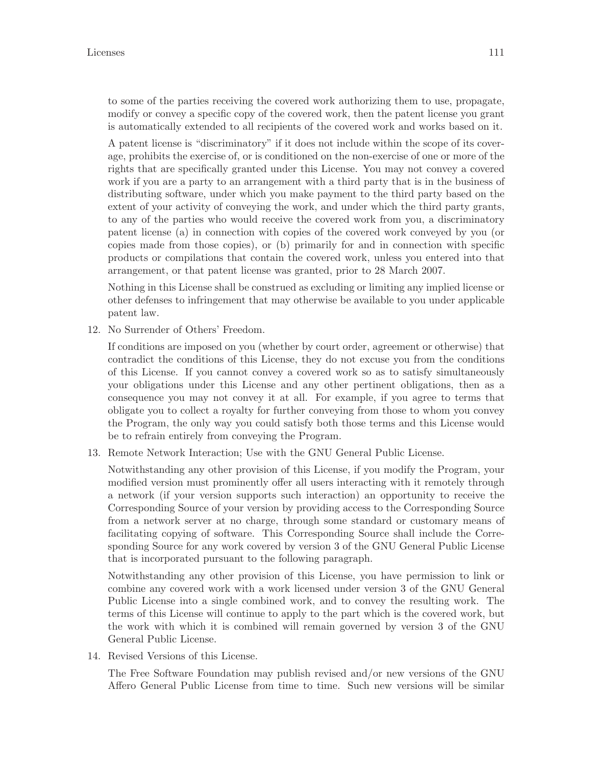to some of the parties receiving the covered work authorizing them to use, propagate, modify or convey a specific copy of the covered work, then the patent license you grant is automatically extended to all recipients of the covered work and works based on it.

A patent license is "discriminatory" if it does not include within the scope of its coverage, prohibits the exercise of, or is conditioned on the non-exercise of one or more of the rights that are specifically granted under this License. You may not convey a covered work if you are a party to an arrangement with a third party that is in the business of distributing software, under which you make payment to the third party based on the extent of your activity of conveying the work, and under which the third party grants, to any of the parties who would receive the covered work from you, a discriminatory patent license (a) in connection with copies of the covered work conveyed by you (or copies made from those copies), or (b) primarily for and in connection with specific products or compilations that contain the covered work, unless you entered into that arrangement, or that patent license was granted, prior to 28 March 2007.

Nothing in this License shall be construed as excluding or limiting any implied license or other defenses to infringement that may otherwise be available to you under applicable patent law.

12. No Surrender of Others' Freedom.

    If conditions are imposed on you (whether by court order, agreement or otherwise) that contradict the conditions of this License, they do not excuse you from the conditions of this License. If you cannot convey a covered work so as to satisfy simultaneously your obligations under this License and any other pertinent obligations, then as a consequence you may not convey it at all. For example, if you agree to terms that obligate you to collect a royalty for further conveying from those to whom you convey the Program, the only way you could satisfy both those terms and this License would be to refrain entirely from conveying the Program.

13. Remote Network Interaction; Use with the GNU General Public License.

    Notwithstanding any other provision of this License, if you modify the Program, your modified version must prominently offer all users interacting with it remotely through a network (if your version supports such interaction) an opportunity to receive the Corresponding Source of your version by providing access to the Corresponding Source from a network server at no charge, through some standard or customary means of facilitating copying of software. This Corresponding Source shall include the Corresponding Source for any work covered by version 3 of the GNU General Public License that is incorporated pursuant to the following paragraph.

    Notwithstanding any other provision of this License, you have permission to link or combine any covered work with a work licensed under version 3 of the GNU General Public License into a single combined work, and to convey the resulting work. The terms of this License will continue to apply to the part which is the covered work, but the work with which it is combined will remain governed by version 3 of the GNU General Public License.

14. Revised Versions of this License.

    The Free Software Foundation may publish revised and/or new versions of the GNU Affero General Public License from time to time. Such new versions will be similar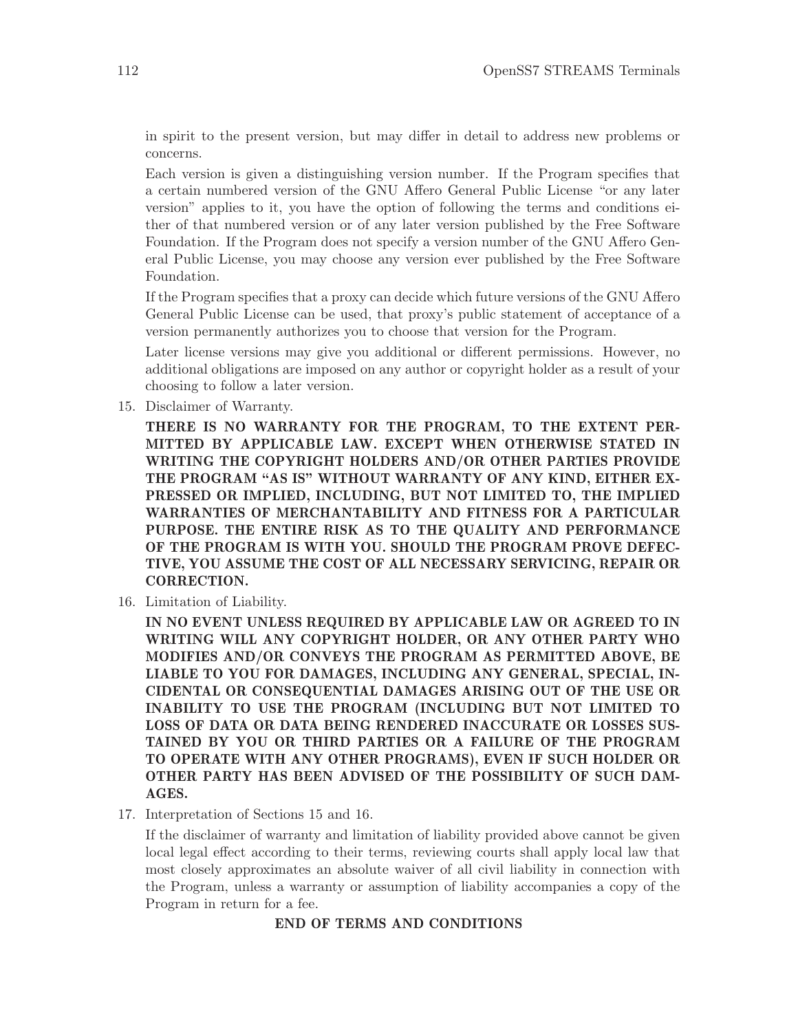in spirit to the present version, but may differ in detail to address new problems or concerns.

Each version is given a distinguishing version number. If the Program specifies that a certain numbered version of the GNU Affero General Public License "or any later version" applies to it, you have the option of following the terms and conditions either of that numbered version or of any later version published by the Free Software Foundation. If the Program does not specify a version number of the GNU Affero General Public License, you may choose any version ever published by the Free Software Foundation.

If the Program specifies that a proxy can decide which future versions of the GNU Affero General Public License can be used, that proxy's public statement of acceptance of a version permanently authorizes you to choose that version for the Program.

Later license versions may give you additional or different permissions. However, no additional obligations are imposed on any author or copyright holder as a result of your choosing to follow a later version.

15. Disclaimer of Warranty.

    **THERE IS NO WARRANTY FOR THE PROGRAM, TO THE EXTENT PERMITTED BY APPLICABLE LAW. EXCEPT WHEN OTHERWISE STATED IN WRITING THE COPYRIGHT HOLDERS AND/OR OTHER PARTIES PROVIDE THE PROGRAM "AS IS" WITHOUT WARRANTY OF ANY KIND, EITHER EXPRESSED OR IMPLIED, INCLUDING, BUT NOT LIMITED TO, THE IMPLIED WARRANTIES OF MERCHANTABILITY AND FITNESS FOR A PARTICULAR PURPOSE. THE ENTIRE RISK AS TO THE QUALITY AND PERFORMANCE OF THE PROGRAM IS WITH YOU. SHOULD THE PROGRAM PROVE DEFECTIVE, YOU ASSUME THE COST OF ALL NECESSARY SERVICING, REPAIR OR CORRECTION.**

16. Limitation of Liability.

    **IN NO EVENT UNLESS REQUIRED BY APPLICABLE LAW OR AGREED TO IN WRITING WILL ANY COPYRIGHT HOLDER, OR ANY OTHER PARTY WHO MODIFIES AND/OR CONVEYS THE PROGRAM AS PERMITTED ABOVE, BE LIABLE TO YOU FOR DAMAGES, INCLUDING ANY GENERAL, SPECIAL, INCIDENTAL OR CONSEQUENTIAL DAMAGES ARISING OUT OF THE USE OR INABILITY TO USE THE PROGRAM (INCLUDING BUT NOT LIMITED TO LOSS OF DATA OR DATA BEING RENDERED INACCURATE OR LOSSES SUSTAINED BY YOU OR THIRD PARTIES OR A FAILURE OF THE PROGRAM TO OPERATE WITH ANY OTHER PROGRAMS), EVEN IF SUCH HOLDER OR OTHER PARTY HAS BEEN ADVISED OF THE POSSIBILITY OF SUCH DAMAGES.**

17. Interpretation of Sections 15 and 16.

    If the disclaimer of warranty and limitation of liability provided above cannot be given local legal effect according to their terms, reviewing courts shall apply local law that most closely approximates an absolute waiver of all civil liability in connection with the Program, unless a warranty or assumption of liability accompanies a copy of the Program in return for a fee.

**END OF TERMS AND CONDITIONS**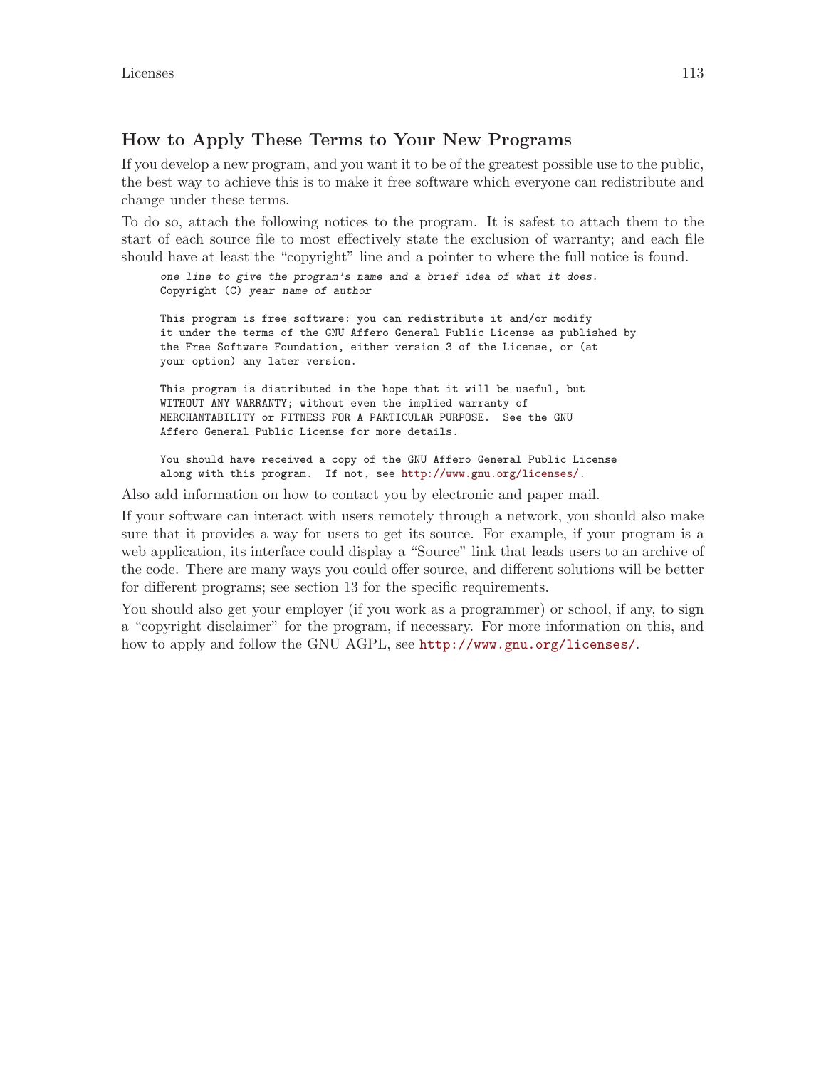## How to Apply These Terms to Your New Programs

If you develop a new program, and you want it to be of the greatest possible use to the public, the best way to achieve this is to make it free software which everyone can redistribute and change under these terms.

To do so, attach the following notices to the program. It is safest to attach them to the start of each source file to most effectively state the exclusion of warranty; and each file should have at least the "copyright" line and a pointer to where the full notice is found.

```
one line to give the program's name and a brief idea of what it does.
Copyright (C) year name of author

This program is free software: you can redistribute it and/or modify
it under the terms of the GNU Affero General Public License as published by
the Free Software Foundation, either version 3 of the License, or (at
your option) any later version.

This program is distributed in the hope that it will be useful, but
WITHOUT ANY WARRANTY; without even the implied warranty of
MERCHANTABILITY or FITNESS FOR A PARTICULAR PURPOSE.  See the GNU
Affero General Public License for more details.

You should have received a copy of the GNU Affero General Public License
along with this program.  If not, see http://www.gnu.org/licenses/.
```

Also add information on how to contact you by electronic and paper mail.

If your software can interact with users remotely through a network, you should also make sure that it provides a way for users to get its source. For example, if your program is a web application, its interface could display a "Source" link that leads users to an archive of the code. There are many ways you could offer source, and different solutions will be better for different programs; see section 13 for the specific requirements.

You should also get your employer (if you work as a programmer) or school, if any, to sign a "copyright disclaimer" for the program, if necessary. For more information on this, and how to apply and follow the GNU AGPL, see `http://www.gnu.org/licenses/`.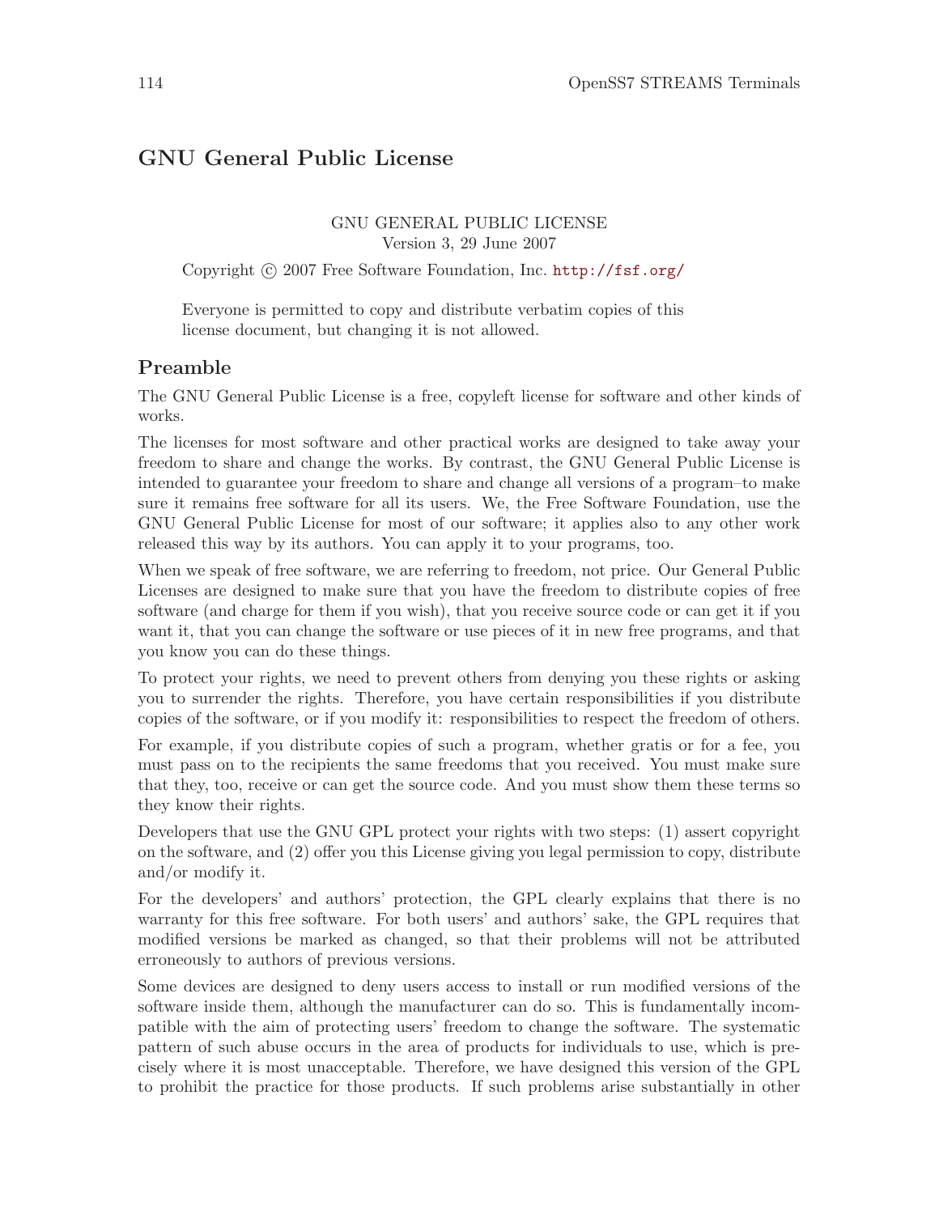# GNU General Public License

GNU GENERAL PUBLIC LICENSE
Version 3, 29 June 2007

Copyright © 2007 Free Software Foundation, Inc. http://fsf.org/

Everyone is permitted to copy and distribute verbatim copies of this license document, but changing it is not allowed.

## Preamble

The GNU General Public License is a free, copyleft license for software and other kinds of works.

The licenses for most software and other practical works are designed to take away your freedom to share and change the works. By contrast, the GNU General Public License is intended to guarantee your freedom to share and change all versions of a program–to make sure it remains free software for all its users. We, the Free Software Foundation, use the GNU General Public License for most of our software; it applies also to any other work released this way by its authors. You can apply it to your programs, too.

When we speak of free software, we are referring to freedom, not price. Our General Public Licenses are designed to make sure that you have the freedom to distribute copies of free software (and charge for them if you wish), that you receive source code or can get it if you want it, that you can change the software or use pieces of it in new free programs, and that you know you can do these things.

To protect your rights, we need to prevent others from denying you these rights or asking you to surrender the rights. Therefore, you have certain responsibilities if you distribute copies of the software, or if you modify it: responsibilities to respect the freedom of others.

For example, if you distribute copies of such a program, whether gratis or for a fee, you must pass on to the recipients the same freedoms that you received. You must make sure that they, too, receive or can get the source code. And you must show them these terms so they know their rights.

Developers that use the GNU GPL protect your rights with two steps: (1) assert copyright on the software, and (2) offer you this License giving you legal permission to copy, distribute and/or modify it.

For the developers' and authors' protection, the GPL clearly explains that there is no warranty for this free software. For both users' and authors' sake, the GPL requires that modified versions be marked as changed, so that their problems will not be attributed erroneously to authors of previous versions.

Some devices are designed to deny users access to install or run modified versions of the software inside them, although the manufacturer can do so. This is fundamentally incompatible with the aim of protecting users' freedom to change the software. The systematic pattern of such abuse occurs in the area of products for individuals to use, which is precisely where it is most unacceptable. Therefore, we have designed this version of the GPL to prohibit the practice for those products. If such problems arise substantially in other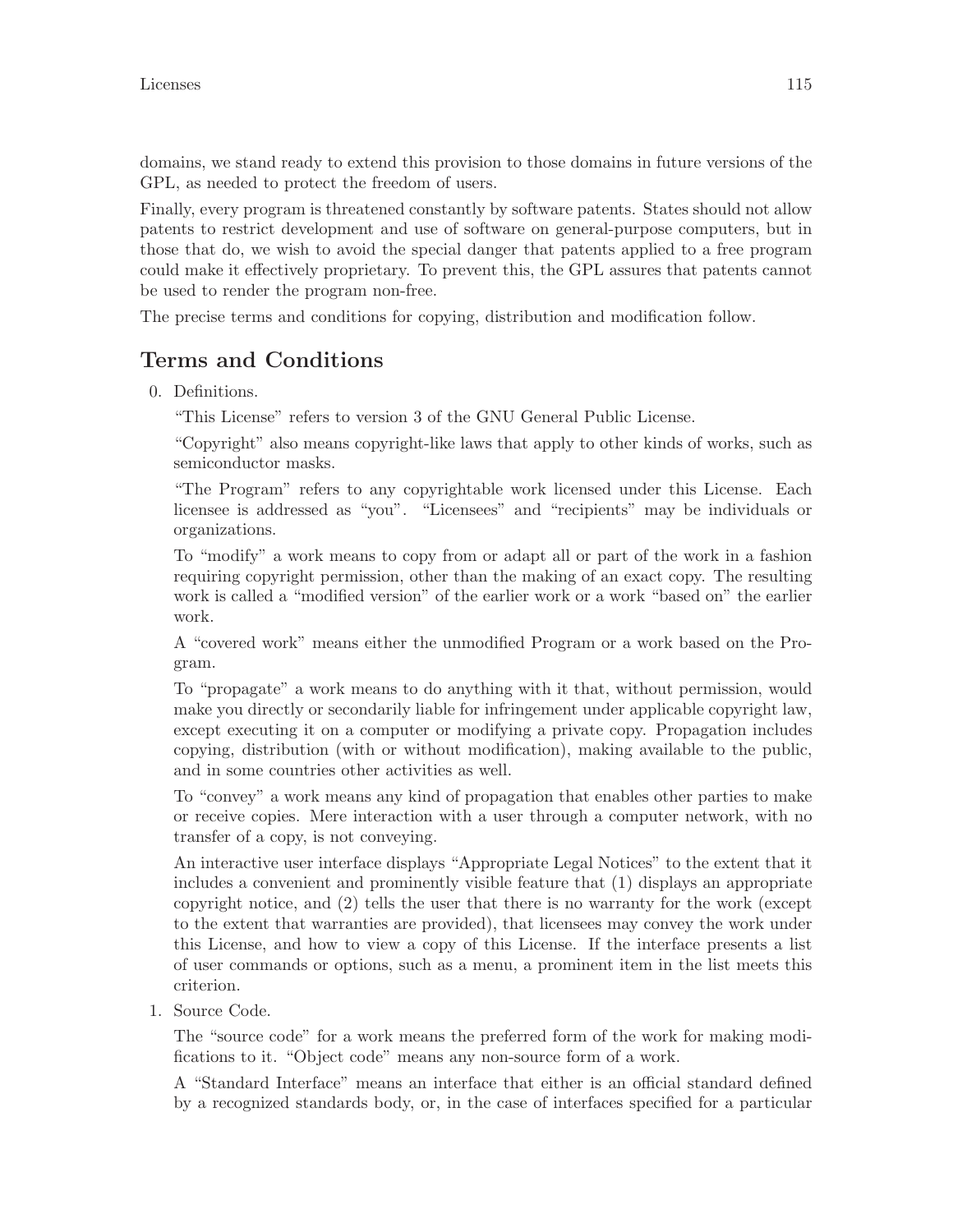domains, we stand ready to extend this provision to those domains in future versions of the GPL, as needed to protect the freedom of users.

Finally, every program is threatened constantly by software patents. States should not allow patents to restrict development and use of software on general-purpose computers, but in those that do, we wish to avoid the special danger that patents applied to a free program could make it effectively proprietary. To prevent this, the GPL assures that patents cannot be used to render the program non-free.

The precise terms and conditions for copying, distribution and modification follow.

## Terms and Conditions

0. Definitions.

   "This License" refers to version 3 of the GNU General Public License.

   "Copyright" also means copyright-like laws that apply to other kinds of works, such as semiconductor masks.

   "The Program" refers to any copyrightable work licensed under this License. Each licensee is addressed as "you". "Licensees" and "recipients" may be individuals or organizations.

   To "modify" a work means to copy from or adapt all or part of the work in a fashion requiring copyright permission, other than the making of an exact copy. The resulting work is called a "modified version" of the earlier work or a work "based on" the earlier work.

   A "covered work" means either the unmodified Program or a work based on the Program.

   To "propagate" a work means to do anything with it that, without permission, would make you directly or secondarily liable for infringement under applicable copyright law, except executing it on a computer or modifying a private copy. Propagation includes copying, distribution (with or without modification), making available to the public, and in some countries other activities as well.

   To "convey" a work means any kind of propagation that enables other parties to make or receive copies. Mere interaction with a user through a computer network, with no transfer of a copy, is not conveying.

   An interactive user interface displays "Appropriate Legal Notices" to the extent that it includes a convenient and prominently visible feature that (1) displays an appropriate copyright notice, and (2) tells the user that there is no warranty for the work (except to the extent that warranties are provided), that licensees may convey the work under this License, and how to view a copy of this License. If the interface presents a list of user commands or options, such as a menu, a prominent item in the list meets this criterion.

1. Source Code.

   The "source code" for a work means the preferred form of the work for making modifications to it. "Object code" means any non-source form of a work.

   A "Standard Interface" means an interface that either is an official standard defined by a recognized standards body, or, in the case of interfaces specified for a particular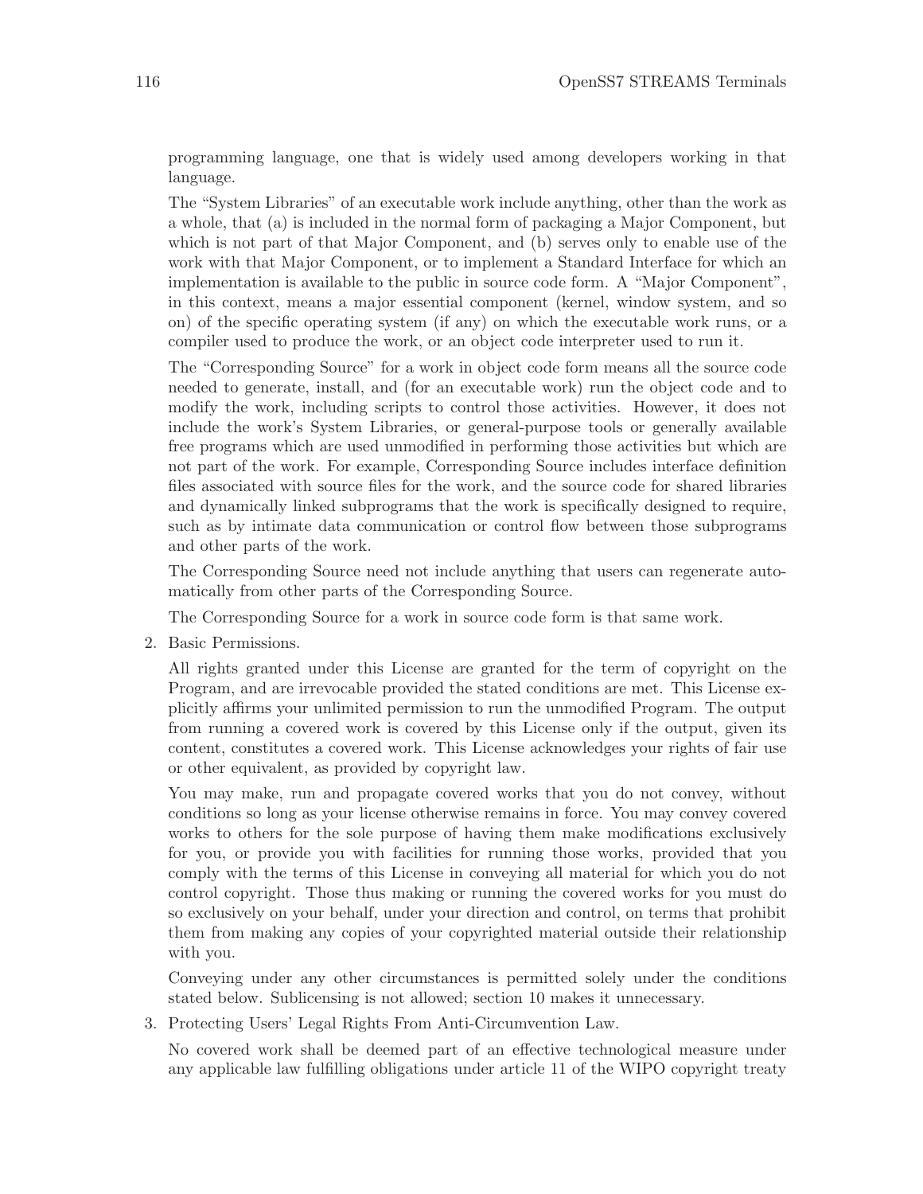programming language, one that is widely used among developers working in that language.

The "System Libraries" of an executable work include anything, other than the work as a whole, that (a) is included in the normal form of packaging a Major Component, but which is not part of that Major Component, and (b) serves only to enable use of the work with that Major Component, or to implement a Standard Interface for which an implementation is available to the public in source code form. A "Major Component", in this context, means a major essential component (kernel, window system, and so on) of the specific operating system (if any) on which the executable work runs, or a compiler used to produce the work, or an object code interpreter used to run it.

The "Corresponding Source" for a work in object code form means all the source code needed to generate, install, and (for an executable work) run the object code and to modify the work, including scripts to control those activities. However, it does not include the work's System Libraries, or general-purpose tools or generally available free programs which are used unmodified in performing those activities but which are not part of the work. For example, Corresponding Source includes interface definition files associated with source files for the work, and the source code for shared libraries and dynamically linked subprograms that the work is specifically designed to require, such as by intimate data communication or control flow between those subprograms and other parts of the work.

The Corresponding Source need not include anything that users can regenerate automatically from other parts of the Corresponding Source.

The Corresponding Source for a work in source code form is that same work.

2. Basic Permissions.

   All rights granted under this License are granted for the term of copyright on the Program, and are irrevocable provided the stated conditions are met. This License explicitly affirms your unlimited permission to run the unmodified Program. The output from running a covered work is covered by this License only if the output, given its content, constitutes a covered work. This License acknowledges your rights of fair use or other equivalent, as provided by copyright law.

   You may make, run and propagate covered works that you do not convey, without conditions so long as your license otherwise remains in force. You may convey covered works to others for the sole purpose of having them make modifications exclusively for you, or provide you with facilities for running those works, provided that you comply with the terms of this License in conveying all material for which you do not control copyright. Those thus making or running the covered works for you must do so exclusively on your behalf, under your direction and control, on terms that prohibit them from making any copies of your copyrighted material outside their relationship with you.

   Conveying under any other circumstances is permitted solely under the conditions stated below. Sublicensing is not allowed; section 10 makes it unnecessary.

3. Protecting Users' Legal Rights From Anti-Circumvention Law.

   No covered work shall be deemed part of an effective technological measure under any applicable law fulfilling obligations under article 11 of the WIPO copyright treaty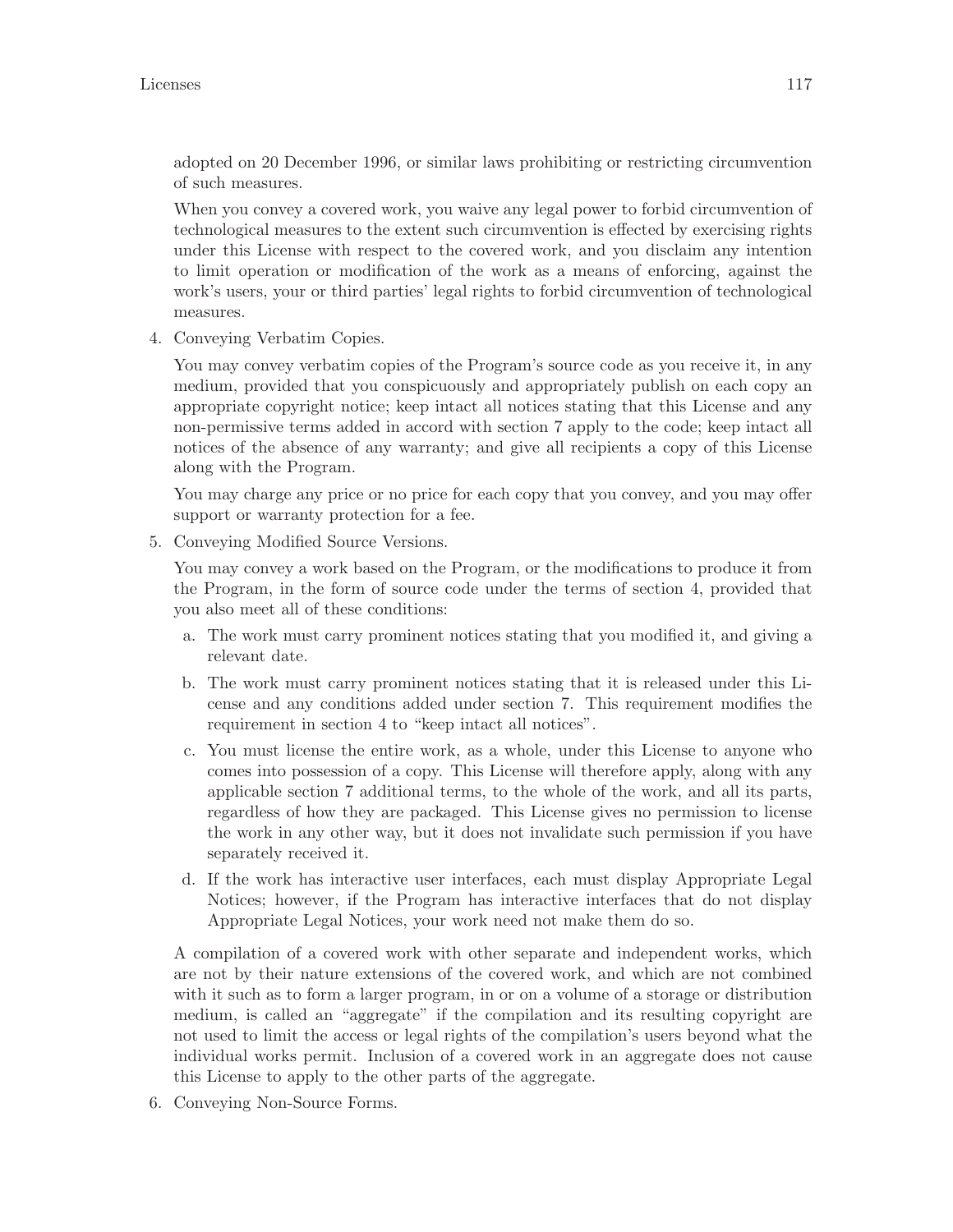adopted on 20 December 1996, or similar laws prohibiting or restricting circumvention of such measures.

When you convey a covered work, you waive any legal power to forbid circumvention of technological measures to the extent such circumvention is effected by exercising rights under this License with respect to the covered work, and you disclaim any intention to limit operation or modification of the work as a means of enforcing, against the work's users, your or third parties' legal rights to forbid circumvention of technological measures.

4. Conveying Verbatim Copies.

   You may convey verbatim copies of the Program's source code as you receive it, in any medium, provided that you conspicuously and appropriately publish on each copy an appropriate copyright notice; keep intact all notices stating that this License and any non-permissive terms added in accord with section 7 apply to the code; keep intact all notices of the absence of any warranty; and give all recipients a copy of this License along with the Program.

   You may charge any price or no price for each copy that you convey, and you may offer support or warranty protection for a fee.

5. Conveying Modified Source Versions.

   You may convey a work based on the Program, or the modifications to produce it from the Program, in the form of source code under the terms of section 4, provided that you also meet all of these conditions:

   a. The work must carry prominent notices stating that you modified it, and giving a relevant date.
   b. The work must carry prominent notices stating that it is released under this License and any conditions added under section 7. This requirement modifies the requirement in section 4 to "keep intact all notices".
   c. You must license the entire work, as a whole, under this License to anyone who comes into possession of a copy. This License will therefore apply, along with any applicable section 7 additional terms, to the whole of the work, and all its parts, regardless of how they are packaged. This License gives no permission to license the work in any other way, but it does not invalidate such permission if you have separately received it.
   d. If the work has interactive user interfaces, each must display Appropriate Legal Notices; however, if the Program has interactive interfaces that do not display Appropriate Legal Notices, your work need not make them do so.

   A compilation of a covered work with other separate and independent works, which are not by their nature extensions of the covered work, and which are not combined with it such as to form a larger program, in or on a volume of a storage or distribution medium, is called an "aggregate" if the compilation and its resulting copyright are not used to limit the access or legal rights of the compilation's users beyond what the individual works permit. Inclusion of a covered work in an aggregate does not cause this License to apply to the other parts of the aggregate.

6. Conveying Non-Source Forms.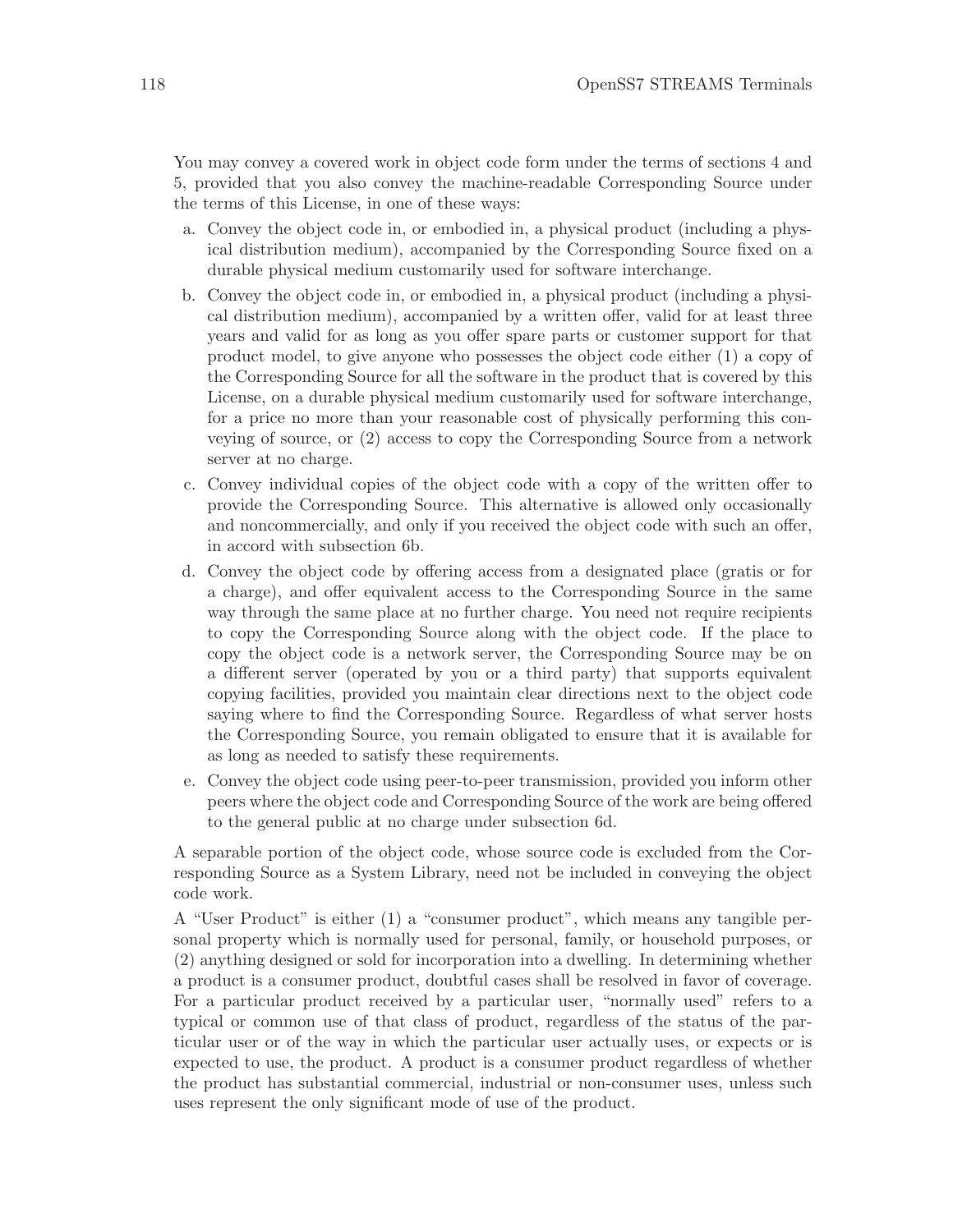You may convey a covered work in object code form under the terms of sections 4 and 5, provided that you also convey the machine-readable Corresponding Source under the terms of this License, in one of these ways:

a. Convey the object code in, or embodied in, a physical product (including a physical distribution medium), accompanied by the Corresponding Source fixed on a durable physical medium customarily used for software interchange.

b. Convey the object code in, or embodied in, a physical product (including a physical distribution medium), accompanied by a written offer, valid for at least three years and valid for as long as you offer spare parts or customer support for that product model, to give anyone who possesses the object code either (1) a copy of the Corresponding Source for all the software in the product that is covered by this License, on a durable physical medium customarily used for software interchange, for a price no more than your reasonable cost of physically performing this conveying of source, or (2) access to copy the Corresponding Source from a network server at no charge.

c. Convey individual copies of the object code with a copy of the written offer to provide the Corresponding Source. This alternative is allowed only occasionally and noncommercially, and only if you received the object code with such an offer, in accord with subsection 6b.

d. Convey the object code by offering access from a designated place (gratis or for a charge), and offer equivalent access to the Corresponding Source in the same way through the same place at no further charge. You need not require recipients to copy the Corresponding Source along with the object code. If the place to copy the object code is a network server, the Corresponding Source may be on a different server (operated by you or a third party) that supports equivalent copying facilities, provided you maintain clear directions next to the object code saying where to find the Corresponding Source. Regardless of what server hosts the Corresponding Source, you remain obligated to ensure that it is available for as long as needed to satisfy these requirements.

e. Convey the object code using peer-to-peer transmission, provided you inform other peers where the object code and Corresponding Source of the work are being offered to the general public at no charge under subsection 6d.

A separable portion of the object code, whose source code is excluded from the Corresponding Source as a System Library, need not be included in conveying the object code work.

A "User Product" is either (1) a "consumer product", which means any tangible personal property which is normally used for personal, family, or household purposes, or (2) anything designed or sold for incorporation into a dwelling. In determining whether a product is a consumer product, doubtful cases shall be resolved in favor of coverage. For a particular product received by a particular user, "normally used" refers to a typical or common use of that class of product, regardless of the status of the particular user or of the way in which the particular user actually uses, or expects or is expected to use, the product. A product is a consumer product regardless of whether the product has substantial commercial, industrial or non-consumer uses, unless such uses represent the only significant mode of use of the product.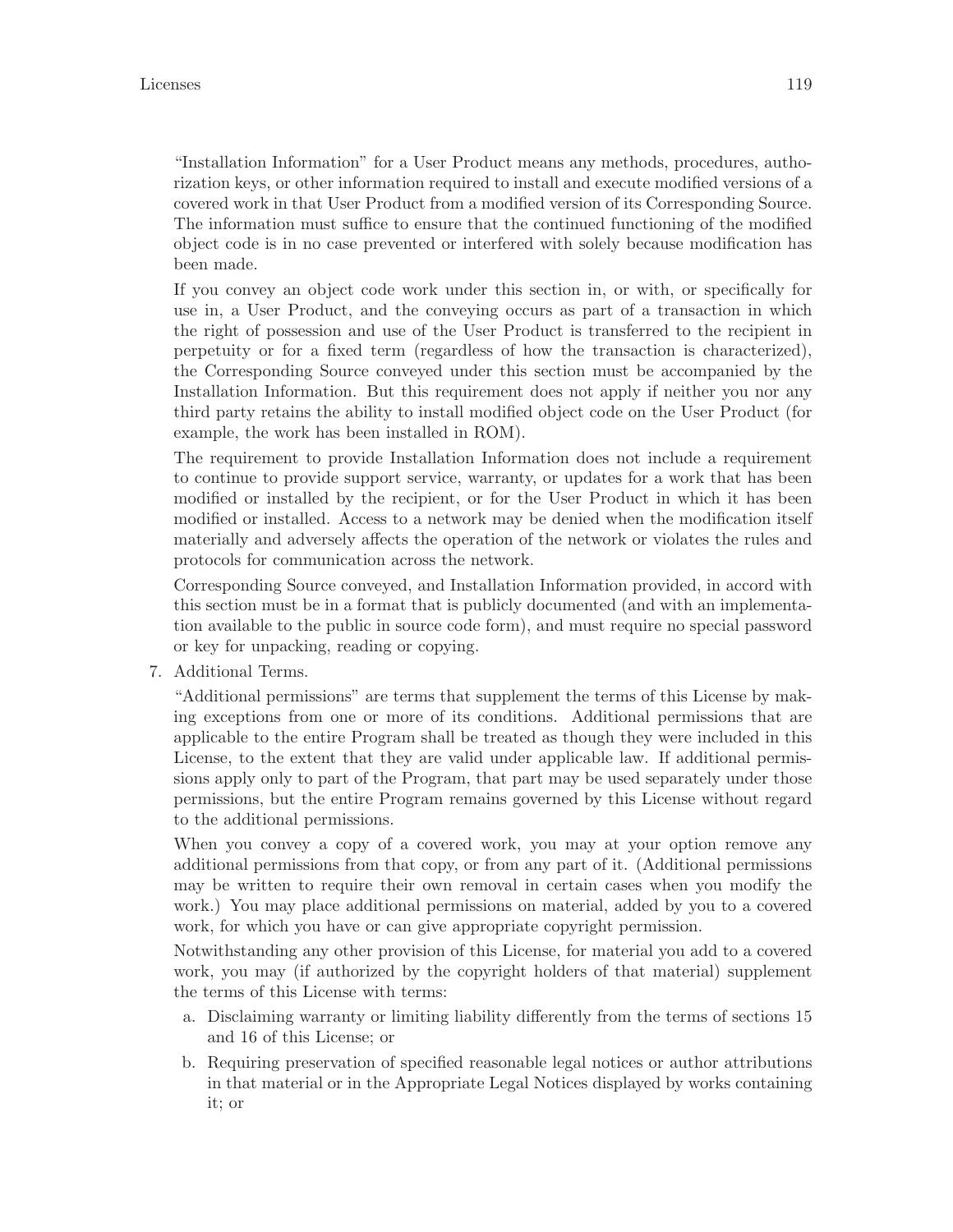"Installation Information" for a User Product means any methods, procedures, authorization keys, or other information required to install and execute modified versions of a covered work in that User Product from a modified version of its Corresponding Source. The information must suffice to ensure that the continued functioning of the modified object code is in no case prevented or interfered with solely because modification has been made.

If you convey an object code work under this section in, or with, or specifically for use in, a User Product, and the conveying occurs as part of a transaction in which the right of possession and use of the User Product is transferred to the recipient in perpetuity or for a fixed term (regardless of how the transaction is characterized), the Corresponding Source conveyed under this section must be accompanied by the Installation Information. But this requirement does not apply if neither you nor any third party retains the ability to install modified object code on the User Product (for example, the work has been installed in ROM).

The requirement to provide Installation Information does not include a requirement to continue to provide support service, warranty, or updates for a work that has been modified or installed by the recipient, or for the User Product in which it has been modified or installed. Access to a network may be denied when the modification itself materially and adversely affects the operation of the network or violates the rules and protocols for communication across the network.

Corresponding Source conveyed, and Installation Information provided, in accord with this section must be in a format that is publicly documented (and with an implementation available to the public in source code form), and must require no special password or key for unpacking, reading or copying.

7. Additional Terms.

   "Additional permissions" are terms that supplement the terms of this License by making exceptions from one or more of its conditions. Additional permissions that are applicable to the entire Program shall be treated as though they were included in this License, to the extent that they are valid under applicable law. If additional permissions apply only to part of the Program, that part may be used separately under those permissions, but the entire Program remains governed by this License without regard to the additional permissions.

   When you convey a copy of a covered work, you may at your option remove any additional permissions from that copy, or from any part of it. (Additional permissions may be written to require their own removal in certain cases when you modify the work.) You may place additional permissions on material, added by you to a covered work, for which you have or can give appropriate copyright permission.

   Notwithstanding any other provision of this License, for material you add to a covered work, you may (if authorized by the copyright holders of that material) supplement the terms of this License with terms:

   a. Disclaiming warranty or limiting liability differently from the terms of sections 15 and 16 of this License; or
   b. Requiring preservation of specified reasonable legal notices or author attributions in that material or in the Appropriate Legal Notices displayed by works containing it; or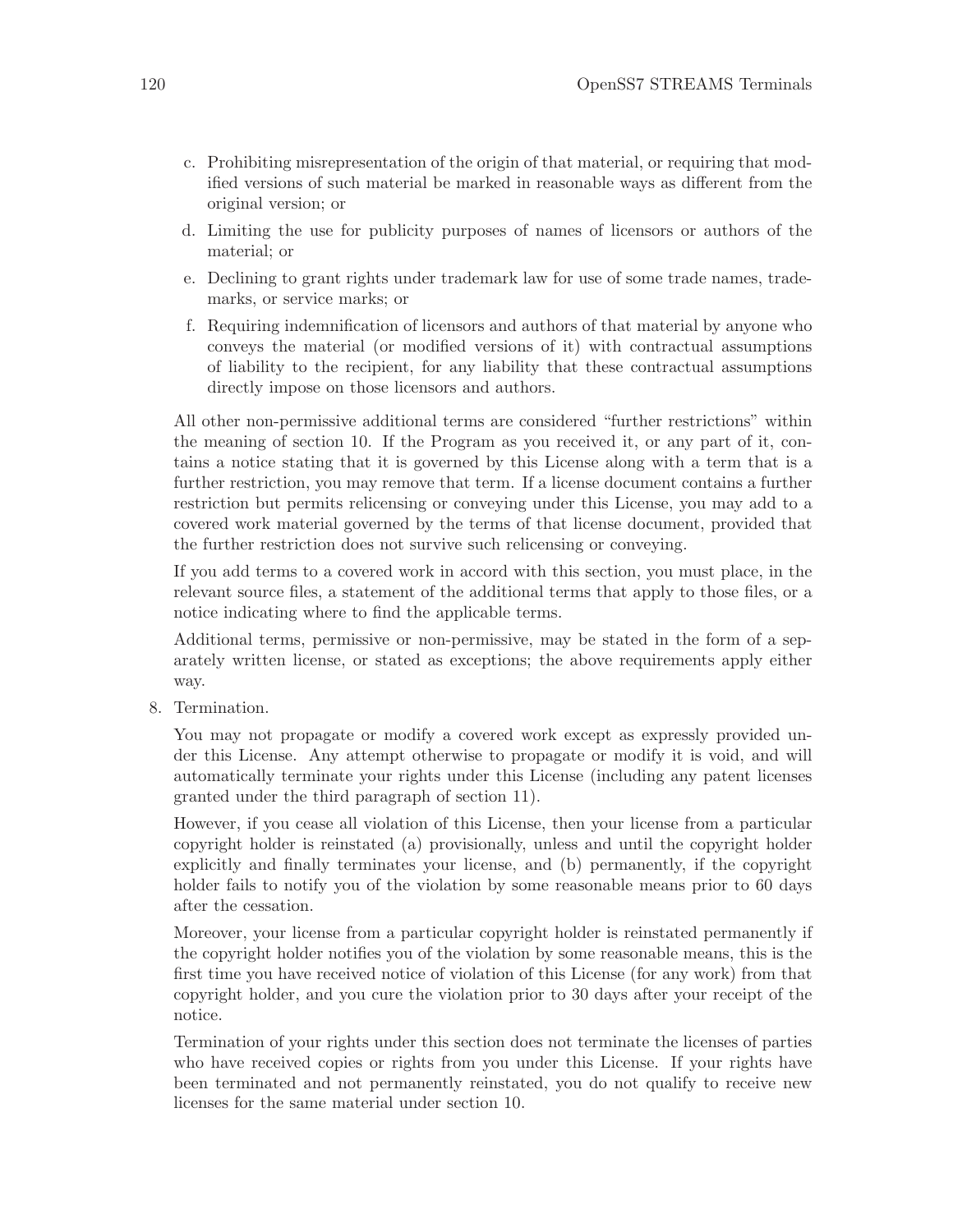c. Prohibiting misrepresentation of the origin of that material, or requiring that modified versions of such material be marked in reasonable ways as different from the original version; or

d. Limiting the use for publicity purposes of names of licensors or authors of the material; or

e. Declining to grant rights under trademark law for use of some trade names, trademarks, or service marks; or

f. Requiring indemnification of licensors and authors of that material by anyone who conveys the material (or modified versions of it) with contractual assumptions of liability to the recipient, for any liability that these contractual assumptions directly impose on those licensors and authors.

All other non-permissive additional terms are considered "further restrictions" within the meaning of section 10. If the Program as you received it, or any part of it, contains a notice stating that it is governed by this License along with a term that is a further restriction, you may remove that term. If a license document contains a further restriction but permits relicensing or conveying under this License, you may add to a covered work material governed by the terms of that license document, provided that the further restriction does not survive such relicensing or conveying.

If you add terms to a covered work in accord with this section, you must place, in the relevant source files, a statement of the additional terms that apply to those files, or a notice indicating where to find the applicable terms.

Additional terms, permissive or non-permissive, may be stated in the form of a separately written license, or stated as exceptions; the above requirements apply either way.

8. Termination.

   You may not propagate or modify a covered work except as expressly provided under this License. Any attempt otherwise to propagate or modify it is void, and will automatically terminate your rights under this License (including any patent licenses granted under the third paragraph of section 11).

   However, if you cease all violation of this License, then your license from a particular copyright holder is reinstated (a) provisionally, unless and until the copyright holder explicitly and finally terminates your license, and (b) permanently, if the copyright holder fails to notify you of the violation by some reasonable means prior to 60 days after the cessation.

   Moreover, your license from a particular copyright holder is reinstated permanently if the copyright holder notifies you of the violation by some reasonable means, this is the first time you have received notice of violation of this License (for any work) from that copyright holder, and you cure the violation prior to 30 days after your receipt of the notice.

   Termination of your rights under this section does not terminate the licenses of parties who have received copies or rights from you under this License. If your rights have been terminated and not permanently reinstated, you do not qualify to receive new licenses for the same material under section 10.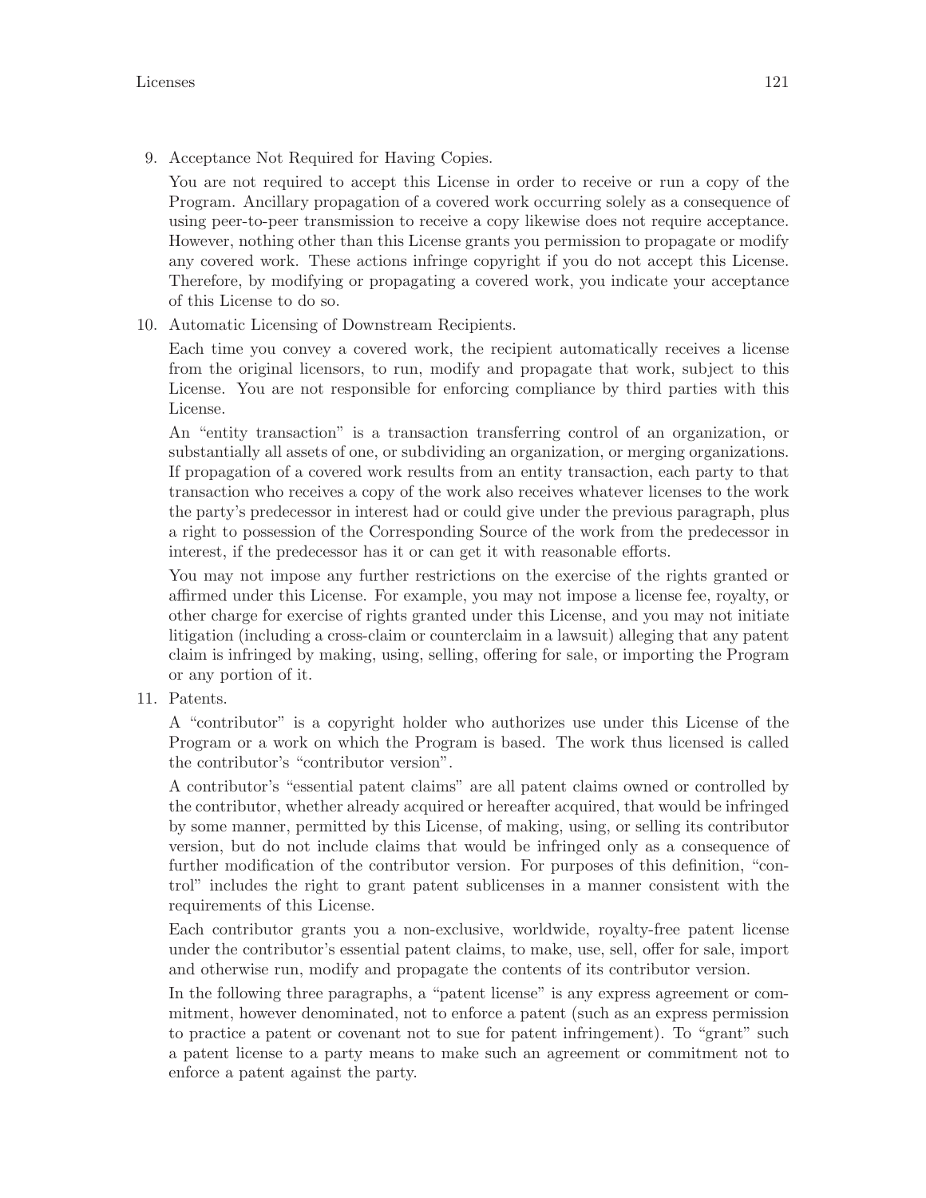9. Acceptance Not Required for Having Copies.

   You are not required to accept this License in order to receive or run a copy of the Program. Ancillary propagation of a covered work occurring solely as a consequence of using peer-to-peer transmission to receive a copy likewise does not require acceptance. However, nothing other than this License grants you permission to propagate or modify any covered work. These actions infringe copyright if you do not accept this License. Therefore, by modifying or propagating a covered work, you indicate your acceptance of this License to do so.

10. Automatic Licensing of Downstream Recipients.

    Each time you convey a covered work, the recipient automatically receives a license from the original licensors, to run, modify and propagate that work, subject to this License. You are not responsible for enforcing compliance by third parties with this License.

    An "entity transaction" is a transaction transferring control of an organization, or substantially all assets of one, or subdividing an organization, or merging organizations. If propagation of a covered work results from an entity transaction, each party to that transaction who receives a copy of the work also receives whatever licenses to the work the party's predecessor in interest had or could give under the previous paragraph, plus a right to possession of the Corresponding Source of the work from the predecessor in interest, if the predecessor has it or can get it with reasonable efforts.

    You may not impose any further restrictions on the exercise of the rights granted or affirmed under this License. For example, you may not impose a license fee, royalty, or other charge for exercise of rights granted under this License, and you may not initiate litigation (including a cross-claim or counterclaim in a lawsuit) alleging that any patent claim is infringed by making, using, selling, offering for sale, or importing the Program or any portion of it.

11. Patents.

    A "contributor" is a copyright holder who authorizes use under this License of the Program or a work on which the Program is based. The work thus licensed is called the contributor's "contributor version".

    A contributor's "essential patent claims" are all patent claims owned or controlled by the contributor, whether already acquired or hereafter acquired, that would be infringed by some manner, permitted by this License, of making, using, or selling its contributor version, but do not include claims that would be infringed only as a consequence of further modification of the contributor version. For purposes of this definition, "control" includes the right to grant patent sublicenses in a manner consistent with the requirements of this License.

    Each contributor grants you a non-exclusive, worldwide, royalty-free patent license under the contributor's essential patent claims, to make, use, sell, offer for sale, import and otherwise run, modify and propagate the contents of its contributor version.

    In the following three paragraphs, a "patent license" is any express agreement or commitment, however denominated, not to enforce a patent (such as an express permission to practice a patent or covenant not to sue for patent infringement). To "grant" such a patent license to a party means to make such an agreement or commitment not to enforce a patent against the party.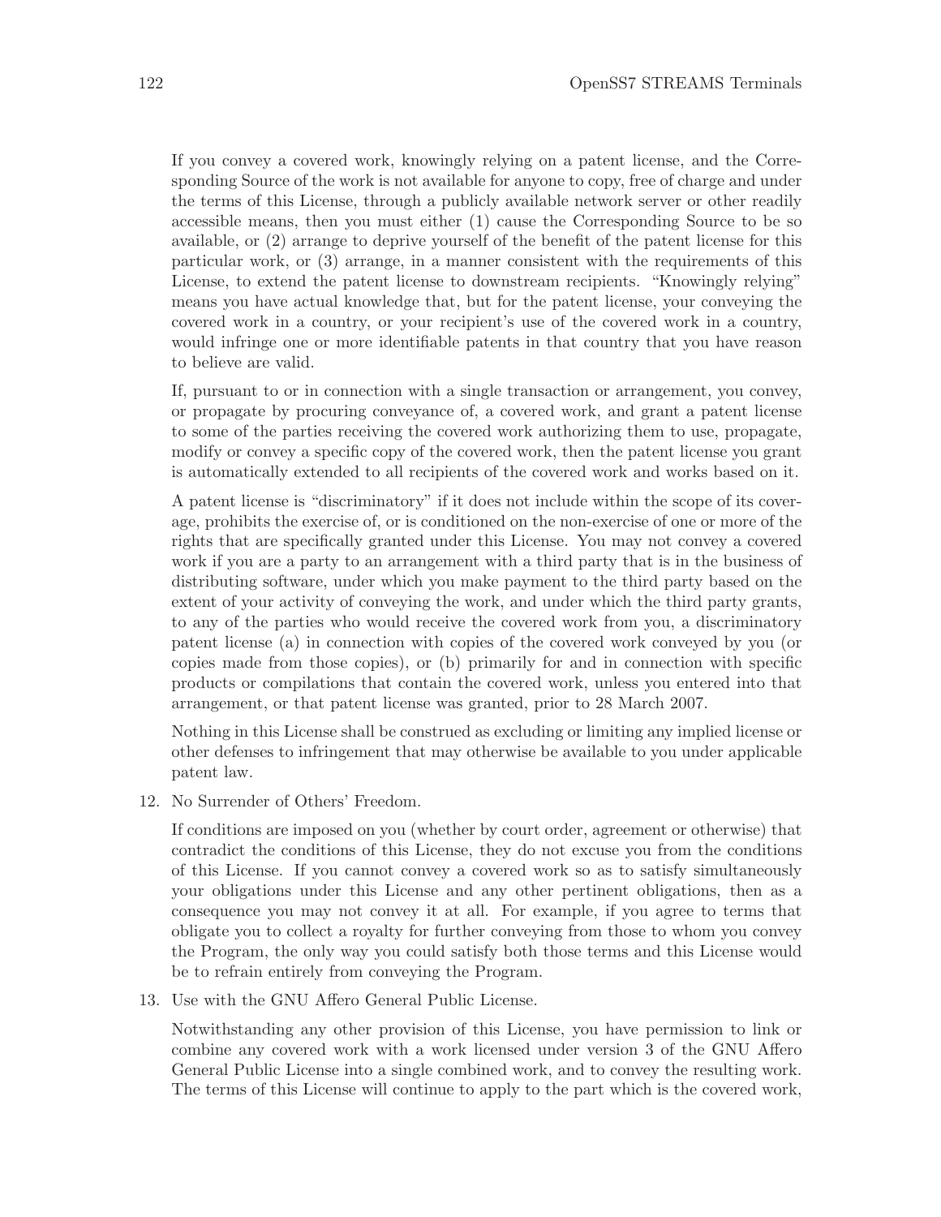If you convey a covered work, knowingly relying on a patent license, and the Corresponding Source of the work is not available for anyone to copy, free of charge and under the terms of this License, through a publicly available network server or other readily accessible means, then you must either (1) cause the Corresponding Source to be so available, or (2) arrange to deprive yourself of the benefit of the patent license for this particular work, or (3) arrange, in a manner consistent with the requirements of this License, to extend the patent license to downstream recipients. "Knowingly relying" means you have actual knowledge that, but for the patent license, your conveying the covered work in a country, or your recipient's use of the covered work in a country, would infringe one or more identifiable patents in that country that you have reason to believe are valid.

If, pursuant to or in connection with a single transaction or arrangement, you convey, or propagate by procuring conveyance of, a covered work, and grant a patent license to some of the parties receiving the covered work authorizing them to use, propagate, modify or convey a specific copy of the covered work, then the patent license you grant is automatically extended to all recipients of the covered work and works based on it.

A patent license is "discriminatory" if it does not include within the scope of its coverage, prohibits the exercise of, or is conditioned on the non-exercise of one or more of the rights that are specifically granted under this License. You may not convey a covered work if you are a party to an arrangement with a third party that is in the business of distributing software, under which you make payment to the third party based on the extent of your activity of conveying the work, and under which the third party grants, to any of the parties who would receive the covered work from you, a discriminatory patent license (a) in connection with copies of the covered work conveyed by you (or copies made from those copies), or (b) primarily for and in connection with specific products or compilations that contain the covered work, unless you entered into that arrangement, or that patent license was granted, prior to 28 March 2007.

Nothing in this License shall be construed as excluding or limiting any implied license or other defenses to infringement that may otherwise be available to you under applicable patent law.

12. No Surrender of Others' Freedom.

    If conditions are imposed on you (whether by court order, agreement or otherwise) that contradict the conditions of this License, they do not excuse you from the conditions of this License. If you cannot convey a covered work so as to satisfy simultaneously your obligations under this License and any other pertinent obligations, then as a consequence you may not convey it at all. For example, if you agree to terms that obligate you to collect a royalty for further conveying from those to whom you convey the Program, the only way you could satisfy both those terms and this License would be to refrain entirely from conveying the Program.

13. Use with the GNU Affero General Public License.

    Notwithstanding any other provision of this License, you have permission to link or combine any covered work with a work licensed under version 3 of the GNU Affero General Public License into a single combined work, and to convey the resulting work. The terms of this License will continue to apply to the part which is the covered work,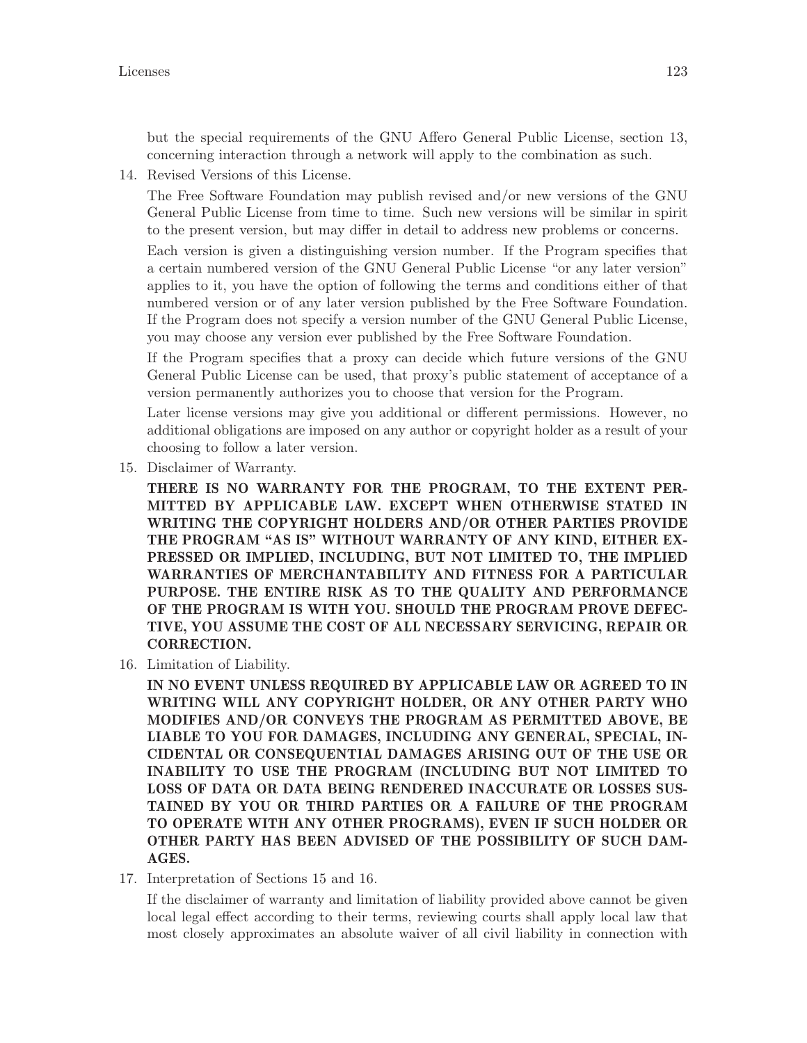but the special requirements of the GNU Affero General Public License, section 13, concerning interaction through a network will apply to the combination as such.

14. Revised Versions of this License.

    The Free Software Foundation may publish revised and/or new versions of the GNU General Public License from time to time. Such new versions will be similar in spirit to the present version, but may differ in detail to address new problems or concerns.

    Each version is given a distinguishing version number. If the Program specifies that a certain numbered version of the GNU General Public License "or any later version" applies to it, you have the option of following the terms and conditions either of that numbered version or of any later version published by the Free Software Foundation. If the Program does not specify a version number of the GNU General Public License, you may choose any version ever published by the Free Software Foundation.

    If the Program specifies that a proxy can decide which future versions of the GNU General Public License can be used, that proxy's public statement of acceptance of a version permanently authorizes you to choose that version for the Program.

    Later license versions may give you additional or different permissions. However, no additional obligations are imposed on any author or copyright holder as a result of your choosing to follow a later version.

15. Disclaimer of Warranty.

    **THERE IS NO WARRANTY FOR THE PROGRAM, TO THE EXTENT PERMITTED BY APPLICABLE LAW. EXCEPT WHEN OTHERWISE STATED IN WRITING THE COPYRIGHT HOLDERS AND/OR OTHER PARTIES PROVIDE THE PROGRAM "AS IS" WITHOUT WARRANTY OF ANY KIND, EITHER EXPRESSED OR IMPLIED, INCLUDING, BUT NOT LIMITED TO, THE IMPLIED WARRANTIES OF MERCHANTABILITY AND FITNESS FOR A PARTICULAR PURPOSE. THE ENTIRE RISK AS TO THE QUALITY AND PERFORMANCE OF THE PROGRAM IS WITH YOU. SHOULD THE PROGRAM PROVE DEFECTIVE, YOU ASSUME THE COST OF ALL NECESSARY SERVICING, REPAIR OR CORRECTION.**

16. Limitation of Liability.

    **IN NO EVENT UNLESS REQUIRED BY APPLICABLE LAW OR AGREED TO IN WRITING WILL ANY COPYRIGHT HOLDER, OR ANY OTHER PARTY WHO MODIFIES AND/OR CONVEYS THE PROGRAM AS PERMITTED ABOVE, BE LIABLE TO YOU FOR DAMAGES, INCLUDING ANY GENERAL, SPECIAL, INCIDENTAL OR CONSEQUENTIAL DAMAGES ARISING OUT OF THE USE OR INABILITY TO USE THE PROGRAM (INCLUDING BUT NOT LIMITED TO LOSS OF DATA OR DATA BEING RENDERED INACCURATE OR LOSSES SUSTAINED BY YOU OR THIRD PARTIES OR A FAILURE OF THE PROGRAM TO OPERATE WITH ANY OTHER PROGRAMS), EVEN IF SUCH HOLDER OR OTHER PARTY HAS BEEN ADVISED OF THE POSSIBILITY OF SUCH DAMAGES.**

17. Interpretation of Sections 15 and 16.

    If the disclaimer of warranty and limitation of liability provided above cannot be given local legal effect according to their terms, reviewing courts shall apply local law that most closely approximates an absolute waiver of all civil liability in connection with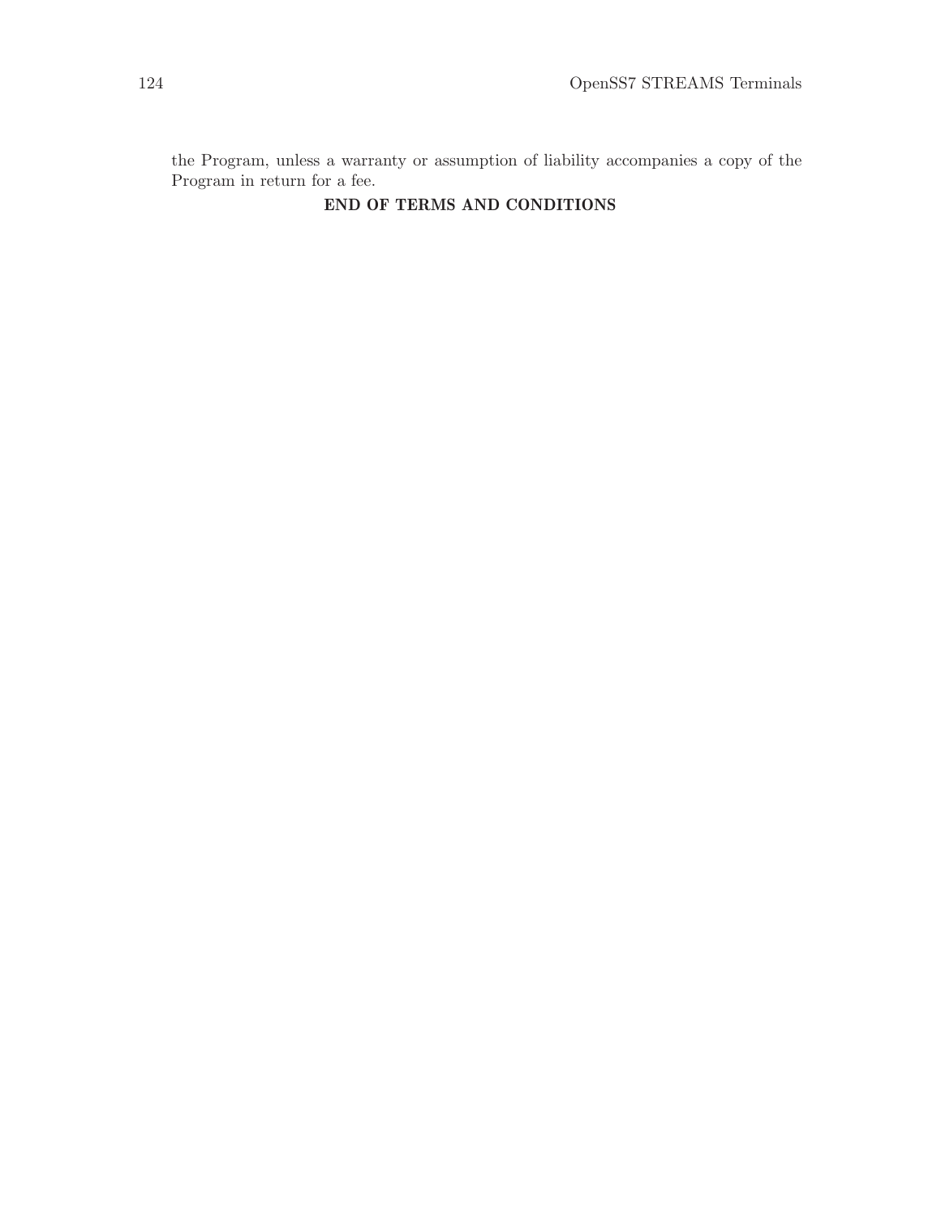the Program, unless a warranty or assumption of liability accompanies a copy of the Program in return for a fee.

**END OF TERMS AND CONDITIONS**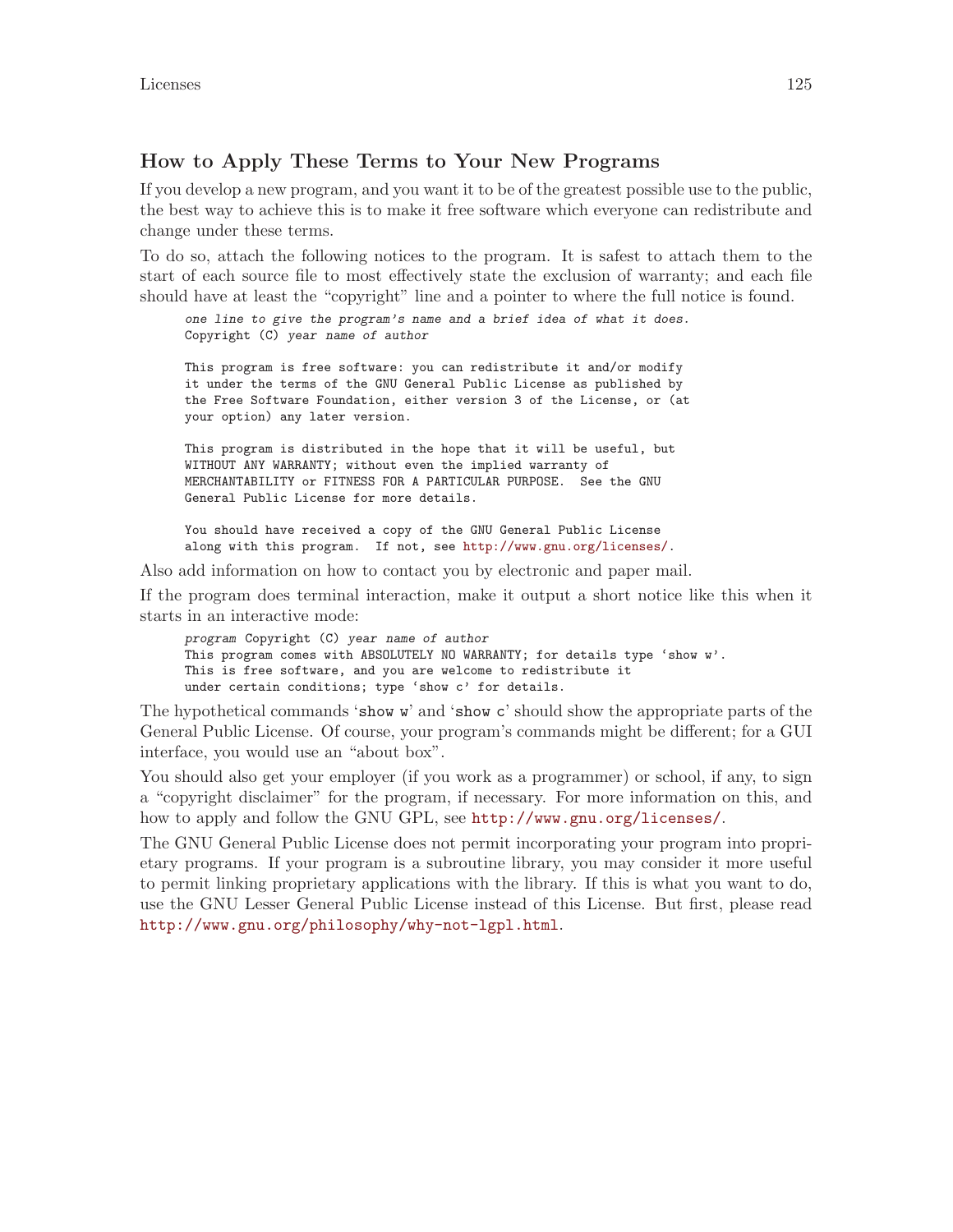## How to Apply These Terms to Your New Programs

If you develop a new program, and you want it to be of the greatest possible use to the public, the best way to achieve this is to make it free software which everyone can redistribute and change under these terms.

To do so, attach the following notices to the program. It is safest to attach them to the start of each source file to most effectively state the exclusion of warranty; and each file should have at least the "copyright" line and a pointer to where the full notice is found.

```
one line to give the program's name and a brief idea of what it does.
Copyright (C) year name of author

This program is free software: you can redistribute it and/or modify
it under the terms of the GNU General Public License as published by
the Free Software Foundation, either version 3 of the License, or (at
your option) any later version.

This program is distributed in the hope that it will be useful, but
WITHOUT ANY WARRANTY; without even the implied warranty of
MERCHANTABILITY or FITNESS FOR A PARTICULAR PURPOSE.  See the GNU
General Public License for more details.

You should have received a copy of the GNU General Public License
along with this program.  If not, see http://www.gnu.org/licenses/.
```

Also add information on how to contact you by electronic and paper mail.

If the program does terminal interaction, make it output a short notice like this when it starts in an interactive mode:

```
program Copyright (C) year name of author
This program comes with ABSOLUTELY NO WARRANTY; for details type 'show w'.
This is free software, and you are welcome to redistribute it
under certain conditions; type 'show c' for details.
```

The hypothetical commands '`show w`' and '`show c`' should show the appropriate parts of the General Public License. Of course, your program's commands might be different; for a GUI interface, you would use an "about box".

You should also get your employer (if you work as a programmer) or school, if any, to sign a "copyright disclaimer" for the program, if necessary. For more information on this, and how to apply and follow the GNU GPL, see `http://www.gnu.org/licenses/`.

The GNU General Public License does not permit incorporating your program into proprietary programs. If your program is a subroutine library, you may consider it more useful to permit linking proprietary applications with the library. If this is what you want to do, use the GNU Lesser General Public License instead of this License. But first, please read `http://www.gnu.org/philosophy/why-not-lgpl.html`.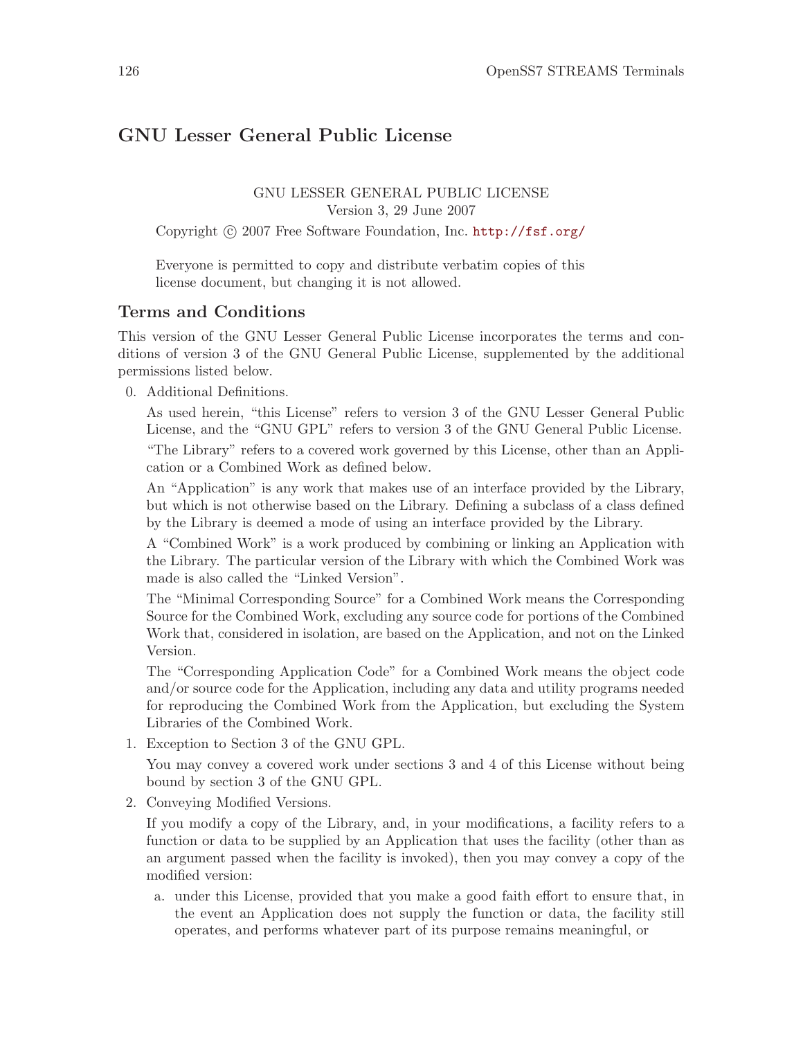## GNU Lesser General Public License

GNU LESSER GENERAL PUBLIC LICENSE
Version 3, 29 June 2007

Copyright © 2007 Free Software Foundation, Inc. http://fsf.org/

Everyone is permitted to copy and distribute verbatim copies of this license document, but changing it is not allowed.

### Terms and Conditions

This version of the GNU Lesser General Public License incorporates the terms and conditions of version 3 of the GNU General Public License, supplemented by the additional permissions listed below.

0. Additional Definitions.

   As used herein, "this License" refers to version 3 of the GNU Lesser General Public License, and the "GNU GPL" refers to version 3 of the GNU General Public License.

   "The Library" refers to a covered work governed by this License, other than an Application or a Combined Work as defined below.

   An "Application" is any work that makes use of an interface provided by the Library, but which is not otherwise based on the Library. Defining a subclass of a class defined by the Library is deemed a mode of using an interface provided by the Library.

   A "Combined Work" is a work produced by combining or linking an Application with the Library. The particular version of the Library with which the Combined Work was made is also called the "Linked Version".

   The "Minimal Corresponding Source" for a Combined Work means the Corresponding Source for the Combined Work, excluding any source code for portions of the Combined Work that, considered in isolation, are based on the Application, and not on the Linked Version.

   The "Corresponding Application Code" for a Combined Work means the object code and/or source code for the Application, including any data and utility programs needed for reproducing the Combined Work from the Application, but excluding the System Libraries of the Combined Work.

1. Exception to Section 3 of the GNU GPL.

   You may convey a covered work under sections 3 and 4 of this License without being bound by section 3 of the GNU GPL.

2. Conveying Modified Versions.

   If you modify a copy of the Library, and, in your modifications, a facility refers to a function or data to be supplied by an Application that uses the facility (other than as an argument passed when the facility is invoked), then you may convey a copy of the modified version:

   a. under this License, provided that you make a good faith effort to ensure that, in the event an Application does not supply the function or data, the facility still operates, and performs whatever part of its purpose remains meaningful, or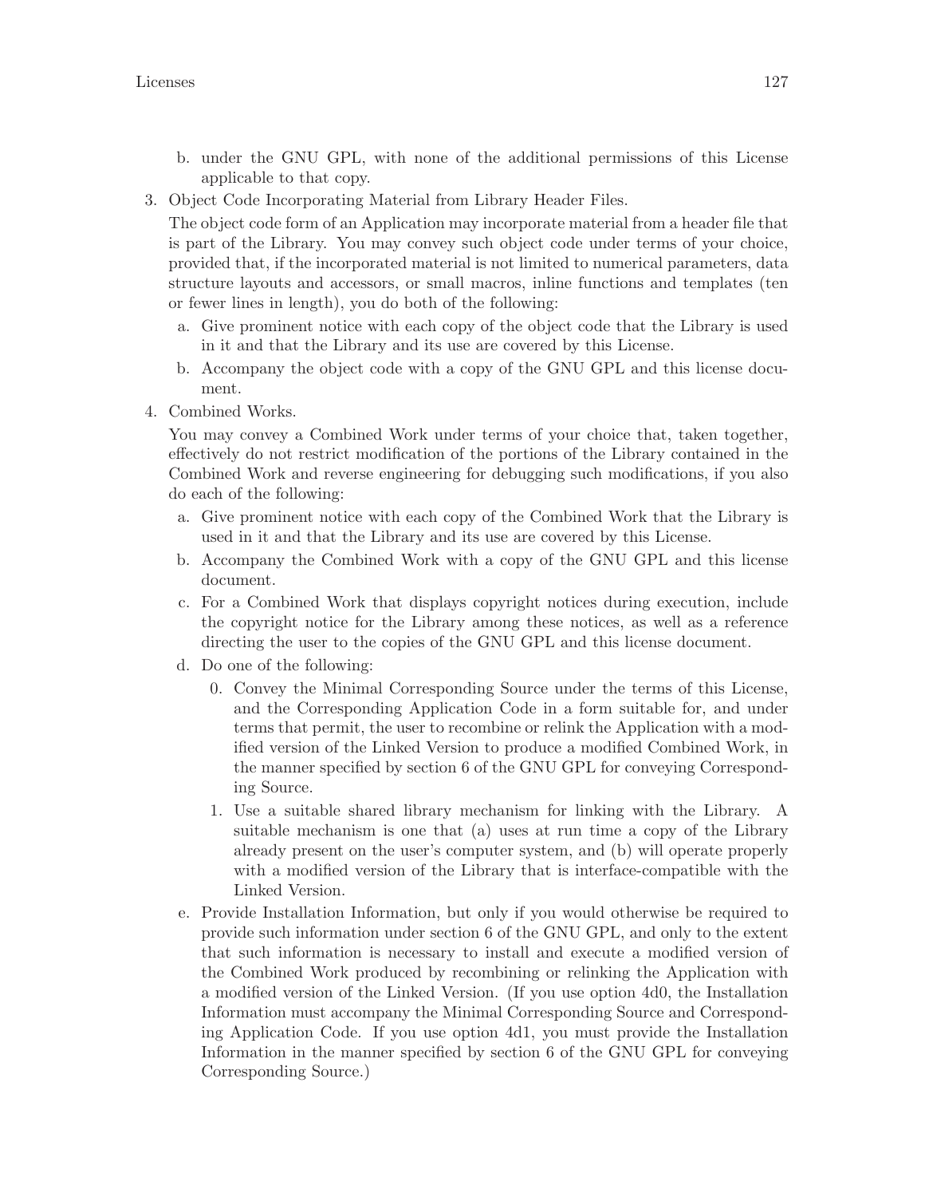b. under the GNU GPL, with none of the additional permissions of this License applicable to that copy.

3. Object Code Incorporating Material from Library Header Files.

   The object code form of an Application may incorporate material from a header file that is part of the Library. You may convey such object code under terms of your choice, provided that, if the incorporated material is not limited to numerical parameters, data structure layouts and accessors, or small macros, inline functions and templates (ten or fewer lines in length), you do both of the following:

   a. Give prominent notice with each copy of the object code that the Library is used in it and that the Library and its use are covered by this License.

   b. Accompany the object code with a copy of the GNU GPL and this license document.

4. Combined Works.

   You may convey a Combined Work under terms of your choice that, taken together, effectively do not restrict modification of the portions of the Library contained in the Combined Work and reverse engineering for debugging such modifications, if you also do each of the following:

   a. Give prominent notice with each copy of the Combined Work that the Library is used in it and that the Library and its use are covered by this License.

   b. Accompany the Combined Work with a copy of the GNU GPL and this license document.

   c. For a Combined Work that displays copyright notices during execution, include the copyright notice for the Library among these notices, as well as a reference directing the user to the copies of the GNU GPL and this license document.

   d. Do one of the following:

      0. Convey the Minimal Corresponding Source under the terms of this License, and the Corresponding Application Code in a form suitable for, and under terms that permit, the user to recombine or relink the Application with a modified version of the Linked Version to produce a modified Combined Work, in the manner specified by section 6 of the GNU GPL for conveying Corresponding Source.

      1. Use a suitable shared library mechanism for linking with the Library. A suitable mechanism is one that (a) uses at run time a copy of the Library already present on the user's computer system, and (b) will operate properly with a modified version of the Library that is interface-compatible with the Linked Version.

   e. Provide Installation Information, but only if you would otherwise be required to provide such information under section 6 of the GNU GPL, and only to the extent that such information is necessary to install and execute a modified version of the Combined Work produced by recombining or relinking the Application with a modified version of the Linked Version. (If you use option 4d0, the Installation Information must accompany the Minimal Corresponding Source and Corresponding Application Code. If you use option 4d1, you must provide the Installation Information in the manner specified by section 6 of the GNU GPL for conveying Corresponding Source.)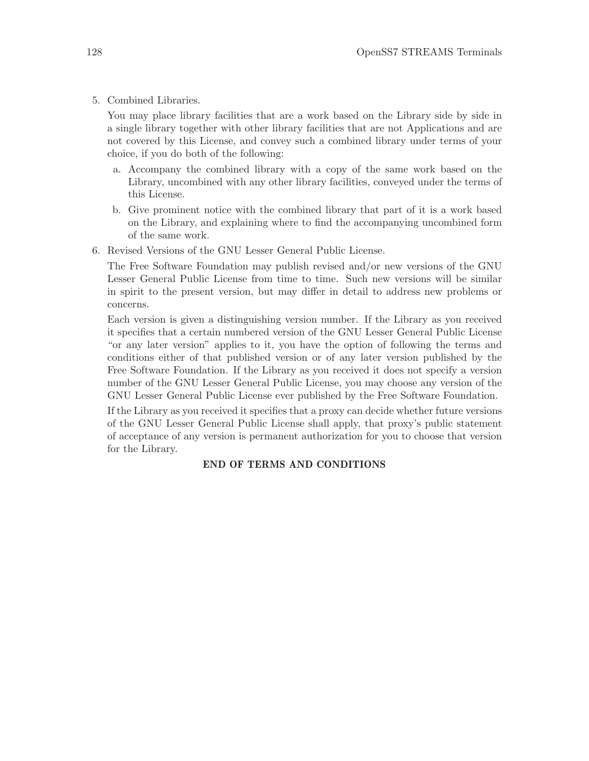5. Combined Libraries.

   You may place library facilities that are a work based on the Library side by side in a single library together with other library facilities that are not Applications and are not covered by this License, and convey such a combined library under terms of your choice, if you do both of the following:

   a. Accompany the combined library with a copy of the same work based on the Library, uncombined with any other library facilities, conveyed under the terms of this License.

   b. Give prominent notice with the combined library that part of it is a work based on the Library, and explaining where to find the accompanying uncombined form of the same work.

6. Revised Versions of the GNU Lesser General Public License.

   The Free Software Foundation may publish revised and/or new versions of the GNU Lesser General Public License from time to time. Such new versions will be similar in spirit to the present version, but may differ in detail to address new problems or concerns.

   Each version is given a distinguishing version number. If the Library as you received it specifies that a certain numbered version of the GNU Lesser General Public License "or any later version" applies to it, you have the option of following the terms and conditions either of that published version or of any later version published by the Free Software Foundation. If the Library as you received it does not specify a version number of the GNU Lesser General Public License, you may choose any version of the GNU Lesser General Public License ever published by the Free Software Foundation.

   If the Library as you received it specifies that a proxy can decide whether future versions of the GNU Lesser General Public License shall apply, that proxy's public statement of acceptance of any version is permanent authorization for you to choose that version for the Library.

**END OF TERMS AND CONDITIONS**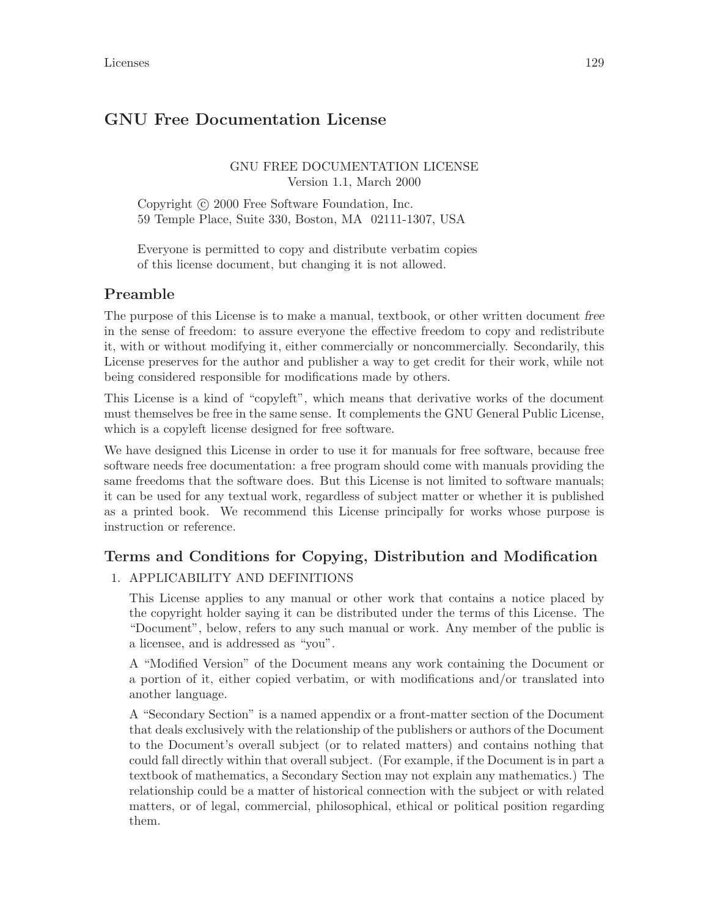## GNU Free Documentation License

GNU FREE DOCUMENTATION LICENSE
Version 1.1, March 2000

Copyright © 2000 Free Software Foundation, Inc.
59 Temple Place, Suite 330, Boston, MA 02111-1307, USA

Everyone is permitted to copy and distribute verbatim copies
of this license document, but changing it is not allowed.

### Preamble

The purpose of this License is to make a manual, textbook, or other written document *free* in the sense of freedom: to assure everyone the effective freedom to copy and redistribute it, with or without modifying it, either commercially or noncommercially. Secondarily, this License preserves for the author and publisher a way to get credit for their work, while not being considered responsible for modifications made by others.

This License is a kind of "copyleft", which means that derivative works of the document must themselves be free in the same sense. It complements the GNU General Public License, which is a copyleft license designed for free software.

We have designed this License in order to use it for manuals for free software, because free software needs free documentation: a free program should come with manuals providing the same freedoms that the software does. But this License is not limited to software manuals; it can be used for any textual work, regardless of subject matter or whether it is published as a printed book. We recommend this License principally for works whose purpose is instruction or reference.

### Terms and Conditions for Copying, Distribution and Modification

1. APPLICABILITY AND DEFINITIONS

   This License applies to any manual or other work that contains a notice placed by the copyright holder saying it can be distributed under the terms of this License. The "Document", below, refers to any such manual or work. Any member of the public is a licensee, and is addressed as "you".

   A "Modified Version" of the Document means any work containing the Document or a portion of it, either copied verbatim, or with modifications and/or translated into another language.

   A "Secondary Section" is a named appendix or a front-matter section of the Document that deals exclusively with the relationship of the publishers or authors of the Document to the Document's overall subject (or to related matters) and contains nothing that could fall directly within that overall subject. (For example, if the Document is in part a textbook of mathematics, a Secondary Section may not explain any mathematics.) The relationship could be a matter of historical connection with the subject or with related matters, or of legal, commercial, philosophical, ethical or political position regarding them.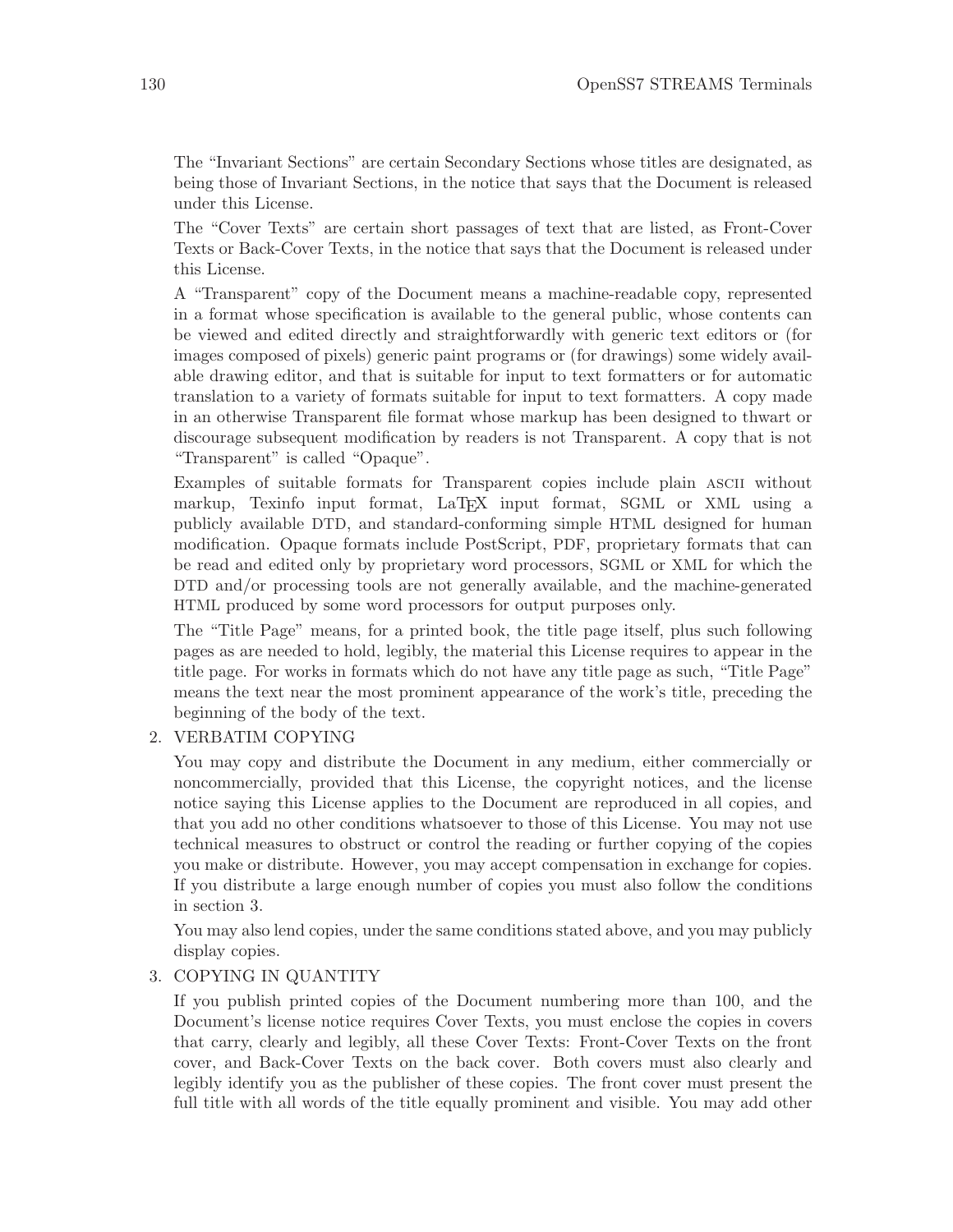The "Invariant Sections" are certain Secondary Sections whose titles are designated, as being those of Invariant Sections, in the notice that says that the Document is released under this License.

The "Cover Texts" are certain short passages of text that are listed, as Front-Cover Texts or Back-Cover Texts, in the notice that says that the Document is released under this License.

A "Transparent" copy of the Document means a machine-readable copy, represented in a format whose specification is available to the general public, whose contents can be viewed and edited directly and straightforwardly with generic text editors or (for images composed of pixels) generic paint programs or (for drawings) some widely available drawing editor, and that is suitable for input to text formatters or for automatic translation to a variety of formats suitable for input to text formatters. A copy made in an otherwise Transparent file format whose markup has been designed to thwart or discourage subsequent modification by readers is not Transparent. A copy that is not "Transparent" is called "Opaque".

Examples of suitable formats for Transparent copies include plain ASCII without markup, Texinfo input format, LaTeX input format, SGML or XML using a publicly available DTD, and standard-conforming simple HTML designed for human modification. Opaque formats include PostScript, PDF, proprietary formats that can be read and edited only by proprietary word processors, SGML or XML for which the DTD and/or processing tools are not generally available, and the machine-generated HTML produced by some word processors for output purposes only.

The "Title Page" means, for a printed book, the title page itself, plus such following pages as are needed to hold, legibly, the material this License requires to appear in the title page. For works in formats which do not have any title page as such, "Title Page" means the text near the most prominent appearance of the work's title, preceding the beginning of the body of the text.

2. VERBATIM COPYING

   You may copy and distribute the Document in any medium, either commercially or noncommercially, provided that this License, the copyright notices, and the license notice saying this License applies to the Document are reproduced in all copies, and that you add no other conditions whatsoever to those of this License. You may not use technical measures to obstruct or control the reading or further copying of the copies you make or distribute. However, you may accept compensation in exchange for copies. If you distribute a large enough number of copies you must also follow the conditions in section 3.

   You may also lend copies, under the same conditions stated above, and you may publicly display copies.

3. COPYING IN QUANTITY

   If you publish printed copies of the Document numbering more than 100, and the Document's license notice requires Cover Texts, you must enclose the copies in covers that carry, clearly and legibly, all these Cover Texts: Front-Cover Texts on the front cover, and Back-Cover Texts on the back cover. Both covers must also clearly and legibly identify you as the publisher of these copies. The front cover must present the full title with all words of the title equally prominent and visible. You may add other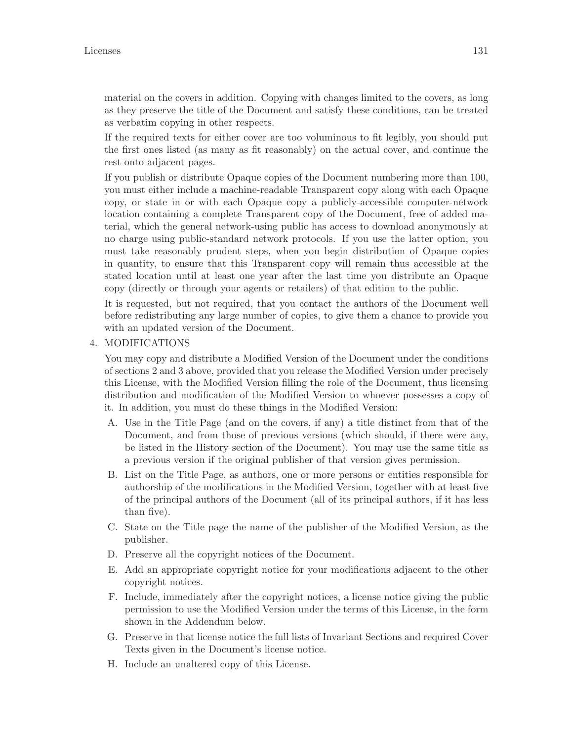material on the covers in addition. Copying with changes limited to the covers, as long as they preserve the title of the Document and satisfy these conditions, can be treated as verbatim copying in other respects.

If the required texts for either cover are too voluminous to fit legibly, you should put the first ones listed (as many as fit reasonably) on the actual cover, and continue the rest onto adjacent pages.

If you publish or distribute Opaque copies of the Document numbering more than 100, you must either include a machine-readable Transparent copy along with each Opaque copy, or state in or with each Opaque copy a publicly-accessible computer-network location containing a complete Transparent copy of the Document, free of added material, which the general network-using public has access to download anonymously at no charge using public-standard network protocols. If you use the latter option, you must take reasonably prudent steps, when you begin distribution of Opaque copies in quantity, to ensure that this Transparent copy will remain thus accessible at the stated location until at least one year after the last time you distribute an Opaque copy (directly or through your agents or retailers) of that edition to the public.

It is requested, but not required, that you contact the authors of the Document well before redistributing any large number of copies, to give them a chance to provide you with an updated version of the Document.

4. MODIFICATIONS

   You may copy and distribute a Modified Version of the Document under the conditions of sections 2 and 3 above, provided that you release the Modified Version under precisely this License, with the Modified Version filling the role of the Document, thus licensing distribution and modification of the Modified Version to whoever possesses a copy of it. In addition, you must do these things in the Modified Version:

   A. Use in the Title Page (and on the covers, if any) a title distinct from that of the Document, and from those of previous versions (which should, if there were any, be listed in the History section of the Document). You may use the same title as a previous version if the original publisher of that version gives permission.
   B. List on the Title Page, as authors, one or more persons or entities responsible for authorship of the modifications in the Modified Version, together with at least five of the principal authors of the Document (all of its principal authors, if it has less than five).
   C. State on the Title page the name of the publisher of the Modified Version, as the publisher.
   D. Preserve all the copyright notices of the Document.
   E. Add an appropriate copyright notice for your modifications adjacent to the other copyright notices.
   F. Include, immediately after the copyright notices, a license notice giving the public permission to use the Modified Version under the terms of this License, in the form shown in the Addendum below.
   G. Preserve in that license notice the full lists of Invariant Sections and required Cover Texts given in the Document's license notice.
   H. Include an unaltered copy of this License.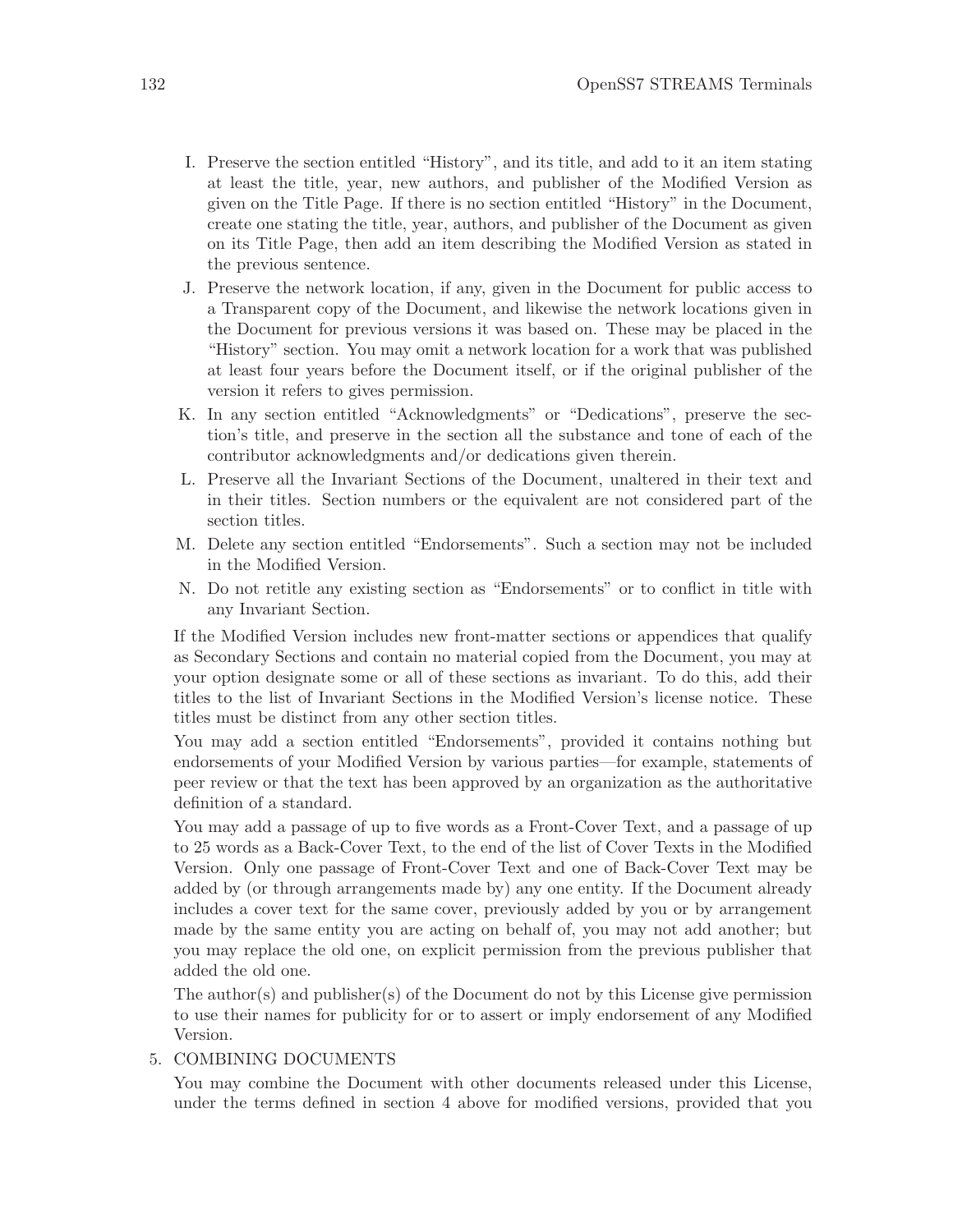I. Preserve the section entitled "History", and its title, and add to it an item stating at least the title, year, new authors, and publisher of the Modified Version as given on the Title Page. If there is no section entitled "History" in the Document, create one stating the title, year, authors, and publisher of the Document as given on its Title Page, then add an item describing the Modified Version as stated in the previous sentence.
J. Preserve the network location, if any, given in the Document for public access to a Transparent copy of the Document, and likewise the network locations given in the Document for previous versions it was based on. These may be placed in the "History" section. You may omit a network location for a work that was published at least four years before the Document itself, or if the original publisher of the version it refers to gives permission.
K. In any section entitled "Acknowledgments" or "Dedications", preserve the section's title, and preserve in the section all the substance and tone of each of the contributor acknowledgments and/or dedications given therein.
L. Preserve all the Invariant Sections of the Document, unaltered in their text and in their titles. Section numbers or the equivalent are not considered part of the section titles.
M. Delete any section entitled "Endorsements". Such a section may not be included in the Modified Version.
N. Do not retitle any existing section as "Endorsements" or to conflict in title with any Invariant Section.

If the Modified Version includes new front-matter sections or appendices that qualify as Secondary Sections and contain no material copied from the Document, you may at your option designate some or all of these sections as invariant. To do this, add their titles to the list of Invariant Sections in the Modified Version's license notice. These titles must be distinct from any other section titles.

You may add a section entitled "Endorsements", provided it contains nothing but endorsements of your Modified Version by various parties—for example, statements of peer review or that the text has been approved by an organization as the authoritative definition of a standard.

You may add a passage of up to five words as a Front-Cover Text, and a passage of up to 25 words as a Back-Cover Text, to the end of the list of Cover Texts in the Modified Version. Only one passage of Front-Cover Text and one of Back-Cover Text may be added by (or through arrangements made by) any one entity. If the Document already includes a cover text for the same cover, previously added by you or by arrangement made by the same entity you are acting on behalf of, you may not add another; but you may replace the old one, on explicit permission from the previous publisher that added the old one.

The author(s) and publisher(s) of the Document do not by this License give permission to use their names for publicity for or to assert or imply endorsement of any Modified Version.

5. COMBINING DOCUMENTS

You may combine the Document with other documents released under this License, under the terms defined in section 4 above for modified versions, provided that you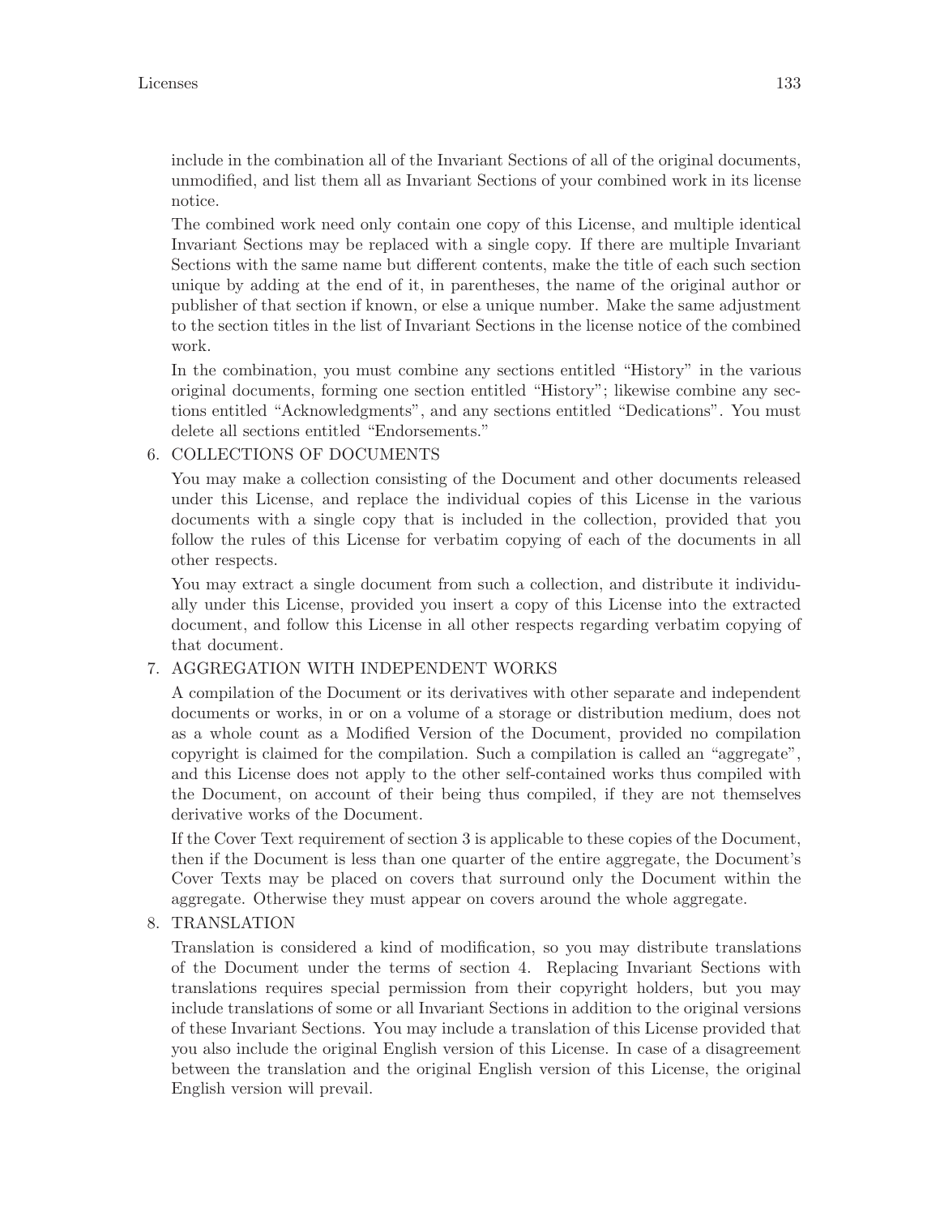include in the combination all of the Invariant Sections of all of the original documents, unmodified, and list them all as Invariant Sections of your combined work in its license notice.

The combined work need only contain one copy of this License, and multiple identical Invariant Sections may be replaced with a single copy. If there are multiple Invariant Sections with the same name but different contents, make the title of each such section unique by adding at the end of it, in parentheses, the name of the original author or publisher of that section if known, or else a unique number. Make the same adjustment to the section titles in the list of Invariant Sections in the license notice of the combined work.

In the combination, you must combine any sections entitled "History" in the various original documents, forming one section entitled "History"; likewise combine any sections entitled "Acknowledgments", and any sections entitled "Dedications". You must delete all sections entitled "Endorsements."

6. COLLECTIONS OF DOCUMENTS

   You may make a collection consisting of the Document and other documents released under this License, and replace the individual copies of this License in the various documents with a single copy that is included in the collection, provided that you follow the rules of this License for verbatim copying of each of the documents in all other respects.

   You may extract a single document from such a collection, and distribute it individually under this License, provided you insert a copy of this License into the extracted document, and follow this License in all other respects regarding verbatim copying of that document.

7. AGGREGATION WITH INDEPENDENT WORKS

   A compilation of the Document or its derivatives with other separate and independent documents or works, in or on a volume of a storage or distribution medium, does not as a whole count as a Modified Version of the Document, provided no compilation copyright is claimed for the compilation. Such a compilation is called an "aggregate", and this License does not apply to the other self-contained works thus compiled with the Document, on account of their being thus compiled, if they are not themselves derivative works of the Document.

   If the Cover Text requirement of section 3 is applicable to these copies of the Document, then if the Document is less than one quarter of the entire aggregate, the Document's Cover Texts may be placed on covers that surround only the Document within the aggregate. Otherwise they must appear on covers around the whole aggregate.

8. TRANSLATION

   Translation is considered a kind of modification, so you may distribute translations of the Document under the terms of section 4. Replacing Invariant Sections with translations requires special permission from their copyright holders, but you may include translations of some or all Invariant Sections in addition to the original versions of these Invariant Sections. You may include a translation of this License provided that you also include the original English version of this License. In case of a disagreement between the translation and the original English version of this License, the original English version will prevail.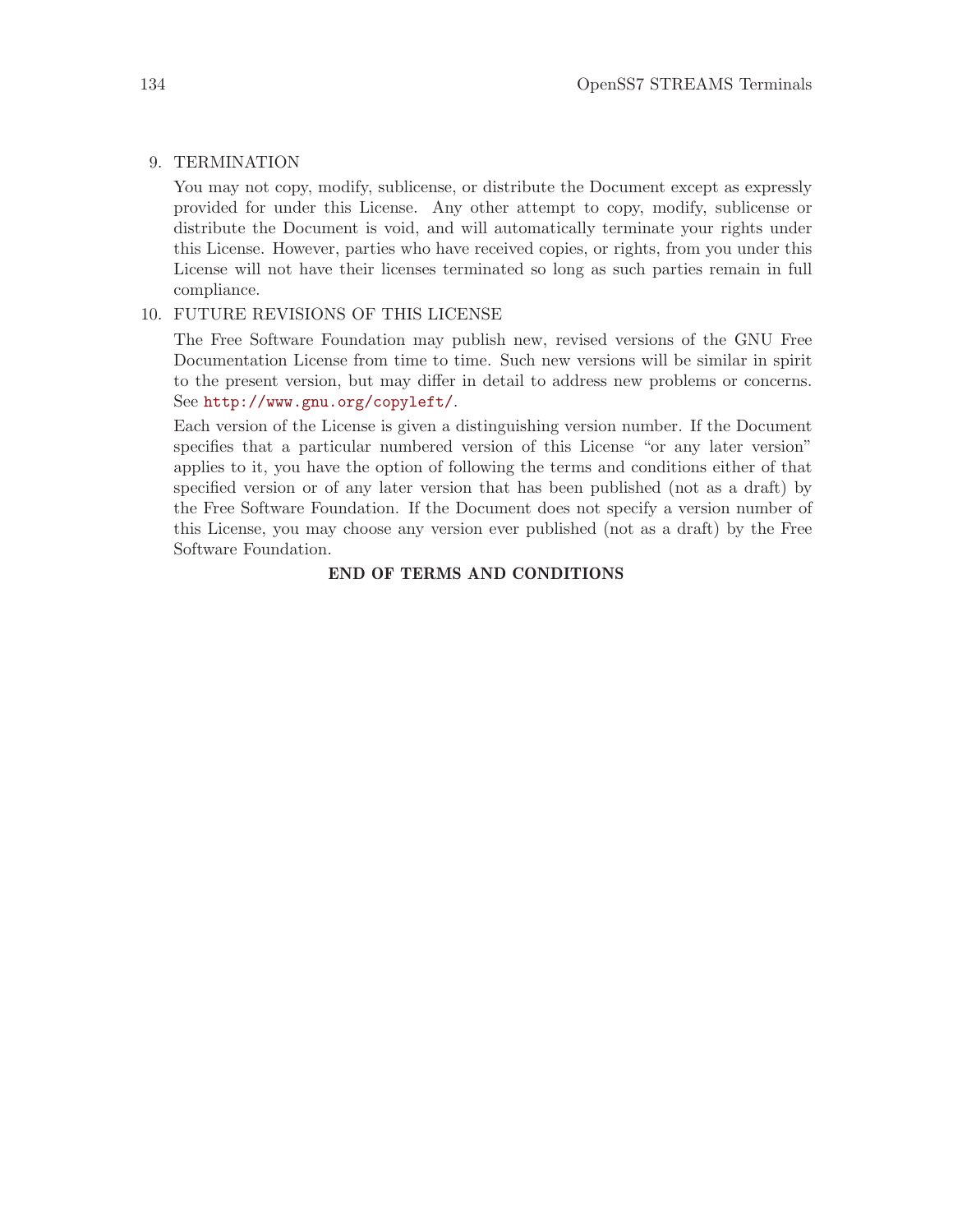9. TERMINATION

   You may not copy, modify, sublicense, or distribute the Document except as expressly provided for under this License. Any other attempt to copy, modify, sublicense or distribute the Document is void, and will automatically terminate your rights under this License. However, parties who have received copies, or rights, from you under this License will not have their licenses terminated so long as such parties remain in full compliance.

10. FUTURE REVISIONS OF THIS LICENSE

    The Free Software Foundation may publish new, revised versions of the GNU Free Documentation License from time to time. Such new versions will be similar in spirit to the present version, but may differ in detail to address new problems or concerns. See http://www.gnu.org/copyleft/.

    Each version of the License is given a distinguishing version number. If the Document specifies that a particular numbered version of this License "or any later version" applies to it, you have the option of following the terms and conditions either of that specified version or of any later version that has been published (not as a draft) by the Free Software Foundation. If the Document does not specify a version number of this License, you may choose any version ever published (not as a draft) by the Free Software Foundation.

**END OF TERMS AND CONDITIONS**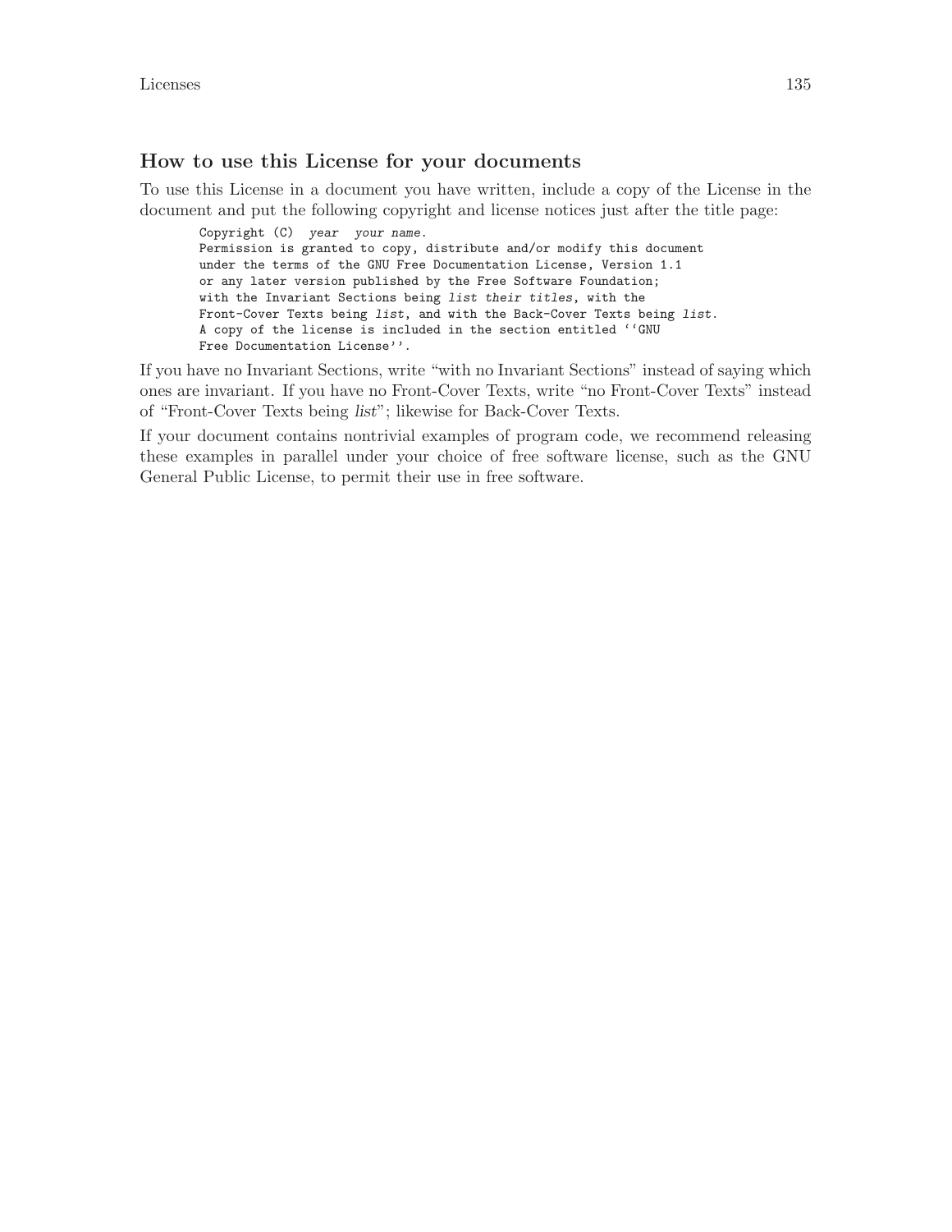## How to use this License for your documents

To use this License in a document you have written, include a copy of the License in the document and put the following copyright and license notices just after the title page:

```
Copyright (C)  year  your name.
Permission is granted to copy, distribute and/or modify this document
under the terms of the GNU Free Documentation License, Version 1.1
or any later version published by the Free Software Foundation;
with the Invariant Sections being list their titles, with the
Front-Cover Texts being list, and with the Back-Cover Texts being list.
A copy of the license is included in the section entitled ``GNU
Free Documentation License''.
```

If you have no Invariant Sections, write "with no Invariant Sections" instead of saying which ones are invariant. If you have no Front-Cover Texts, write "no Front-Cover Texts" instead of "Front-Cover Texts being *list*"; likewise for Back-Cover Texts.

If your document contains nontrivial examples of program code, we recommend releasing these examples in parallel under your choice of free software license, such as the GNU General Public License, to permit their use in free software.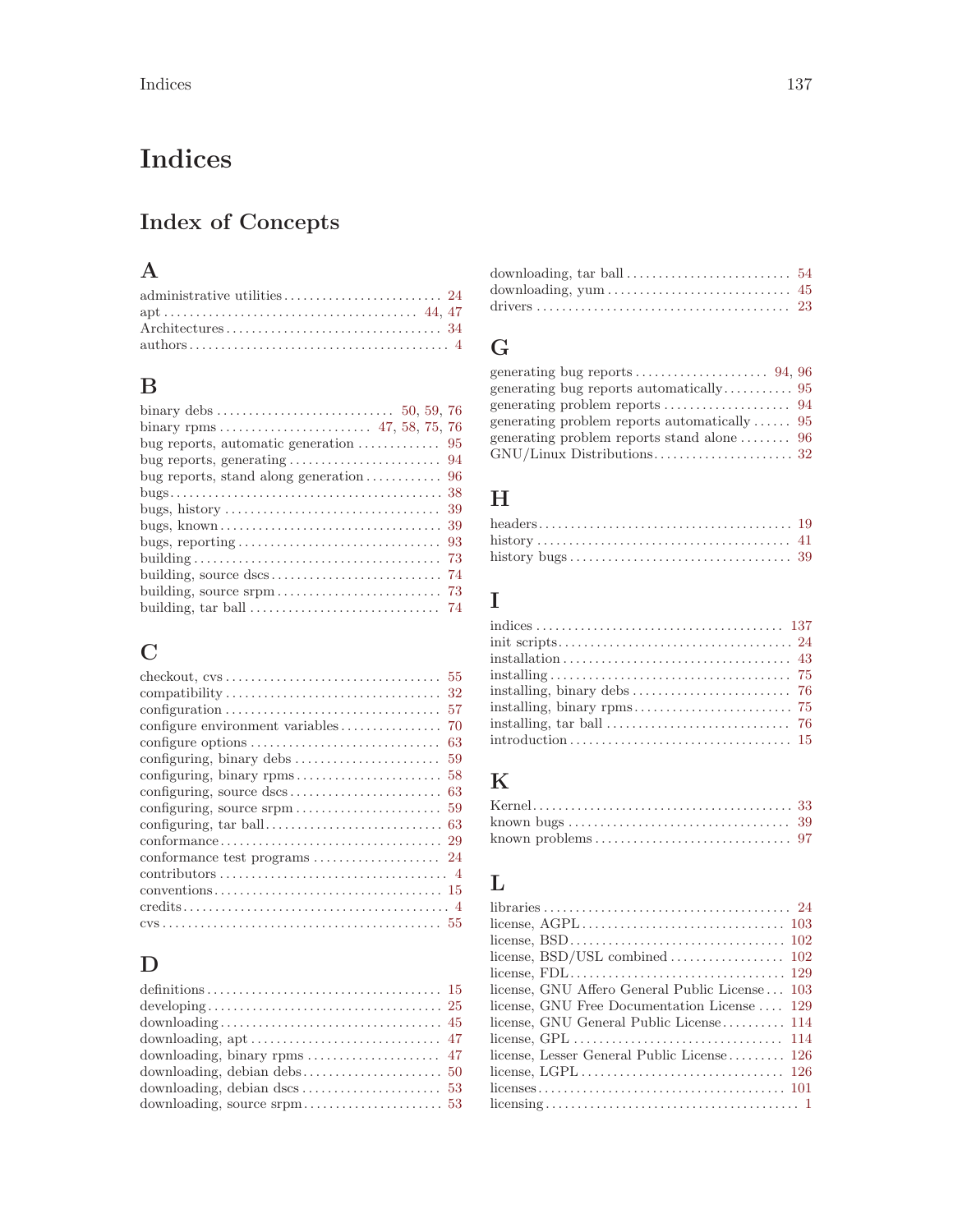# Indices

## Index of Concepts

### A

administrative utilities ........ 24
apt ........ 44, 47
Architectures ........ 34
authors ........ 4

### B

binary debs ........ 50, 59, 76
binary rpms ........ 47, 58, 75, 76
bug reports, automatic generation ........ 95
bug reports, generating ........ 94
bug reports, stand along generation ........ 96
bugs ........ 38
bugs, history ........ 39
bugs, known ........ 39
bugs, reporting ........ 93
building ........ 73
building, source dscs ........ 74
building, source srpm ........ 73
building, tar ball ........ 74

### C

checkout, cvs ........ 55
compatibility ........ 32
configuration ........ 57
configure environment variables ........ 70
configure options ........ 63
configuring, binary debs ........ 59
configuring, binary rpms ........ 58
configuring, source dscs ........ 63
configuring, source srpm ........ 59
configuring, tar ball ........ 63
conformance ........ 29
conformance test programs ........ 24
contributors ........ 4
conventions ........ 15
credits ........ 4
cvs ........ 55

### D

definitions ........ 15
developing ........ 25
downloading ........ 45
downloading, apt ........ 47
downloading, binary rpms ........ 47
downloading, debian debs ........ 50
downloading, debian dscs ........ 53
downloading, source srpm ........ 53
downloading, tar ball ........ 54
downloading, yum ........ 45
drivers ........ 23

### G

generating bug reports ........ 94, 96
generating bug reports automatically ........ 95
generating problem reports ........ 94
generating problem reports automatically ........ 95
generating problem reports stand alone ........ 96
GNU/Linux Distributions ........ 32

### H

headers ........ 19
history ........ 41
history bugs ........ 39

### I

indices ........ 137
init scripts ........ 24
installation ........ 43
installing ........ 75
installing, binary debs ........ 76
installing, binary rpms ........ 75
installing, tar ball ........ 76
introduction ........ 15

### K

Kernel ........ 33
known bugs ........ 39
known problems ........ 97

### L

libraries ........ 24
license, AGPL ........ 103
license, BSD ........ 102
license, BSD/USL combined ........ 102
license, FDL ........ 129
license, GNU Affero General Public License ........ 103
license, GNU Free Documentation License ........ 129
license, GNU General Public License ........ 114
license, GPL ........ 114
license, Lesser General Public License ........ 126
license, LGPL ........ 126
licenses ........ 101
licensing ........ 1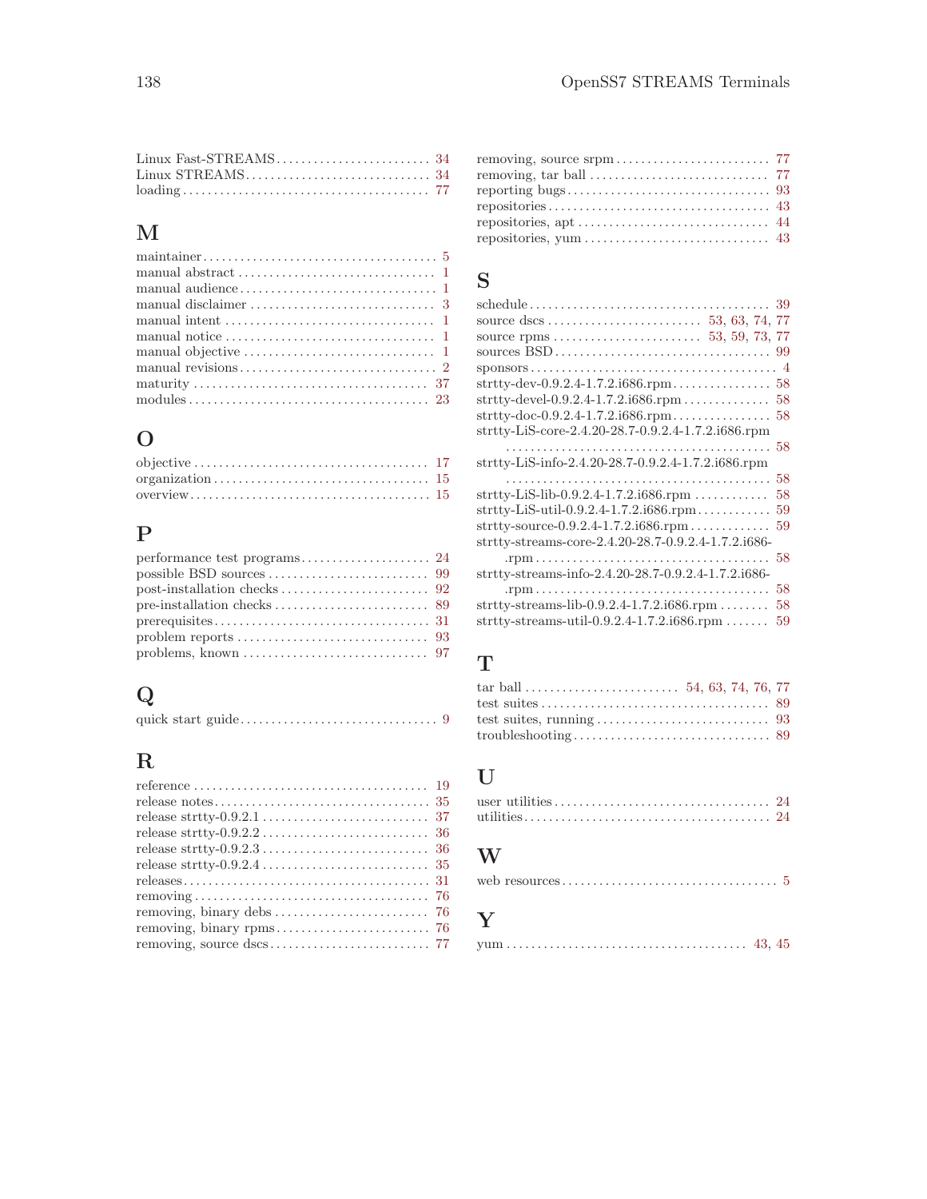Linux Fast-STREAMS ........................ 34
Linux STREAMS ............................. 34
loading ..................................... 77

## M

maintainer ................................... 5
manual abstract ............................... 1
manual audience ............................... 1
manual disclaimer .............................. 3
manual intent .................................. 1
manual notice .................................. 1
manual objective ............................... 1
manual revisions ............................... 2
maturity ..................................... 37
modules ...................................... 23

## O

objective .................................... 17
organization .................................. 15
overview ..................................... 15

## P

performance test programs .................... 24
possible BSD sources ......................... 99
post-installation checks ..................... 92
pre-installation checks ...................... 89
prerequisites ................................. 31
problem reports .............................. 93
problems, known .............................. 97

## Q

quick start guide .............................. 9

## R

reference .................................... 19
release notes ................................. 35
release strtty-0.9.2.1 ....................... 37
release strtty-0.9.2.2 ....................... 36
release strtty-0.9.2.3 ....................... 36
release strtty-0.9.2.4 ....................... 35
releases ..................................... 31
removing ..................................... 76
removing, binary debs ........................ 76
removing, binary rpms ........................ 76
removing, source dscs ........................ 77
removing, source srpm ........................ 77
removing, tar ball ........................... 77
reporting bugs ............................... 93
repositories ................................. 43
repositories, apt ............................ 44
repositories, yum ............................ 43

## S

schedule ..................................... 39
source dscs .................... 53, 63, 74, 77
source rpms .................... 53, 59, 73, 77
sources BSD .................................. 99
sponsors ...................................... 4
strtty-dev-0.9.2.4-1.7.2.i686.rpm ............ 58
strtty-devel-0.9.2.4-1.7.2.i686.rpm .......... 58
strtty-doc-0.9.2.4-1.7.2.i686.rpm ............ 58
strtty-LiS-core-2.4.20-28.7-0.9.2.4-1.7.2.i686.rpm ........ 58
strtty-LiS-info-2.4.20-28.7-0.9.2.4-1.7.2.i686.rpm ........ 58
strtty-LiS-lib-0.9.2.4-1.7.2.i686.rpm ........ 58
strtty-LiS-util-0.9.2.4-1.7.2.i686.rpm ....... 59
strtty-source-0.9.2.4-1.7.2.i686.rpm ......... 59
strtty-streams-core-2.4.20-28.7-0.9.2.4-1.7.2.i686-.rpm ...... 58
strtty-streams-info-2.4.20-28.7-0.9.2.4-1.7.2.i686-.rpm ...... 58
strtty-streams-lib-0.9.2.4-1.7.2.i686.rpm .... 58
strtty-streams-util-0.9.2.4-1.7.2.i686.rpm ... 59

## T

tar ball ................... 54, 63, 74, 76, 77
test suites .................................. 89
test suites, running ......................... 93
troubleshooting .............................. 89

## U

user utilities ............................... 24
utilities .................................... 24

## W

web resources ................................. 5

## Y

yum ...................................... 43, 45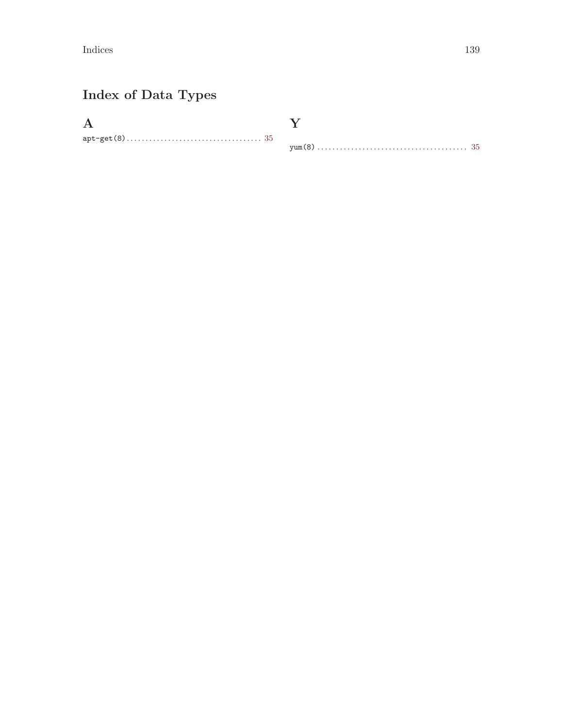# Index of Data Types

## A

`apt-get(8)` .................................... 35

## Y

`yum(8)` .................................... 35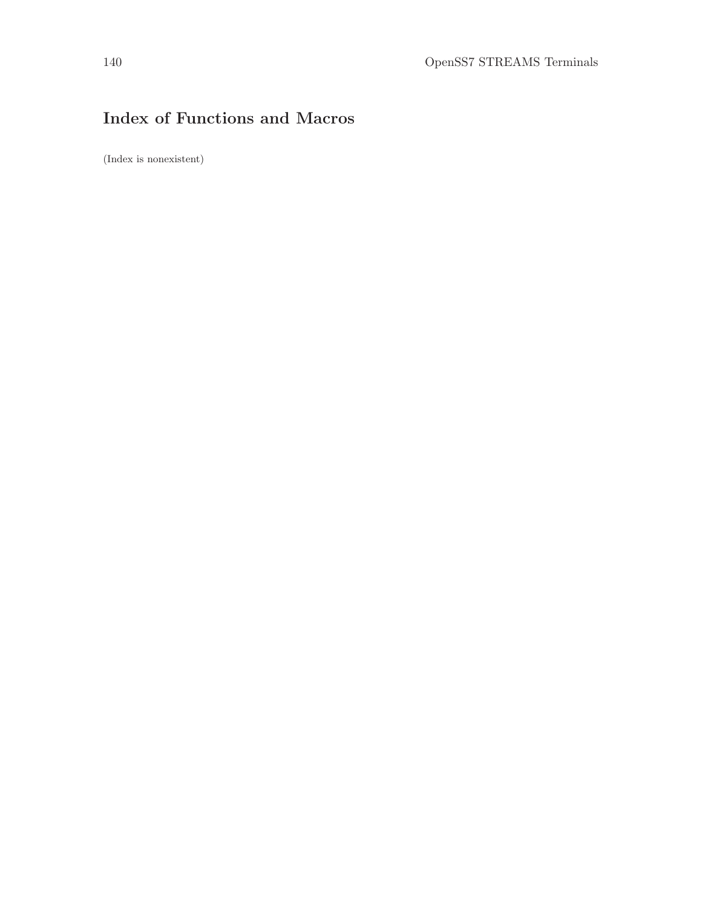# Index of Functions and Macros

(Index is nonexistent)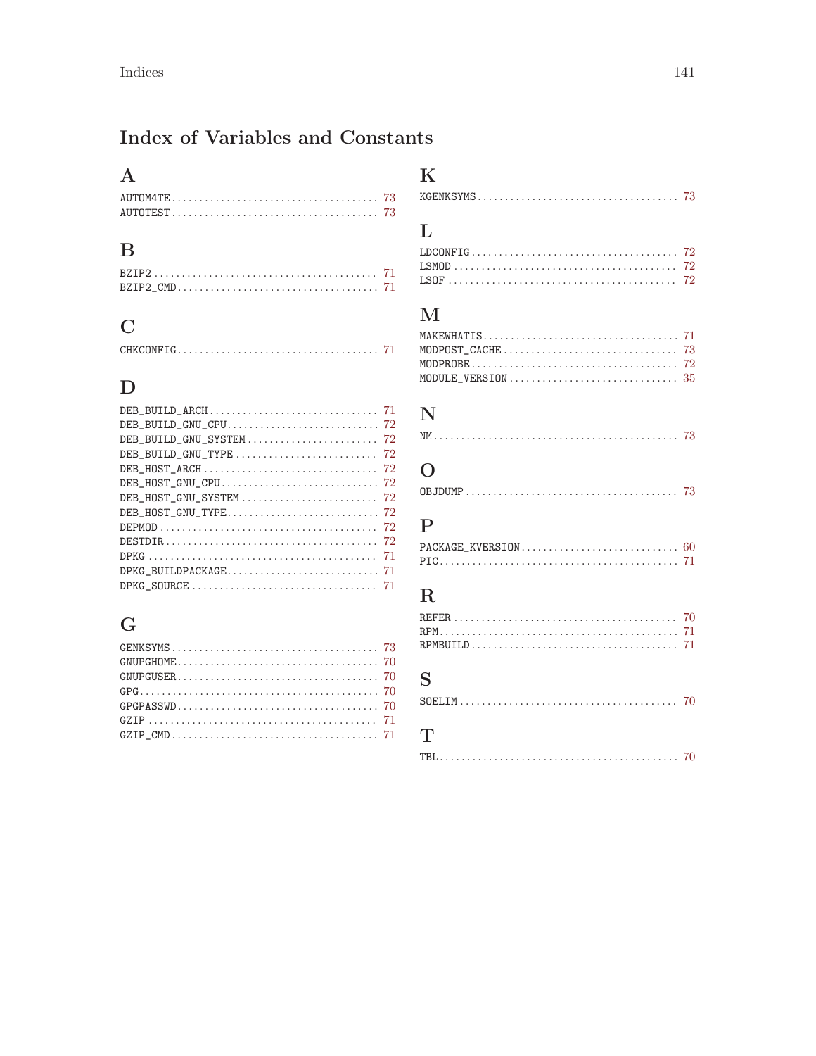# Index of Variables and Constants

## A

AUTOM4TE .................................... 73
AUTOTEST .................................... 73

## B

BZIP2 ....................................... 71
BZIP2_CMD ................................... 71

## C

CHKCONFIG ................................... 71

## D

DEB_BUILD_ARCH .............................. 71
DEB_BUILD_GNU_CPU ........................... 72
DEB_BUILD_GNU_SYSTEM ........................ 72
DEB_BUILD_GNU_TYPE .......................... 72
DEB_HOST_ARCH ............................... 72
DEB_HOST_GNU_CPU ............................ 72
DEB_HOST_GNU_SYSTEM ......................... 72
DEB_HOST_GNU_TYPE ........................... 72
DEPMOD ...................................... 72
DESTDIR ..................................... 72
DPKG ........................................ 71
DPKG_BUILDPACKAGE ........................... 71
DPKG_SOURCE ................................. 71

## G

GENKSYMS .................................... 73
GNUPGHOME ................................... 70
GNUPGUSER ................................... 70
GPG ......................................... 70
GPGPASSWD ................................... 70
GZIP ........................................ 71
GZIP_CMD .................................... 71

## K

KGENKSYMS ................................... 73

## L

LDCONFIG .................................... 72
LSMOD ....................................... 72
LSOF ........................................ 72

## M

MAKEWHATIS .................................. 71
MODPOST_CACHE ............................... 73
MODPROBE .................................... 72
MODULE_VERSION .............................. 35

## N

NM .......................................... 73

## O

OBJDUMP ..................................... 73

## P

PACKAGE_KVERSION ............................ 60
PIC ......................................... 71

## R

REFER ....................................... 70
RPM ......................................... 71
RPMBUILD .................................... 71

## S

SOELIM ...................................... 70

## T

TBL ......................................... 70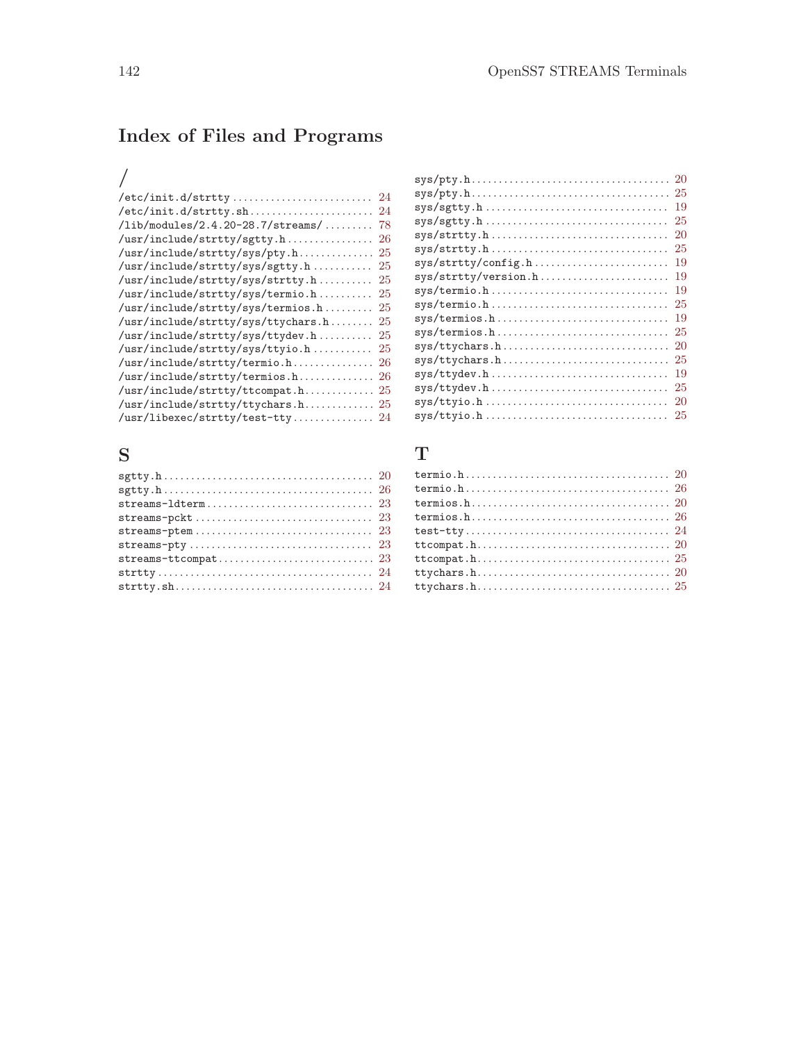# Index of Files and Programs

## /

/etc/init.d/strtty .......................... 24
/etc/init.d/strtty.sh ....................... 24
/lib/modules/2.4.20-28.7/streams/ ......... 78
/usr/include/strtty/sgtty.h ................ 26
/usr/include/strtty/sys/pty.h .............. 25
/usr/include/strtty/sys/sgtty.h ............ 25
/usr/include/strtty/sys/strtty.h ........... 25
/usr/include/strtty/sys/termio.h ........... 25
/usr/include/strtty/sys/termios.h .......... 25
/usr/include/strtty/sys/ttychars.h ......... 25
/usr/include/strtty/sys/ttydev.h ........... 25
/usr/include/strtty/sys/ttyio.h ............ 25
/usr/include/strtty/termio.h ............... 26
/usr/include/strtty/termios.h .............. 26
/usr/include/strtty/ttcompat.h ............. 25
/usr/include/strtty/ttychars.h ............. 25
/usr/libexec/strtty/test-tty ............... 24

## S

sgtty.h ...................................... 20
sgtty.h ...................................... 26
streams-ldterm ............................... 23
streams-pckt ................................. 23
streams-ptem ................................. 23
streams-pty .................................. 23
streams-ttcompat ............................. 23
strtty ....................................... 24
strtty.sh .................................... 24
sys/pty.h .................................... 20
sys/pty.h .................................... 25
sys/sgtty.h .................................. 19
sys/sgtty.h .................................. 25
sys/strtty.h ................................. 20
sys/strtty.h ................................. 25
sys/strtty/config.h .......................... 19
sys/strtty/version.h ......................... 19
sys/termio.h ................................. 19
sys/termio.h ................................. 25
sys/termios.h ................................ 19
sys/termios.h ................................ 25
sys/ttychars.h ............................... 20
sys/ttychars.h ............................... 25
sys/ttydev.h ................................. 19
sys/ttydev.h ................................. 25
sys/ttyio.h .................................. 20
sys/ttyio.h .................................. 25

## T

termio.h ..................................... 20
termio.h ..................................... 26
termios.h .................................... 20
termios.h .................................... 26
test-tty ..................................... 24
ttcompat.h ................................... 20
ttcompat.h ................................... 25
ttychars.h ................................... 20
ttychars.h ................................... 25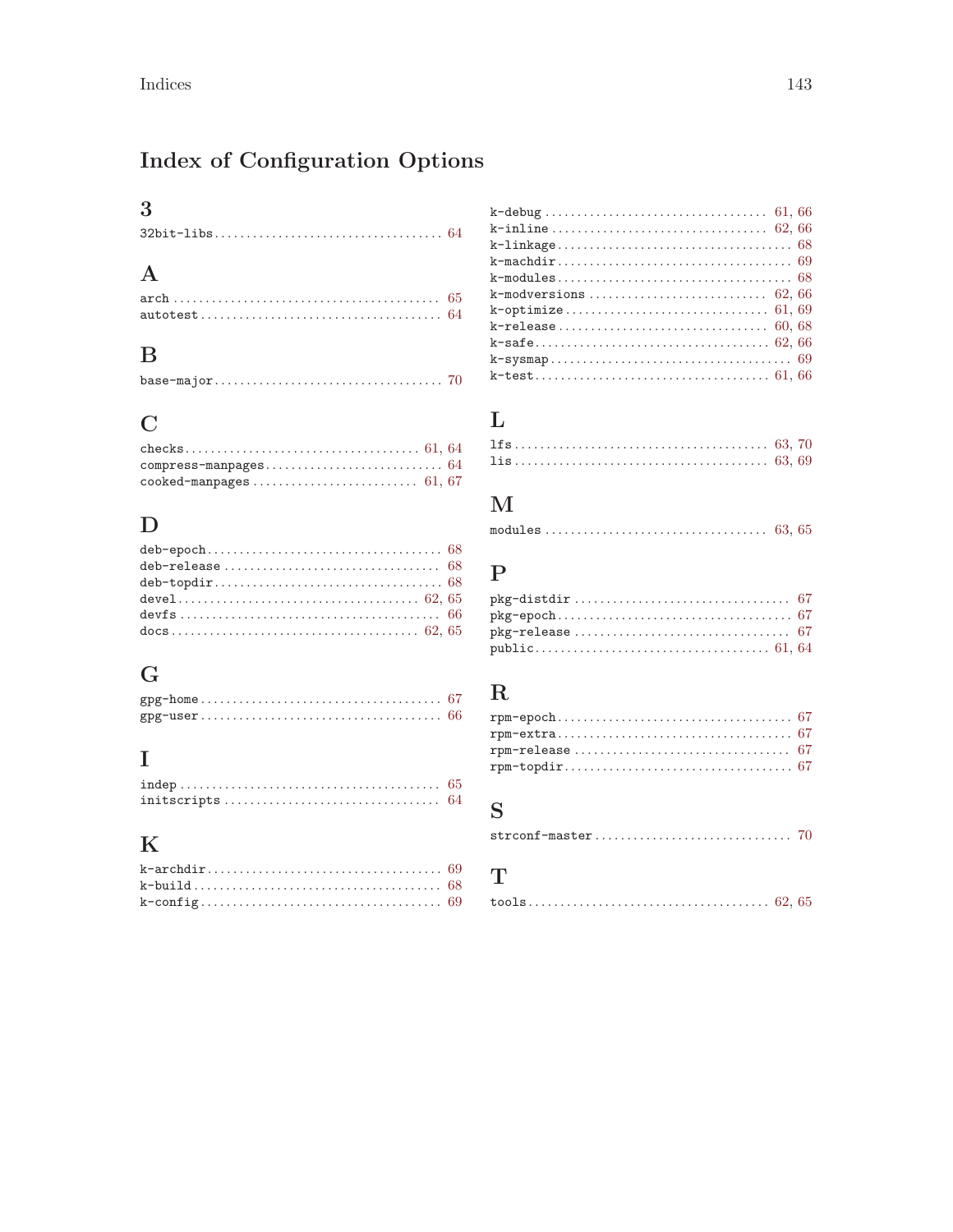# Index of Configuration Options

## 3

- `32bit-libs` .... 64

## A

- `arch` .... 65
- `autotest` .... 64

## B

- `base-major` .... 70

## C

- `checks` .... 61, 64
- `compress-manpages` .... 64
- `cooked-manpages` .... 61, 67

## D

- `deb-epoch` .... 68
- `deb-release` .... 68
- `deb-topdir` .... 68
- `devel` .... 62, 65
- `devfs` .... 66
- `docs` .... 62, 65

## G

- `gpg-home` .... 67
- `gpg-user` .... 66

## I

- `indep` .... 65
- `initscripts` .... 64

## K

- `k-archdir` .... 69
- `k-build` .... 68
- `k-config` .... 69
- `k-debug` .... 61, 66
- `k-inline` .... 62, 66
- `k-linkage` .... 68
- `k-machdir` .... 69
- `k-modules` .... 68
- `k-modversions` .... 62, 66
- `k-optimize` .... 61, 69
- `k-release` .... 60, 68
- `k-safe` .... 62, 66
- `k-sysmap` .... 69
- `k-test` .... 61, 66

## L

- `lfs` .... 63, 70
- `lis` .... 63, 69

## M

- `modules` .... 63, 65

## P

- `pkg-distdir` .... 67
- `pkg-epoch` .... 67
- `pkg-release` .... 67
- `public` .... 61, 64

## R

- `rpm-epoch` .... 67
- `rpm-extra` .... 67
- `rpm-release` .... 67
- `rpm-topdir` .... 67

## S

- `strconf-master` .... 70

## T

- `tools` .... 62, 65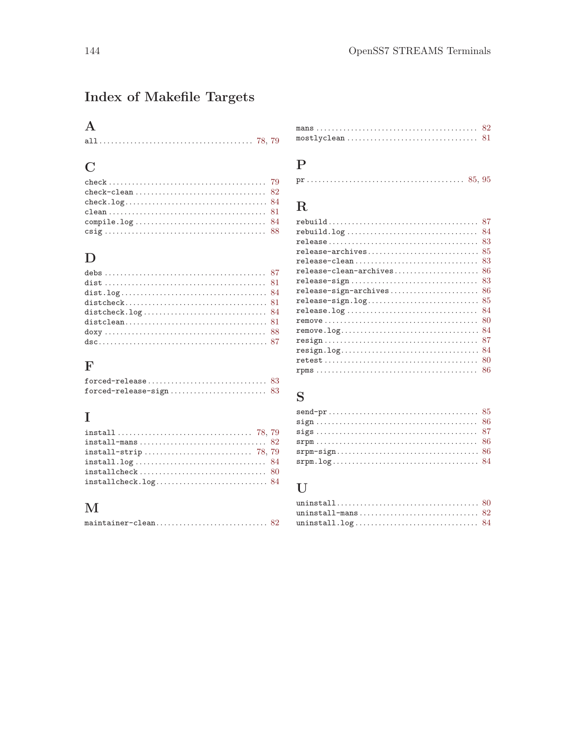## Index of Makefile Targets

### A

`all` .......... 78, 79

### C

`check` .......... 79
`check-clean` .......... 82
`check.log` .......... 84
`clean` .......... 81
`compile.log` .......... 84
`csig` .......... 88

### D

`debs` .......... 87
`dist` .......... 81
`dist.log` .......... 84
`distcheck` .......... 81
`distcheck.log` .......... 84
`distclean` .......... 81
`doxy` .......... 88
`dsc` .......... 87

### F

`forced-release` .......... 83
`forced-release-sign` .......... 83

### I

`install` .......... 78, 79
`install-mans` .......... 82
`install-strip` .......... 78, 79
`install.log` .......... 84
`installcheck` .......... 80
`installcheck.log` .......... 84

### M

`maintainer-clean` .......... 82
`mans` .......... 82
`mostlyclean` .......... 81

### P

`pr` .......... 85, 95

### R

`rebuild` .......... 87
`rebuild.log` .......... 84
`release` .......... 83
`release-archives` .......... 85
`release-clean` .......... 83
`release-clean-archives` .......... 86
`release-sign` .......... 83
`release-sign-archives` .......... 86
`release-sign.log` .......... 85
`release.log` .......... 84
`remove` .......... 80
`remove.log` .......... 84
`resign` .......... 87
`resign.log` .......... 84
`retest` .......... 80
`rpms` .......... 86

### S

`send-pr` .......... 85
`sign` .......... 86
`sigs` .......... 87
`srpm` .......... 86
`srpm-sign` .......... 86
`srpm.log` .......... 84

### U

`uninstall` .......... 80
`uninstall-mans` .......... 82
`uninstall.log` .......... 84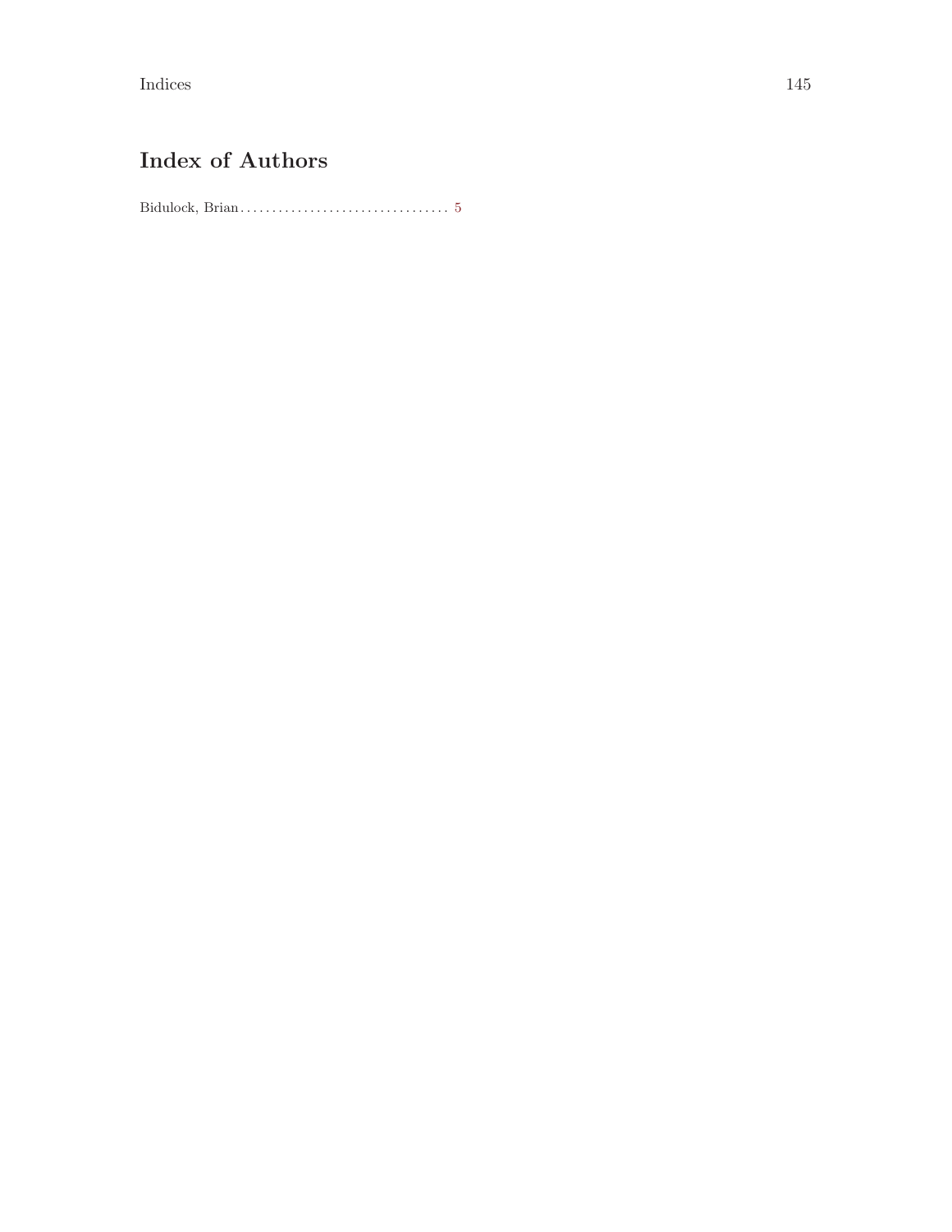## Index of Authors

Bidulock, Brian . . . . . . . . . . . . . . . . . . . . . . . . . . . . . . . . 5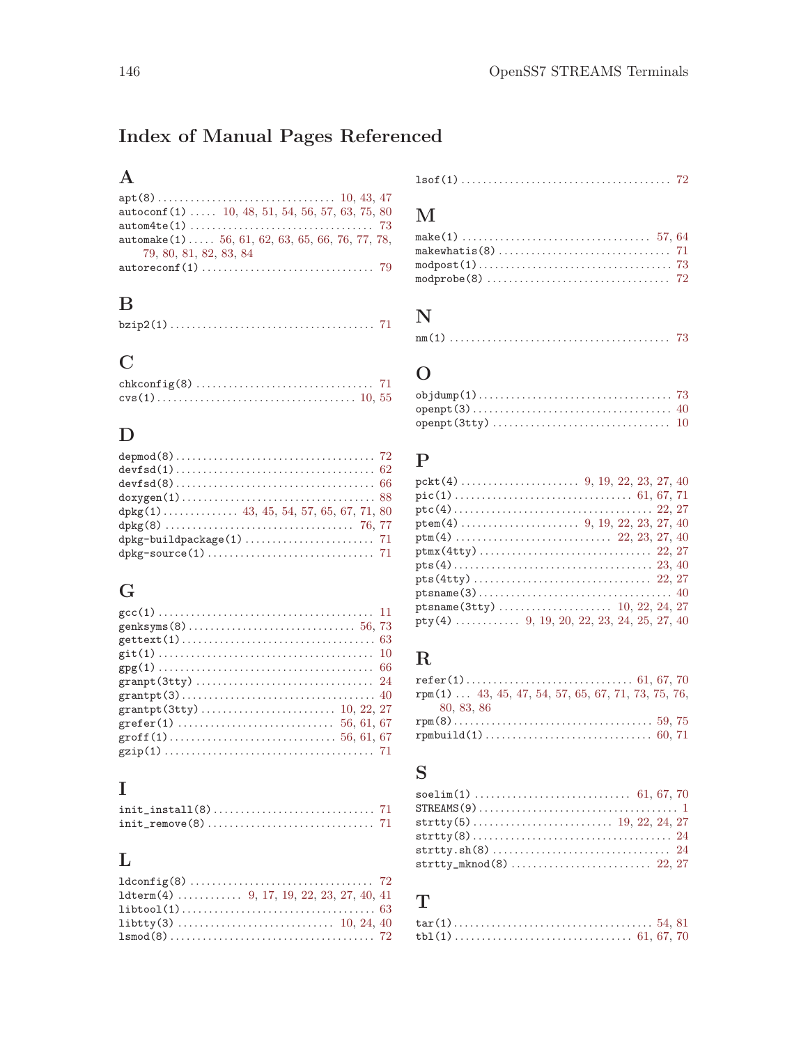## Index of Manual Pages Referenced

### A

apt(8) .......... 10, 43, 47
autoconf(1) .......... 10, 48, 51, 54, 56, 57, 63, 75, 80
autom4te(1) .......... 73
automake(1) .......... 56, 61, 62, 63, 65, 66, 76, 77, 78, 79, 80, 81, 82, 83, 84
autoreconf(1) .......... 79

### B

bzip2(1) .......... 71

### C

chkconfig(8) .......... 71
cvs(1) .......... 10, 55

### D

depmod(8) .......... 72
devfsd(1) .......... 62
devfsd(8) .......... 66
doxygen(1) .......... 88
dpkg(1) .......... 43, 45, 54, 57, 65, 67, 71, 80
dpkg(8) .......... 76, 77
dpkg-buildpackage(1) .......... 71
dpkg-source(1) .......... 71

### G

gcc(1) .......... 11
genksyms(8) .......... 56, 73
gettext(1) .......... 63
git(1) .......... 10
gpg(1) .......... 66
granpt(3tty) .......... 24
grantpt(3) .......... 40
grantpt(3tty) .......... 10, 22, 27
grefer(1) .......... 56, 61, 67
groff(1) .......... 56, 61, 67
gzip(1) .......... 71

### I

init_install(8) .......... 71
init_remove(8) .......... 71

### L

ldconfig(8) .......... 72
ldterm(4) .......... 9, 17, 19, 22, 23, 27, 40, 41
libtool(1) .......... 63
libtty(3) .......... 10, 24, 40
lsmod(8) .......... 72
lsof(1) .......... 72

### M

make(1) .......... 57, 64
makewhatis(8) .......... 71
modpost(1) .......... 73
modprobe(8) .......... 72

### N

nm(1) .......... 73

### O

objdump(1) .......... 73
openpt(3) .......... 40
openpt(3tty) .......... 10

### P

pckt(4) .......... 9, 19, 22, 23, 27, 40
pic(1) .......... 61, 67, 71
ptc(4) .......... 22, 27
ptem(4) .......... 9, 19, 22, 23, 27, 40
ptm(4) .......... 22, 23, 27, 40
ptmx(4tty) .......... 22, 27
pts(4) .......... 23, 40
pts(4tty) .......... 22, 27
ptsname(3) .......... 40
ptsname(3tty) .......... 10, 22, 24, 27
pty(4) .......... 9, 19, 20, 22, 23, 24, 25, 27, 40

### R

refer(1) .......... 61, 67, 70
rpm(1) .......... 43, 45, 47, 54, 57, 65, 67, 71, 73, 75, 76, 80, 83, 86
rpm(8) .......... 59, 75
rpmbuild(1) .......... 60, 71

### S

soelim(1) .......... 61, 67, 70
STREAMS(9) .......... 1
strtty(5) .......... 19, 22, 24, 27
strtty(8) .......... 24
strtty.sh(8) .......... 24
strtty_mknod(8) .......... 22, 27

### T

tar(1) .......... 54, 81
tbl(1) .......... 61, 67, 70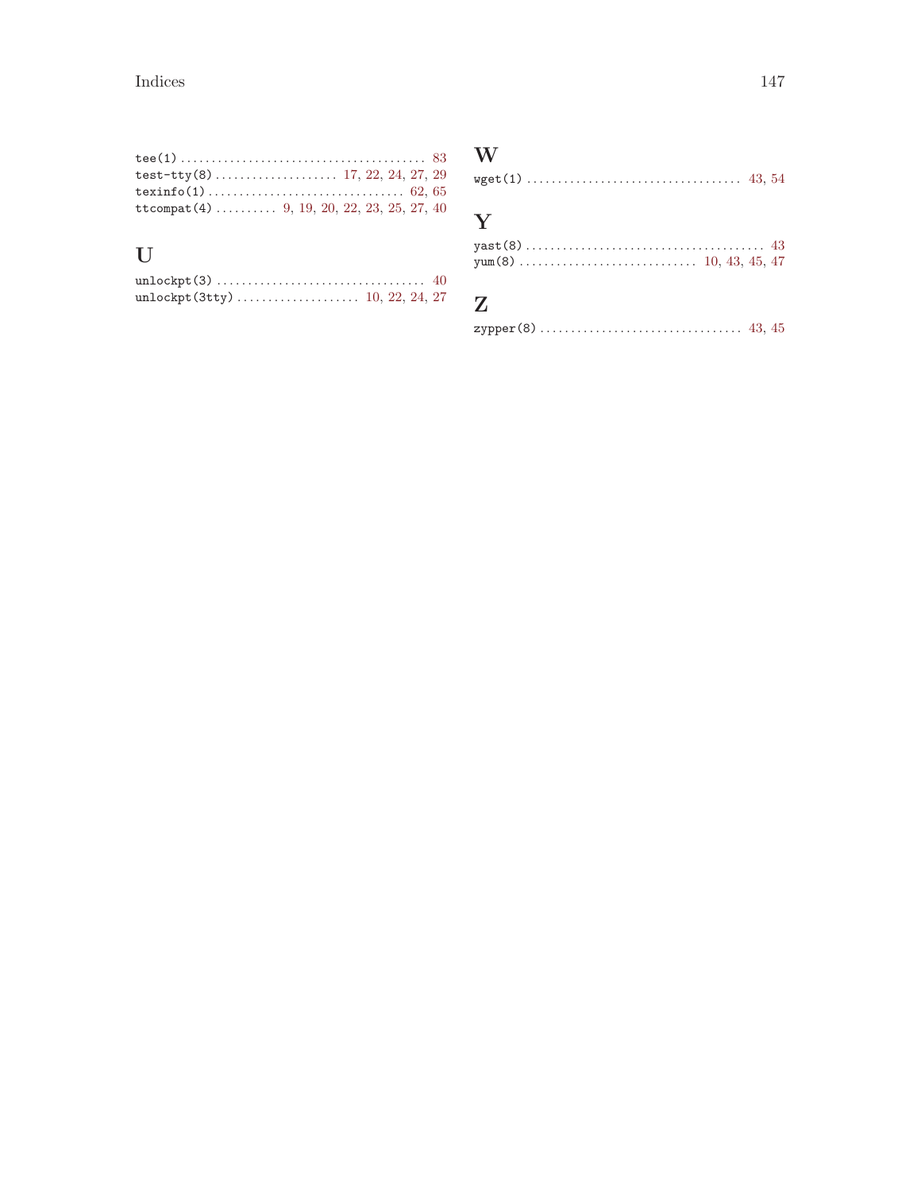`tee(1)` .......................................... 83
`test-tty(8)` ..................... 17, 22, 24, 27, 29
`texinfo(1)` .................................. 62, 65
`ttcompat(4)` .......... 9, 19, 20, 22, 23, 25, 27, 40

## U

`unlockpt(3)` .................................... 40
`unlockpt(3tty)` ..................... 10, 22, 24, 27

## W

`wget(1)` ..................................... 43, 54

## Y

`yast(8)` ......................................... 43
`yum(8)` ............................. 10, 43, 45, 47

## Z

`zypper(8)` .................................. 43, 45